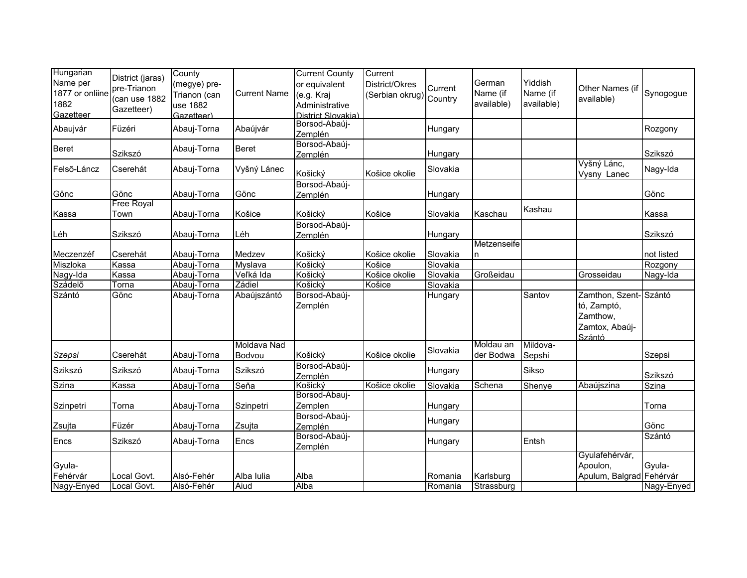| Hungarian Name per 1877 or onliine 1882 Gazetteer | District (jaras) pre-Trianon (can use 1882 Gazetteer) | County (megye) pre-Trianon (can use 1882 Gazetteer) | Current Name | Current County or equivalent (e.g. Kraj Administrative District Slovakia) | Current District/Okres (Serbian okrug) | Current Country | German Name (if available) | Yiddish Name (if available) | Other Names (if available) | Synogogue |
|---|---|---|---|---|---|---|---|---|---|---|
| Abaujvár | Füzéri | Abauj-Torna | Abaújvár | Borsod-Abaúj-Zemplén | | Hungary | | | | Rozgony |
| Beret | Szikszó | Abauj-Torna | Beret | Borsod-Abaúj-Zemplén | | Hungary | | | | Szikszó |
| Felsõ-Láncz | Cserehát | Abauj-Torna | Vyšný Lánec | Košický | Košice okolie | Slovakia | | | Vyšný Lánc, Vysny Lanec | Nagy-Ida |
| Gönc | Gönc | Abauj-Torna | Gönc | Borsod-Abaúj-Zemplén | | Hungary | | | | Gönc |
| Kassa | Free Royal Town | Abauj-Torna | Košice | Košický | Košice | Slovakia | Kaschau | Kashau | | Kassa |
| Léh | Szikszó | Abauj-Torna | Léh | Borsod-Abaúj-Zemplén | | Hungary | | | | Szikszó |
| Meczenzéf | Cserehát | Abauj-Torna | Medzev | Košický | Košice okolie | Slovakia | Metzenseifen | | | not listed |
| Miszloka | Kassa | Abauj-Torna | Myslava | Košický | Košice | Slovakia | | | | Rozgony |
| Nagy-Ida | Kassa | Abauj-Torna | Veľká Ida | Košický | Košice okolie | Slovakia | Großeidau | | Grosseidau | Nagy-Ida |
| Szádelõ | Torna | Abauj-Torna | Zádiel | Košický | Košice | Slovakia | | | | |
| Szántó | Gönc | Abauj-Torna | Abaújszántó | Borsod-Abaúj-Zemplén | | Hungary | | Santov | Zamthon, Szent-tó, Zamptó, Zamthow, Zamtox, Abaúj-Szántó | Szántó |
| *Szepsi* | Cserehát | Abauj-Torna | Moldava Nad Bodvou | Košický | Košice okolie | Slovakia | Moldau an der Bodwa | Mildova-Sepshi | | Szepsi |
| Szikszó | Szikszó | Abauj-Torna | Szikszó | Borsod-Abaúj-Zemplén | | Hungary | | Sikso | | Szikszó |
| Szina | Kassa | Abauj-Torna | Seňa | Košický | Košice okolie | Slovakia | Schena | Shenye | Abaújszina | Szina |
| Szinpetri | Torna | Abauj-Torna | Szinpetri | Borsod-Abauj-Zemplen | | Hungary | | | | Torna |
| Zsujta | Füzér | Abauj-Torna | Zsujta | Borsod-Abaúj-Zemplén | | Hungary | | | | Gönc |
| Encs | Szikszó | Abauj-Torna | Encs | Borsod-Abaúj-Zemplén | | Hungary | | Entsh | | Szántó |
| Gyula-Fehérvár | Local Govt. | Alsó-Fehér | Alba Iulia | Alba | | Romania | Karlsburg | | Gyulafehérvár, Apoulon, Apulum, Balgrad | Gyula-Fehérvár |
| Nagy-Enyed | Local Govt. | Alsó-Fehér | Aiud | Alba | | Romania | Strassburg | | | Nagy-Enyed |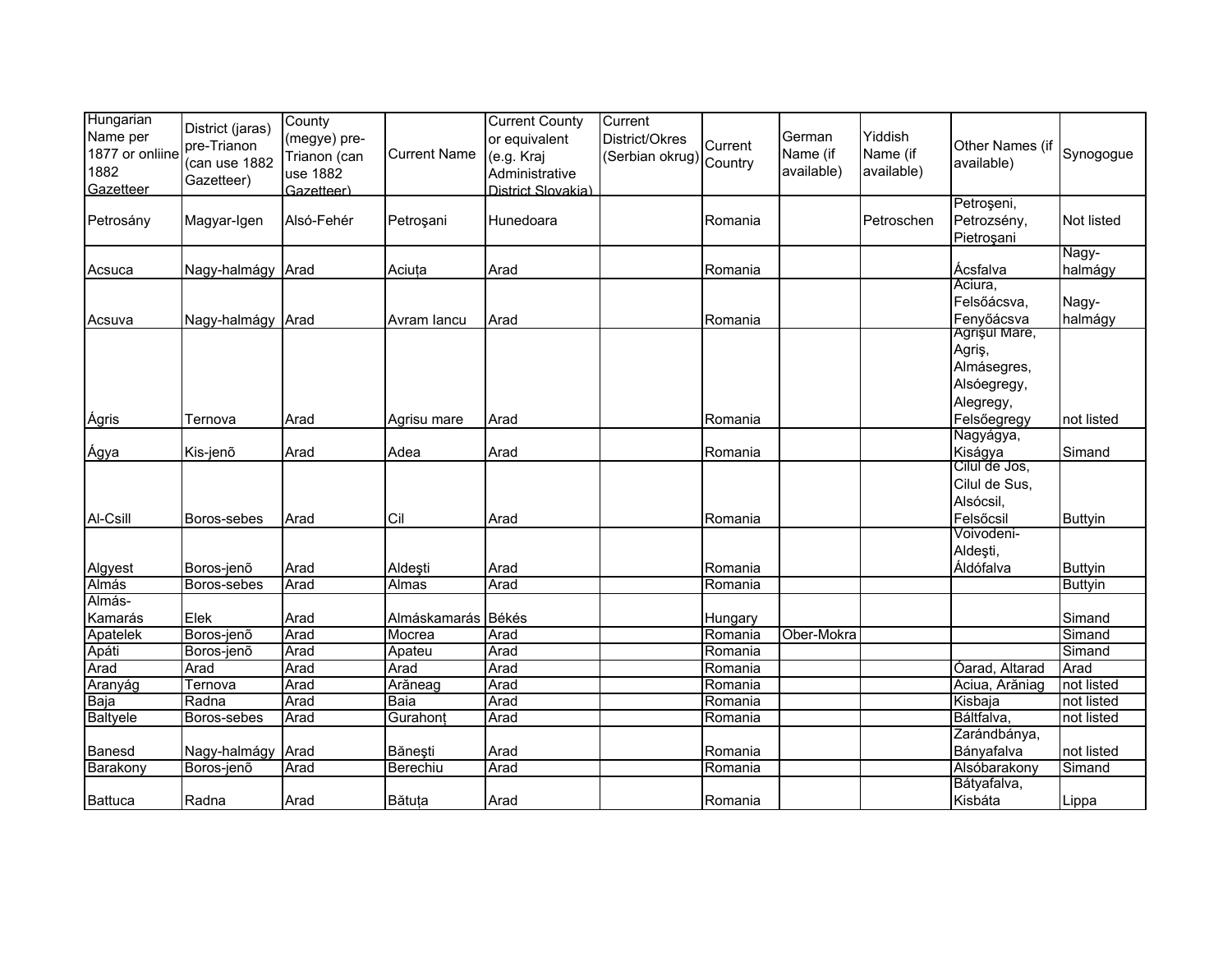| Hungarian Name per 1877 or onliine 1882 Gazetteer | District (jaras) pre-Trianon (can use 1882 Gazetteer) | County (megye) pre-Trianon (can use 1882 Gazetteer) | Current Name | Current County or equivalent (e.g. Kraj Administrative District Slovakia) | Current District/Okres (Serbian okrug) | Current Country | German Name (if available) | Yiddish Name (if available) | Other Names (if available) | Synogogue |
|---|---|---|---|---|---|---|---|---|---|---|
| Petrosány | Magyar-Igen | Alsó-Fehér | Petroşani | Hunedoara | | Romania | | Petroschen | Petroşeni, Petrozsény, Pietroşani | Not listed |
| Acsuca | Nagy-halmágy | Arad | Aciuța | Arad | | Romania | | | Ácsfalva | Nagy-halmágy |
| Acsuva | Nagy-halmágy | Arad | Avram Iancu | Arad | | Romania | | | Aciura, Felsőácsva, Fenyőácsva | Nagy-halmágy |
| Ágris | Ternova | Arad | Agrisu mare | Arad | | Romania | | | Agrişul Mare, Agriş, Almásegres, Alsóegregy, Alegregy, Felsőegregy | not listed |
| Ágya | Kis-jenõ | Arad | Adea | Arad | | Romania | | | Nagyágya, Kiságya | Simand |
| Al-Csill | Boros-sebes | Arad | Cil | Arad | | Romania | | | Cilul de Jos, Cilul de Sus, Alsócsil, Felsőcsil | Buttyin |
| Algyest | Boros-jenõ | Arad | Aldeşti | Arad | | Romania | | | Voivodeni-Aldeşti, Áldófalva | Buttyin |
| Almás | Boros-sebes | Arad | Almas | Arad | | Romania | | | | Buttyin |
| Almás-Kamarás | Elek | Arad | Almáskamarás | Békés | | Hungary | | | | Simand |
| Apatelek | Boros-jenõ | Arad | Mocrea | Arad | | Romania | Ober-Mokra | | | Simand |
| Apáti | Boros-jenõ | Arad | Apateu | Arad | | Romania | | | | Simand |
| Arad | Arad | Arad | Arad | Arad | | Romania | | | Óarad, Altarad | Arad |
| Aranyág | Ternova | Arad | Arăneag | Arad | | Romania | | | Aciua, Arăniag | not listed |
| Baja | Radna | Arad | Baia | Arad | | Romania | | | Kisbaja | not listed |
| Baltyele | Boros-sebes | Arad | Gurahonț | Arad | | Romania | | | Báltfalva, | not listed |
| Banesd | Nagy-halmágy | Arad | Băneşti | Arad | | Romania | | | Zarándbánya, Bányafalva | not listed |
| Barakony | Boros-jenõ | Arad | Berechiu | Arad | | Romania | | | Alsóbarakony | Simand |
| Battuca | Radna | Arad | Bătuța | Arad | | Romania | | | Bátyafalva, Kisbáta | Lippa |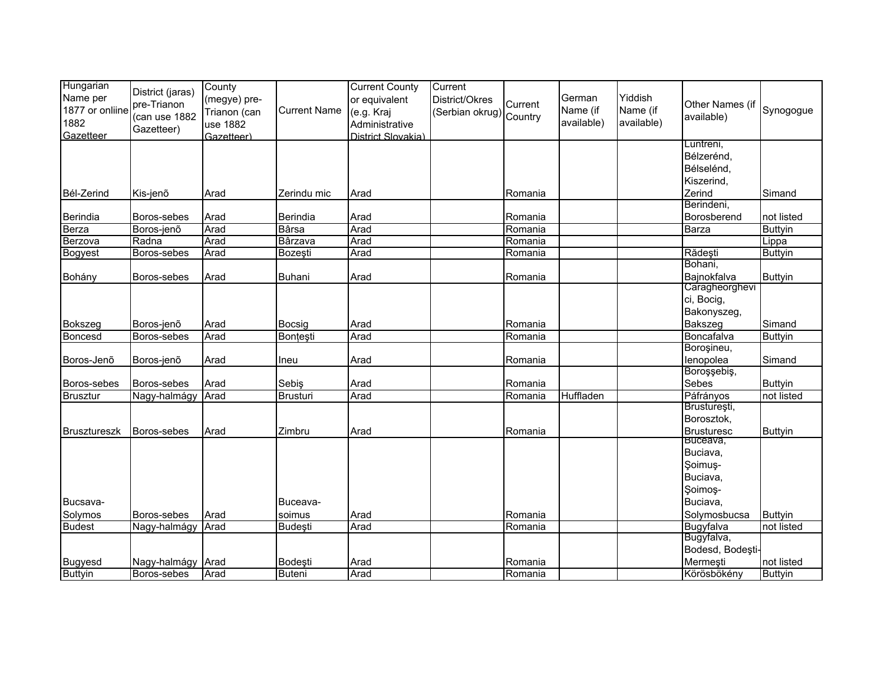| Hungarian Name per 1877 or onliine 1882 Gazetteer | District (jaras) pre-Trianon (can use 1882 Gazetteer) | County (megye) pre-Trianon (can use 1882 Gazetteer) | Current Name | Current County or equivalent (e.g. Kraj Administrative District Slovakia) | Current District/Okres (Serbian okrug) | Current Country | German Name (if available) | Yiddish Name (if available) | Other Names (if available) | Synogogue |
|---|---|---|---|---|---|---|---|---|---|---|
| Bél-Zerind | Kis-jenõ | Arad | Zerindu mic | Arad | | Romania | | | Luntreni, Bélzerénd, Bélselénd, Kiszerind, Zerind | Simand |
| Berindia | Boros-sebes | Arad | Berindia | Arad | | Romania | | | Berindeni, Borosberend | not listed |
| Berza | Boros-jenõ | Arad | Bârsa | Arad | | Romania | | | Barza | Buttyin |
| Berzova | Radna | Arad | Bârzava | Arad | | Romania | | | | Lippa |
| Bogyest | Boros-sebes | Arad | Bozeşti | Arad | | Romania | | | Rădeşti | Buttyin |
| Bohány | Boros-sebes | Arad | Buhani | Arad | | Romania | | | Bohani, Bajnokfalva | Buttyin |
| Bokszeg | Boros-jenõ | Arad | Bocsig | Arad | | Romania | | | Caragheorghevici, Bocig, Bakonyszeg, Bakszeg | Simand |
| Boncesd | Boros-sebes | Arad | Bonțești | Arad | | Romania | | | Boncafalva | Buttyin |
| Boros-Jenõ | Boros-jenõ | Arad | Ineu | Arad | | Romania | | | Boroşineu, Ienopolea | Simand |
| Boros-sebes | Boros-sebes | Arad | Sebiş | Arad | | Romania | | | Boroşşebiş, Sebes | Buttyin |
| Brusztur | Nagy-halmágy | Arad | Brusturi | Arad | | Romania | Huffladen | | Páfrányos | not listed |
| Brusztureszk | Boros-sebes | Arad | Zimbru | Arad | | Romania | | | Brustureşti, Borosztok, Brusturesc | Buttyin |
| Bucsava-Solymos | Boros-sebes | Arad | Buceava-soimus | Arad | | Romania | | | Buceava, Buciava, Şoimuş-Buciava, Şoimoş-Buciava, Solymosbucsa | Buttyin |
| Budest | Nagy-halmágy | Arad | Budeşti | Arad | | Romania | | | Bugyfalva | not listed |
| Bugyesd | Nagy-halmágy | Arad | Bodeşti | Arad | | Romania | | | Bugyfalva, Bodesd, Bodeşti-Mermeşti | not listed |
| Buttyin | Boros-sebes | Arad | Buteni | Arad | | Romania | | | Körösbökény | Buttyin |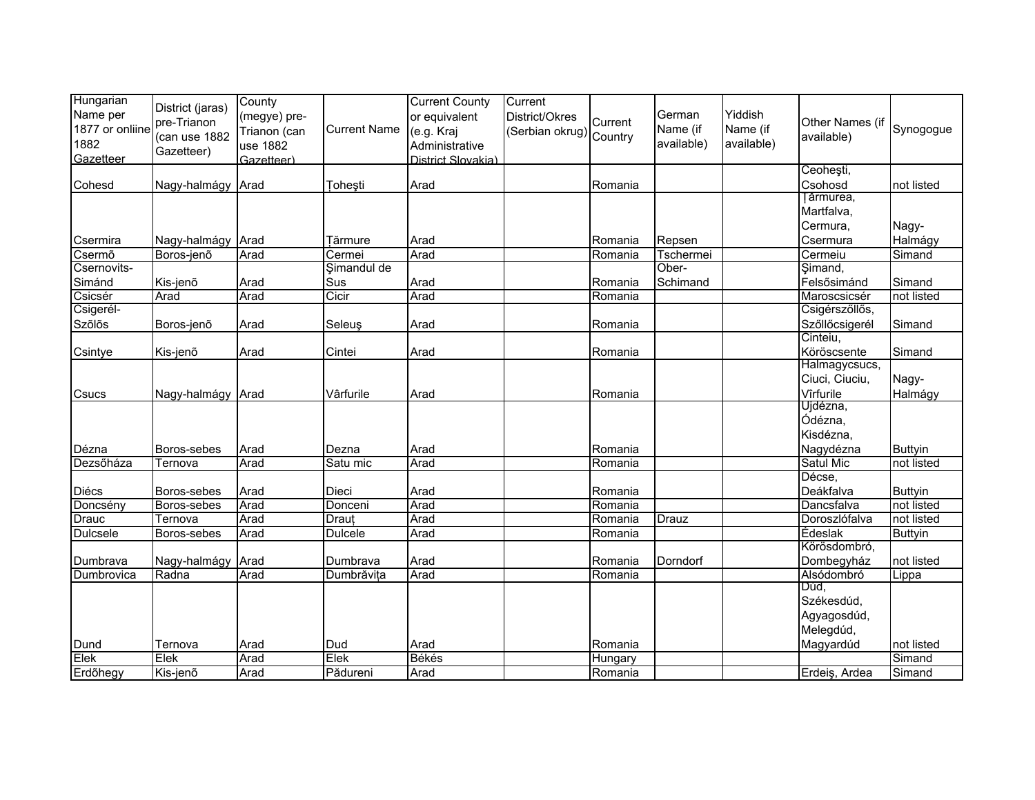| Hungarian Name per 1877 or onliine 1882 Gazetteer | District (jaras) pre-Trianon (can use 1882 Gazetteer) | County (megye) pre-Trianon (can use 1882 Gazetteer) | Current Name | Current County or equivalent (e.g. Kraj Administrative District Slovakia) | Current District/Okres (Serbian okrug) | Current Country | German Name (if available) | Yiddish Name (if available) | Other Names (if available) | Synogogue |
|---|---|---|---|---|---|---|---|---|---|---|
| Cohesd | Nagy-halmágy | Arad | Ţoheşti | Arad | | Romania | | | Ceoheşti, Csohosd | not listed |
| Csermira | Nagy-halmágy | Arad | Ţărmure | Arad | | Romania | Repsen | | Ţărmurea, Martfalva, Cermura, Csermura | Nagy-Halmágy |
| Csermõ | Boros-jenõ | Arad | Cermei | Arad | | Romania | Tschermei | | Cermeiu | Simand |
| Csernovits-Simánd | Kis-jenõ | Arad | Şimandul de Sus | Arad | | Romania | Ober-Schimand | | Şimand, Felsősimánd | Simand |
| Csicsér | Arad | Arad | Cicir | Arad | | Romania | | | Maroscsicsér | not listed |
| Csigerél-Szõlõs | Boros-jenõ | Arad | Seleuş | Arad | | Romania | | | Csigérszőllős, Szőllőcsigerél | Simand |
| Csintye | Kis-jenõ | Arad | Cintei | Arad | | Romania | | | Cinteiu, Köröscsente | Simand |
| Csucs | Nagy-halmágy | Arad | Vârfurile | Arad | | Romania | | | Halmagycsucs, Ciuci, Ciuciu, Vîrfurile | Nagy-Halmágy |
| Dézna | Boros-sebes | Arad | Dezna | Arad | | Romania | | | Ujdézna, Ódézna, Kisdézna, Nagydézna | Buttyin |
| Dezsőháza | Ternova | Arad | Satu mic | Arad | | Romania | | | Satul Mic | not listed |
| Diécs | Boros-sebes | Arad | Dieci | Arad | | Romania | | | Décse, Deákfalva | Buttyin |
| Doncsény | Boros-sebes | Arad | Donceni | Arad | | Romania | | | Dancsfalva | not listed |
| Drauc | Ternova | Arad | Drauț | Arad | | Romania | Drauz | | Doroszlófalva | not listed |
| Dulcsele | Boros-sebes | Arad | Dulcele | Arad | | Romania | | | Édeslak | Buttyin |
| Dumbrava | Nagy-halmágy | Arad | Dumbrava | Arad | | Romania | Dorndorf | | Kőrösdombró, Dombegyház | not listed |
| Dumbrovica | Radna | Arad | Dumbrăvița | Arad | | Romania | | | Alsódombró | Lippa |
| Dund | Ternova | Arad | Dud | Arad | | Romania | | | Dúd, Székesdúd, Agyagosdúd, Melegdúd, Magyardúd | not listed |
| Elek | Elek | Arad | Elek | Békés | | Hungary | | | | Simand |
| Erdõhegy | Kis-jenõ | Arad | Pădureni | Arad | | Romania | | | Erdeiş, Ardea | Simand |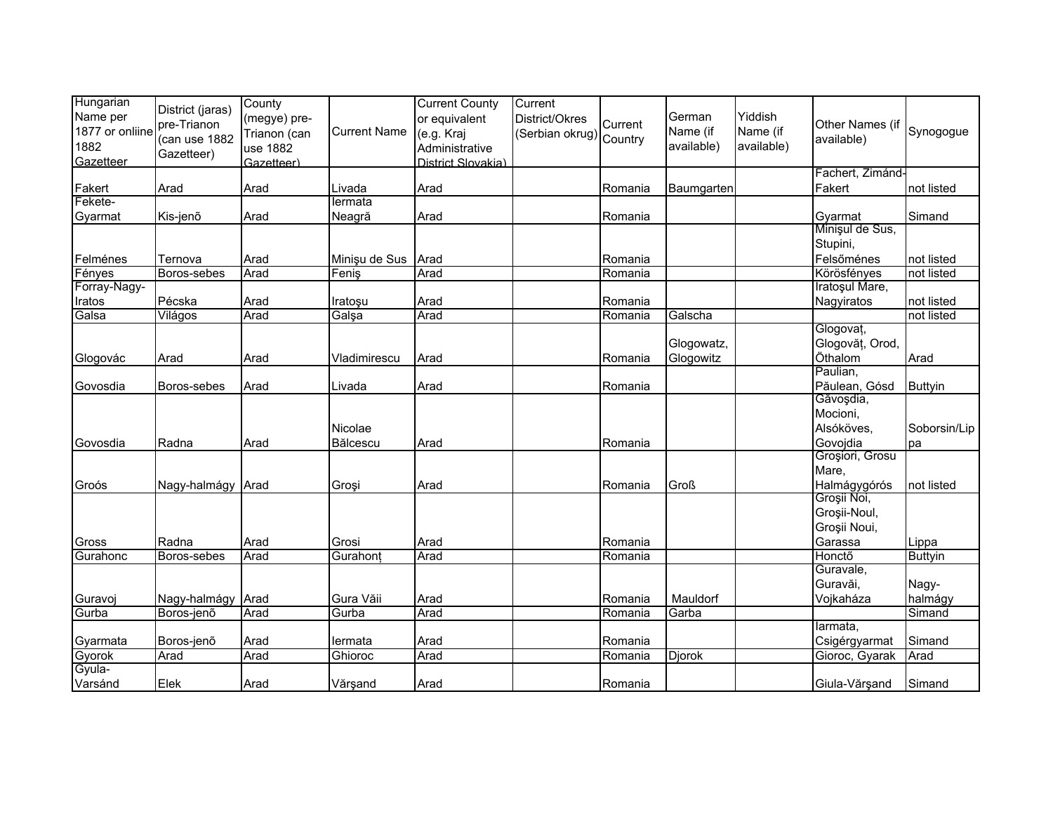| Hungarian Name per 1877 or onliine 1882 Gazetteer | District (jaras) pre-Trianon (can use 1882 Gazetteer) | County (megye) pre-Trianon (can use 1882 Gazetteer) | Current Name | Current County or equivalent (e.g. Kraj Administrative District Slovakia) | Current District/Okres (Serbian okrug) | Current Country | German Name (if available) | Yiddish Name (if available) | Other Names (if available) | Synogogue |
|---|---|---|---|---|---|---|---|---|---|---|
| Fakert | Arad | Arad | Livada | Arad | | Romania | Baumgarten | | Fachert, Zimánd-Fakert | not listed |
| Fekete-Gyarmat | Kis-jenõ | Arad | Iermata Neagră | Arad | | Romania | | | Gyarmat | Simand |
| Felménes | Ternova | Arad | Minişu de Sus | Arad | | Romania | | | Minişul de Sus, Stupini, Felsőménes | not listed |
| Fényes | Boros-sebes | Arad | Feniş | Arad | | Romania | | | Körösfényes | not listed |
| Forray-Nagy-Iratos | Pécska | Arad | Iratoşu | Arad | | Romania | | | Iratoşul Mare, Nagyiratos | not listed |
| Galsa | Világos | Arad | Galşa | Arad | | Romania | Galscha | | | not listed |
| Glogovác | Arad | Arad | Vladimirescu | Arad | | Romania | Glogowatz, Glogowitz | | Glogovaț, Glogovăț, Orod, Öthalom | Arad |
| Govosdia | Boros-sebes | Arad | Livada | Arad | | Romania | | | Paulian, Păulean, Gósd | Buttyin |
| Govosdia | Radna | Arad | Nicolae Bălcescu | Arad | | Romania | | | Găvoşdia, Mocioni, Alsóköves, Govojdia | Soborsin/Lippa |
| Groós | Nagy-halmágy | Arad | Groşi | Arad | | Romania | Groß | | Groşiori, Grosu Mare, Halmágygórós | not listed |
| Gross | Radna | Arad | Grosi | Arad | | Romania | | | Groşii Noi, Groşii-Noul, Groşii Noui, Garassa | Lippa |
| Gurahonc | Boros-sebes | Arad | Gurahonț | Arad | | Romania | | | Honctő | Buttyin |
| Guravoj | Nagy-halmágy | Arad | Gura Văii | Arad | | Romania | Mauldorf | | Guravale, Guravăi, Vojkaháza | Nagy-halmágy |
| Gurba | Boros-jenõ | Arad | Gurba | Arad | | Romania | Garba | | | Simand |
| Gyarmata | Boros-jenõ | Arad | Iermata | Arad | | Romania | | | Iarmata, Csigérgyarmat | Simand |
| Gyorok | Arad | Arad | Ghioroc | Arad | | Romania | Djorok | | Gioroc, Gyarak | Arad |
| Gyula-Varsánd | Elek | Arad | Vărşand | Arad | | Romania | | | Giula-Vărşand | Simand |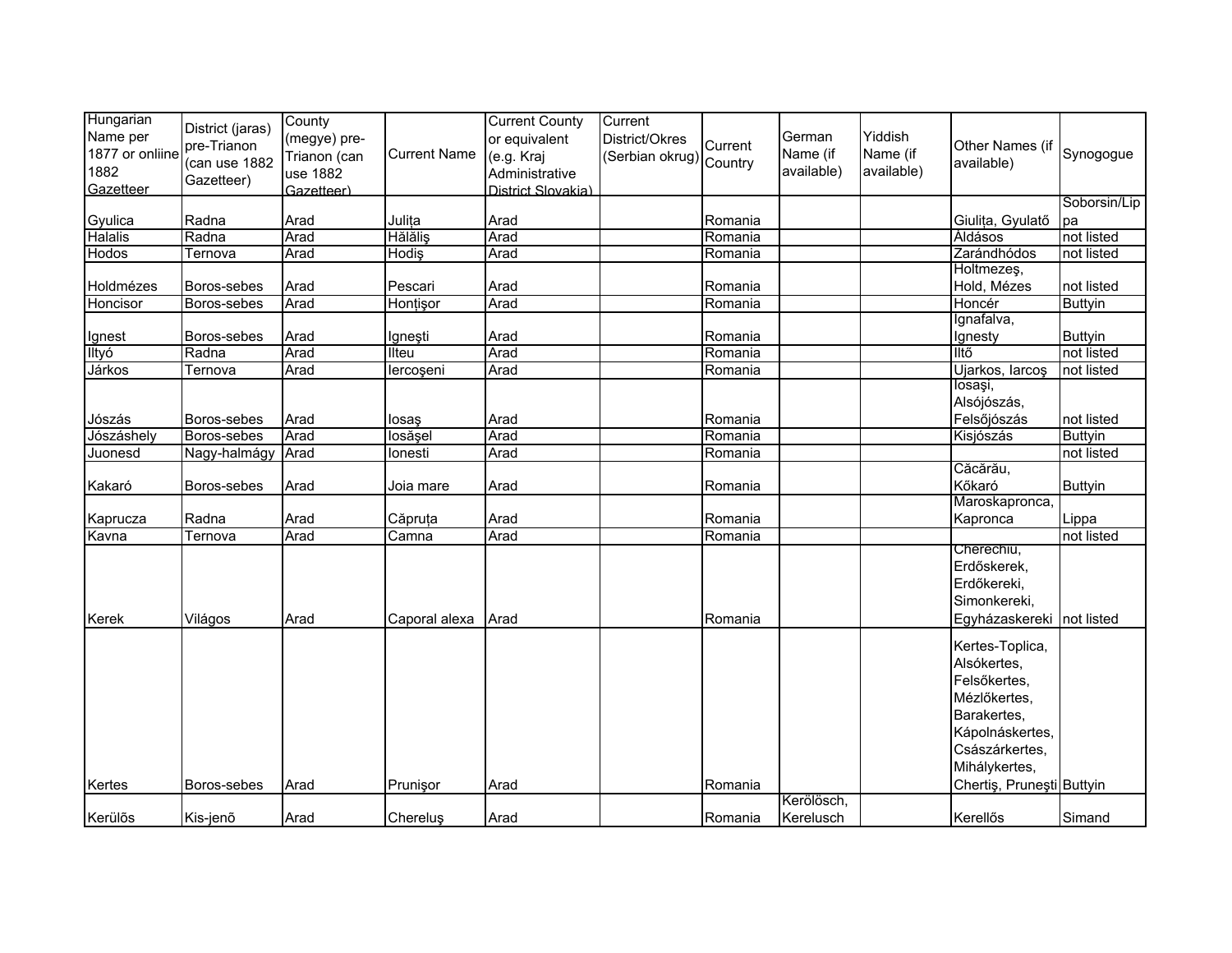| Hungarian Name per 1877 or onliine 1882 Gazetteer | District (jaras) pre-Trianon (can use 1882 Gazetteer) | County (megye) pre-Trianon (can use 1882 Gazetteer) | Current Name | Current County or equivalent (e.g. Kraj Administrative District Slovakia) | Current District/Okres (Serbian okrug) | Current Country | German Name (if available) | Yiddish Name (if available) | Other Names (if available) | Synogogue |
|---|---|---|---|---|---|---|---|---|---|---|
| Gyulica | Radna | Arad | Julița | Arad | | Romania | | | Giulița, Gyulatő | Soborsin/Lippa |
| Halalis | Radna | Arad | Hălăliş | Arad | | Romania | | | Áldásos | not listed |
| Hodos | Ternova | Arad | Hodiş | Arad | | Romania | | | Zarándhódos | not listed |
| Holdmézes | Boros-sebes | Arad | Pescari | Arad | | Romania | | | Holtmezeş, Hold, Mézes | not listed |
| Honcisor | Boros-sebes | Arad | Honțişor | Arad | | Romania | | | Honcér | Buttyin |
| Ignest | Boros-sebes | Arad | Igneşti | Arad | | Romania | | | Ignafalva, Ignesty | Buttyin |
| Iltyó | Radna | Arad | Ilteu | Arad | | Romania | | | Iltő | not listed |
| Járkos | Ternova | Arad | Iercoşeni | Arad | | Romania | | | Ujarkos, Iarcoş | not listed |
| Jószás | Boros-sebes | Arad | Iosaş | Arad | | Romania | | | Iosaşi, Alsójószás, Felsőjószás | not listed |
| Jószáshely | Boros-sebes | Arad | Iosăşel | Arad | | Romania | | | Kisjószás | Buttyin |
| Juonesd | Nagy-halmágy | Arad | Ionesti | Arad | | Romania | | | | not listed |
| Kakaró | Boros-sebes | Arad | Joia mare | Arad | | Romania | | | Căcărău, Kőkaró | Buttyin |
| Kaprucza | Radna | Arad | Căpruța | Arad | | Romania | | | Maroskapronca, Kapronca | Lippa |
| Kavna | Ternova | Arad | Camna | Arad | | Romania | | | | not listed |
| Kerek | Világos | Arad | Caporal alexa | Arad | | Romania | | | Cherechiu, Erdőskerek, Erdőkereki, Simonkereki, Egyházaskereki | not listed |
| Kertes | Boros-sebes | Arad | Prunişor | Arad | | Romania | | | Kertes-Toplica, Alsókertes, Felsőkertes, Mézlőkertes, Barakertes, Kápolnáskertes, Császárkertes, Mihálykertes, Chertiş, Pruneşti | Buttyin |
| Kerülős | Kis-jenõ | Arad | Chereluş | Arad | | Romania | Kerölösch, Kerelusch | | Kerellős | Simand |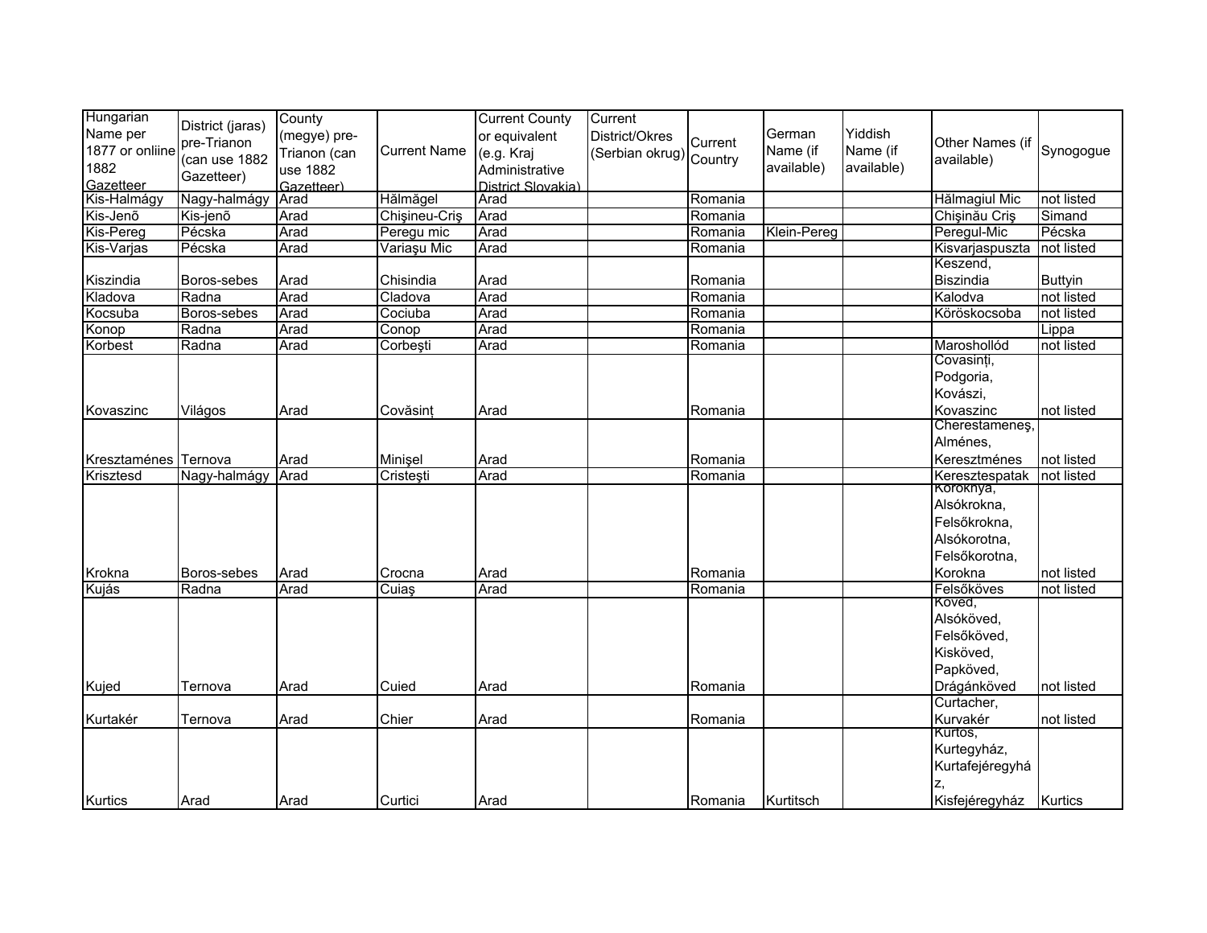| Hungarian Name per 1877 or onliine 1882 Gazetteer | District (jaras) pre-Trianon (can use 1882 Gazetteer) | County (megye) pre-Trianon (can use 1882 Gazetteer) | Current Name | Current County or equivalent (e.g. Kraj Administrative District Slovakia) | Current District/Okres (Serbian okrug) | Current Country | German Name (if available) | Yiddish Name (if available) | Other Names (if available) | Synogogue |
|---|---|---|---|---|---|---|---|---|---|---|
| Kis-Halmágy | Nagy-halmágy | Arad | Hălmăgel | Arad | | Romania | | | Hălmagiul Mic | not listed |
| Kis-Jenõ | Kis-jenõ | Arad | Chişineu-Criş | Arad | | Romania | | | Chişinău Criş | Simand |
| Kis-Pereg | Pécska | Arad | Peregu mic | Arad | | Romania | Klein-Pereg | | Peregul-Mic | Pécska |
| Kis-Varjas | Pécska | Arad | Variaşu Mic | Arad | | Romania | | | Kisvarjaspuszta | not listed |
| Kiszindia | Boros-sebes | Arad | Chisindia | Arad | | Romania | | | Keszend, Biszindia | Buttyin |
| Kladova | Radna | Arad | Cladova | Arad | | Romania | | | Kalodva | not listed |
| Kocsuba | Boros-sebes | Arad | Cociuba | Arad | | Romania | | | Köröskocsoba | not listed |
| Konop | Radna | Arad | Conop | Arad | | Romania | | | | Lippa |
| Korbest | Radna | Arad | Corbeşti | Arad | | Romania | | | Maroshollód | not listed |
| Kovaszinc | Világos | Arad | Covăsinț | Arad | | Romania | | | Covasinți, Podgoria, Kovászi, Kovaszinc | not listed |
| Kresztaménes | Ternova | Arad | Minişel | Arad | | Romania | | | Cherestameneş, Alménes, Keresztménes | not listed |
| Krisztesd | Nagy-halmágy | Arad | Cristeşti | Arad | | Romania | | | Keresztespatak | not listed |
| Krokna | Boros-sebes | Arad | Crocna | Arad | | Romania | | | Koroknya, Alsókrokna, Felsőkrokna, Alsókorotna, Felsőkorotna, Korokna | not listed |
| Kujás | Radna | Arad | Cuiaş | Arad | | Romania | | | Felsőköves | not listed |
| Kujed | Ternova | Arad | Cuied | Arad | | Romania | | | Köved, Alsóköved, Felsőköved, Kisköved, Papköved, Drágánköved | not listed |
| Kurtakér | Ternova | Arad | Chier | Arad | | Romania | | | Curtacher, Kurvakér | not listed |
| Kurtics | Arad | Arad | Curtici | Arad | | Romania | Kurtitsch | | Kurtos, Kurtegyház, Kurtafejéregyház, Kisfejéregyház | Kurtics |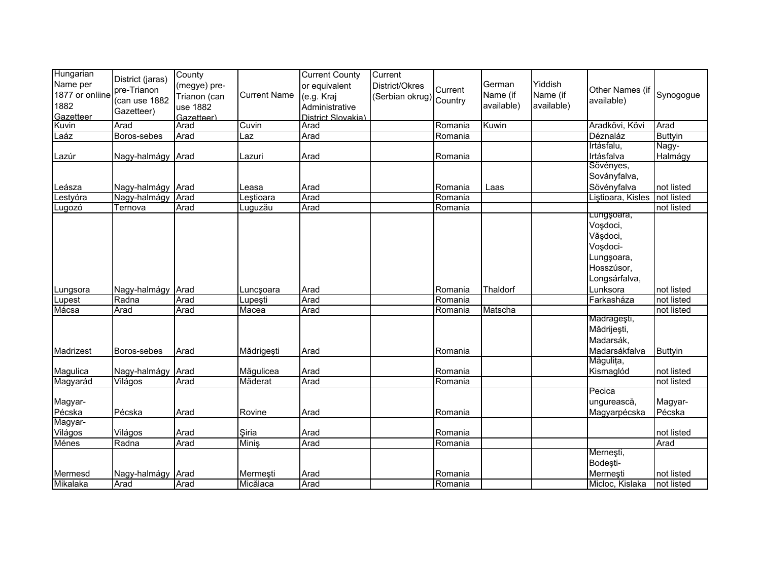| Hungarian Name per 1877 or onliine 1882 Gazetteer | District (jaras) pre-Trianon (can use 1882 Gazetteer) | County (megye) pre-Trianon (can use 1882 Gazetteer) | Current Name | Current County or equivalent (e.g. Kraj Administrative District Slovakia) | Current District/Okres (Serbian okrug) | Current Country | German Name (if available) | Yiddish Name (if available) | Other Names (if available) | Synogogue |
|---|---|---|---|---|---|---|---|---|---|---|
| Kuvin | Arad | Arad | Cuvin | Arad | | Romania | Kuwin | | Aradkövi, Kövi | Arad |
| Laáz | Boros-sebes | Arad | Laz | Arad | | Romania | | | Déznaláz | Buttyin |
| Lazúr | Nagy-halmágy | Arad | Lazuri | Arad | | Romania | | | Irtásfalu, Irtásfalva | Nagy-Halmágy |
| Leásza | Nagy-halmágy | Arad | Leasa | Arad | | Romania | Laas | | Sövényes, Soványfalva, Sövényfalva | not listed |
| Lestyóra | Nagy-halmágy | Arad | Leştioara | Arad | | Romania | | | Liştioara, Kisles | not listed |
| Lugozó | Ternova | Arad | Luguzău | Arad | | Romania | | | | not listed |
| Lungsora | Nagy-halmágy | Arad | Luncşoara | Arad | | Romania | Thaldorf | | Lungşoara, Voşdoci, Văşdoci, Voşdoci-Lungşoara, Hosszúsor, Longsárfalva, Lunksora | not listed |
| Lupest | Radna | Arad | Lupeşti | Arad | | Romania | | | Farkasháza | not listed |
| Mácsa | Arad | Arad | Macea | Arad | | Romania | Matscha | | | not listed |
| Madrizest | Boros-sebes | Arad | Mădrigeşti | Arad | | Romania | | | Mădrăgeşti, Mădrijeşti, Madarsák, Madarsákfalva | Buttyin |
| Magulica | Nagy-halmágy | Arad | Măgulicea | Arad | | Romania | | | Măgulița, Kismaglód | not listed |
| Magyarád | Világos | Arad | Măderat | Arad | | Romania | | | | not listed |
| Magyar-Pécska | Pécska | Arad | Rovine | Arad | | Romania | | | Pecica ungurească, Magyarpécska | Magyar-Pécska |
| Magyar-Világos | Világos | Arad | Şiria | Arad | | Romania | | | | not listed |
| Ménes | Radna | Arad | Miniş | Arad | | Romania | | | | Arad |
| Mermesd | Nagy-halmágy | Arad | Mermeşti | Arad | | Romania | | | Merneşti, Bodeşti-Mermeşti | not listed |
| Mikalaka | Arad | Arad | Micălaca | Arad | | Romania | | | Micloc, Kislaka | not listed |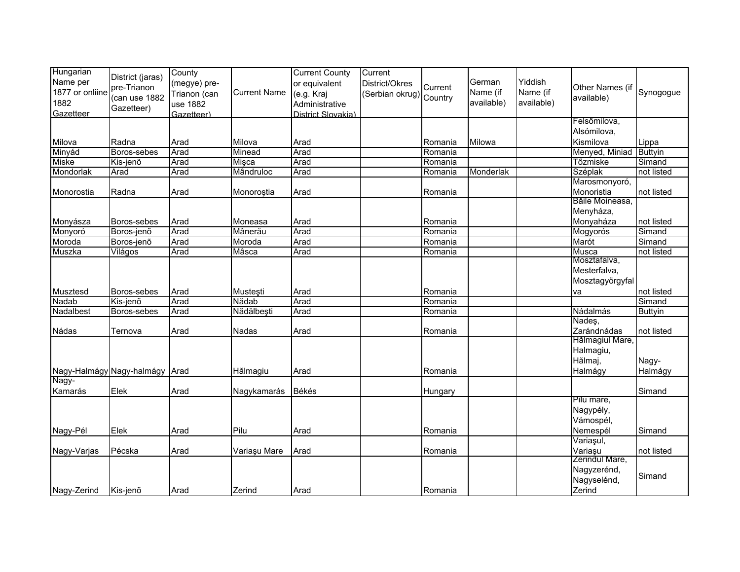| Hungarian Name per 1877 or onliine 1882 Gazetteer | District (jaras) pre-Trianon (can use 1882 Gazetteer) | County (megye) pre-Trianon (can use 1882 Gazetteer) | Current Name | Current County or equivalent (e.g. Kraj Administrative District Slovakia) | Current District/Okres (Serbian okrug) | Current Country | German Name (if available) | Yiddish Name (if available) | Other Names (if available) | Synogogue |
|---|---|---|---|---|---|---|---|---|---|---|
| Milova | Radna | Arad | Milova | Arad | | Romania | Milowa | | Felsőmilova, Alsómilova, Kismilova | Lippa |
| Minyád | Boros-sebes | Arad | Minead | Arad | | Romania | | | Menyed, Miniad | Buttyin |
| Miske | Kis-jenõ | Arad | Mişca | Arad | | Romania | | | Tőzmiske | Simand |
| Mondorlak | Arad | Arad | Mândruloc | Arad | | Romania | Monderlak | | Széplak | not listed |
| Monorostia | Radna | Arad | Monoroştia | Arad | | Romania | | | Marosmonyoró, Monoristia | not listed |
| Monyásza | Boros-sebes | Arad | Moneasa | Arad | | Romania | | | Băile Moineasa, Menyháza, Monyaháza | not listed |
| Monyoró | Boros-jenõ | Arad | Mânerău | Arad | | Romania | | | Mogyorós | Simand |
| Moroda | Boros-jenõ | Arad | Moroda | Arad | | Romania | | | Marót | Simand |
| Muszka | Világos | Arad | Mâsca | Arad | | Romania | | | Musca | not listed |
| Musztesd | Boros-sebes | Arad | Musteşti | Arad | | Romania | | | Mosztafalva, Mesterfalva, Mosztagyörgyfalva | not listed |
| Nadab | Kis-jenõ | Arad | Nădab | Arad | | Romania | | | | Simand |
| Nadalbest | Boros-sebes | Arad | Nădălbeşti | Arad | | Romania | | | Nádalmás | Buttyin |
| Nádas | Ternova | Arad | Nadas | Arad | | Romania | | | Nadeş, Zarándnádas | not listed |
| Nagy-Halmágy | Nagy-halmágy | Arad | Hălmagiu | Arad | | Romania | | | Hălmagiul Mare, Halmagiu, Hălmaj, Halmágy | Nagy-Halmágy |
| Nagy-Kamarás | Elek | Arad | Nagykamarás | Békés | | Hungary | | | | Simand |
| Nagy-Pél | Elek | Arad | Pilu | Arad | | Romania | | | Pilu mare, Nagypély, Vámospél, Nemespél | Simand |
| Nagy-Varjas | Pécska | Arad | Variaşu Mare | Arad | | Romania | | | Variaşul, Variaşu | not listed |
| Nagy-Zerind | Kis-jenõ | Arad | Zerind | Arad | | Romania | | | Zerindul Mare, Nagyzerénd, Nagyselénd, Zerind | Simand |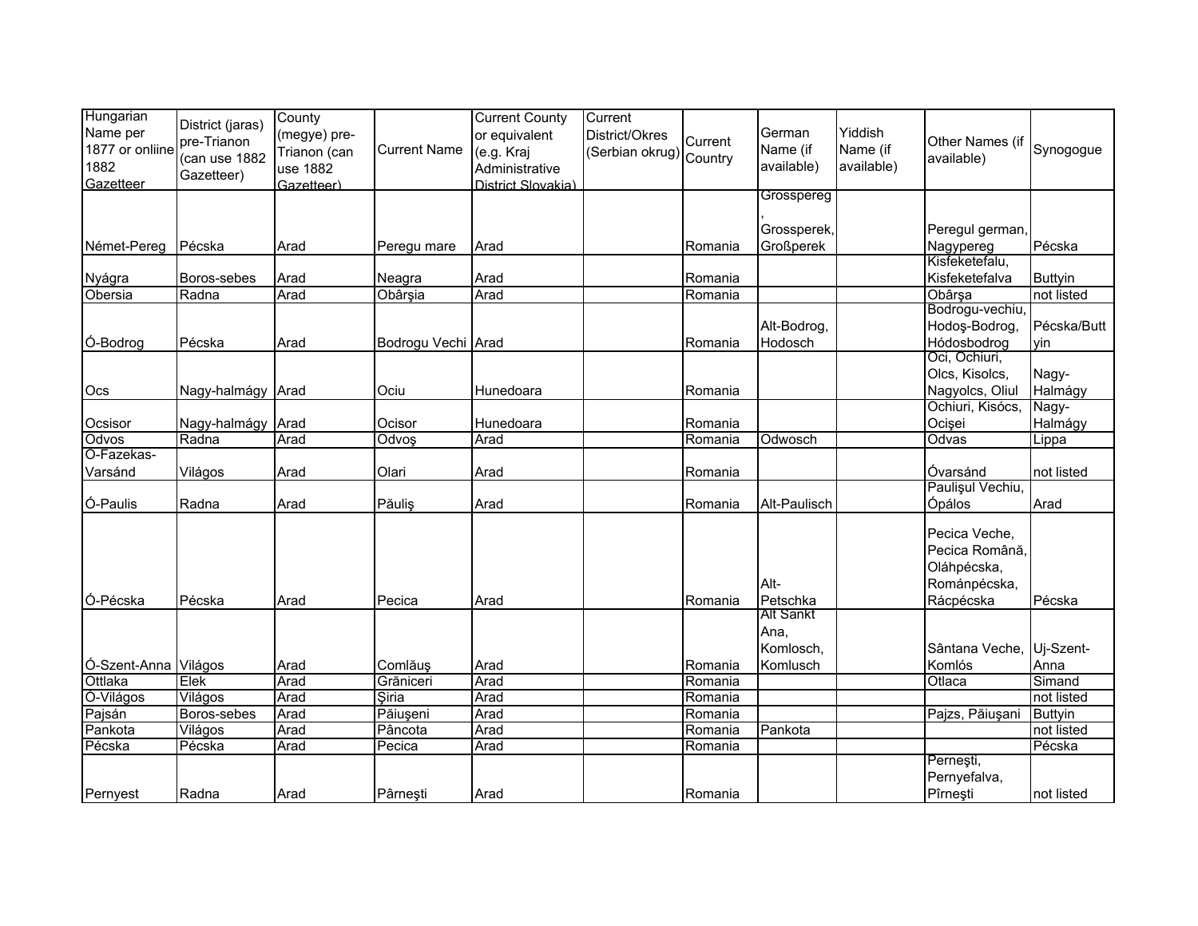| Hungarian Name per 1877 or onliine 1882 Gazetteer | District (jaras) pre-Trianon (can use 1882 Gazetteer) | County (megye) pre-Trianon (can use 1882 Gazetteer) | Current Name | Current County or equivalent (e.g. Kraj Administrative District Slovakia) | Current District/Okres (Serbian okrug) | Current Country | German Name (if available) | Yiddish Name (if available) | Other Names (if available) | Synogogue |
|---|---|---|---|---|---|---|---|---|---|---|
| Német-Pereg | Pécska | Arad | Peregu mare | Arad | | Romania | Grosspereg, Grossperek, Großperek | | Peregul german, Nagypereg | Pécska |
| Nyágra | Boros-sebes | Arad | Neagra | Arad | | Romania | | | Kisfeketefalu, Kisfeketefalva | Buttyin |
| Obersia | Radna | Arad | Obârşia | Arad | | Romania | | | Obârşa | not listed |
| Ó-Bodrog | Pécska | Arad | Bodrogu Vechi | Arad | | Romania | Alt-Bodrog, Hodosch | | Bodrogu-vechiu, Hodoş-Bodrog, Hódosbodrog | Pécska/Buttyin |
| Ocs | Nagy-halmágy | Arad | Ociu | Hunedoara | | Romania | | | Oci, Ochiuri, Olcs, Kisolcs, Nagyolcs, Oliul | Nagy-Halmágy |
| Ocsisor | Nagy-halmágy | Arad | Ocisor | Hunedoara | | Romania | | | Ochiuri, Kisócs, Ocişei | Nagy-Halmágy |
| Odvos | Radna | Arad | Odvoş | Arad | | Romania | Odwosch | | Odvas | Lippa |
| Ó-Fazekas-Varsánd | Világos | Arad | Olari | Arad | | Romania | | | Óvarsánd | not listed |
| Ó-Paulis | Radna | Arad | Păuliş | Arad | | Romania | Alt-Paulisch | | Paulişul Vechiu, Ópálos | Arad |
| Ó-Pécska | Pécska | Arad | Pecica | Arad | | Romania | Alt-Petschka | | Pecica Veche, Pecica Română, Oláhpécska, Románpécska, Rácpécska | Pécska |
| Ó-Szent-Anna | Világos | Arad | Comlăuş | Arad | | Romania | Alt Sankt Ana, Komlosch, Komlusch | | Sântana Veche, Komlós | Uj-Szent-Anna |
| Ottlaka | Elek | Arad | Grăniceri | Arad | | Romania | | | Otlaca | Simand |
| Ó-Világos | Világos | Arad | Şiria | Arad | | Romania | | | | not listed |
| Pajsán | Boros-sebes | Arad | Păiuşeni | Arad | | Romania | | | Pajzs, Păiuşani | Buttyin |
| Pankota | Világos | Arad | Pâncota | Arad | | Romania | Pankota | | | not listed |
| Pécska | Pécska | Arad | Pecica | Arad | | Romania | | | | Pécska |
| Pernyest | Radna | Arad | Pârneşti | Arad | | Romania | | | Perneşti, Pernyefalva, Pîrneşti | not listed |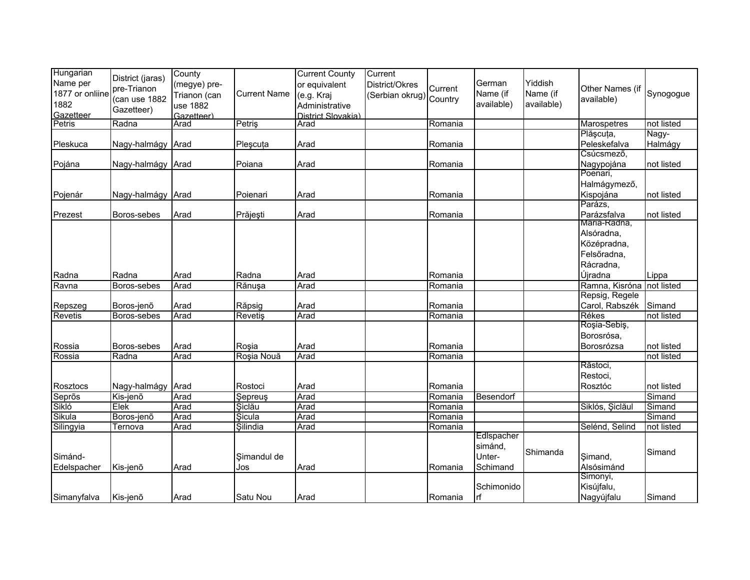| Hungarian Name per 1877 or onliine 1882 Gazetteer | District (jaras) pre-Trianon (can use 1882 Gazetteer) | County (megye) pre-Trianon (can use 1882 Gazetteer) | Current Name | Current County or equivalent (e.g. Kraj Administrative District Slovakia) | Current District/Okres (Serbian okrug) | Current Country | German Name (if available) | Yiddish Name (if available) | Other Names (if available) | Synogogue |
|---|---|---|---|---|---|---|---|---|---|---|
| Petris | Radna | Arad | Petriş | Arad | | Romania | | | Marospetres | not listed |
| Pleskuca | Nagy-halmágy | Arad | Pleşcuța | Arad | | Romania | | | Plăşcuța, Peleskefalva | Nagy-Halmágy |
| Pojána | Nagy-halmágy | Arad | Poiana | Arad | | Romania | | | Csúcsmező, Nagypojána | not listed |
| Pojenár | Nagy-halmágy | Arad | Poienari | Arad | | Romania | | | Poenari, Halmágymező, Kispojána | not listed |
| Prezest | Boros-sebes | Arad | Prăjeşti | Arad | | Romania | | | Parázs, Parázsfalva | not listed |
| Radna | Radna | Arad | Radna | Arad | | Romania | | | Maria-Radna, Alsóradna, Középradna, Felsőradna, Rácradna, Újradna | Lippa |
| Ravna | Boros-sebes | Arad | Rănuşa | Arad | | Romania | | | Ramna, Kisróna | not listed |
| Repszeg | Boros-jenõ | Arad | Răpsig | Arad | | Romania | | | Repsig, Regele Carol, Rabszék | Simand |
| Revetis | Boros-sebes | Arad | Revetiş | Arad | | Romania | | | Rékes | not listed |
| Rossia | Boros-sebes | Arad | Roşia | Arad | | Romania | | | Roşia-Sebiş, Borosrósa, Borosrózsa | not listed |
| Rossia | Radna | Arad | Roşia Nouă | Arad | | Romania | | | | not listed |
| Rosztocs | Nagy-halmágy | Arad | Rostoci | Arad | | Romania | | | Răstoci, Restoci, Rosztóc | not listed |
| Seprõs | Kis-jenõ | Arad | Şepreuş | Arad | | Romania | Besendorf | | | Simand |
| Sikló | Elek | Arad | Şiclău | Arad | | Romania | | | Siklós, Şiclăul | Simand |
| Sikula | Boros-jenõ | Arad | Şicula | Arad | | Romania | | | | Simand |
| Silingyia | Ternova | Arad | Şilindia | Arad | | Romania | | | Selénd, Selind | not listed |
| Simánd-Edelspacher | Kis-jenõ | Arad | Şimandul de Jos | Arad | | Romania | Edlspacher simánd, Unter-Schimand | Shimanda | Şimand, Alsósimánd | Simand |
| Simanyfalva | Kis-jenõ | Arad | Satu Nou | Arad | | Romania | Schimonidorf | | Simonyi, Kisújfalu, Nagyújfalu | Simand |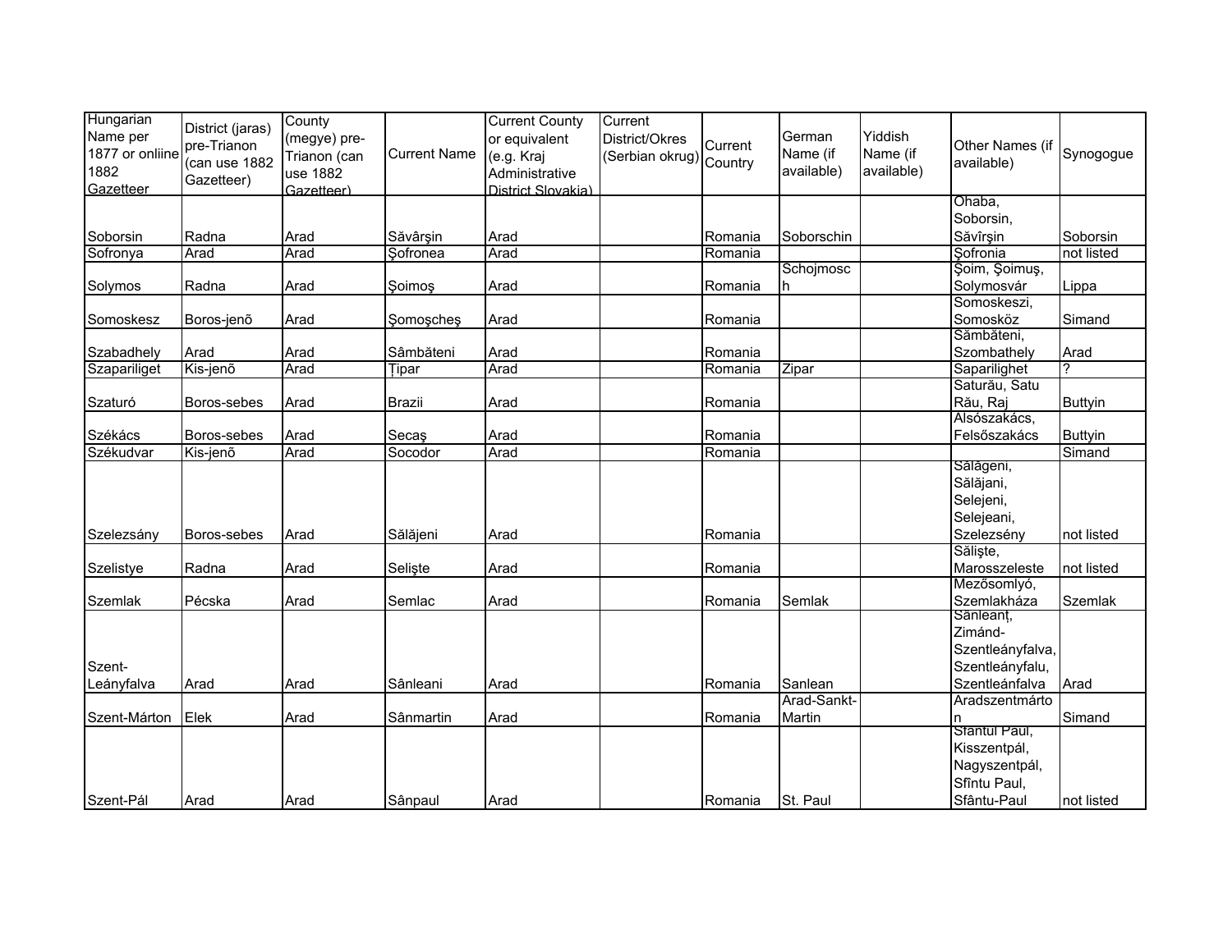| Hungarian Name per 1877 or onliine 1882 Gazetteer | District (jaras) pre-Trianon (can use 1882 Gazetteer) | County (megye) pre-Trianon (can use 1882 Gazetteer) | Current Name | Current County or equivalent (e.g. Kraj Administrative District Slovakia) | Current District/Okres (Serbian okrug) | Current Country | German Name (if available) | Yiddish Name (if available) | Other Names (if available) | Synogogue |
|---|---|---|---|---|---|---|---|---|---|---|
| Soborsin | Radna | Arad | Săvârşin | Arad | | Romania | Soborschin | | Ohaba, Soborsin, Săvîrşin | Soborsin |
| Sofronya | Arad | Arad | Şofronea | Arad | | Romania | | | Şofronia | not listed |
| Solymos | Radna | Arad | Şoimoş | Arad | | Romania | Schojmosch | | Şoim, Şoimuş, Solymosvár | Lippa |
| Somoskesz | Boros-jenõ | Arad | Şomoşcheş | Arad | | Romania | | | Somoskeszi, Somosköz | Simand |
| Szabadhely | Arad | Arad | Sâmbăteni | Arad | | Romania | | | Sămbăteni, Szombathely | Arad |
| Szapariliget | Kis-jenõ | Arad | Ţipar | Arad | | Romania | Zipar | | Saparilighet | ? |
| Szaturó | Boros-sebes | Arad | Brazii | Arad | | Romania | | | Saturău, Satu Rău, Raj | Buttyin |
| Székács | Boros-sebes | Arad | Secaş | Arad | | Romania | | | Alsószakács, Felsőszakács | Buttyin |
| Székudvar | Kis-jenõ | Arad | Socodor | Arad | | Romania | | | | Simand |
| Szelezsány | Boros-sebes | Arad | Sălăjeni | Arad | | Romania | | | Sălăgeni, Sălăjani, Selejeni, Selejeani, Szelezsény | not listed |
| Szelistye | Radna | Arad | Selişte | Arad | | Romania | | | Sălişte, Marosszeleste | not listed |
| Szemlak | Pécska | Arad | Semlac | Arad | | Romania | Semlak | | Mezősomlyó, Szemlakháza | Szemlak |
| Szent-Leányfalva | Arad | Arad | Sânleani | Arad | | Romania | Sanlean | | Sânleanţ, Zimánd-Szentleányfalva, Szentleányfalu, Szentleánfalva | Arad |
| Szent-Márton | Elek | Arad | Sânmartin | Arad | | Romania | Arad-Sankt-Martin | | Aradszentmárton | Simand |
| Szent-Pál | Arad | Arad | Sânpaul | Arad | | Romania | St. Paul | | Sfantul Paul, Kisszentpál, Nagyszentpál, Sfîntu Paul, Sfântu-Paul | not listed |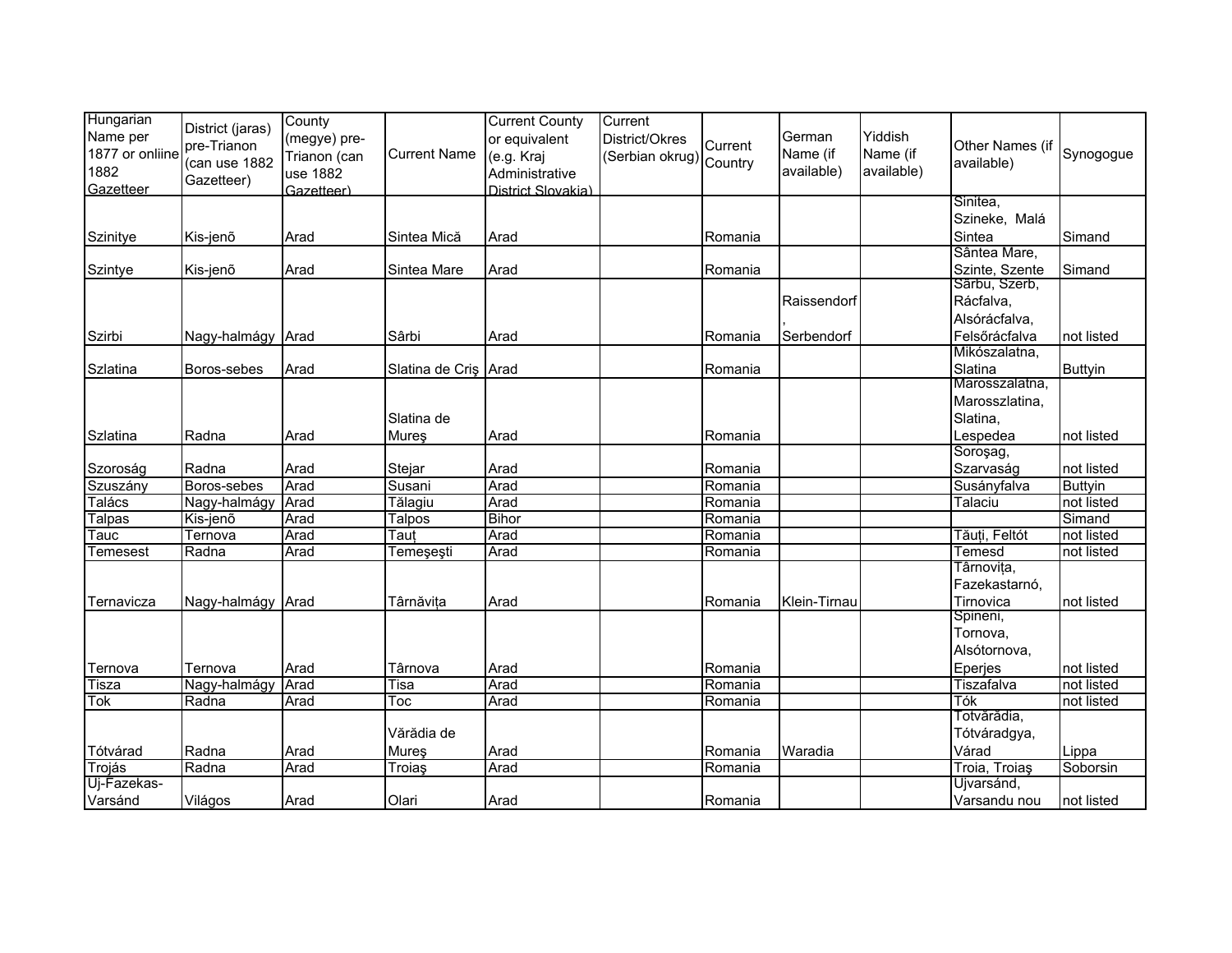| Hungarian Name per 1877 or onliine 1882 Gazetteer | District (jaras) pre-Trianon (can use 1882 Gazetteer) | County (megye) pre-Trianon (can use 1882 Gazetteer) | Current Name | Current County or equivalent (e.g. Kraj Administrative District Slovakia) | Current District/Okres (Serbian okrug) | Current Country | German Name (if available) | Yiddish Name (if available) | Other Names (if available) | Synogogue |
|---|---|---|---|---|---|---|---|---|---|---|
| Szinitye | Kis-jenõ | Arad | Sintea Mică | Arad | | Romania | | | Sinitea, Szineke, Malá Sintea | Simand |
| Szintye | Kis-jenõ | Arad | Sintea Mare | Arad | | Romania | | | Sântea Mare, Szinte, Szente | Simand |
| Szirbi | Nagy-halmágy | Arad | Sârbi | Arad | | Romania | Raissendorf, Serbendorf | | Sărbu, Szerb, Rácfalva, Alsórácfalva, Felsőrácfalva | not listed |
| Szlatina | Boros-sebes | Arad | Slatina de Criş | Arad | | Romania | | | Mikószalatna, Slatina | Buttyin |
| Szlatina | Radna | Arad | Slatina de Mureş | Arad | | Romania | | | Marosszalatna, Marosszlatina, Slatina, Lespedea | not listed |
| Szoroság | Radna | Arad | Stejar | Arad | | Romania | | | Soroşag, Szarvaság | not listed |
| Szuszány | Boros-sebes | Arad | Susani | Arad | | Romania | | | Susányfalva | Buttyin |
| Talács | Nagy-halmágy | Arad | Tălagiu | Arad | | Romania | | | Talaciu | not listed |
| Talpas | Kis-jenõ | Arad | Talpos | Bihor | | Romania | | | | Simand |
| Tauc | Ternova | Arad | Tauţ | Arad | | Romania | | | Tăuţi, Feltót | not listed |
| Temesest | Radna | Arad | Temeşeşti | Arad | | Romania | | | Temesd | not listed |
| Ternavicza | Nagy-halmágy | Arad | Târnăviţa | Arad | | Romania | Klein-Tirnau | | Târnoviţa, Fazekastarnó, Tirnovica | not listed |
| Ternova | Ternova | Arad | Târnova | Arad | | Romania | | | Spineni, Tornova, Alsótornova, Eperjes | not listed |
| Tisza | Nagy-halmágy | Arad | Tisa | Arad | | Romania | | | Tiszafalva | not listed |
| Tok | Radna | Arad | Toc | Arad | | Romania | | | Tók | not listed |
| Tótvárad | Radna | Arad | Vărădia de Mureş | Arad | | Romania | Waradia | | Totvărădia, Tótváradgya, Várad | Lippa |
| Trojás | Radna | Arad | Troiaş | Arad | | Romania | | | Troia, Troiaş | Soborsin |
| Uj-Fazekas-Varsánd | Világos | Arad | Olari | Arad | | Romania | | | Ujvarsánd, Varsandu nou | not listed |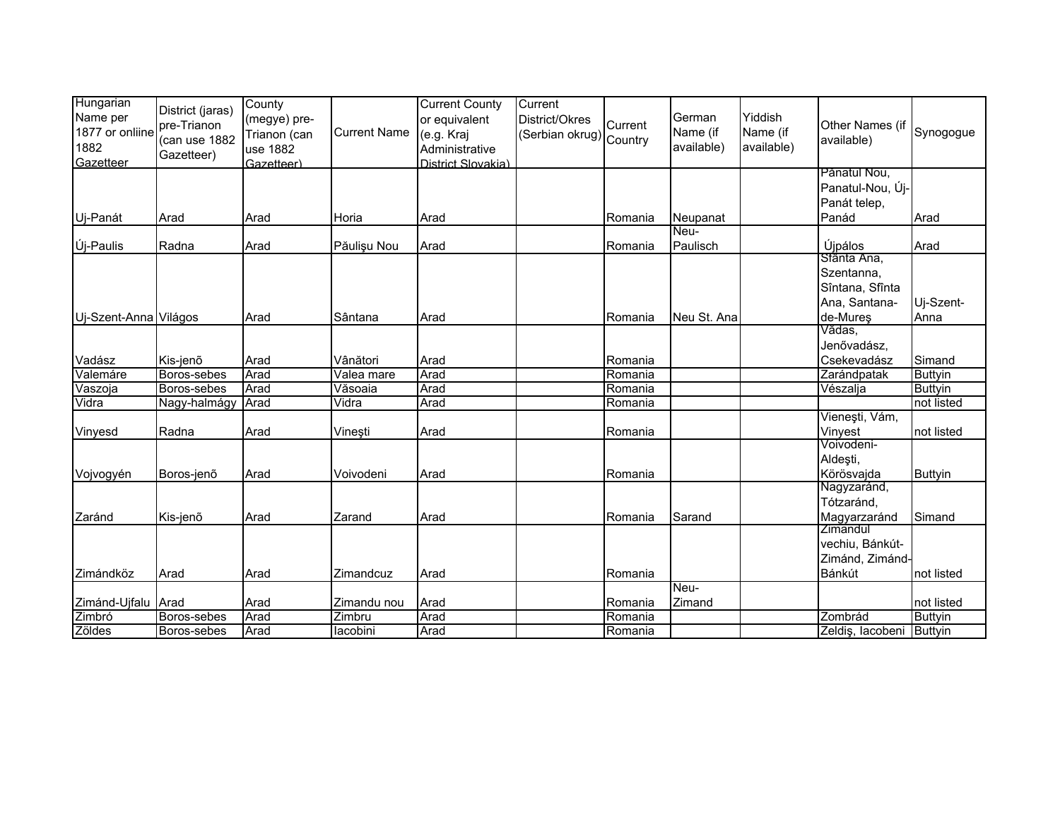| Hungarian Name per 1877 or onliine 1882 Gazetteer | District (jaras) pre-Trianon (can use 1882 Gazetteer) | County (megye) pre-Trianon (can use 1882 Gazetteer) | Current Name | Current County or equivalent (e.g. Kraj Administrative District Slovakia) | Current District/Okres (Serbian okrug) | Current Country | German Name (if available) | Yiddish Name (if available) | Other Names (if available) | Synogogue |
|---|---|---|---|---|---|---|---|---|---|---|
| Uj-Panát | Arad | Arad | Horia | Arad | | Romania | Neupanat | | Pănatul Nou, Panatul-Nou, Új-Panát telep, Panád | Arad |
| Új-Paulis | Radna | Arad | Păulişu Nou | Arad | | Romania | Neu-Paulisch | | Újpálos | Arad |
| Uj-Szent-Anna | Világos | Arad | Sântana | Arad | | Romania | Neu St. Ana | | Sfânta Ana, Szentanna, Sîntana, Sfînta Ana, Santana-de-Mureş | Uj-Szent-Anna |
| Vadász | Kis-jenõ | Arad | Vânători | Arad | | Romania | | | Vădas, Jenővadász, Csekevadász | Simand |
| Valemáre | Boros-sebes | Arad | Valea mare | Arad | | Romania | | | Zarándpatak | Buttyin |
| Vaszoja | Boros-sebes | Arad | Văsoaia | Arad | | Romania | | | Vészalja | Buttyin |
| Vidra | Nagy-halmágy | Arad | Vidra | Arad | | Romania | | | | not listed |
| Vinyesd | Radna | Arad | Vineşti | Arad | | Romania | | | Vieneşti, Vám, Vinyest | not listed |
| Vojvogyén | Boros-jenõ | Arad | Voivodeni | Arad | | Romania | | | Voivodeni-Aldeşti, Körösvajda | Buttyin |
| Zaránd | Kis-jenõ | Arad | Zarand | Arad | | Romania | Sarand | | Nagyzaránd, Tótzaránd, Magyarzaránd | Simand |
| Zimándköz | Arad | Arad | Zimandcuz | Arad | | Romania | | | Zimandul vechiu, Bánkút-Zimánd, Zimánd-Bánkút | not listed |
| Zimánd-Ujfalu | Arad | Arad | Zimandu nou | Arad | | Romania | Neu-Zimand | | | not listed |
| Zimbró | Boros-sebes | Arad | Zimbru | Arad | | Romania | | | Zombrád | Buttyin |
| Zöldes | Boros-sebes | Arad | Iacobini | Arad | | Romania | | | Zeldiş, Iacobeni | Buttyin |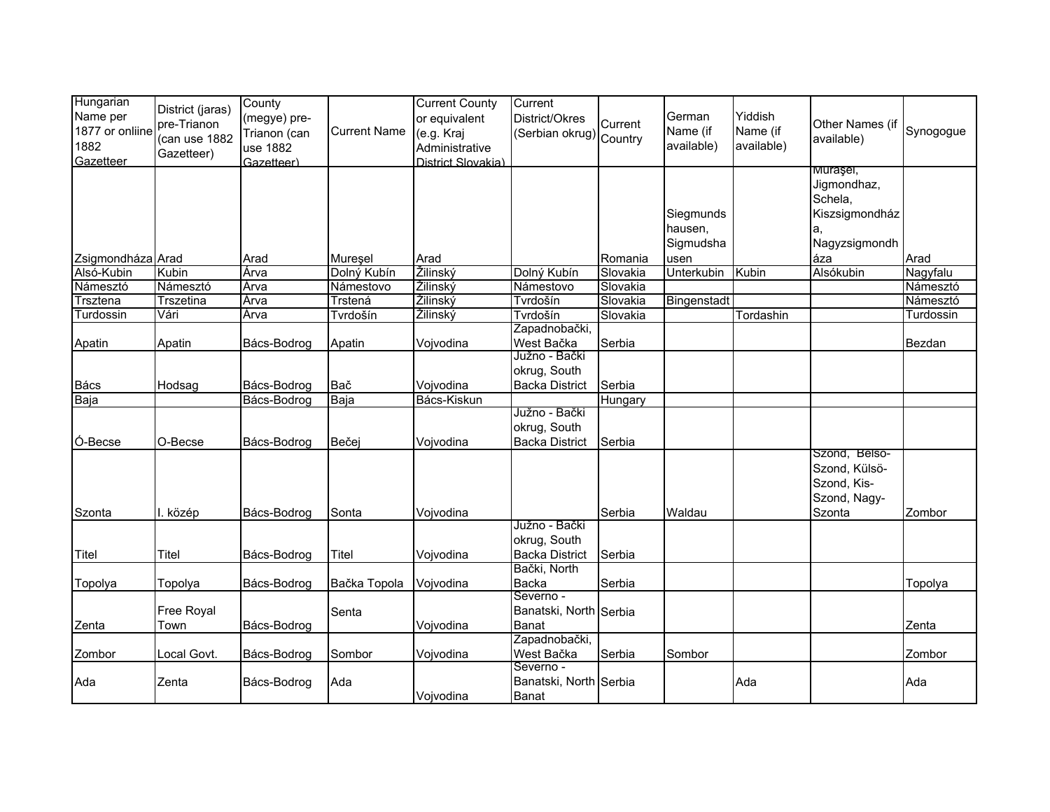| Hungarian Name per 1877 or onliine 1882 Gazetteer | District (jaras) pre-Trianon (can use 1882 Gazetteer) | County (megye) pre-Trianon (can use 1882 Gazetteer) | Current Name | Current County or equivalent (e.g. Kraj Administrative District Slovakia) | Current District/Okres (Serbian okrug) | Current Country | German Name (if available) | Yiddish Name (if available) | Other Names (if available) | Synogogue |
|---|---|---|---|---|---|---|---|---|---|---|
| Zsigmondháza | Arad | Arad | Mureşel | Arad | | Romania | Siegmundshausen, Sigmudshausen | | Mureşel, Jigmondhaz, Schela, Kiszsigmondháza, Nagyzsigmondháza | Arad |
| Alsó-Kubin | Kubin | Árva | Dolný Kubín | Žilinský | Dolný Kubín | Slovakia | Unterkubin | Kubin | Alsókubin | Nagyfalu |
| Námesztó | Námesztó | Árva | Námestovo | Žilinský | Námestovo | Slovakia | | | | Námesztó |
| Trsztena | Trszetina | Árva | Trstená | Žilinský | Tvrdošín | Slovakia | Bingenstadt | | | Námesztó |
| Turdossin | Vári | Árva | Tvrdošín | Žilinský | Tvrdošín | Slovakia | | Tordashin | | Turdossin |
| Apatin | Apatin | Bács-Bodrog | Apatin | Vojvodina | Zapadnobački, West Bačka | Serbia | | | | Bezdan |
| Bács | Hodsag | Bács-Bodrog | Bač | Vojvodina | Južno - Bački okrug, South Backa District | Serbia | | | | |
| Baja | | Bács-Bodrog | Baja | Bács-Kiskun | | Hungary | | | | |
| Ó-Becse | O-Becse | Bács-Bodrog | Bečej | Vojvodina | Južno - Bački okrug, South Backa District | Serbia | | | | |
| Szonta | I. közép | Bács-Bodrog | Sonta | Vojvodina | | Serbia | Waldau | | Szond, Belso-Szond, Külsö-Szond, Kis-Szond, Nagy-Szonta | Zombor |
| Titel | Titel | Bács-Bodrog | Titel | Vojvodina | Južno - Bački okrug, South Backa District | Serbia | | | | |
| Topolya | Topolya | Bács-Bodrog | Bačka Topola | Vojvodina | Bački, North Backa | Serbia | | | | Topolya |
| Zenta | Free Royal Town | Bács-Bodrog | Senta | Vojvodina | Severno - Banatski, North Banat | Serbia | | | | Zenta |
| Zombor | Local Govt. | Bács-Bodrog | Sombor | Vojvodina | Zapadnobački, West Bačka | Serbia | Sombor | | | Zombor |
| Ada | Zenta | Bács-Bodrog | Ada | Vojvodina | Severno - Banatski, North Banat | Serbia | | Ada | | Ada |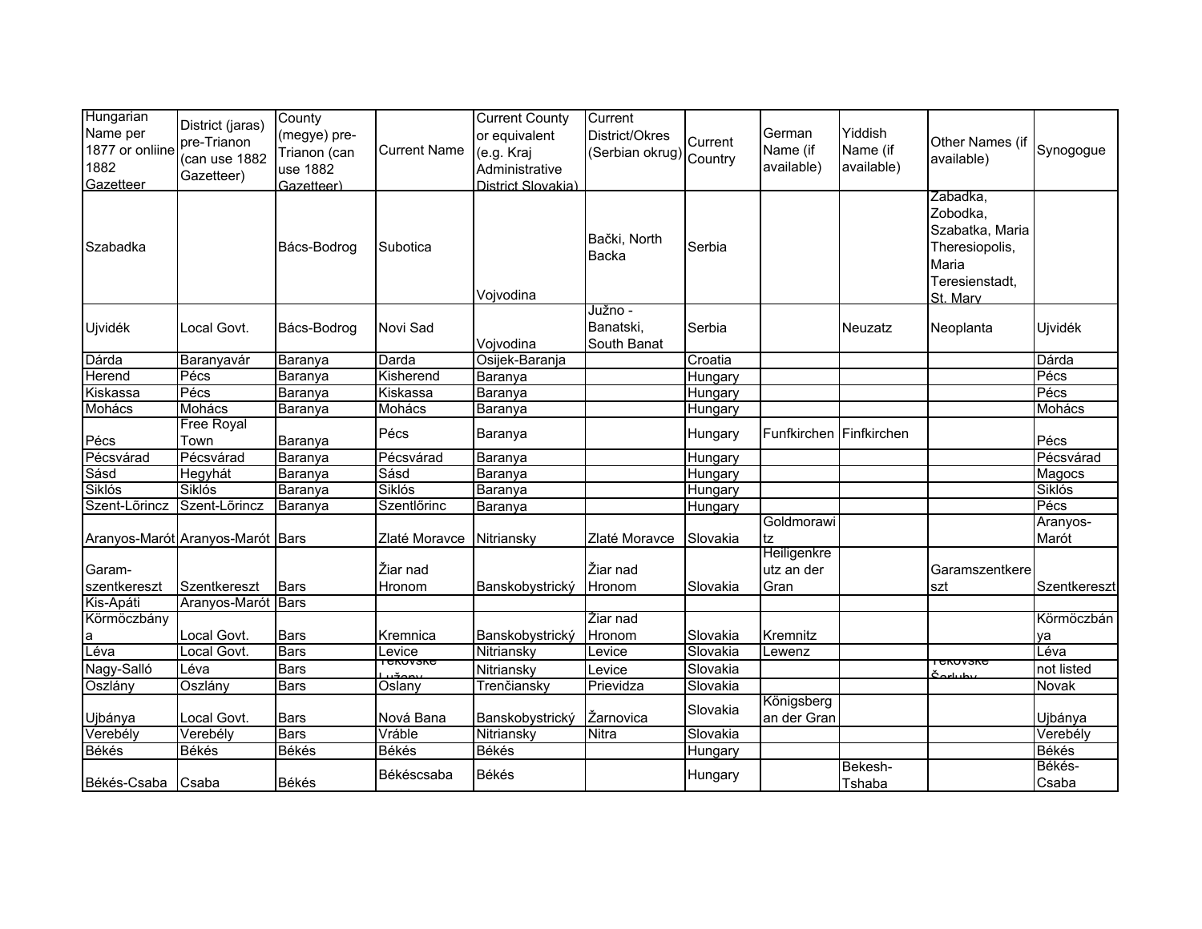| Hungarian Name per 1877 or onliine 1882 Gazetteer | District (jaras) pre-Trianon (can use 1882 Gazetteer) | County (megye) pre-Trianon (can use 1882 Gazetteer) | Current Name | Current County or equivalent (e.g. Kraj Administrative District Slovakia) | Current District/Okres (Serbian okrug) | Current Country | German Name (if available) | Yiddish Name (if available) | Other Names (if available) | Synogogue |
|---|---|---|---|---|---|---|---|---|---|---|
| Szabadka | | Bács-Bodrog | Subotica | Vojvodina | Bački, North Backa | Serbia | | | Zabadka, Zobodka, Szabatka, Maria Theresiopolis, Maria Teresienstadt, St. Mary | |
| Ujvidék | Local Govt. | Bács-Bodrog | Novi Sad | Vojvodina | Južno - Banatski, South Banat | Serbia | | Neuzatz | Neoplanta | Ujvidék |
| Dárda | Baranyavár | Baranya | Darda | Osijek-Baranja | | Croatia | | | | Dárda |
| Herend | Pécs | Baranya | Kisherend | Baranya | | Hungary | | | | Pécs |
| Kiskassa | Pécs | Baranya | Kiskassa | Baranya | | Hungary | | | | Pécs |
| Mohács | Mohács | Baranya | Mohács | Baranya | | Hungary | | | | Mohács |
| Pécs | Free Royal Town | Baranya | Pécs | Baranya | | Hungary | Funfkirchen | Finfkirchen | | Pécs |
| Pécsvárad | Pécsvárad | Baranya | Pécsvárad | Baranya | | Hungary | | | | Pécsvárad |
| Sásd | Hegyhát | Baranya | Sásd | Baranya | | Hungary | | | | Magocs |
| Siklós | Siklós | Baranya | Siklós | Baranya | | Hungary | | | | Siklós |
| Szent-Lõrincz | Szent-Lõrincz | Baranya | Szentlőrinc | Baranya | | Hungary | | | | Pécs |
| Aranyos-Marót | Aranyos-Marót | Bars | Zlaté Moravce | Nitriansky | Zlaté Moravce | Slovakia | Goldmorawitz | | | Aranyos-Marót |
| Garam-szentkereszt | Szentkereszt | Bars | Žiar nad Hronom | Banskobystrický | Žiar nad Hronom | Slovakia | Heiligenkreutz an der Gran | | Garamszentkereszt | Szentkereszt |
| Kis-Apáti | Aranyos-Marót | Bars | | | | | | | | |
| Körmöczbánya | Local Govt. | Bars | Kremnica | Banskobystrický | Žiar nad Hronom | Slovakia | Kremnitz | | | Körmöczbánya |
| Léva | Local Govt. | Bars | Levice | Nitriansky | Levice | Slovakia | Lewenz | | | Léva |
| Nagy-Salló | Léva | Bars | Tekovské Lužany | Nitriansky | Levice | Slovakia | | | Tekovské Šarluhy | not listed |
| Oszlány | Oszlány | Bars | Oslany | Trenčiansky | Prievidza | Slovakia | | | | Novak |
| Ujbánya | Local Govt. | Bars | Nová Bana | Banskobystrický | Žarnovica | Slovakia | Königsberg an der Gran | | | Ujbánya |
| Verebély | Verebély | Bars | Vráble | Nitriansky | Nitra | Slovakia | | | | Verebély |
| Békés | Békés | Békés | Békés | Békés | | Hungary | | | | Békés |
| Békés-Csaba | Csaba | Békés | Békéscsaba | Békés | | Hungary | | Bekesh-Tshaba | | Békés-Csaba |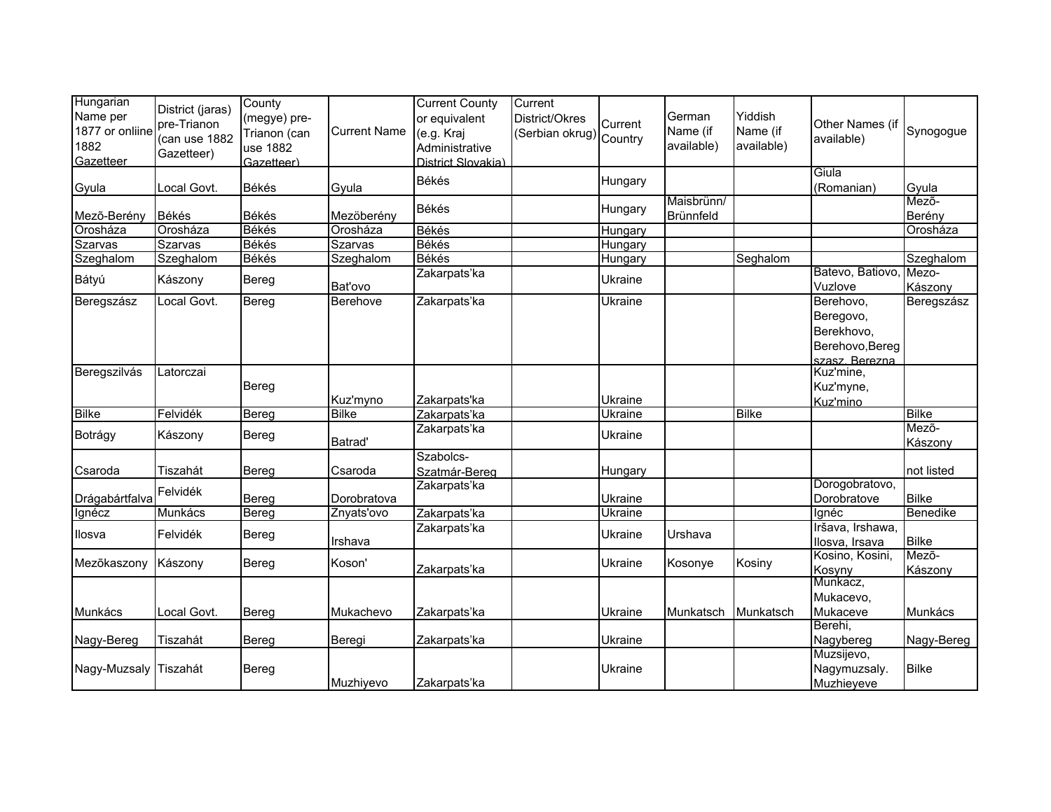| Hungarian Name per 1877 or onliine 1882 Gazetteer | District (jaras) pre-Trianon (can use 1882 Gazetteer) | County (megye) pre-Trianon (can use 1882 Gazetteer) | Current Name | Current County or equivalent (e.g. Kraj Administrative District Slovakia) | Current District/Okres (Serbian okrug) | Current Country | German Name (if available) | Yiddish Name (if available) | Other Names (if available) | Synogogue |
|---|---|---|---|---|---|---|---|---|---|---|
| Gyula | Local Govt. | Békés | Gyula | Békés | | Hungary | | | Giula (Romanian) | Gyula |
| Mező-Berény | Békés | Békés | Mezöberény | Békés | | Hungary | Maisbrünn/ Brünnfeld | | | Mező-Berény |
| Orosháza | Orosháza | Békés | Orosháza | Békés | | Hungary | | | | Orosháza |
| Szarvas | Szarvas | Békés | Szarvas | Békés | | Hungary | | | | |
| Szeghalom | Szeghalom | Békés | Szeghalom | Békés | | Hungary | | Seghalom | | Szeghalom |
| Bátyú | Kászony | Bereg | Bat'ovo | Zakarpats'ka | | Ukraine | | | Batevo, Batiovo, Vuzlove | Mezo-Kászony |
| Beregszász | Local Govt. | Bereg | Berehove | Zakarpats'ka | | Ukraine | | | Berehovo, Beregovo, Berekhovo, Berehovo,Beregszasz, Berezna | Beregszász |
| Beregszilvás | Latorczai | Bereg | Kuz'myno | Zakarpats'ka | | Ukraine | | | Kuz'mine, Kuz'myne, Kuz'mino | |
| Bilke | Felvidék | Bereg | Bilke | Zakarpats'ka | | Ukraine | | Bilke | | Bilke |
| Botrágy | Kászony | Bereg | Batrad' | Zakarpats'ka | | Ukraine | | | | Mező-Kászony |
| Csaroda | Tiszahát | Bereg | Csaroda | Szabolcs-Szatmár-Bereg | | Hungary | | | | not listed |
| Drágabártfalva | Felvidék | Bereg | Dorobratova | Zakarpats'ka | | Ukraine | | | Dorogobratovo, Dorobratove | Bilke |
| Ignécz | Munkács | Bereg | Znyats'ovo | Zakarpats'ka | | Ukraine | | | Ignéc | Benedike |
| Ilosva | Felvidék | Bereg | Irshava | Zakarpats'ka | | Ukraine | Urshava | | Iršava, Irshawa, Ilosva, Irsava | Bilke |
| Mezõkaszony | Kászony | Bereg | Koson' | Zakarpats'ka | | Ukraine | Kosonye | Kosiny | Kosino, Kosini, Kosyny | Mező-Kászony |
| Munkács | Local Govt. | Bereg | Mukachevo | Zakarpats'ka | | Ukraine | Munkatsch | Munkatsch | Munkacz, Mukacevo, Mukaceve | Munkács |
| Nagy-Bereg | Tiszahát | Bereg | Beregi | Zakarpats'ka | | Ukraine | | | Berehi, Nagybereg | Nagy-Bereg |
| Nagy-Muzsaly | Tiszahát | Bereg | Muzhiyevo | Zakarpats'ka | | Ukraine | | | Muzsijevo, Nagymuzsaly. Muzhieyeve | Bilke |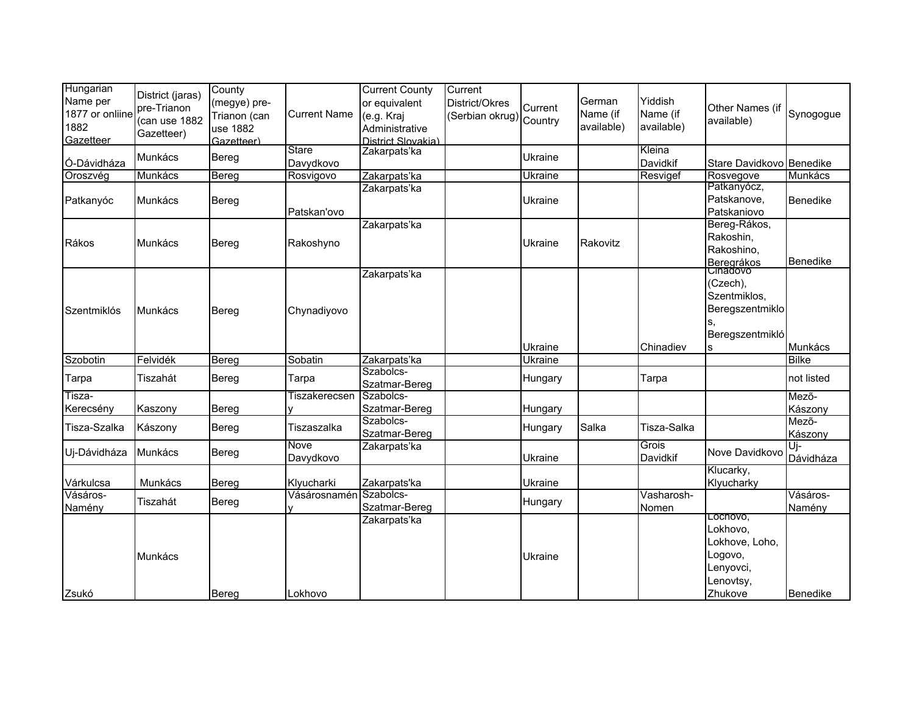| Hungarian Name per 1877 or onliine 1882 Gazetteer | District (jaras) pre-Trianon (can use 1882 Gazetteer) | County (megye) pre-Trianon (can use 1882 Gazetteer) | Current Name | Current County or equivalent (e.g. Kraj Administrative District Slovakia) | Current District/Okres (Serbian okrug) | Current Country | German Name (if available) | Yiddish Name (if available) | Other Names (if available) | Synogogue |
|---|---|---|---|---|---|---|---|---|---|---|
| Ó-Dávidháza | Munkács | Bereg | Stare Davydkovo | Zakarpats'ka | | Ukraine | | Kleina Davidkif | Stare Davidkovo | Benedike |
| Oroszvég | Munkács | Bereg | Rosvigovo | Zakarpats'ka | | Ukraine | | Resvigef | Rosvegove | Munkács |
| Patkanyóc | Munkács | Bereg | Patskan'ovo | Zakarpats'ka | | Ukraine | | | Patkanyócz, Patskanove, Patskaniovo | Benedike |
| Rákos | Munkács | Bereg | Rakoshyno | Zakarpats'ka | | Ukraine | Rakovitz | | Bereg-Rákos, Rakoshin, Rakoshino, Beregrákos | Benedike |
| Szentmiklós | Munkács | Bereg | Chynadiyovo | Zakarpats'ka | | Ukraine | | Chinadiev | Cinadovo (Czech), Szentmiklos, Beregszentmiklos, Beregszentmiklós | Munkács |
| Szobotin | Felvidék | Bereg | Sobatin | Zakarpats'ka | | Ukraine | | | | Bilke |
| Tarpa | Tiszahát | Bereg | Tarpa | Szabolcs-Szatmar-Bereg | | Hungary | | Tarpa | | not listed |
| Tisza-Kerecsény | Kaszony | Bereg | Tiszakerecseny | Szabolcs-Szatmar-Bereg | | Hungary | | | | Mező-Kászony |
| Tisza-Szalka | Kászony | Bereg | Tiszaszalka | Szabolcs-Szatmar-Bereg | | Hungary | Salka | Tisza-Salka | | Mező-Kászony |
| Uj-Dávidháza | Munkács | Bereg | Nove Davydkovo | Zakarpats'ka | | Ukraine | | Grois Davidkif | Nove Davidkovo | Uj-Dávidháza |
| Várkulcsa | Munkács | Bereg | Klyucharki | Zakarpats'ka | | Ukraine | | | Klucarky, Klyucharky | |
| Vásáros-Namény | Tiszahát | Bereg | Vásárosnamény | Szabolcs-Szatmar-Bereg | | Hungary | | Vasharosh-Nomen | | Vásáros-Namény |
| Zsukó | Munkács | Bereg | Lokhovo | Zakarpats'ka | | Ukraine | | | Lochovo, Lokhovo, Lokhove, Loho, Logovo, Lenyovci, Lenovtsy, Zhukove | Benedike |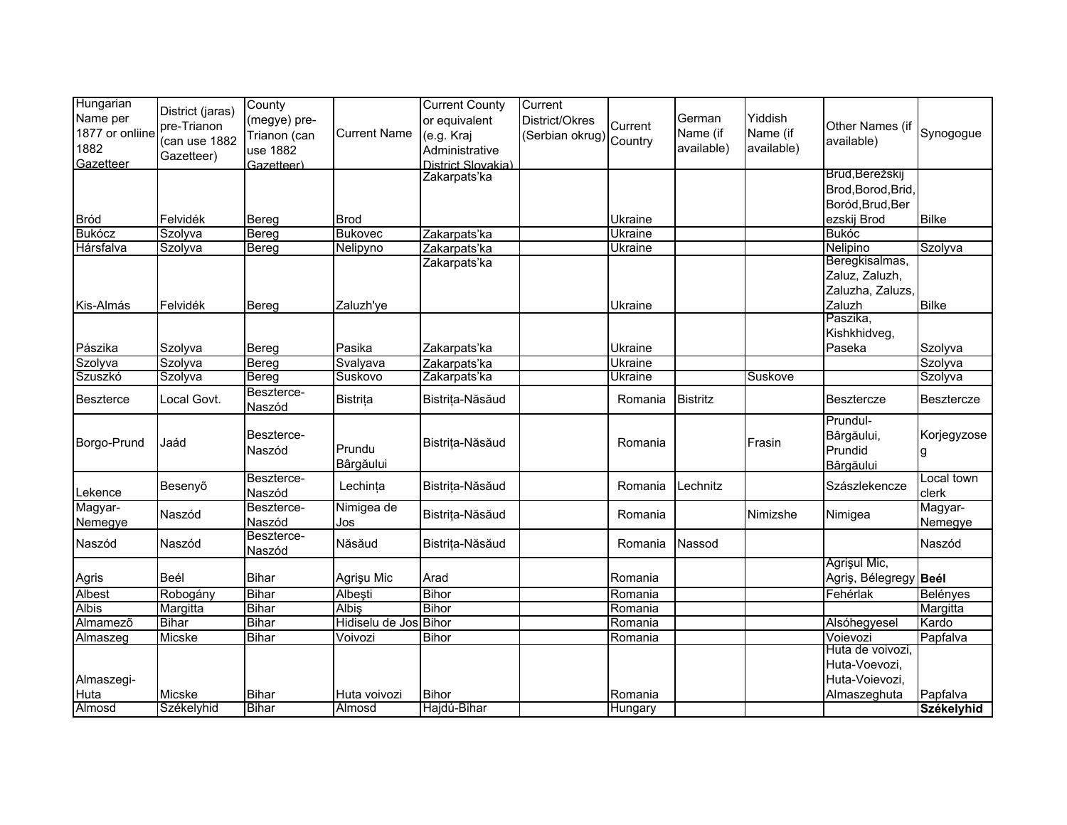| Hungarian Name per 1877 or onliine 1882 Gazetteer | District (jaras) pre-Trianon (can use 1882 Gazetteer) | County (megye) pre-Trianon (can use 1882 Gazetteer) | Current Name | Current County or equivalent (e.g. Kraj Administrative District Slovakia) | Current District/Okres (Serbian okrug) | Current Country | German Name (if available) | Yiddish Name (if available) | Other Names (if available) | Synogogue |
|---|---|---|---|---|---|---|---|---|---|---|
| Bród | Felvidék | Bereg | Brod | Zakarpats'ka | | Ukraine | | | Brud,Berežskij Brod,Borod,Brid, Boród,Brud,Berezskij Brod | Bilke |
| Bukócz | Szolyva | Bereg | Bukovec | Zakarpats'ka | | Ukraine | | | Bukóc | |
| Hársfalva | Szolyva | Bereg | Nelipyno | Zakarpats'ka | | Ukraine | | | Nelipino | Szolyva |
| Kis-Almás | Felvidék | Bereg | Zaluzh'ye | Zakarpats'ka | | Ukraine | | | Beregkisalmas, Zaluz, Zaluzh, Zaluzha, Zaluzs, Zaluzh | Bilke |
| Pászika | Szolyva | Bereg | Pasika | Zakarpats'ka | | Ukraine | | | Paszika, Kishkhidveg, Paseka | Szolyva |
| Szolyva | Szolyva | Bereg | Svalyava | Zakarpats'ka | | Ukraine | | | | Szolyva |
| Szuszkó | Szolyva | Bereg | Suskovo | Zakarpats'ka | | Ukraine | | Suskove | | Szolyva |
| Beszterce | Local Govt. | Beszterce-Naszód | Bistrița | Bistrița-Năsăud | | Romania | Bistritz | | Besztercze | Besztercze |
| Borgo-Prund | Jaád | Beszterce-Naszód | Prundu Bârgăului | Bistrița-Năsăud | | Romania | | Frasin | Prundul-Bârgăului, Prundid Bârgăului | Korjegyzoseg |
| Lekence | Besenyõ | Beszterce-Naszód | Lechința | Bistrița-Năsăud | | Romania | Lechnitz | | Szászlekencze | Local town clerk |
| Magyar-Nemegye | Naszód | Beszterce-Naszód | Nimigea de Jos | Bistrița-Năsăud | | Romania | | Nimizshe | Nimigea | Magyar-Nemegye |
| Naszód | Naszód | Beszterce-Naszód | Năsăud | Bistrița-Năsăud | | Romania | Nassod | | | Naszód |
| Agris | Beél | Bihar | Agrişu Mic | Arad | | Romania | | | Agrişul Mic, Agriş, Bélegregy | **Beél** |
| Albest | Robogány | Bihar | Albeşti | Bihor | | Romania | | | Fehérlak | Belényes |
| Albis | Margitta | Bihar | Albiş | Bihor | | Romania | | | | Margitta |
| Almamezõ | Bihar | Bihar | Hidiselu de Jos | Bihor | | Romania | | | Alsóhegyesel | Kardo |
| Almaszeg | Micske | Bihar | Voivozi | Bihor | | Romania | | | Voievozi | Papfalva |
| Almaszegi-Huta | Micske | Bihar | Huta voivozi | Bihor | | Romania | | | Huta de voivozi, Huta-Voevozi, Huta-Voievozi, Almaszeghuta | Papfalva |
| Almosd | Székelyhid | Bihar | Almosd | Hajdú-Bihar | | Hungary | | | | **Székelyhid** |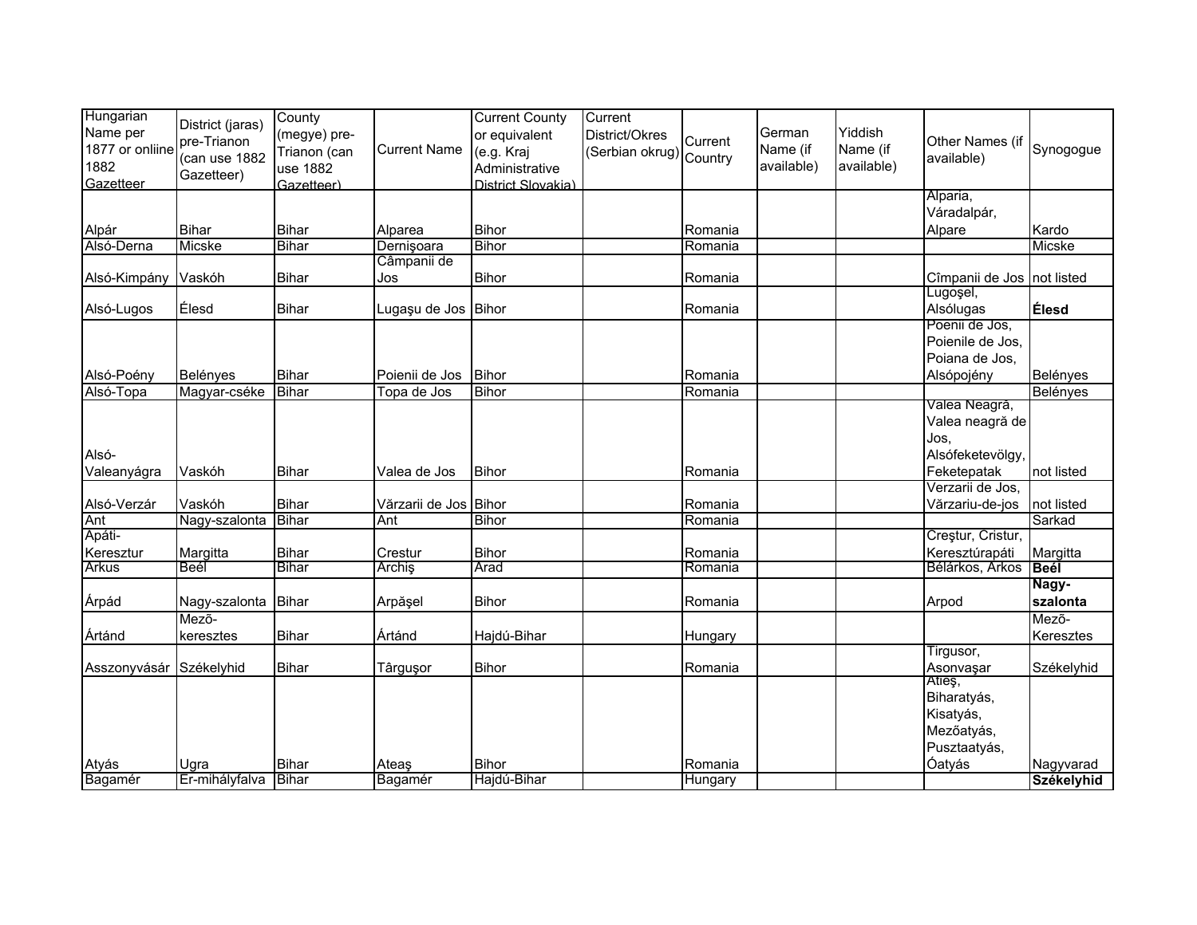| Hungarian Name per 1877 or onliine 1882 Gazetteer | District (jaras) pre-Trianon (can use 1882 Gazetteer) | County (megye) pre-Trianon (can use 1882 Gazetteer) | Current Name | Current County or equivalent (e.g. Kraj Administrative District Slovakia) | Current District/Okres (Serbian okrug) | Current Country | German Name (if available) | Yiddish Name (if available) | Other Names (if available) | Synogogue |
|---|---|---|---|---|---|---|---|---|---|---|
| Alpár | Bihar | Bihar | Alparea | Bihor | | Romania | | | Alparia, Váradalpár, Alpare | Kardo |
| Alsó-Derna | Micske | Bihar | Dernişoara | Bihor | | Romania | | | | Micske |
| Alsó-Kimpány | Vaskóh | Bihar | Câmpanii de Jos | Bihor | | Romania | | | Cîmpanii de Jos | not listed |
| Alsó-Lugos | Élesd | Bihar | Lugaşu de Jos | Bihor | | Romania | | | Lugoşel, Alsólugas | **Élesd** |
| Alsó-Poény | Belényes | Bihar | Poienii de Jos | Bihor | | Romania | | | Poenii de Jos, Poienile de Jos, Poiana de Jos, Alsópojény | Belényes |
| Alsó-Topa | Magyar-cséke | Bihar | Topa de Jos | Bihor | | Romania | | | | Belényes |
| Alsó-Valeanyágra | Vaskóh | Bihar | Valea de Jos | Bihor | | Romania | | | Valea Neagră, Valea neagră de Jos, Alsófeketevölgy, Feketepatak | not listed |
| Alsó-Verzár | Vaskóh | Bihar | Vărzarii de Jos | Bihor | | Romania | | | Verzarii de Jos, Vărzariu-de-jos | not listed |
| Ant | Nagy-szalonta | Bihar | Ant | Bihor | | Romania | | | | Sarkad |
| Apáti-Keresztur | Margitta | Bihar | Crestur | Bihor | | Romania | | | Creştur, Cristur, Keresztúrapáti | Margitta |
| Arkus | Beél | Bihar | Archiş | Arad | | Romania | | | Bélárkos, Árkos | **Beél** |
| Árpád | Nagy-szalonta | Bihar | Arpăşel | Bihor | | Romania | | | Arpod | **Nagy-szalonta** |
| Ártánd | Mező-keresztes | Bihar | Ártánd | Hajdú-Bihar | | Hungary | | | | Mező-Keresztes |
| Asszonyvásár | Székelyhid | Bihar | Târguşor | Bihor | | Romania | | | Tirgusor, Asonvaşar | Székelyhid |
| Atyás | Ugra | Bihar | Ateaş | Bihor | | Romania | | | Atieş, Biharatyás, Kisatyás, Mezőatyás, Pusztaatyás, Óatyás | Nagyvarad |
| Bagamér | Er-mihályfalva | Bihar | Bagamér | Hajdú-Bihar | | Hungary | | | | **Székelyhid** |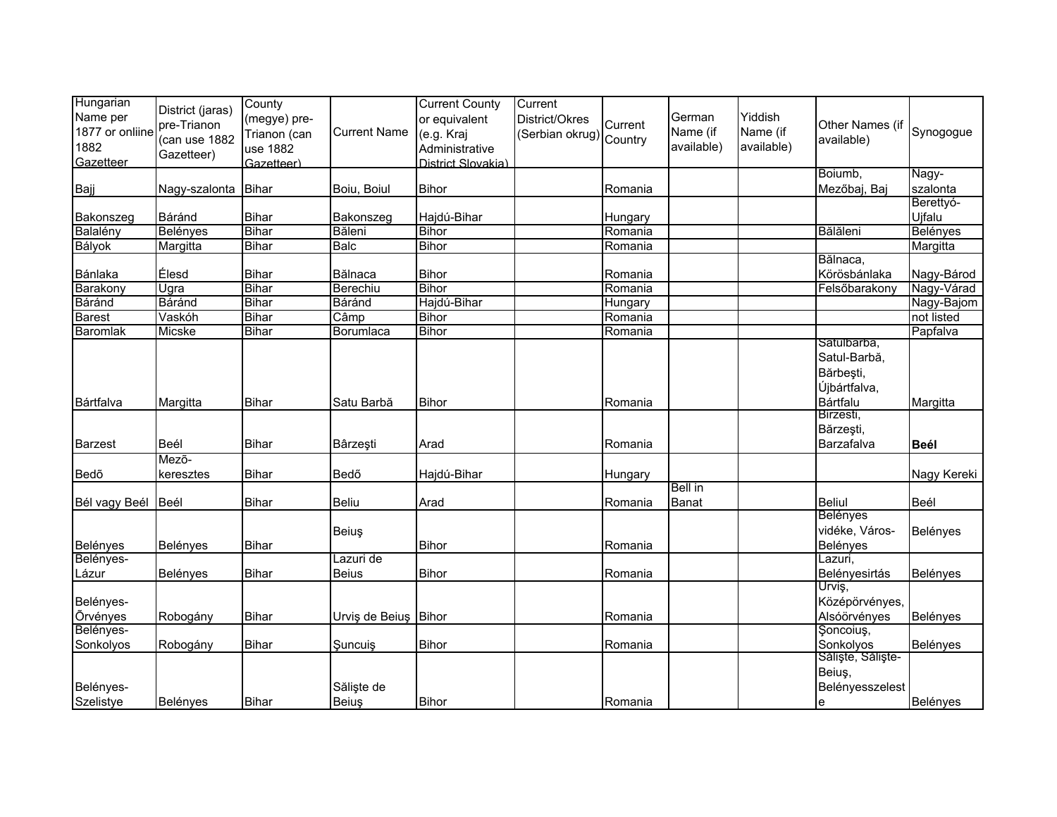| Hungarian Name per 1877 or onliine 1882 Gazetteer | District (jaras) pre-Trianon (can use 1882 Gazetteer) | County (megye) pre-Trianon (can use 1882 Gazetteer) | Current Name | Current County or equivalent (e.g. Kraj Administrative District Slovakia) | Current District/Okres (Serbian okrug) | Current Country | German Name (if available) | Yiddish Name (if available) | Other Names (if available) | Synogogue |
|---|---|---|---|---|---|---|---|---|---|---|
| Bajj | Nagy-szalonta | Bihar | Boiu, Boiul | Bihor | | Romania | | | Boiumb, Mezőbaj, Baj | Nagy-szalonta |
| Bakonszeg | Báránd | Bihar | Bakonszeg | Hajdú-Bihar | | Hungary | | | | Berettyó-Ujfalu |
| Balalény | Belényes | Bihar | Băleni | Bihor | | Romania | | | Bălăleni | Belényes |
| Bályok | Margitta | Bihar | Balc | Bihor | | Romania | | | | Margitta |
| Bánlaka | Élesd | Bihar | Bălnaca | Bihor | | Romania | | | Bălnaca, Körösbánlaka | Nagy-Bárod |
| Barakony | Ugra | Bihar | Berechiu | Bihor | | Romania | | | Felsőbarakony | Nagy-Várad |
| Báránd | Báránd | Bihar | Báránd | Hajdú-Bihar | | Hungary | | | | Nagy-Bajom |
| Barest | Vaskóh | Bihar | Câmp | Bihor | | Romania | | | | not listed |
| Baromlak | Micske | Bihar | Borumlaca | Bihor | | Romania | | | | Papfalva |
| Bártfalva | Margitta | Bihar | Satu Barbă | Bihor | | Romania | | | Satulbarba, Satul-Barbă, Bărbeşti, Újbártfalva, Bártfalu | Margitta |
| Barzest | Beél | Bihar | Bârzeşti | Arad | | Romania | | | Birzesti, Bărzeşti, Barzafalva | **Beél** |
| Bedõ | Mezõ-keresztes | Bihar | Bedő | Hajdú-Bihar | | Hungary | | | | Nagy Kereki |
| Bél vagy Beél | Beél | Bihar | Beliu | Arad | | Romania | Bell in Banat | | Beliul | Beél |
| Belényes | Belényes | Bihar | Beiuş | Bihor | | Romania | | | Belényes vidéke, Város-Belényes | Belényes |
| Belényes-Lázur | Belényes | Bihar | Lazuri de Beius | Bihor | | Romania | | | Lazuri, Belényesirtás | Belényes |
| Belényes-Õrvényes | Robogány | Bihar | Urviş de Beiuş | Bihor | | Romania | | | Urviş, Középörvényes, Alsóörvényes | Belényes |
| Belényes-Sonkolyos | Robogány | Bihar | Şuncuiş | Bihor | | Romania | | | Şoncoiuş, Sonkolyos | Belényes |
| Belényes-Szelistye | Belényes | Bihar | Sălişte de Beiuş | Bihor | | Romania | | | Sălişte, Sălişte-Beiuş, Belényesszelest e | Belényes |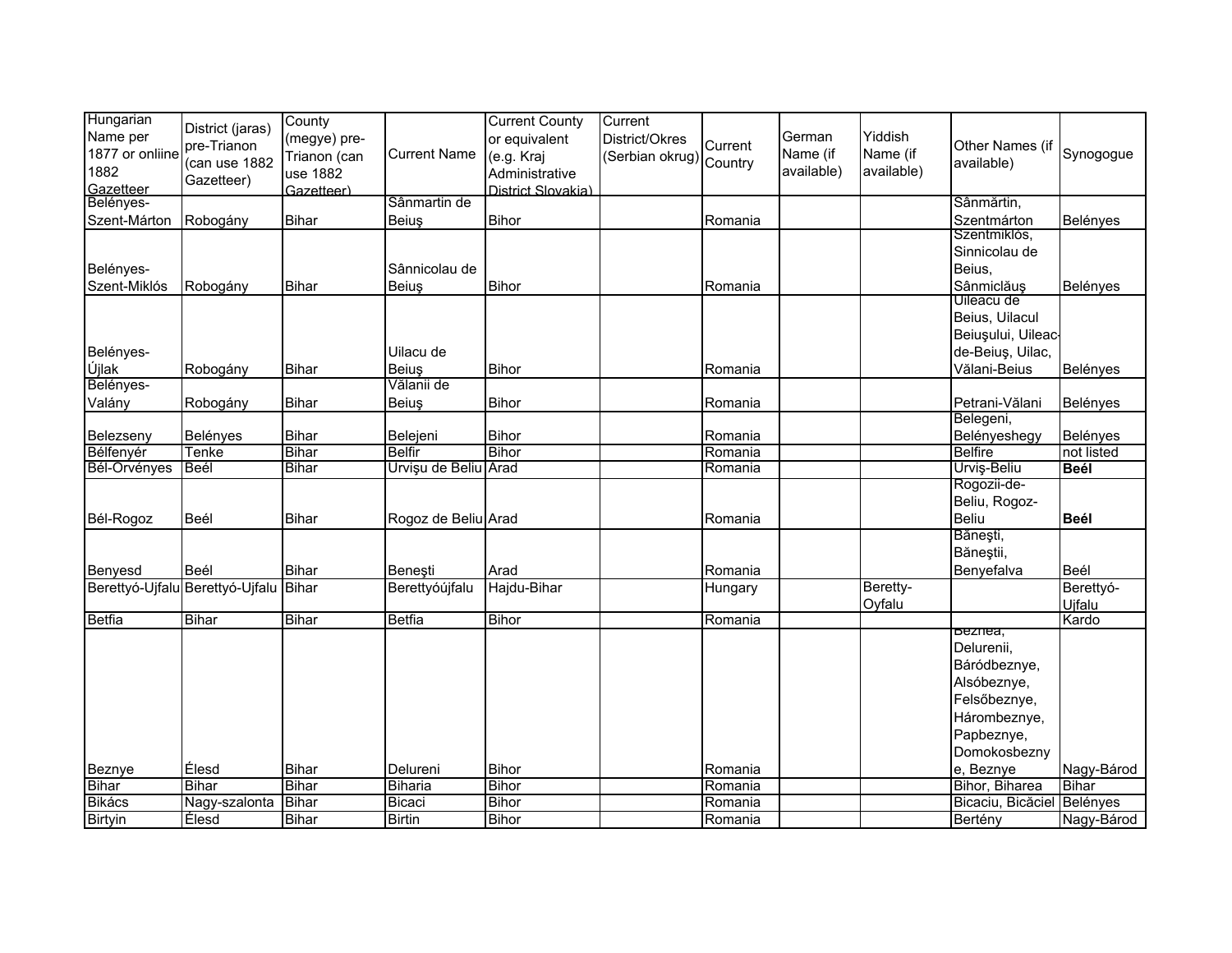| Hungarian Name per 1877 or onliine 1882 Gazetteer | District (jaras) pre-Trianon (can use 1882 Gazetteer) | County (megye) pre-Trianon (can use 1882 Gazetteer) | Current Name | Current County or equivalent (e.g. Kraj Administrative District Slovakia) | Current District/Okres (Serbian okrug) | Current Country | German Name (if available) | Yiddish Name (if available) | Other Names (if available) | Synogogue |
|---|---|---|---|---|---|---|---|---|---|---|
| Belényes-Szent-Márton | Robogány | Bihar | Sânmartin de Beiuş | Bihor | | Romania | | | Sânmărtin, Szentmárton | Belényes |
| Belényes-Szent-Miklós | Robogány | Bihar | Sânnicolau de Beiuş | Bihor | | Romania | | | Szentmiklós, Sinnicolau de Beius, Sânmiclăuş | Belényes |
| Belényes-Újlak | Robogány | Bihar | Uilacu de Beiuş | Bihor | | Romania | | | Uileacu de Beius, Uilacul Beiuşului, Uileac-de-Beiuş, Uilac, Vălani-Beius | Belényes |
| Belényes-Valány | Robogány | Bihar | Vălanii de Beiuş | Bihor | | Romania | | | Petrani-Vălani | Belényes |
| Belezseny | Belényes | Bihar | Belejeni | Bihor | | Romania | | | Belegeni, Belényeshegy | Belényes |
| Bélfenyér | Tenke | Bihar | Belfir | Bihor | | Romania | | | Belfire | not listed |
| Bél-Örvényes | Beél | Bihar | Urvişu de Beliu | Arad | | Romania | | | Urviş-Beliu | **Beél** |
| Bél-Rogoz | Beél | Bihar | Rogoz de Beliu | Arad | | Romania | | | Rogozii-de-Beliu, Rogoz-Beliu | **Beél** |
| Benyesd | Beél | Bihar | Beneşti | Arad | | Romania | | | Băneşti, Băneştii, Benyefalva | Beél |
| Berettyó-Ujfalu | Berettyó-Ujfalu | Bihar | Berettyóújfalu | Hajdu-Bihar | | Hungary | | Beretty-Oyfalu | | Berettyó-Ujfalu |
| Betfia | Bihar | Bihar | Betfia | Bihor | | Romania | | | | Kardo |
| Beznye | Élesd | Bihar | Delureni | Bihor | | Romania | | | Beznea, Delurenii, Báródbeznye, Alsóbeznye, Felsőbeznye, Hárombeznye, Papbeznye, Domokosbeznye, Beznye | Nagy-Bárod |
| Bihar | Bihar | Bihar | Biharia | Bihor | | Romania | | | Bihor, Biharea | Bihar |
| Bikács | Nagy-szalonta | Bihar | Bicaci | Bihor | | Romania | | | Bicaciu, Bicăciel | Belényes |
| Birtyin | Élesd | Bihar | Birtin | Bihor | | Romania | | | Bertény | Nagy-Bárod |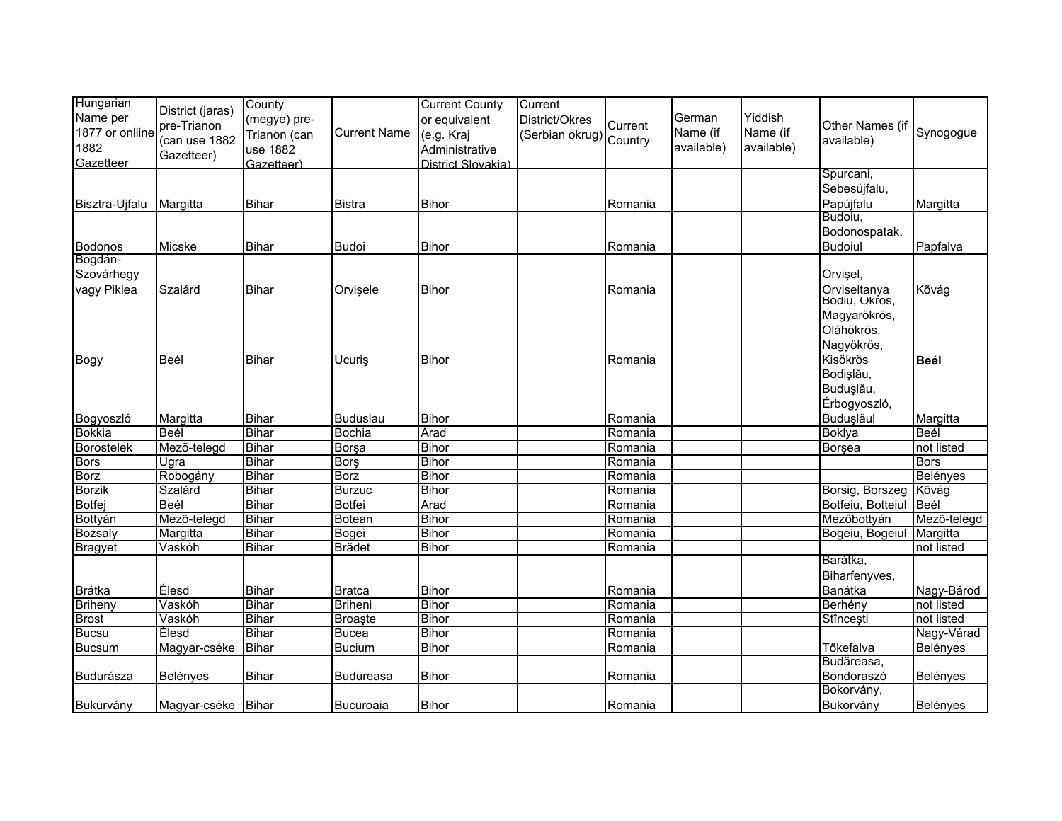| Hungarian Name per 1877 or onliine 1882 Gazetteer | District (jaras) pre-Trianon (can use 1882 Gazetteer) | County (megye) pre-Trianon (can use 1882 Gazetteer) | Current Name | Current County or equivalent (e.g. Kraj Administrative District Slovakia) | Current District/Okres (Serbian okrug) | Current Country | German Name (if available) | Yiddish Name (if available) | Other Names (if available) | Synogogue |
|---|---|---|---|---|---|---|---|---|---|---|
| Bisztra-Ujfalu | Margitta | Bihar | Bistra | Bihor | | Romania | | | Spurcani, Sebesújfalu, Papújfalu | Margitta |
| Bodonos | Micske | Bihar | Budoi | Bihor | | Romania | | | Budoiu, Bodonospatak, Budoiul | Papfalva |
| Bogdán-Szovárhegy vagy Piklea | Szalárd | Bihar | Orvişele | Bihor | | Romania | | | Orvişel, Orviseltanya | Kővág |
| Bogy | Beél | Bihar | Ucuriş | Bihor | | Romania | | | Bodiu, Okrös, Magyarökrös, Oláhökrös, Nagyökrös, Kisökrös | **Beél** |
| Bogyoszló | Margitta | Bihar | Buduslau | Bihor | | Romania | | | Bodişlău, Buduşlău, Érbogyoszló, Buduşlăul | Margitta |
| Bokkia | Beél | Bihar | Bochia | Arad | | Romania | | | Boklya | Beél |
| Borostelek | Mezõ-telegd | Bihar | Borşa | Bihor | | Romania | | | Borşea | not listed |
| Bors | Ugra | Bihar | Borş | Bihor | | Romania | | | | Bors |
| Borz | Robogány | Bihar | Borz | Bihor | | Romania | | | | Belényes |
| Borzik | Szalárd | Bihar | Burzuc | Bihor | | Romania | | | Borsig, Borszeg | Kővág |
| Botfej | Beél | Bihar | Botfei | Arad | | Romania | | | Botfeiu, Botteiul | Beél |
| Bottyán | Mezõ-telegd | Bihar | Botean | Bihor | | Romania | | | Mezőbottyán | Mezõ-telegd |
| Bozsaly | Margitta | Bihar | Bogei | Bihor | | Romania | | | Bogeiu, Bogeiul | Margitta |
| Bragyet | Vaskóh | Bihar | Brădet | Bihor | | Romania | | | | not listed |
| Brátka | Élesd | Bihar | Bratca | Bihor | | Romania | | | Barátka, Biharfenyves, Banátka | Nagy-Bárod |
| Briheny | Vaskóh | Bihar | Briheni | Bihor | | Romania | | | Berhény | not listed |
| Brost | Vaskóh | Bihar | Broaşte | Bihor | | Romania | | | Stînceşti | not listed |
| Bucsu | Élesd | Bihar | Bucea | Bihor | | Romania | | | | Nagy-Várad |
| Bucsum | Magyar-cséke | Bihar | Bucium | Bihor | | Romania | | | Tőkefalva | Belényes |
| Budurásza | Belényes | Bihar | Budureasa | Bihor | | Romania | | | Budăreasa, Bondoraszó | Belényes |
| Bukurvány | Magyar-cséke | Bihar | Bucuroaia | Bihor | | Romania | | | Bokorvány, Bukorvány | Belényes |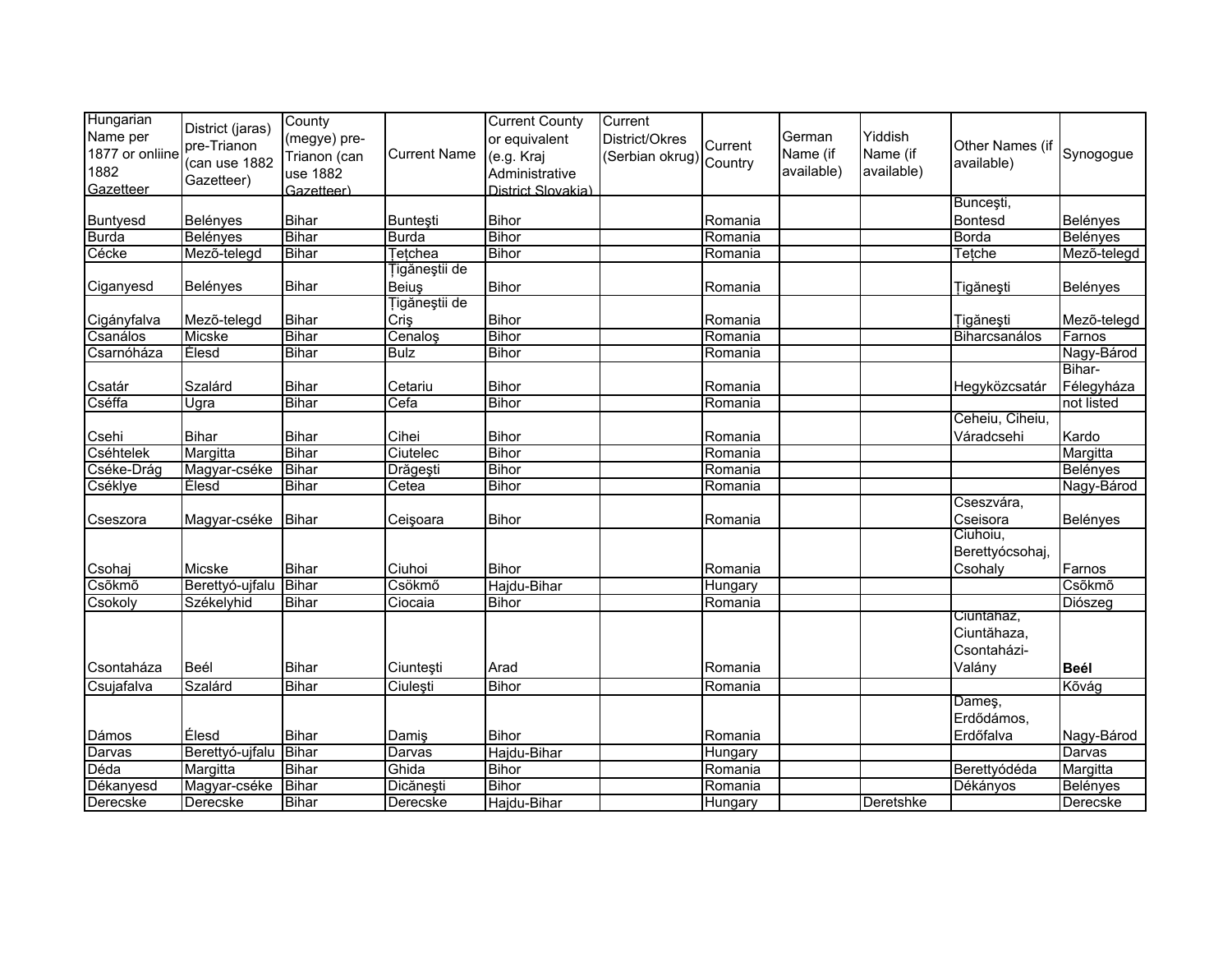| Hungarian Name per 1877 or onliine 1882 Gazetteer | District (jaras) pre-Trianon (can use 1882 Gazetteer) | County (megye) pre-Trianon (can use 1882 Gazetteer) | Current Name | Current County or equivalent (e.g. Kraj Administrative District Slovakia) | Current District/Okres (Serbian okrug) | Current Country | German Name (if available) | Yiddish Name (if available) | Other Names (if available) | Synogogue |
|---|---|---|---|---|---|---|---|---|---|---|
| Buntyesd | Belényes | Bihar | Bunteşti | Bihor | | Romania | | | Bunceşti, Bontesd | Belényes |
| Burda | Belényes | Bihar | Burda | Bihor | | Romania | | | Borda | Belényes |
| Cécke | Mezõ-telegd | Bihar | Ţeţchea | Bihor | | Romania | | | Teţche | Mezõ-telegd |
| Ciganyesd | Belényes | Bihar | Ţigăneştii de Beiuş | Bihor | | Romania | | | Ţigăneşti | Belényes |
| Cigányfalva | Mezõ-telegd | Bihar | Ţigăneştii de Criş | Bihor | | Romania | | | Ţigăneşti | Mezõ-telegd |
| Csanálos | Micske | Bihar | Cenaloş | Bihor | | Romania | | | Biharcsanálos | Farnos |
| Csarnóháza | Élesd | Bihar | Bulz | Bihor | | Romania | | | | Nagy-Bárod |
| Csatár | Szalárd | Bihar | Cetariu | Bihor | | Romania | | | Hegyközcsatár | Bihar-Félegyháza |
| Cséffa | Ugra | Bihar | Cefa | Bihor | | Romania | | | | not listed |
| Csehi | Bihar | Bihar | Cihei | Bihor | | Romania | | | Ceheiu, Ciheiu, Váradcsehi | Kardo |
| Cséhtelek | Margitta | Bihar | Ciutelec | Bihor | | Romania | | | | Margitta |
| Cséke-Drág | Magyar-cséke | Bihar | Drăgeşti | Bihor | | Romania | | | | Belényes |
| Cséklye | Élesd | Bihar | Cetea | Bihor | | Romania | | | | Nagy-Bárod |
| Cseszora | Magyar-cséke | Bihar | Ceişoara | Bihor | | Romania | | | Cseszvára, Cseisora | Belényes |
| Csohaj | Micske | Bihar | Ciuhoi | Bihor | | Romania | | | Ciuhoiu, Berettyócsohaj, Csohaly | Farnos |
| Csõkmõ | Berettyó-ujfalu | Bihar | Csökmő | Hajdu-Bihar | | Hungary | | | | Csõkmõ |
| Csokoly | Székelyhid | Bihar | Ciocaia | Bihor | | Romania | | | | Diószeg |
| Csontaháza | Beél | Bihar | Ciunteşti | Arad | | Romania | | | Ciuntahaz, Ciuntăhaza, Csontaházi-Valány | **Beél** |
| Csujafalva | Szalárd | Bihar | Ciuleşti | Bihor | | Romania | | | | Kõvág |
| Dámos | Élesd | Bihar | Damiş | Bihor | | Romania | | | Dameş, Erdődámos, Erdőfalva | Nagy-Bárod |
| Darvas | Berettyó-ujfalu | Bihar | Darvas | Hajdu-Bihar | | Hungary | | | | Darvas |
| Déda | Margitta | Bihar | Ghida | Bihor | | Romania | | | Berettyódéda | Margitta |
| Dékanyesd | Magyar-cséke | Bihar | Dicăneşti | Bihor | | Romania | | | Dékányos | Belényes |
| Derecske | Derecske | Bihar | Derecske | Hajdu-Bihar | | Hungary | | Deretshke | | Derecske |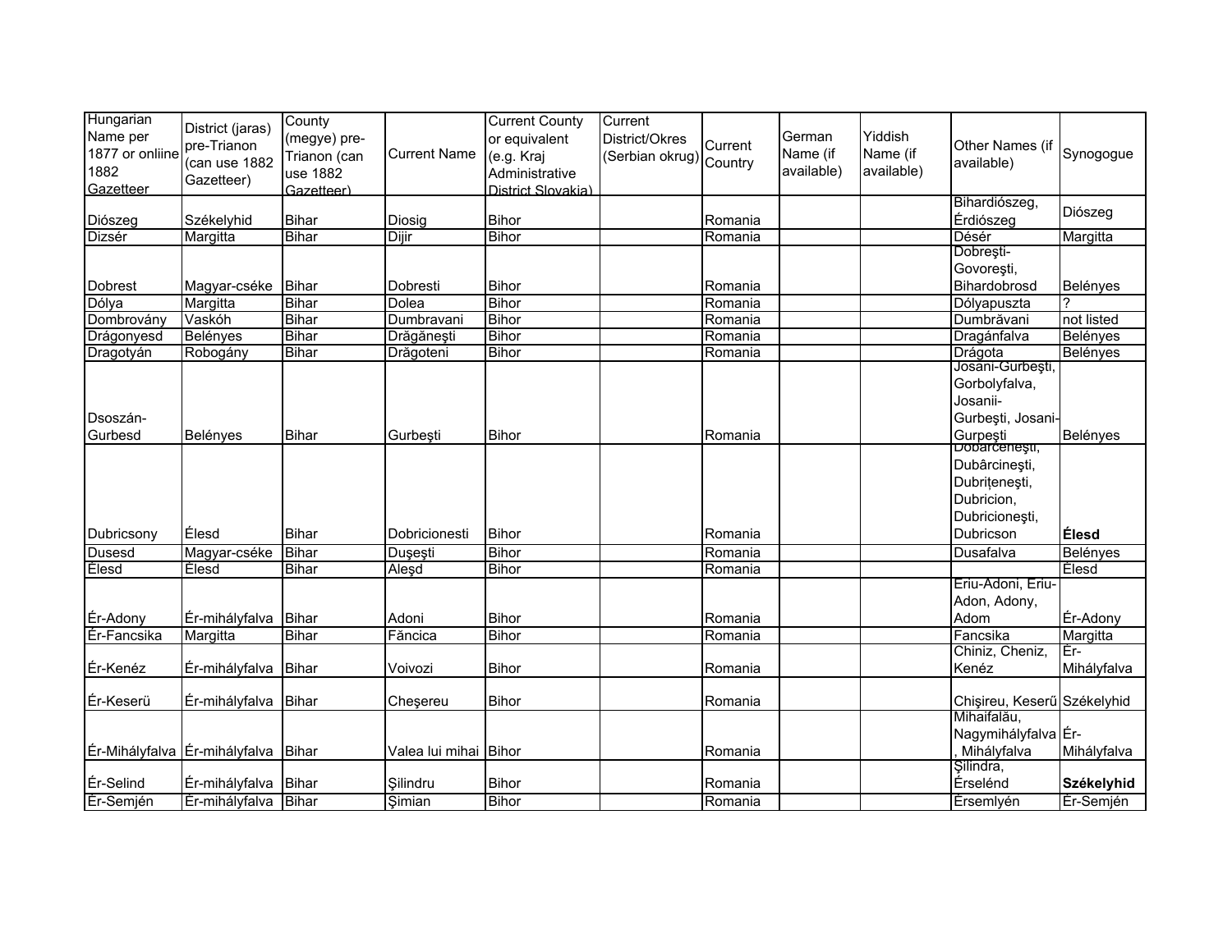| Hungarian Name per 1877 or onliine 1882 Gazetteer | District (jaras) pre-Trianon (can use 1882 Gazetteer) | County (megye) pre-Trianon (can use 1882 Gazetteer) | Current Name | Current County or equivalent (e.g. Kraj Administrative District Slovakia) | Current District/Okres (Serbian okrug) | Current Country | German Name (if available) | Yiddish Name (if available) | Other Names (if available) | Synogogue |
|---|---|---|---|---|---|---|---|---|---|---|
| Diószeg | Székelyhid | Bihar | Diosig | Bihor | | Romania | | | Bihardiószeg, Érdiószeg | Diószeg |
| Dizsér | Margitta | Bihar | Dijir | Bihor | | Romania | | | Désér | Margitta |
| Dobrest | Magyar-cséke | Bihar | Dobresti | Bihor | | Romania | | | Dobreşti-Govoreşti, Bihardobrosd | Belényes |
| Dólya | Margitta | Bihar | Dolea | Bihor | | Romania | | | Dólyapuszta | ? |
| Dombrovány | Vaskóh | Bihar | Dumbravani | Bihor | | Romania | | | Dumbrăvani | not listed |
| Drágonyesd | Belényes | Bihar | Drăgăneşti | Bihor | | Romania | | | Dragánfalva | Belényes |
| Dragotyán | Robogány | Bihar | Drăgoteni | Bihor | | Romania | | | Drágota | Belényes |
| Dsoszán-Gurbesd | Belényes | Bihar | Gurbeşti | Bihor | | Romania | | | Josani-Gurbeşti, Gorbolyfalva, Josanii-Gurbeşti, Josani-Gurpeşti | Belényes |
| Dubricsony | Élesd | Bihar | Dobricionesti | Bihor | | Romania | | | Dobârceneşti, Dubârcineşti, Dubriţeneşti, Dubricion, Dubricioneşti, Dubricson | **Élesd** |
| Dusesd | Magyar-cséke | Bihar | Duşeşti | Bihor | | Romania | | | Dusafalva | Belényes |
| Élesd | Élesd | Bihar | Aleşd | Bihor | | Romania | | | | Élesd |
| Ér-Adony | Ér-mihályfalva | Bihar | Adoni | Bihor | | Romania | | | Eriu-Adoni, Eriu-Adon, Adony, Adom | Ér-Adony |
| Ér-Fancsika | Margitta | Bihar | Făncica | Bihor | | Romania | | | Fancsika | Margitta |
| Ér-Kenéz | Ér-mihályfalva | Bihar | Voivozi | Bihor | | Romania | | | Chiniz, Cheniz, Kenéz | Ér-Mihályfalva |
| Ér-Keserü | Ér-mihályfalva | Bihar | Cheşereu | Bihor | | Romania | | | Chişireu, Keserű | Székelyhid |
| Ér-Mihályfalva | Ér-mihályfalva | Bihar | Valea lui mihai | Bihor | | Romania | | | Mihaifalău, Nagymihályfalva, Mihályfalva | Ér-Mihályfalva |
| Ér-Selind | Ér-mihályfalva | Bihar | Şilindru | Bihor | | Romania | | | Şilindra, Érselénd | **Székelyhid** |
| Ér-Semjén | Ér-mihályfalva | Bihar | Şimian | Bihor | | Romania | | | Érsemlyén | Ér-Semjén |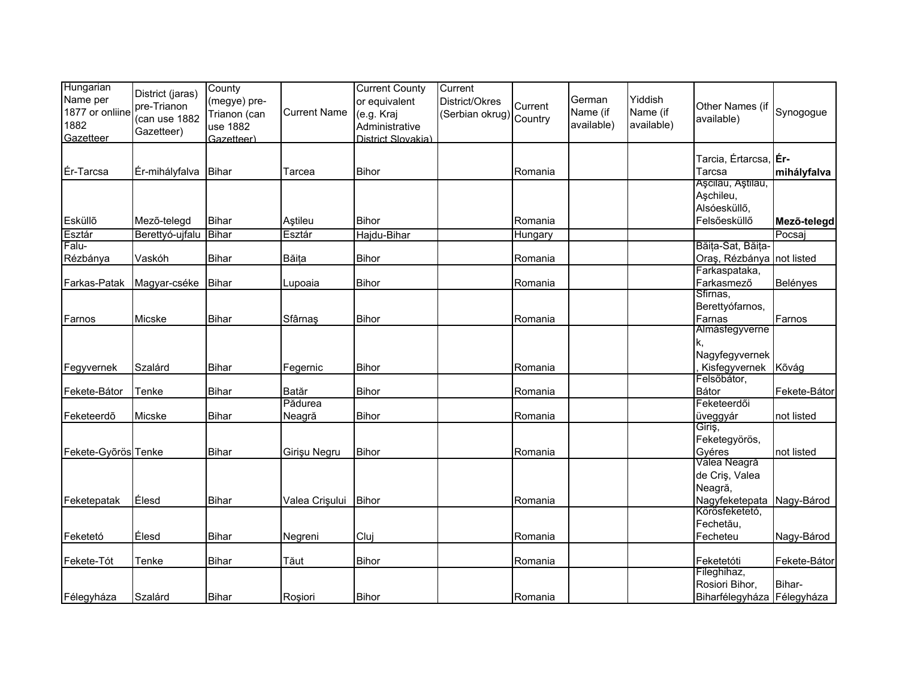| Hungarian Name per 1877 or onliine 1882 Gazetteer | District (jaras) pre-Trianon (can use 1882 Gazetteer) | County (megye) pre-Trianon (can use 1882 Gazetteer) | Current Name | Current County or equivalent (e.g. Kraj Administrative District Slovakia) | Current District/Okres (Serbian okrug) | Current Country | German Name (if available) | Yiddish Name (if available) | Other Names (if available) | Synogogue |
|---|---|---|---|---|---|---|---|---|---|---|
| Ér-Tarcsa | Ér-mihályfalva | Bihar | Tarcea | Bihor | | Romania | | | Tarcia, Értarcsa, Tarcsa | **Ér-mihályfalva** |
| Esküllõ | Mezõ-telegd | Bihar | Aştileu | Bihor | | Romania | | | Aşcilău, Aştilău, Aşchileu, Alsóesküllő, Felsőesküllő | **Mezõ-telegd** |
| Esztár | Berettyó-ujfalu | Bihar | Esztár | Hajdu-Bihar | | Hungary | | | | Pocsaj |
| Falu-Rézbánya | Vaskóh | Bihar | Băiţa | Bihor | | Romania | | | Băiţa-Sat, Băiţa-Oraş, Rézbánya | not listed |
| Farkas-Patak | Magyar-cséke | Bihar | Lupoaia | Bihor | | Romania | | | Farkaspataka, Farkasmező | Belényes |
| Farnos | Micske | Bihar | Sfârnaş | Bihor | | Romania | | | Sfirnas, Berettyófarnos, Farnas | Farnos |
| Fegyvernek | Szalárd | Bihar | Fegernic | Bihor | | Romania | | | Almásfegyvernek, Nagyfegyvernek, Kisfegyvernek | Kõvág |
| Fekete-Bátor | Tenke | Bihar | Batăr | Bihor | | Romania | | | Felsőbátor, Bátor | Fekete-Bátor |
| Feketeerdõ | Micske | Bihar | Pădurea Neagră | Bihor | | Romania | | | Feketeerdői üveggyár | not listed |
| Fekete-Gyõrös | Tenke | Bihar | Girişu Negru | Bihor | | Romania | | | Giriş, Feketegyörös, Gyéres | not listed |
| Feketepatak | Élesd | Bihar | Valea Crişului | Bihor | | Romania | | | Valea Neagră de Criş, Valea Neagră, Nagyfeketepata | Nagy-Bárod |
| Feketetó | Élesd | Bihar | Negreni | Cluj | | Romania | | | Körösfeketetó, Fechetău, Fecheteu | Nagy-Bárod |
| Fekete-Tót | Tenke | Bihar | Tăut | Bihor | | Romania | | | Feketetóti | Fekete-Bátor |
| Félegyháza | Szalárd | Bihar | Roşiori | Bihor | | Romania | | | Fileghihaz, Rosiori Bihor, Biharfélegyháza | Bihar-Félegyháza |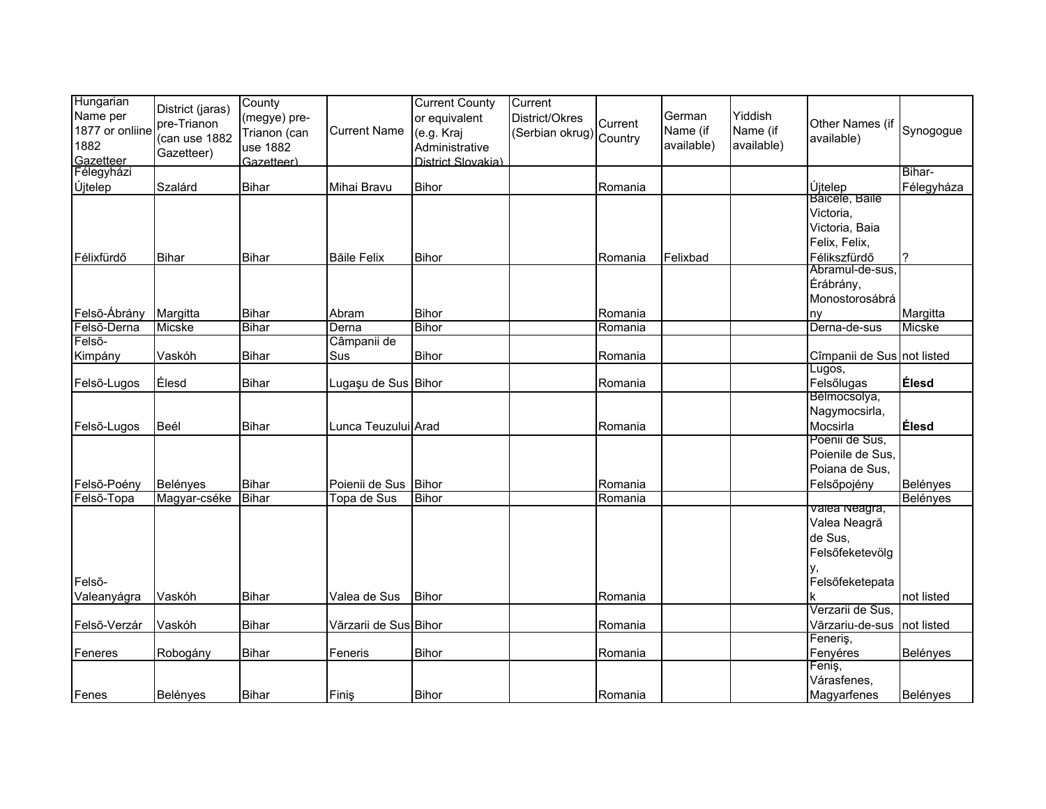| Hungarian Name per 1877 or onliine 1882 Gazetteer | District (jaras) pre-Trianon (can use 1882 Gazetteer) | County (megye) pre-Trianon (can use 1882 Gazetteer) | Current Name | Current County or equivalent (e.g. Kraj Administrative District Slovakia) | Current District/Okres (Serbian okrug) | Current Country | German Name (if available) | Yiddish Name (if available) | Other Names (if available) | Synogogue |
|---|---|---|---|---|---|---|---|---|---|---|
| Félegyházi Újtelep | Szalárd | Bihar | Mihai Bravu | Bihor | | Romania | | | Újtelep | Bihar-Félegyháza |
| Félixfürdő | Bihar | Bihar | Băile Felix | Bihor | | Romania | Felixbad | | Baicele, Baile Victoria, Victoria, Baia Felix, Felix, Félikszfürdő | ? |
| Felső-Ábrány | Margitta | Bihar | Abram | Bihor | | Romania | | | Abramul-de-sus, Érábrány, Monostorosábrány | Margitta |
| Felső-Derna | Micske | Bihar | Derna | Bihor | | Romania | | | Derna-de-sus | Micske |
| Felső-Kimpány | Vaskóh | Bihar | Câmpanii de Sus | Bihor | | Romania | | | Cîmpanii de Sus | not listed |
| Felső-Lugos | Élesd | Bihar | Lugaşu de Sus | Bihor | | Romania | | | Lugos, Felsőlugas | **Élesd** |
| Felső-Lugos | Beél | Bihar | Lunca Teuzului | Arad | | Romania | | | Bélmocsolya, Nagymocsirla, Mocsirla | **Élesd** |
| Felső-Poény | Belényes | Bihar | Poienii de Sus | Bihor | | Romania | | | Poenii de Sus, Poienile de Sus, Poiana de Sus, Felsőpojény | Belényes |
| Felső-Topa | Magyar-cséke | Bihar | Topa de Sus | Bihor | | Romania | | | | Belényes |
| Felső-Valeanyágra | Vaskóh | Bihar | Valea de Sus | Bihor | | Romania | | | Valea Neagra, Valea Neagră de Sus, Felsőfeketevölgy, Felsőfeketepatak | not listed |
| Felső-Verzár | Vaskóh | Bihar | Vărzarii de Sus | Bihor | | Romania | | | Verzarii de Sus, Vărzariu-de-sus | not listed |
| Feneres | Robogány | Bihar | Feneris | Bihor | | Romania | | | Feneriş, Fenyéres | Belényes |
| Fenes | Belényes | Bihar | Finiş | Bihor | | Romania | | | Feniş, Várasfenes, Magyarfenes | Belényes |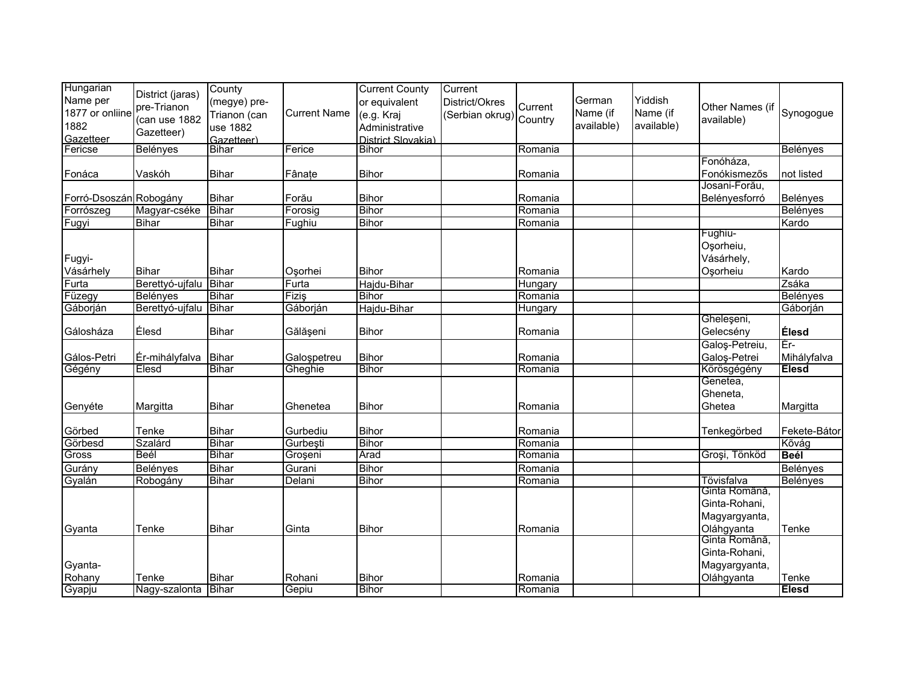| Hungarian Name per 1877 or onliine 1882 Gazetteer | District (jaras) pre-Trianon (can use 1882 Gazetteer) | County (megye) pre-Trianon (can use 1882 Gazetteer) | Current Name | Current County or equivalent (e.g. Kraj Administrative District Slovakia) | Current District/Okres (Serbian okrug) | Current Country | German Name (if available) | Yiddish Name (if available) | Other Names (if available) | Synogogue |
|---|---|---|---|---|---|---|---|---|---|---|
| Fericse | Belényes | Bihar | Ferice | Bihor | | Romania | | | | Belényes |
| Fonáca | Vaskóh | Bihar | Fânațe | Bihor | | Romania | | | Fonóháza, Fonókismezős | not listed |
| Forró-Dsoszán | Robogány | Bihar | Forău | Bihor | | Romania | | | Josani-Forău, Belényesforró | Belényes |
| Forrószeg | Magyar-cséke | Bihar | Forosig | Bihor | | Romania | | | | Belényes |
| Fugyi | Bihar | Bihar | Fughiu | Bihor | | Romania | | | | Kardo |
| Fugyi-Vásárhely | Bihar | Bihar | Oşorhei | Bihor | | Romania | | | Fughiu-Oşorheiu, Vásárhely, Oşorheiu | Kardo |
| Furta | Berettyó-ujfalu | Bihar | Furta | Hajdu-Bihar | | Hungary | | | | Zsáka |
| Füzegy | Belényes | Bihar | Fiziş | Bihor | | Romania | | | | Belényes |
| Gáborján | Berettyó-ujfalu | Bihar | Gáborján | Hajdu-Bihar | | Hungary | | | | Gáborján |
| Gálosháza | Élesd | Bihar | Gălăşeni | Bihor | | Romania | | | Gheleşeni, Gelecsény | **Élesd** |
| Gálos-Petri | Ér-mihályfalva | Bihar | Galoşpetreu | Bihor | | Romania | | | Galoş-Petreiu, Galoş-Petrei | Ér-Mihályfalva |
| Gégény | Élesd | Bihar | Gheghie | Bihor | | Romania | | | Körösgégény | **Élesd** |
| Genyéte | Margitta | Bihar | Ghenetea | Bihor | | Romania | | | Genetea, Gheneta, Ghetea | Margitta |
| Görbed | Tenke | Bihar | Gurbediu | Bihor | | Romania | | | Tenkegörbed | Fekete-Bátor |
| Görbesd | Szalárd | Bihar | Gurbeşti | Bihor | | Romania | | | | Kővág |
| Gross | Beél | Bihar | Groşeni | Arad | | Romania | | | Groşi, Tönköd | **Beél** |
| Gurány | Belényes | Bihar | Gurani | Bihor | | Romania | | | | Belényes |
| Gyalán | Robogány | Bihar | Delani | Bihor | | Romania | | | Tövisfalva | Belényes |
| Gyanta | Tenke | Bihar | Ginta | Bihor | | Romania | | | Ginta Română, Ginta-Rohani, Magyargyanta, Oláhgyanta | Tenke |
| Gyanta-Rohany | Tenke | Bihar | Rohani | Bihor | | Romania | | | Ginta Română, Ginta-Rohani, Magyargyanta, Oláhgyanta | Tenke |
| Gyapju | Nagy-szalonta | Bihar | Gepiu | Bihor | | Romania | | | | **Élesd** |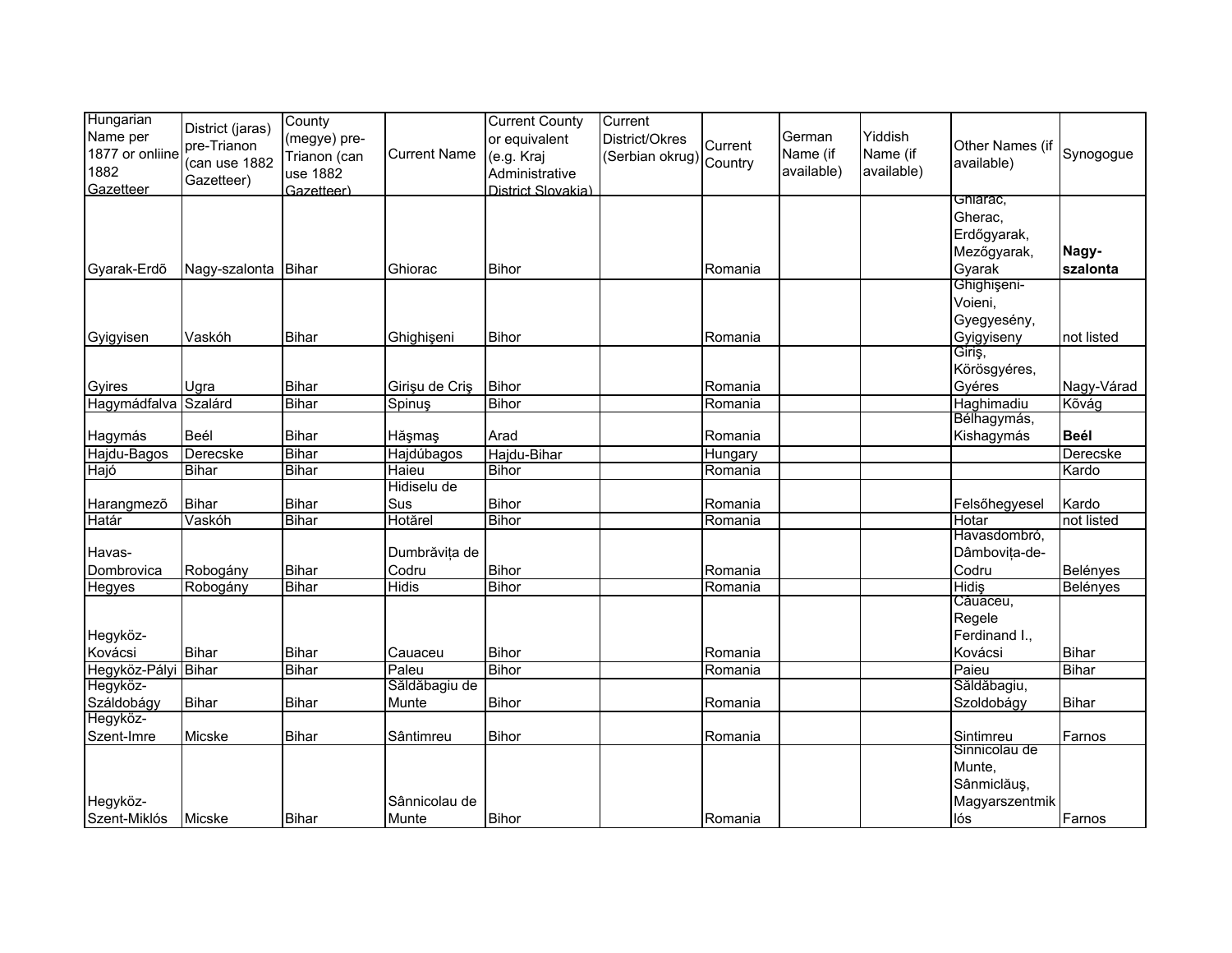| Hungarian Name per 1877 or onliine 1882 Gazetteer | District (jaras) pre-Trianon (can use 1882 Gazetteer) | County (megye) pre-Trianon (can use 1882 Gazetteer) | Current Name | Current County or equivalent (e.g. Kraj Administrative District Slovakia) | Current District/Okres (Serbian okrug) | Current Country | German Name (if available) | Yiddish Name (if available) | Other Names (if available) | Synogogue |
|---|---|---|---|---|---|---|---|---|---|---|
| Gyarak-Erdõ | Nagy-szalonta | Bihar | Ghiorac | Bihor | | Romania | | | Ghiarac, Gherac, Erdőgyarak, Mezőgyarak, Gyarak | **Nagy-szalonta** |
| Gyigyisen | Vaskóh | Bihar | Ghighişeni | Bihor | | Romania | | | Ghighişeni-Voieni, Gyegyesény, Gyigyiseny | not listed |
| Gyires | Ugra | Bihar | Girişu de Criş | Bihor | | Romania | | | Giriş, Körösgyéres, Gyéres | Nagy-Várad |
| Hagymádfalva | Szalárd | Bihar | Spinuş | Bihor | | Romania | | | Haghimadiu | Kővág |
| Hagymás | Beél | Bihar | Hăşmaş | Arad | | Romania | | | Bélhagymás, Kishagymás | **Beél** |
| Hajdu-Bagos | Derecske | Bihar | Hajdúbagos | Hajdu-Bihar | | Hungary | | | | Derecske |
| Hajó | Bihar | Bihar | Haieu | Bihor | | Romania | | | | Kardo |
| Harangmezõ | Bihar | Bihar | Hidiselu de Sus | Bihor | | Romania | | | Felsőhegyesel | Kardo |
| Határ | Vaskóh | Bihar | Hotărel | Bihor | | Romania | | | Hotar | not listed |
| Havas-Dombrovica | Robogány | Bihar | Dumbrăvița de Codru | Bihor | | Romania | | | Havasdombró, Dâmbovița-de-Codru | Belényes |
| Hegyes | Robogány | Bihar | Hidis | Bihor | | Romania | | | Hidiş | Belényes |
| Hegyköz-Kovácsi | Bihar | Bihar | Cauaceu | Bihor | | Romania | | | Căuaceu, Regele Ferdinand I., Kovácsi | Bihar |
| Hegyköz-Pályi | Bihar | Bihar | Paleu | Bihor | | Romania | | | Paieu | Bihar |
| Hegyköz-Száldobágy | Bihar | Bihar | Săldăbagiu de Munte | Bihor | | Romania | | | Săldăbagiu, Szoldobágy | Bihar |
| Hegyköz-Szent-Imre | Micske | Bihar | Sântimreu | Bihor | | Romania | | | Sintimreu | Farnos |
| Hegyköz-Szent-Miklós | Micske | Bihar | Sânnicolau de Munte | Bihor | | Romania | | | Sinnicolau de Munte, Sânmiclăuş, Magyarszentmiklós | Farnos |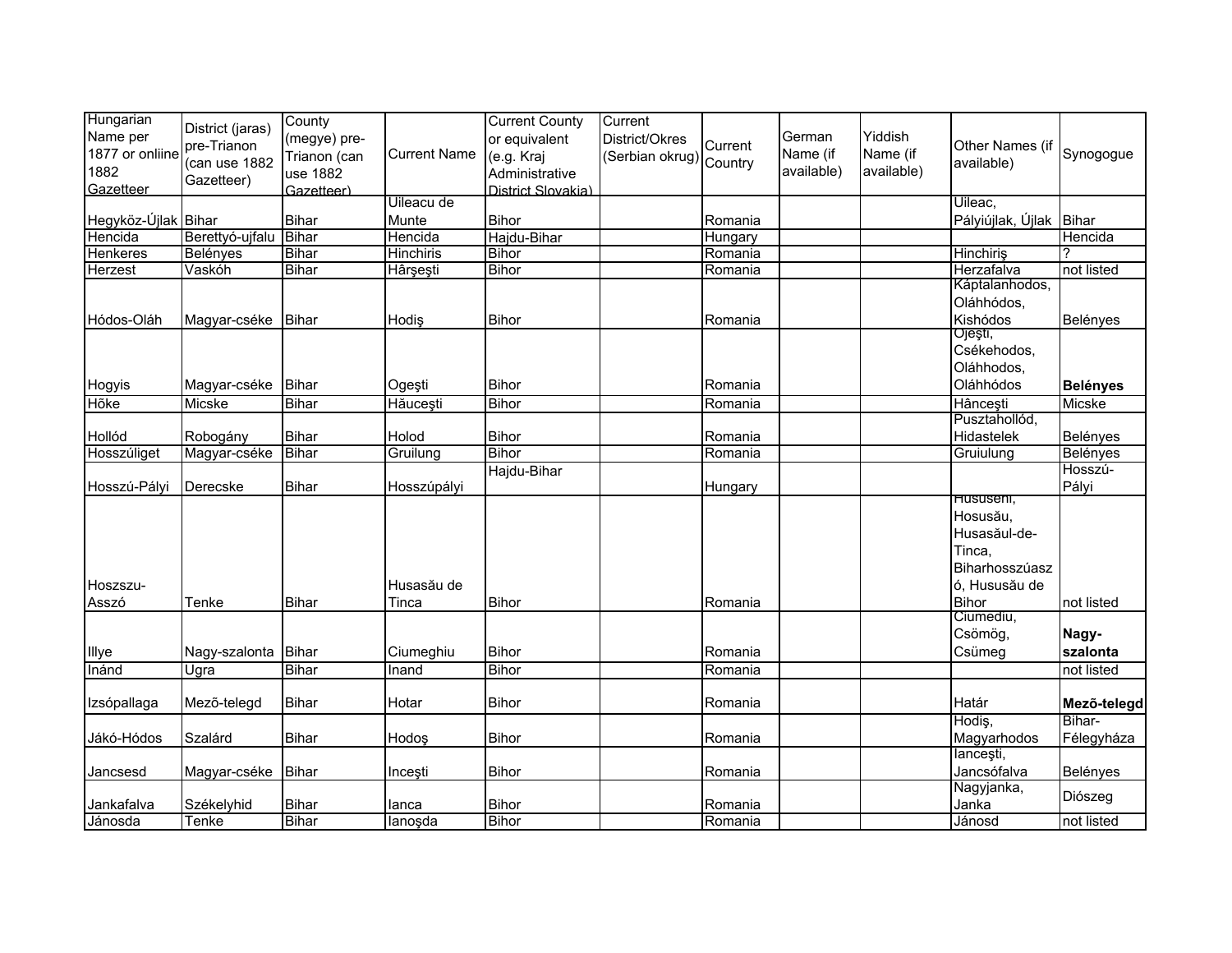| Hungarian Name per 1877 or onliine 1882 Gazetteer | District (jaras) pre-Trianon (can use 1882 Gazetteer) | County (megye) pre-Trianon (can use 1882 Gazetteer) | Current Name | Current County or equivalent (e.g. Kraj Administrative District Slovakia) | Current District/Okres (Serbian okrug) | Current Country | German Name (if available) | Yiddish Name (if available) | Other Names (if available) | Synogogue |
|---|---|---|---|---|---|---|---|---|---|---|
| Hegyköz-Újlak | Bihar | Bihar | Uileacu de Munte | Bihor | | Romania | | | Uileac, Pályiújlak, Újlak | Bihar |
| Hencida | Berettyó-ujfalu | Bihar | Hencida | Hajdu-Bihar | | Hungary | | | | Hencida |
| Henkeres | Belényes | Bihar | Hinchiris | Bihor | | Romania | | | Hinchiriş | ? |
| Herzest | Vaskóh | Bihar | Hârşeşti | Bihor | | Romania | | | Herzafalva | not listed |
| Hódos-Oláh | Magyar-cséke | Bihar | Hodiş | Bihor | | Romania | | | Káptalanhodos, Oláhhódos, Kishódos | Belényes |
| Hogyis | Magyar-cséke | Bihar | Ogeşti | Bihor | | Romania | | | Ojeşti, Csékehodos, Oláhhodos, Oláhhódos | **Belényes** |
| Hõke | Micske | Bihar | Hăuceşti | Bihor | | Romania | | | Hânceşti | Micske |
| Hollód | Robogány | Bihar | Holod | Bihor | | Romania | | | Pusztahollód, Hidastelek | Belényes |
| Hosszúliget | Magyar-cséke | Bihar | Gruilung | Bihor | | Romania | | | Gruiulung | Belényes |
| Hosszú-Pályi | Derecske | Bihar | Hosszúpályi | Hajdu-Bihar | | Hungary | | | | Hosszú-Pályi |
| Hoszszu-Asszó | Tenke | Bihar | Husasău de Tinca | Bihor | | Romania | | | Hususeni, Hosusău, Husasăul-de-Tinca, Biharhosszúaszó, Husasău de Bihor | not listed |
| Illye | Nagy-szalonta | Bihar | Ciumeghiu | Bihor | | Romania | | | Ciumediu, Csömög, Csümeg | **Nagy-szalonta** |
| Inánd | Ugra | Bihar | Inand | Bihor | | Romania | | | | not listed |
| Izsópallaga | Mezõ-telegd | Bihar | Hotar | Bihor | | Romania | | | Határ | **Mezõ-telegd** |
| Jákó-Hódos | Szalárd | Bihar | Hodoş | Bihor | | Romania | | | Hodiş, Magyarhodos | Bihar-Félegyháza |
| Jancsesd | Magyar-cséke | Bihar | Inceşti | Bihor | | Romania | | | Ianceşti, Jancsófalva | Belényes |
| Jankafalva | Székelyhid | Bihar | Ianca | Bihor | | Romania | | | Nagyjanka, Janka | Diószeg |
| Jánosda | Tenke | Bihar | Ianoşda | Bihor | | Romania | | | Jánosd | not listed |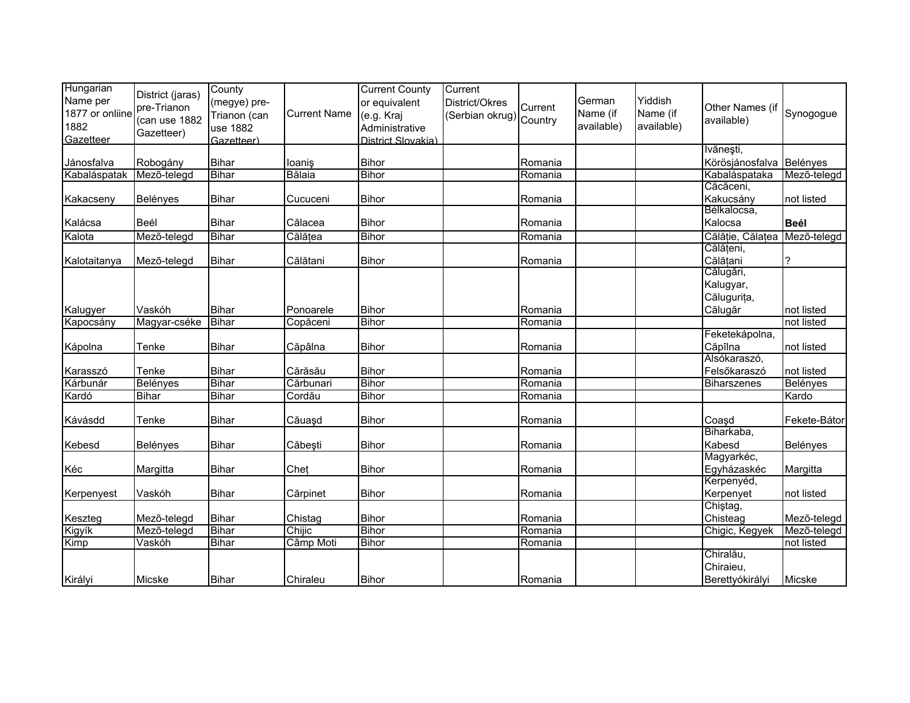| Hungarian Name per 1877 or onliine 1882 Gazetteer | District (jaras) pre-Trianon (can use 1882 Gazetteer) | County (megye) pre-Trianon (can use 1882 Gazetteer) | Current Name | Current County or equivalent (e.g. Kraj Administrative District Slovakia) | Current District/Okres (Serbian okrug) | Current Country | German Name (if available) | Yiddish Name (if available) | Other Names (if available) | Synogogue |
|---|---|---|---|---|---|---|---|---|---|---|
| Jánosfalva | Robogány | Bihar | Ioaniş | Bihor | | Romania | | | Ivăneşti, Körösjánosfalva | Belényes |
| Kabaláspatak | Mezõ-telegd | Bihar | Bălaia | Bihor | | Romania | | | Kabaláspataka | Mezõ-telegd |
| Kakacseny | Belényes | Bihar | Cucuceni | Bihor | | Romania | | | Căcăceni, Kakucsány | not listed |
| Kalácsa | Beél | Bihar | Călacea | Bihor | | Romania | | | Bélkalocsa, Kalocsa | **Beél** |
| Kalota | Mezõ-telegd | Bihar | Călățea | Bihor | | Romania | | | Călăție, Călațea | Mezõ-telegd |
| Kalotaitanya | Mezõ-telegd | Bihar | Călătani | Bihor | | Romania | | | Călățeni, Călățani | ? |
| Kalugyer | Vaskóh | Bihar | Ponoarele | Bihor | | Romania | | | Călugări, Kalugyar, Călugurița, Călugăr | not listed |
| Kapocsány | Magyar-cséke | Bihar | Copăceni | Bihor | | Romania | | | | not listed |
| Kápolna | Tenke | Bihar | Căpâlna | Bihor | | Romania | | | Feketekápolna, Căpîlna | not listed |
| Karasszó | Tenke | Bihar | Cărăsău | Bihor | | Romania | | | Alsókaraszó, Felsőkaraszó | not listed |
| Kárbunár | Belényes | Bihar | Cărbunari | Bihor | | Romania | | | Biharszenes | Belényes |
| Kardó | Bihar | Bihar | Cordău | Bihor | | Romania | | | | Kardo |
| Kávásdd | Tenke | Bihar | Căuaşd | Bihor | | Romania | | | Coaşd | Fekete-Bátor |
| Kebesd | Belényes | Bihar | Căbeşti | Bihor | | Romania | | | Biharkaba, Kabesd | Belényes |
| Kéc | Margitta | Bihar | Cheț | Bihor | | Romania | | | Magyarkéc, Egyházaskéc | Margitta |
| Kerpenyest | Vaskóh | Bihar | Cărpinet | Bihor | | Romania | | | Kerpenyéd, Kerpenyet | not listed |
| Keszteg | Mezõ-telegd | Bihar | Chistag | Bihor | | Romania | | | Chiştag, Chisteag | Mezõ-telegd |
| Kigyík | Mezõ-telegd | Bihar | Chijic | Bihor | | Romania | | | Chigic, Kegyek | Mezõ-telegd |
| Kimp | Vaskóh | Bihar | Câmp Moti | Bihor | | Romania | | | | not listed |
| Királyi | Micske | Bihar | Chiraleu | Bihor | | Romania | | | Chiralău, Chiraieu, Berettyókirályi | Micske |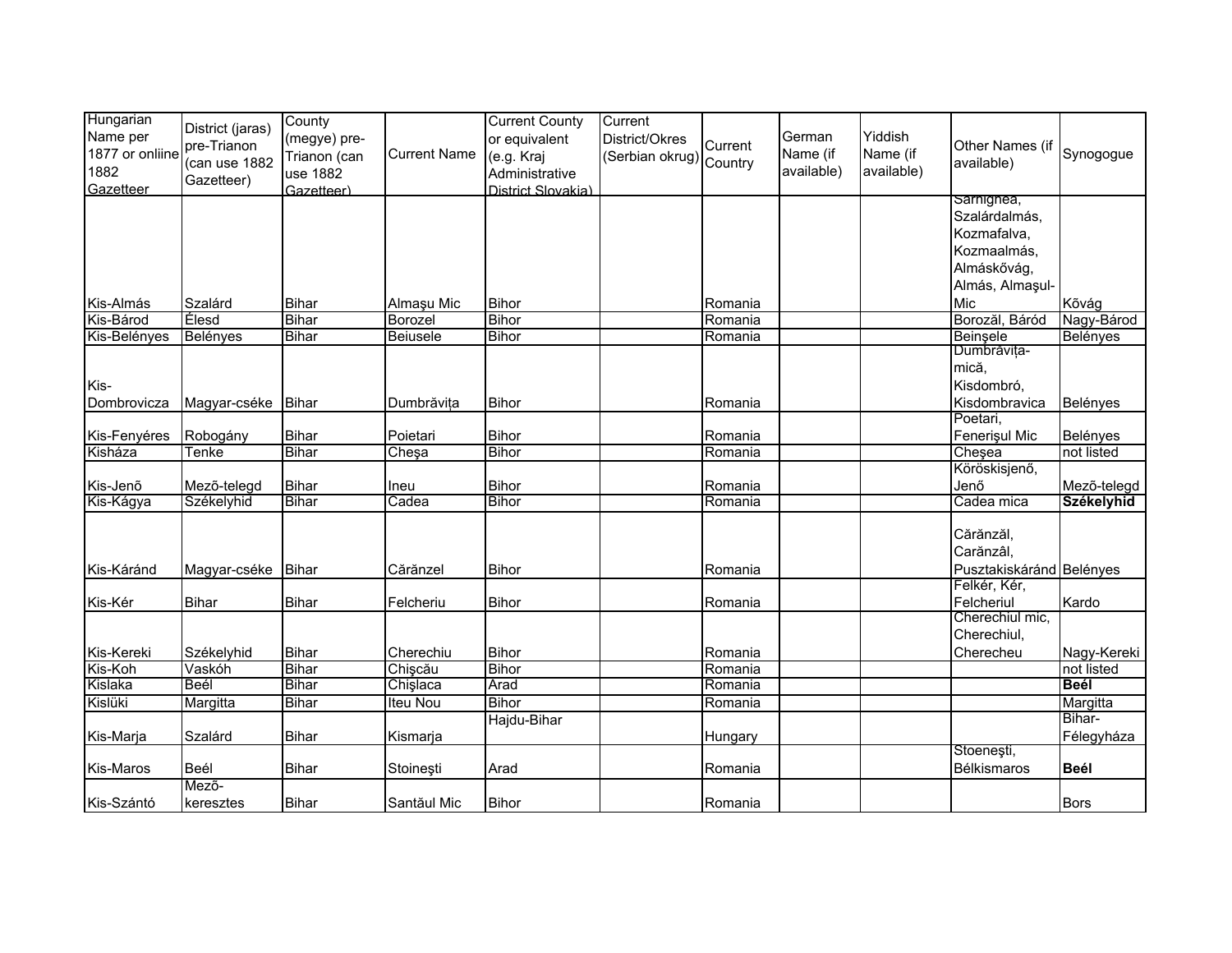| Hungarian Name per 1877 or onliine 1882 Gazetteer | District (jaras) pre-Trianon (can use 1882 Gazetteer) | County (megye) pre-Trianon (can use 1882 Gazetteer) | Current Name | Current County or equivalent (e.g. Kraj Administrative District Slovakia) | Current District/Okres (Serbian okrug) | Current Country | German Name (if available) | Yiddish Name (if available) | Other Names (if available) | Synogogue |
|---|---|---|---|---|---|---|---|---|---|---|
| Kis-Almás | Szalárd | Bihar | Almaşu Mic | Bihor | | Romania | | | Sarnighea, Szalárdalmás, Kozmafalva, Kozmaalmás, Almáskővág, Almás, Almaşul-Mic | Kővág |
| Kis-Bárod | Élesd | Bihar | Borozel | Bihor | | Romania | | | Borozăl, Báród | Nagy-Bárod |
| Kis-Belényes | Belényes | Bihar | Beiusele | Bihor | | Romania | | | Beinşele | Belényes |
| Kis-Dombrovicza | Magyar-cséke | Bihar | Dumbrăviţa | Bihor | | Romania | | | Dumbrăviţa-mică, Kisdombró, Kisdombravica | Belényes |
| Kis-Fenyéres | Robogány | Bihar | Poietari | Bihor | | Romania | | | Poetari, Fenerişul Mic | Belényes |
| Kisháza | Tenke | Bihar | Cheşa | Bihor | | Romania | | | Cheşea | not listed |
| Kis-Jenõ | Mezõ-telegd | Bihar | Ineu | Bihor | | Romania | | | Köröskisjenő, Jenő | Mezõ-telegd |
| Kis-Kágya | Székelyhid | Bihar | Cadea | Bihor | | Romania | | | Cadea mica | **Székelyhid** |
| Kis-Káránd | Magyar-cséke | Bihar | Cărănzel | Bihor | | Romania | | | Cărănzăl, Carănzâl, Pusztakiskáránd | Belényes |
| Kis-Kér | Bihar | Bihar | Felcheriu | Bihor | | Romania | | | Felkér, Kér, Felcheriul | Kardo |
| Kis-Kereki | Székelyhid | Bihar | Cherechiu | Bihor | | Romania | | | Cherechiul mic, Cherechiul, Cherecheu | Nagy-Kereki |
| Kis-Koh | Vaskóh | Bihar | Chişcău | Bihor | | Romania | | | | not listed |
| Kislaka | Beél | Bihar | Chişlaca | Arad | | Romania | | | | **Beél** |
| Kislüki | Margitta | Bihar | Iteu Nou | Bihor | | Romania | | | | Margitta |
| Kis-Marja | Szalárd | Bihar | Kismarja | Hajdu-Bihar | | Hungary | | | | Bihar-Félegyháza |
| Kis-Maros | Beél | Bihar | Stoineşti | Arad | | Romania | | | Stoeneşti, Bélkismaros | **Beél** |
| Kis-Szántó | Mezõ-keresztes | Bihar | Santăul Mic | Bihor | | Romania | | | | Bors |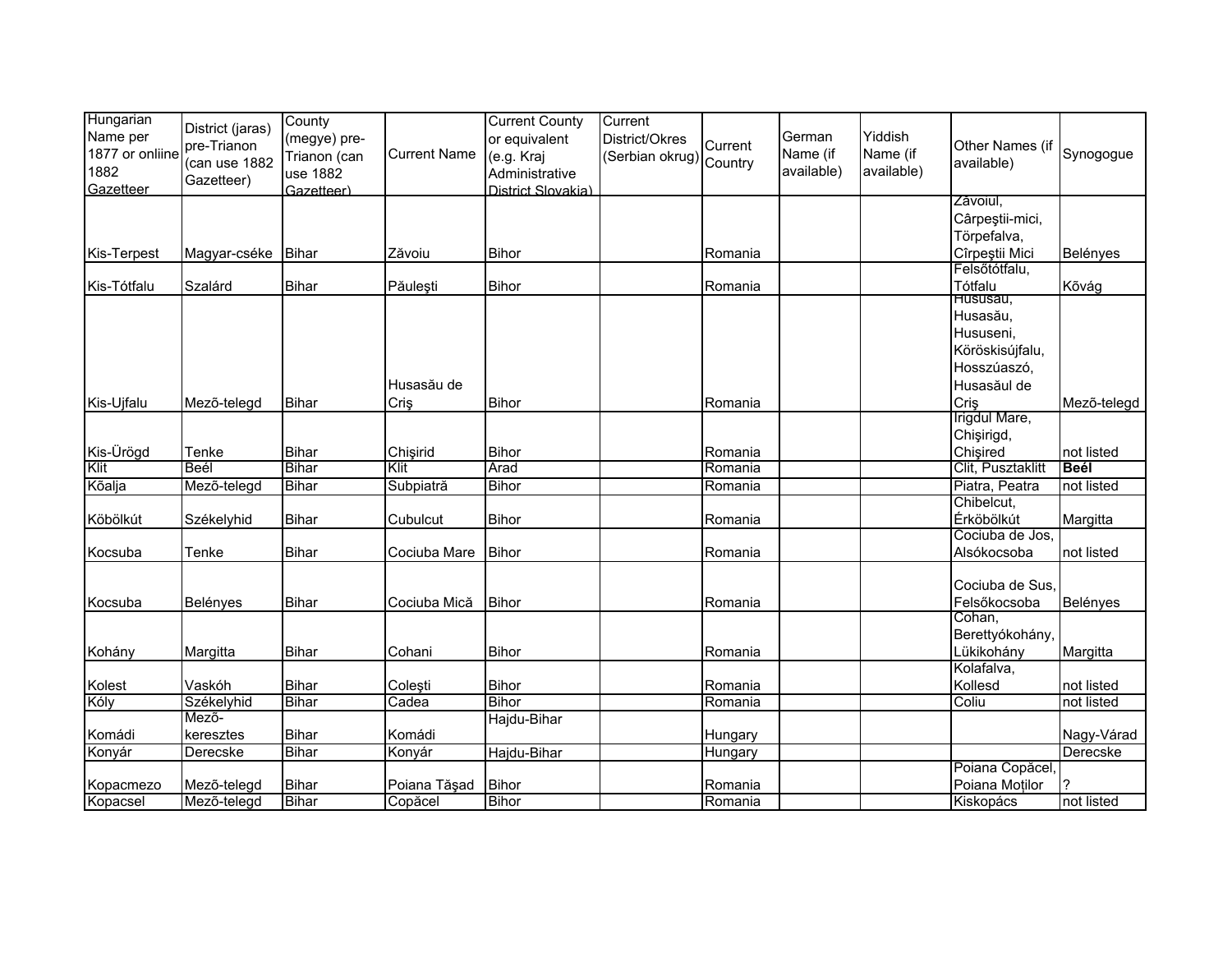| Hungarian Name per 1877 or onliine 1882 Gazetteer | District (jaras) pre-Trianon (can use 1882 Gazetteer) | County (megye) pre-Trianon (can use 1882 Gazetteer) | Current Name | Current County or equivalent (e.g. Kraj Administrative District Slovakia) | Current District/Okres (Serbian okrug) | Current Country | German Name (if available) | Yiddish Name (if available) | Other Names (if available) | Synogogue |
|---|---|---|---|---|---|---|---|---|---|---|
| Kis-Terpest | Magyar-cséke | Bihar | Zăvoiu | Bihor | | Romania | | | Zăvoiul, Cârpeştii-mici, Törpefalva, Cîrpeştii Mici | Belényes |
| Kis-Tótfalu | Szalárd | Bihar | Păuleşti | Bihor | | Romania | | | Felsőtótfalu, Tótfalu | Kővág |
| Kis-Ujfalu | Mezõ-telegd | Bihar | Husasău de Criş | Bihor | | Romania | | | Hususău, Husasău, Hususeni, Köröskisújfalu, Hosszúaszó, Husasăul de Criş | Mezõ-telegd |
| Kis-Ürögd | Tenke | Bihar | Chişirid | Bihor | | Romania | | | Irigdul Mare, Chişirigd, Chişired | not listed |
| Klit | Beél | Bihar | Klit | Arad | | Romania | | | Clit, Pusztaklitt | **Beél** |
| Kõalja | Mezõ-telegd | Bihar | Subpiatră | Bihor | | Romania | | | Piatra, Peatra | not listed |
| Köbölkút | Székelyhid | Bihar | Cubulcut | Bihor | | Romania | | | Chibelcut, Érköbölkút | Margitta |
| Kocsuba | Tenke | Bihar | Cociuba Mare | Bihor | | Romania | | | Cociuba de Jos, Alsókocsoba | not listed |
| Kocsuba | Belényes | Bihar | Cociuba Mică | Bihor | | Romania | | | Cociuba de Sus, Felsőkocsoba | Belényes |
| Kohány | Margitta | Bihar | Cohani | Bihor | | Romania | | | Cohan, Berettyókohány, Lükikohány | Margitta |
| Kolest | Vaskóh | Bihar | Coleşti | Bihor | | Romania | | | Kolafalva, Kollesd | not listed |
| Kóly | Székelyhid | Bihar | Cadea | Bihor | | Romania | | | Coliu | not listed |
| Komádi | Mezõ-keresztes | Bihar | Komádi | Hajdu-Bihar | | Hungary | | | | Nagy-Várad |
| Konyár | Derecske | Bihar | Konyár | Hajdu-Bihar | | Hungary | | | | Derecske |
| Kopacmezo | Mezõ-telegd | Bihar | Poiana Tăşad | Bihor | | Romania | | | Poiana Copăcel, Poiana Moţilor | ? |
| Kopacsel | Mezõ-telegd | Bihar | Copăcel | Bihor | | Romania | | | Kiskopács | not listed |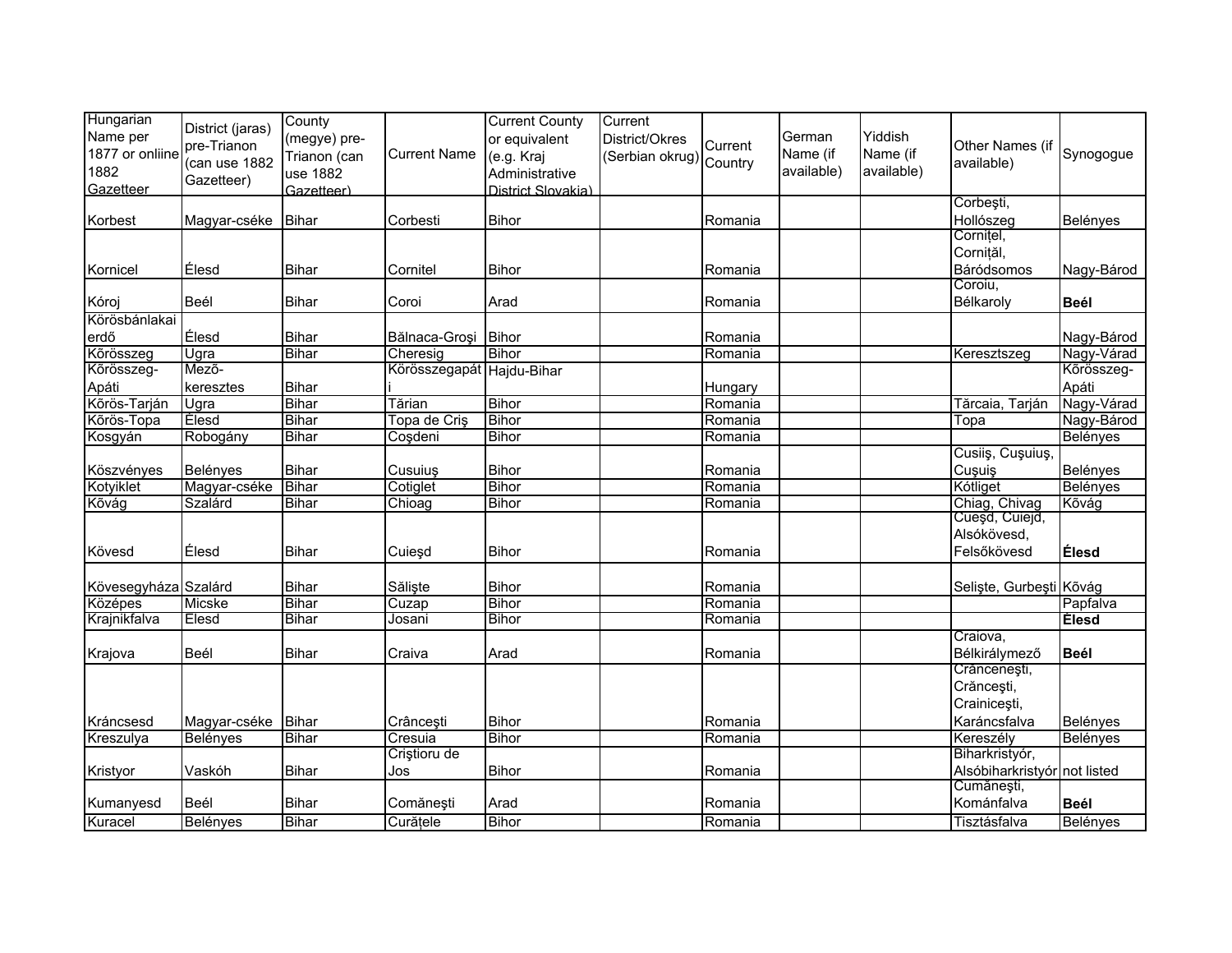| Hungarian Name per 1877 or onliine 1882 Gazetteer | District (jaras) pre-Trianon (can use 1882 Gazetteer) | County (megye) pre-Trianon (can use 1882 Gazetteer) | Current Name | Current County or equivalent (e.g. Kraj Administrative District Slovakia) | Current District/Okres (Serbian okrug) | Current Country | German Name (if available) | Yiddish Name (if available) | Other Names (if available) | Synogogue |
|---|---|---|---|---|---|---|---|---|---|---|
| Korbest | Magyar-cséke | Bihar | Corbesti | Bihor | | Romania | | | Corbeşti, Hollószeg | Belényes |
| Kornicel | Élesd | Bihar | Cornitel | Bihor | | Romania | | | Cornițel, Cornițăl, Báródsomos | Nagy-Bárod |
| Kóroj | Beél | Bihar | Coroi | Arad | | Romania | | | Coroiu, Bélkaroly | **Beél** |
| Körösbánlakai erdő | Élesd | Bihar | Bălnaca-Groşi | Bihor | | Romania | | | | Nagy-Bárod |
| Kőrösszeg | Ugra | Bihar | Cheresig | Bihor | | Romania | | | Keresztszeg | Nagy-Várad |
| Kőrösszeg-Apáti | Mező-keresztes | Bihar | Körösszegapáti | Hajdu-Bihar | | Hungary | | | | Kőrösszeg-Apáti |
| Kőrös-Tarján | Ugra | Bihar | Tărian | Bihor | | Romania | | | Tărcaia, Tarján | Nagy-Várad |
| Kőrös-Topa | Élesd | Bihar | Topa de Criş | Bihor | | Romania | | | Topa | Nagy-Bárod |
| Kosgyán | Robogány | Bihar | Coşdeni | Bihor | | Romania | | | | Belényes |
| Köszvényes | Belényes | Bihar | Cusuiuş | Bihor | | Romania | | | Cusiiş, Cuşuiuş, Cuşuiş | Belényes |
| Kotyiklet | Magyar-cséke | Bihar | Cotiglet | Bihor | | Romania | | | Kótliget | Belényes |
| Kővág | Szalárd | Bihar | Chioag | Bihor | | Romania | | | Chiag, Chivag | Kővág |
| Kövesd | Élesd | Bihar | Cuieşd | Bihor | | Romania | | | Cueşd, Cuiejd, Alsókövesd, Felsőkövesd | **Élesd** |
| Kövesegyháza | Szalárd | Bihar | Săliște | Bihor | | Romania | | | Selişte, Gurbeşti | Kővág |
| Középes | Micske | Bihar | Cuzap | Bihor | | Romania | | | | Papfalva |
| Krajnikfalva | Élesd | Bihar | Josani | Bihor | | Romania | | | | **Élesd** |
| Krajova | Beél | Bihar | Craiva | Arad | | Romania | | | Craiova, Bélkirálymező | **Beél** |
| Kráncsesd | Magyar-cséke | Bihar | Crânceşti | Bihor | | Romania | | | Crănceneşti, Crănceşti, Crainiceşti, Karáncsfalva | Belényes |
| Kreszulya | Belényes | Bihar | Cresuia | Bihor | | Romania | | | Kereszély | Belényes |
| Kristyor | Vaskóh | Bihar | Criştioru de Jos | Bihor | | Romania | | | Biharkristyór, Alsóbiharkristyór | not listed |
| Kumanyesd | Beél | Bihar | Comăneşti | Arad | | Romania | | | Cumăneşti, Kománfalva | **Beél** |
| Kuracel | Belényes | Bihar | Curățele | Bihor | | Romania | | | Tisztásfalva | Belényes |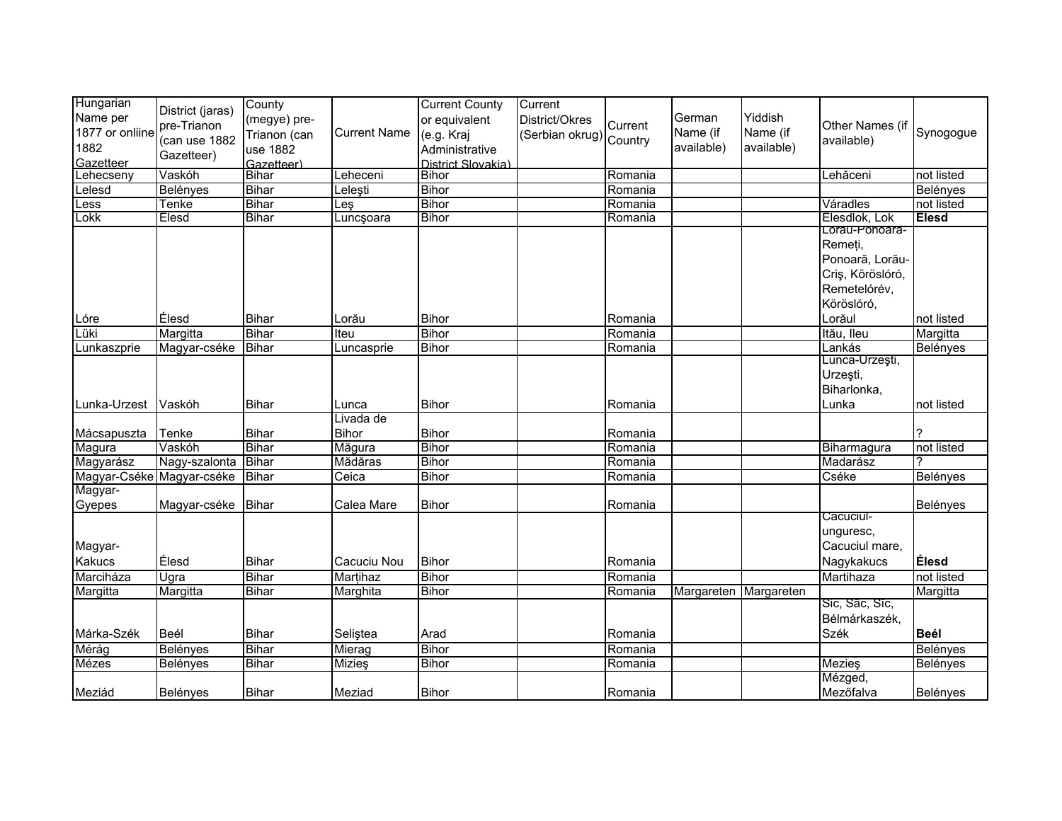| Hungarian Name per 1877 or onliine 1882 Gazetteer | District (jaras) pre-Trianon (can use 1882 Gazetteer) | County (megye) pre-Trianon (can use 1882 Gazetteer) | Current Name | Current County or equivalent (e.g. Kraj Administrative District Slovakia) | Current District/Okres (Serbian okrug) | Current Country | German Name (if available) | Yiddish Name (if available) | Other Names (if available) | Synogogue |
|---|---|---|---|---|---|---|---|---|---|---|
| Lehecseny | Vaskóh | Bihar | Leheceni | Bihor | | Romania | | | Lehăceni | not listed |
| Lelesd | Belényes | Bihar | Leleşti | Bihor | | Romania | | | | Belényes |
| Less | Tenke | Bihar | Leş | Bihor | | Romania | | | Váradles | not listed |
| Lokk | Elesd | Bihar | Luncşoara | Bihor | | Romania | | | Elesdlok, Lok | **Elesd** |
| Lóre | Élesd | Bihar | Lorău | Bihor | | Romania | | | Lorău-Ponoară-Remeți, Ponoară, Lorău-Criş, Köröslóró, Remetelórév, Köröslóró, Lorăul | not listed |
| Lüki | Margitta | Bihar | Iteu | Bihor | | Romania | | | Itău, Ileu | Margitta |
| Lunkaszprie | Magyar-cséke | Bihar | Luncasprie | Bihor | | Romania | | | Lankás | Belényes |
| Lunka-Urzest | Vaskóh | Bihar | Lunca | Bihor | | Romania | | | Lunca-Urzeşti, Urzeşti, Biharlonka, Lunka | not listed |
| Mácsapuszta | Tenke | Bihar | Livada de Bihor | Bihor | | Romania | | | | ? |
| Magura | Vaskóh | Bihar | Măgura | Bihor | | Romania | | | Biharmagura | not listed |
| Magyarász | Nagy-szalonta | Bihar | Mădăras | Bihor | | Romania | | | Madarász | ? |
| Magyar-Cséke | Magyar-cséke | Bihar | Ceica | Bihor | | Romania | | | Cséke | Belényes |
| Magyar-Gyepes | Magyar-cséke | Bihar | Calea Mare | Bihor | | Romania | | | | Belényes |
| Magyar-Kakucs | Élesd | Bihar | Cacuciu Nou | Bihor | | Romania | | | Cacuciul-unguresc, Cacuciul mare, Nagykakucs | **Élesd** |
| Marciháza | Ugra | Bihar | Marțihaz | Bihor | | Romania | | | Martihaza | not listed |
| Margitta | Margitta | Bihar | Marghita | Bihor | | Romania | Margareten | Margareten | | Margitta |
| Márka-Szék | Beél | Bihar | Seliştea | Arad | | Romania | | | Sic, Săc, Sîc, Bélmárkaszék, Szék | **Beél** |
| Mérág | Belényes | Bihar | Mierag | Bihor | | Romania | | | | Belényes |
| Mézes | Belényes | Bihar | Mizieş | Bihor | | Romania | | | Mezieş | Belényes |
| Meziád | Belényes | Bihar | Meziad | Bihor | | Romania | | | Mézged, Mezőfalva | Belényes |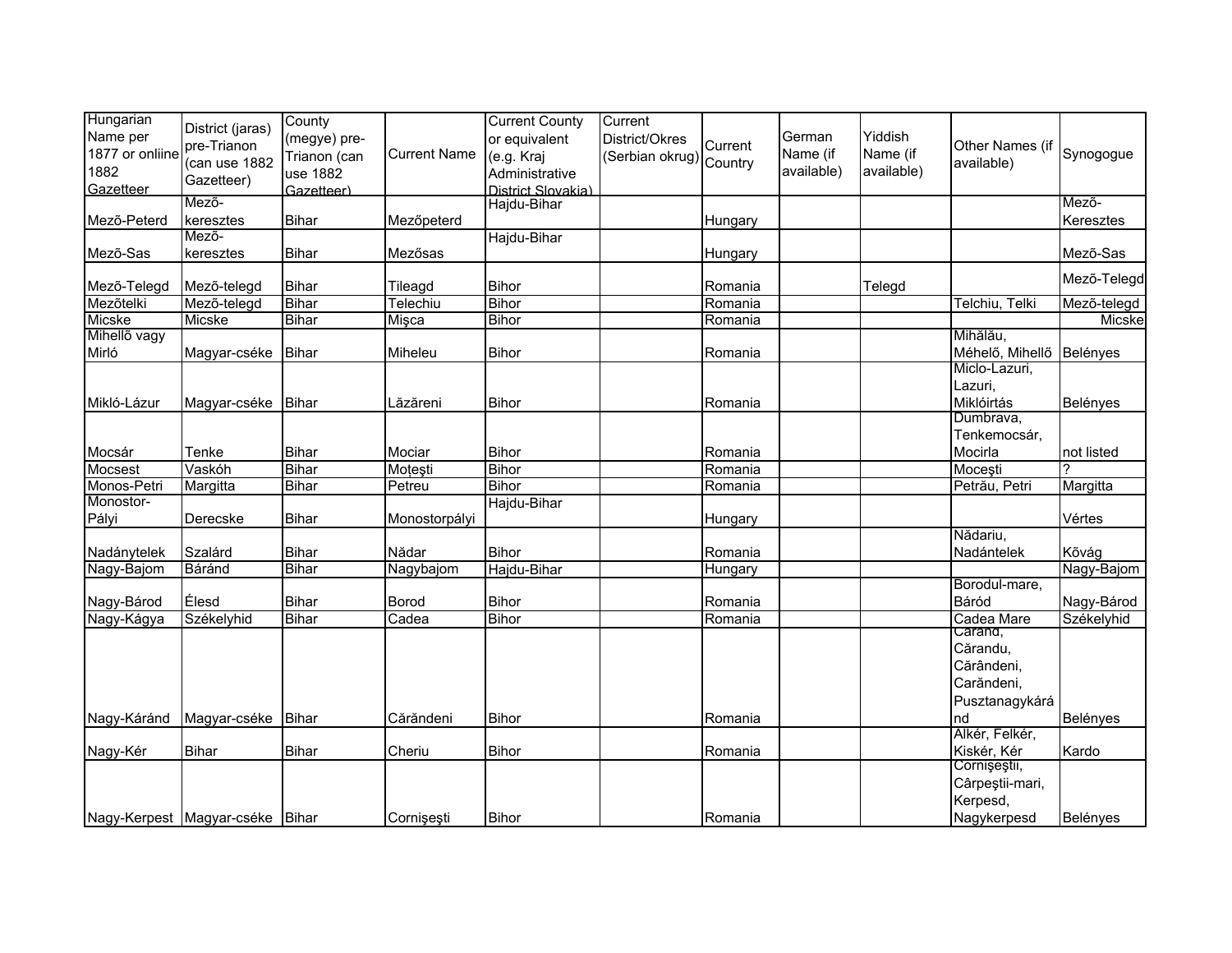| Hungarian Name per 1877 or onliine 1882 Gazetteer | District (jaras) pre-Trianon (can use 1882 Gazetteer) | County (megye) pre-Trianon (can use 1882 Gazetteer) | Current Name | Current County or equivalent (e.g. Kraj Administrative District Slovakia) | Current District/Okres (Serbian okrug) | Current Country | German Name (if available) | Yiddish Name (if available) | Other Names (if available) | Synogogue |
|---|---|---|---|---|---|---|---|---|---|---|
| Mezõ-Peterd | Mezõ-keresztes | Bihar | Mezőpeterd | Hajdu-Bihar | | Hungary | | | | Mezõ-Keresztes |
| Mezõ-Sas | Mezõ-keresztes | Bihar | Mezősas | Hajdu-Bihar | | Hungary | | | | Mezõ-Sas |
| Mezõ-Telegd | Mezõ-telegd | Bihar | Tileagd | Bihor | | Romania | | Telegd | | Mezõ-Telegd |
| Mezõtelki | Mezõ-telegd | Bihar | Telechiu | Bihor | | Romania | | | Telchiu, Telki | Mezõ-telegd |
| Micske | Micske | Bihar | Mişca | Bihor | | Romania | | | | Micske |
| Mihellõ vagy Mirló | Magyar-cséke | Bihar | Miheleu | Bihor | | Romania | | | Mihălău, Méhelő, Mihellő | Belényes |
| Mikló-Lázur | Magyar-cséke | Bihar | Lăzăreni | Bihor | | Romania | | | Miclo-Lazuri, Lazuri, Miklóirtás | Belényes |
| Mocsár | Tenke | Bihar | Mociar | Bihor | | Romania | | | Dumbrava, Tenkemocsár, Mocirla | not listed |
| Mocsest | Vaskóh | Bihar | Moţeşti | Bihor | | Romania | | | Moceşti | ? |
| Monos-Petri | Margitta | Bihar | Petreu | Bihor | | Romania | | | Petrău, Petri | Margitta |
| Monostor-Pályi | Derecske | Bihar | Monostorpályi | Hajdu-Bihar | | Hungary | | | | Vértes |
| Nadánytelek | Szalárd | Bihar | Nădar | Bihor | | Romania | | | Nădariu, Nadántelek | Kõvág |
| Nagy-Bajom | Báránd | Bihar | Nagybajom | Hajdu-Bihar | | Hungary | | | | Nagy-Bajom |
| Nagy-Bárod | Élesd | Bihar | Borod | Bihor | | Romania | | | Borodul-mare, Báród | Nagy-Bárod |
| Nagy-Kágya | Székelyhid | Bihar | Cadea | Bihor | | Romania | | | Cadea Mare | Székelyhid |
| Nagy-Káránd | Magyar-cséke | Bihar | Cărăndeni | Bihor | | Romania | | | Carand, Cărandu, Cărândeni, Carăndeni, Pusztanagykáránd | Belényes |
| Nagy-Kér | Bihar | Bihar | Cheriu | Bihor | | Romania | | | Alkér, Felkér, Kiskér, Kér | Kardo |
| Nagy-Kerpest | Magyar-cséke | Bihar | Cornişeşti | Bihor | | Romania | | | Cornişeştii, Cârpeştii-mari, Kerpesd, Nagykerpesd | Belényes |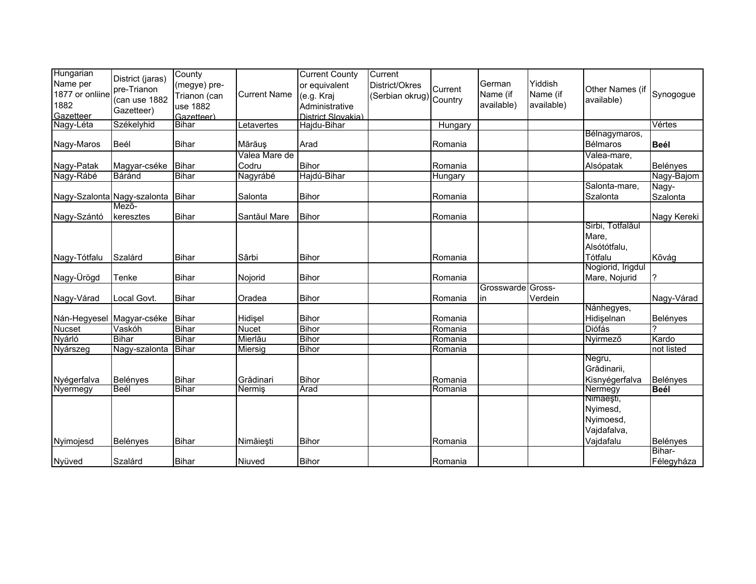| Hungarian Name per 1877 or onliine 1882 Gazetteer | District (jaras) pre-Trianon (can use 1882 Gazetteer) | County (megye) pre-Trianon (can use 1882 Gazetteer) | Current Name | Current County or equivalent (e.g. Kraj Administrative District Slovakia) | Current District/Okres (Serbian okrug) | Current Country | German Name (if available) | Yiddish Name (if available) | Other Names (if available) | Synogogue |
|---|---|---|---|---|---|---|---|---|---|---|
| Nagy-Léta | Székelyhid | Bihar | Letavertes | Hajdu-Bihar | | Hungary | | | | Vértes |
| Nagy-Maros | Beél | Bihar | Mărăuş | Arad | | Romania | | | Bélnagymaros, Bélmaros | **Beél** |
| Nagy-Patak | Magyar-cséke | Bihar | Valea Mare de Codru | Bihor | | Romania | | | Valea-mare, Alsópatak | Belényes |
| Nagy-Rábé | Báránd | Bihar | Nagyrábé | Hajdú-Bihar | | Hungary | | | | Nagy-Bajom |
| Nagy-Szalonta | Nagy-szalonta | Bihar | Salonta | Bihor | | Romania | | | Salonta-mare, Szalonta | Nagy-Szalonta |
| Nagy-Szántó | Mező-keresztes | Bihar | Santăul Mare | Bihor | | Romania | | | | Nagy Kereki |
| Nagy-Tótfalu | Szalárd | Bihar | Sârbi | Bihor | | Romania | | | Sirbi, Totfalăul Mare, Alsótótfalu, Tótfalu | Kõvág |
| Nagy-Ürögd | Tenke | Bihar | Nojorid | Bihor | | Romania | | | Nogiorid, Irigdul Mare, Nojurid | ? |
| Nagy-Várad | Local Govt. | Bihar | Oradea | Bihor | | Romania | Grosswardein | Gross-Verdein | | Nagy-Várad |
| Nán-Hegyesel | Magyar-cséke | Bihar | Hidişel | Bihor | | Romania | | | Nánhegyes, Hidişelnan | Belényes |
| Nucset | Vaskóh | Bihar | Nucet | Bihor | | Romania | | | Diófás | ? |
| Nyárló | Bihar | Bihar | Mierlău | Bihor | | Romania | | | Nyirmező | Kardo |
| Nyárszeg | Nagy-szalonta | Bihar | Miersig | Bihor | | Romania | | | | not listed |
| Nyégerfalva | Belényes | Bihar | Grădinari | Bihor | | Romania | | | Negru, Grădinarii, Kisnyégerfalva | Belényes |
| Nyermegy | Beél | Bihar | Nermiş | Arad | | Romania | | | Nermegy | **Beél** |
| Nyimojesd | Belényes | Bihar | Nimăieşti | Bihor | | Romania | | | Nimaeşti, Nyimesd, Nyimoesd, Vajdafalva, Vajdafalu | Belényes |
| Nyüved | Szalárd | Bihar | Niuved | Bihor | | Romania | | | | Bihar-Félegyháza |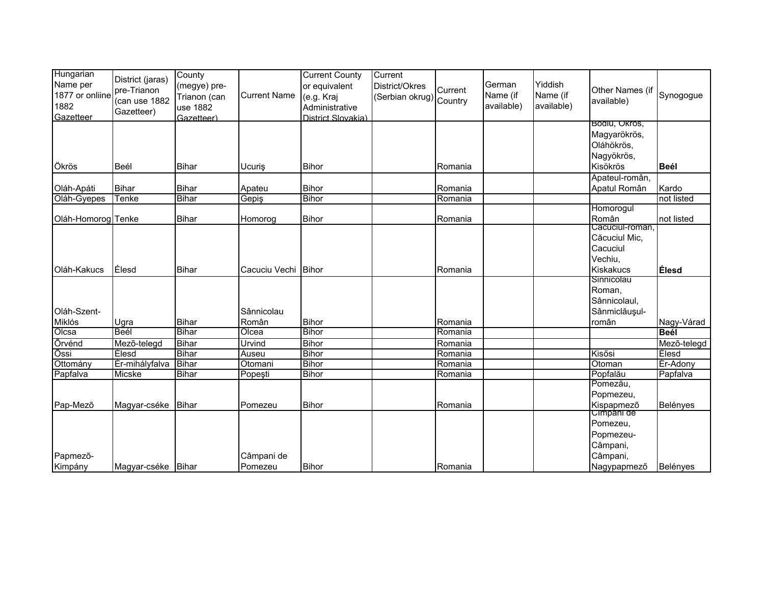| Hungarian Name per 1877 or onliine 1882 Gazetteer | District (jaras) pre-Trianon (can use 1882 Gazetteer) | County (megye) pre-Trianon (can use 1882 Gazetteer) | Current Name | Current County or equivalent (e.g. Kraj Administrative District Slovakia) | Current District/Okres (Serbian okrug) | Current Country | German Name (if available) | Yiddish Name (if available) | Other Names (if available) | Synogogue |
|---|---|---|---|---|---|---|---|---|---|---|
| Ökrös | Beél | Bihar | Ucuriş | Bihor | | Romania | | | Bodiu, Okros, Magyarökrös, Oláhökrös, Nagyökrös, Kisökrös | **Beél** |
| Oláh-Apáti | Bihar | Bihar | Apateu | Bihor | | Romania | | | Apateul-român, Apatul Român | Kardo |
| Oláh-Gyepes | Tenke | Bihar | Gepiş | Bihor | | Romania | | | | not listed |
| Oláh-Homorog | Tenke | Bihar | Homorog | Bihor | | Romania | | | Homorogul Român | not listed |
| Oláh-Kakucs | Élesd | Bihar | Cacuciu Vechi | Bihor | | Romania | | | Cacuciul-român, Căcuciul Mic, Cacuciul Vechiu, Kiskakucs | **Élesd** |
| Oláh-Szent-Miklós | Ugra | Bihar | Sânnicolau Român | Bihor | | Romania | | | Sinnicolau Roman, Sânnicolaul, Sânmiclăuşul-român | Nagy-Várad |
| Olcsa | Beél | Bihar | Olcea | Bihor | | Romania | | | | **Beél** |
| Õrvénd | Mezõ-telegd | Bihar | Urvind | Bihor | | Romania | | | | Mezõ-telegd |
| Õssi | Élesd | Bihar | Auseu | Bihor | | Romania | | | Kisősi | Élesd |
| Ottomány | Ér-mihályfalva | Bihar | Otomani | Bihor | | Romania | | | Otoman | Ér-Adony |
| Papfalva | Micske | Bihar | Popeşti | Bihor | | Romania | | | Popfalău | Papfalva |
| Pap-Mezõ | Magyar-cséke | Bihar | Pomezeu | Bihor | | Romania | | | Pomezău, Popmezeu, Kispapmező | Belényes |
| Papmezõ-Kimpány | Magyar-cséke | Bihar | Câmpani de Pomezeu | Bihor | | Romania | | | Cîmpani de Pomezeu, Popmezeu-Câmpani, Câmpani, Nagypapmező | Belényes |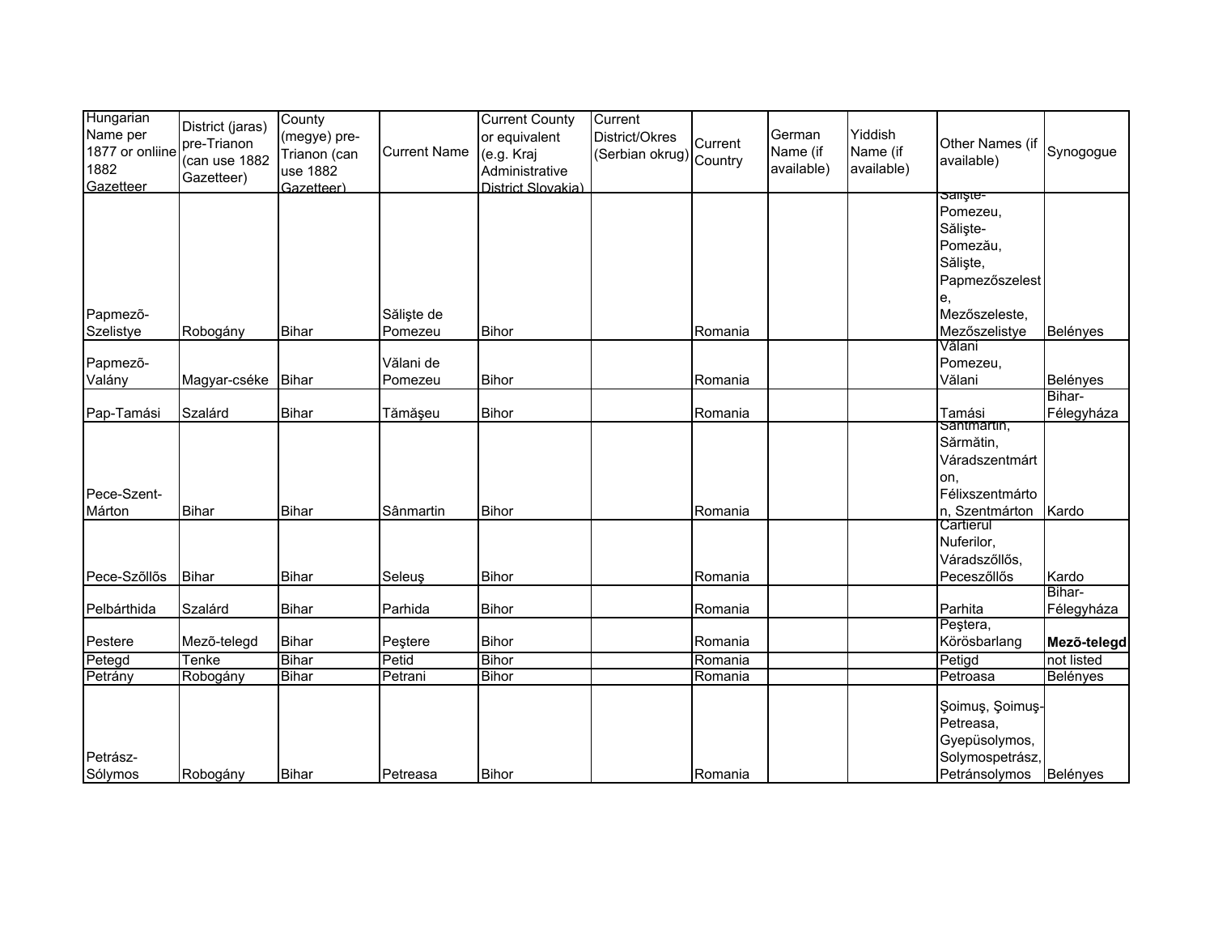| Hungarian Name per 1877 or onliine 1882 Gazetteer | District (jaras) pre-Trianon (can use 1882 Gazetteer) | County (megye) pre-Trianon (can use 1882 Gazetteer) | Current Name | Current County or equivalent (e.g. Kraj Administrative District Slovakia) | Current District/Okres (Serbian okrug) | Current Country | German Name (if available) | Yiddish Name (if available) | Other Names (if available) | Synogogue |
|---|---|---|---|---|---|---|---|---|---|---|
| Papmezõ-Szelistye | Robogány | Bihar | Sălişte de Pomezeu | Bihor | | Romania | | | Sălişte-Pomezeu, Sălişte-Pomezău, Sălişte, Papmezőszeleste, Mezőszeleste, Mezőszelistye | Belényes |
| Papmezõ-Valány | Magyar-cséke | Bihar | Vălani de Pomezeu | Bihor | | Romania | | | Vălani Pomezeu, Vălani | Belényes |
| Pap-Tamási | Szalárd | Bihar | Tămăşeu | Bihor | | Romania | | | Tamási | Bihar-Félegyháza |
| Pece-Szent-Márton | Bihar | Bihar | Sânmartin | Bihor | | Romania | | | Santmartin, Sărmătin, Váradszentmárton, Félixszentmárton, Szentmárton | Kardo |
| Pece-Szõllõs | Bihar | Bihar | Seleuş | Bihor | | Romania | | | Cartierul Nuferilor, Váradszőllős, Peceszőllős | Kardo |
| Pelbárthida | Szalárd | Bihar | Parhida | Bihor | | Romania | | | Parhita | Bihar-Félegyháza |
| Pestere | Mezõ-telegd | Bihar | Peştere | Bihor | | Romania | | | Peştera, Körösbarlang | **Mezõ-telegd** |
| Petegd | Tenke | Bihar | Petid | Bihor | | Romania | | | Petigd | not listed |
| Petrány | Robogány | Bihar | Petrani | Bihor | | Romania | | | Petroasa | Belényes |
| Petrász-Sólymos | Robogány | Bihar | Petreasa | Bihor | | Romania | | | Şoimuş, Şoimuş-Petreasa, Gyepüsolymos, Solymospetrász, Petránsolymos | Belényes |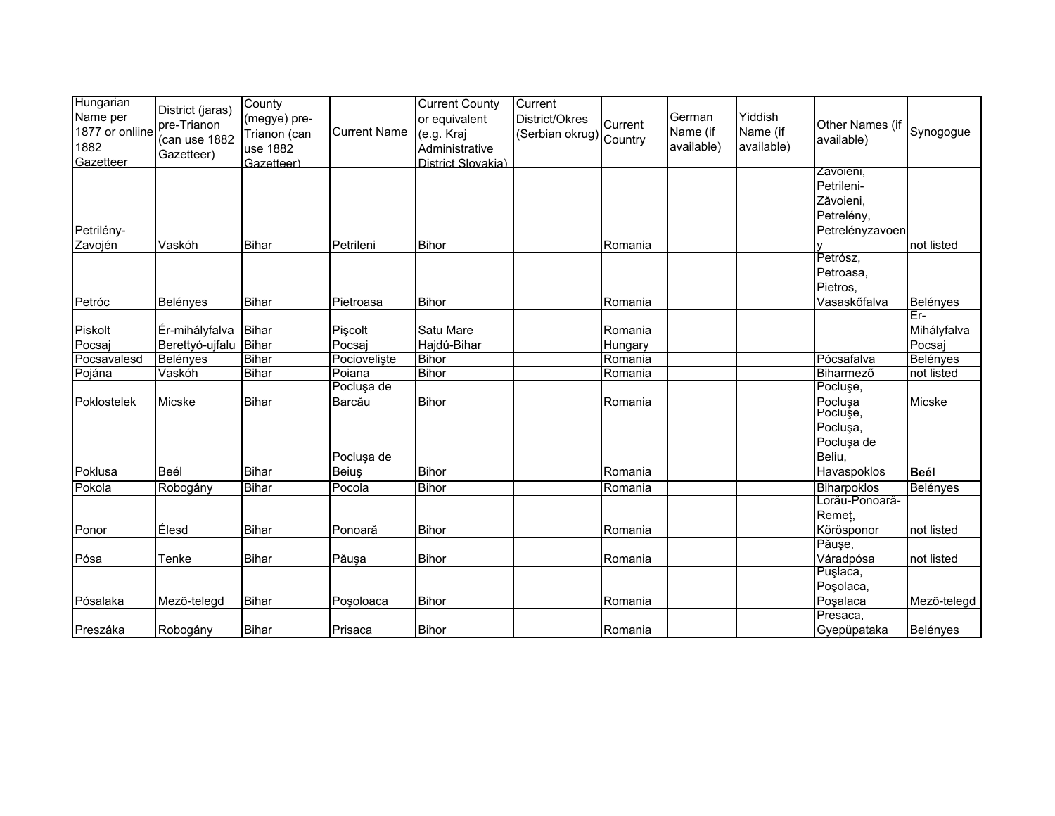| Hungarian Name per 1877 or onliine 1882 Gazetteer | District (jaras) pre-Trianon (can use 1882 Gazetteer) | County (megye) pre-Trianon (can use 1882 Gazetteer) | Current Name | Current County or equivalent (e.g. Kraj Administrative District Slovakia) | Current District/Okres (Serbian okrug) | Current Country | German Name (if available) | Yiddish Name (if available) | Other Names (if available) | Synogogue |
|---|---|---|---|---|---|---|---|---|---|---|
| Petrilény-Zavojén | Vaskóh | Bihar | Petrileni | Bihor | | Romania | | | Zăvoieni, Petrileni-Zăvoieni, Petrelény, Petrelényzavoeny | not listed |
| Petróc | Belényes | Bihar | Pietroasa | Bihor | | Romania | | | Petrósz, Petroasa, Pietros, Vasaskőfalva | Belényes |
| Piskolt | Ér-mihályfalva | Bihar | Pişcolt | Satu Mare | | Romania | | | | Er-Mihályfalva |
| Pocsaj | Berettyó-ujfalu | Bihar | Pocsaj | Hajdú-Bihar | | Hungary | | | | Pocsaj |
| Pocsavalesd | Belényes | Bihar | Pocioveliște | Bihor | | Romania | | | Pócsafalva | Belényes |
| Pojána | Vaskóh | Bihar | Poiana | Bihor | | Romania | | | Biharmező | not listed |
| Poklostelek | Micske | Bihar | Pocluşa de Barcău | Bihor | | Romania | | | Pocluşe, Pocluşa | Micske |
| Poklusa | Beél | Bihar | Pocluşa de Beiuş | Bihor | | Romania | | | Pocluşe, Pocluşa, Pocluşa de Beliu, Havaspoklos | **Beél** |
| Pokola | Robogány | Bihar | Pocola | Bihor | | Romania | | | Biharpoklos | Belényes |
| Ponor | Élesd | Bihar | Ponoară | Bihor | | Romania | | | Lorău-Ponoară-Remeț, Körösponor | not listed |
| Pósa | Tenke | Bihar | Păuşa | Bihor | | Romania | | | Păuşe, Váradpósa | not listed |
| Pósalaka | Mezõ-telegd | Bihar | Poşoloaca | Bihor | | Romania | | | Puşlaca, Poşolaca, Poşalaca | Mezõ-telegd |
| Preszáka | Robogány | Bihar | Prisaca | Bihor | | Romania | | | Presaca, Gyepüpataka | Belényes |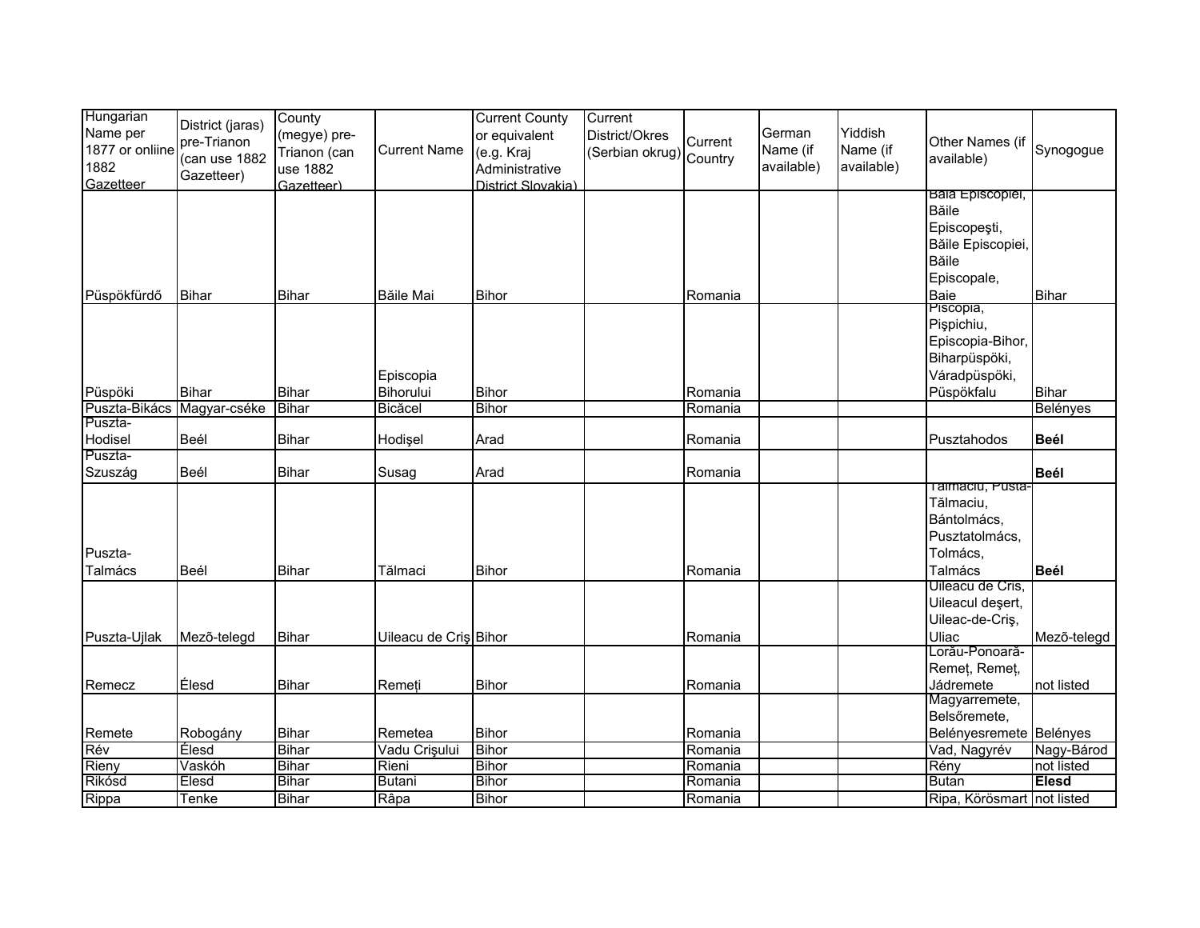| Hungarian Name per 1877 or onliine 1882 Gazetteer | District (jaras) pre-Trianon (can use 1882 Gazetteer) | County (megye) pre-Trianon (can use 1882 Gazetteer) | Current Name | Current County or equivalent (e.g. Kraj Administrative District Slovakia) | Current District/Okres (Serbian okrug) | Current Country | German Name (if available) | Yiddish Name (if available) | Other Names (if available) | Synogogue |
|---|---|---|---|---|---|---|---|---|---|---|
| Püspökfürdő | Bihar | Bihar | Băile Mai | Bihor | | Romania | | | Baia Episcopiei, Băile Episcopeşti, Băile Episcopiei, Băile Episcopale, Baie | Bihar |
| Püspöki | Bihar | Bihar | Episcopia Bihorului | Bihor | | Romania | | | Piscopia, Pişpichiu, Episcopia-Bihor, Biharpüspöki, Váradpüspöki, Püspökfalu | Bihar |
| Puszta-Bikács | Magyar-cséke | Bihar | Bicăcel | Bihor | | Romania | | | | Belényes |
| Puszta-Hodisel | Beél | Bihar | Hodişel | Arad | | Romania | | | Pusztahodos | **Beél** |
| Puszta-Szuszág | Beél | Bihar | Susag | Arad | | Romania | | | | **Beél** |
| Puszta-Talmács | Beél | Bihar | Tălmaci | Bihor | | Romania | | | Talmaciu, Pusta-Tălmaciu, Bántolmács, Pusztatolmács, Tolmács, Talmács | **Beél** |
| Puszta-Ujlak | Mező-telegd | Bihar | Uileacu de Criş | Bihor | | Romania | | | Uileacu de Cris, Uileacul deşert, Uileac-de-Criş, Uliac | Mező-telegd |
| Remecz | Élesd | Bihar | Remeți | Bihor | | Romania | | | Lorău-Ponoară-Remeț, Remeț, Jádremete | not listed |
| Remete | Robogány | Bihar | Remetea | Bihor | | Romania | | | Magyarremete, Belsőremete, Belényesremete | Belényes |
| Rév | Élesd | Bihar | Vadu Crişului | Bihor | | Romania | | | Vad, Nagyrév | Nagy-Bárod |
| Rieny | Vaskóh | Bihar | Rieni | Bihor | | Romania | | | Rény | not listed |
| Rikósd | Elesd | Bihar | Butani | Bihor | | Romania | | | Butan | **Elesd** |
| Rippa | Tenke | Bihar | Râpa | Bihor | | Romania | | | Ripa, Körösmart | not listed |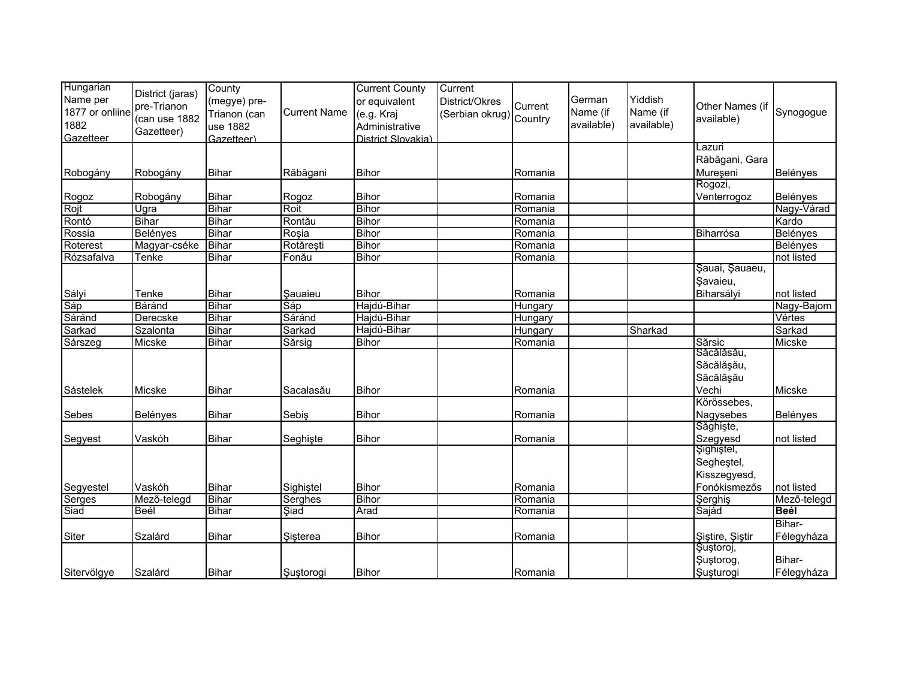| Hungarian Name per 1877 or onliine 1882 Gazetteer | District (jaras) pre-Trianon (can use 1882 Gazetteer) | County (megye) pre-Trianon (can use 1882 Gazetteer) | Current Name | Current County or equivalent (e.g. Kraj Administrative District Slovakia) | Current District/Okres (Serbian okrug) | Current Country | German Name (if available) | Yiddish Name (if available) | Other Names (if available) | Synogogue |
|---|---|---|---|---|---|---|---|---|---|---|
| Robogány | Robogány | Bihar | Răbăgani | Bihor | | Romania | | | Lazuri Răbăgani, Gara Mureşeni | Belényes |
| Rogoz | Robogány | Bihar | Rogoz | Bihor | | Romania | | | Rogozi, Venterrogoz | Belényes |
| Rojt | Ugra | Bihar | Roit | Bihor | | Romania | | | | Nagy-Várad |
| Rontó | Bihar | Bihar | Rontău | Bihor | | Romania | | | | Kardo |
| Rossia | Belényes | Bihar | Roşia | Bihor | | Romania | | | Biharrósa | Belényes |
| Roterest | Magyar-cséke | Bihar | Rotăreşti | Bihor | | Romania | | | | Belényes |
| Rózsafalva | Tenke | Bihar | Fonău | Bihor | | Romania | | | | not listed |
| Sályi | Tenke | Bihar | Şauaieu | Bihor | | Romania | | | Şauai, Şauaeu, Şavaieu, Biharsályi | not listed |
| Sáp | Báránd | Bihar | Sáp | Hajdú-Bihar | | Hungary | | | | Nagy-Bajom |
| Sáránd | Derecske | Bihar | Sáránd | Hajdú-Bihar | | Hungary | | | | Vértes |
| Sarkad | Szalonta | Bihar | Sarkad | Hajdú-Bihar | | Hungary | | Sharkad | | Sarkad |
| Sárszeg | Micske | Bihar | Sărsig | Bihor | | Romania | | | Sărsic | Micske |
| Sástelek | Micske | Bihar | Sacalasău | Bihor | | Romania | | | Săcălăsău, Săcălăşău, Săcălăşău Vechi | Micske |
| Sebes | Belényes | Bihar | Sebiş | Bihor | | Romania | | | Körössebes, Nagysebes | Belényes |
| Segyest | Vaskóh | Bihar | Seghişte | Bihor | | Romania | | | Săghişte, Szegyesd | not listed |
| Segyestel | Vaskóh | Bihar | Sighiştel | Bihor | | Romania | | | Şighiştel, Segheştel, Kisszegyesd, Fonókismezős | not listed |
| Serges | Mező-telegd | Bihar | Serghes | Bihor | | Romania | | | Şerghiş | Mező-telegd |
| Siad | Beél | Bihar | Şiad | Arad | | Romania | | | Sajád | **Beél** |
| Siter | Szalárd | Bihar | Şişterea | Bihor | | Romania | | | Şiştire, Şiştir | Bihar-Félegyháza |
| Sitervölgye | Szalárd | Bihar | Şuştorogi | Bihor | | Romania | | | Şuştoroj, Şuştorog, Şuşturogi | Bihar-Félegyháza |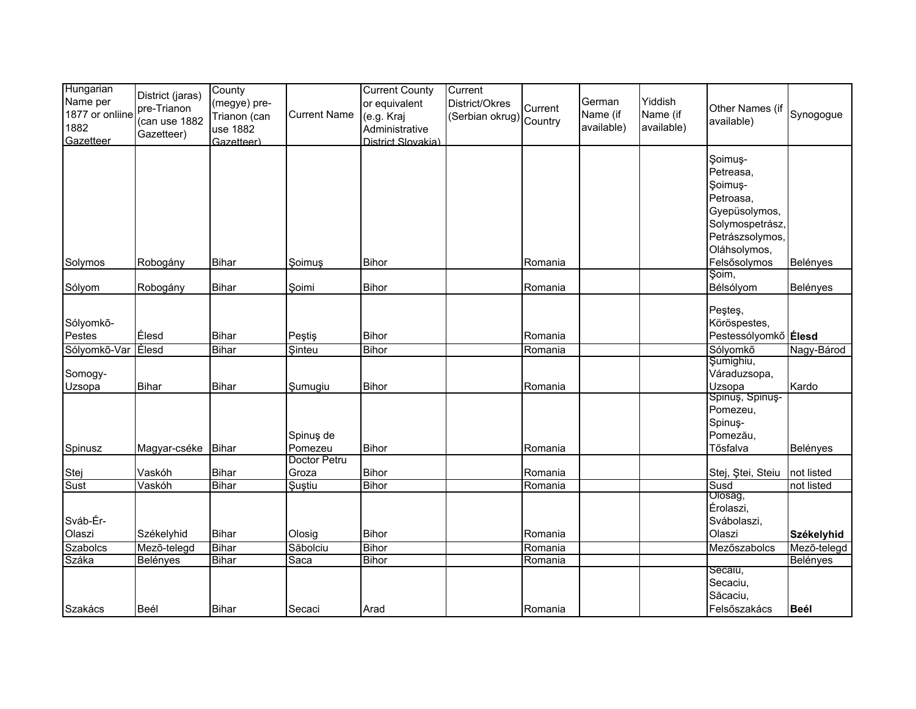| Hungarian Name per 1877 or onliine 1882 Gazetteer | District (jaras) pre-Trianon (can use 1882 Gazetteer) | County (megye) pre-Trianon (can use 1882 Gazetteer) | Current Name | Current County or equivalent (e.g. Kraj Administrative District Slovakia) | Current District/Okres (Serbian okrug) | Current Country | German Name (if available) | Yiddish Name (if available) | Other Names (if available) | Synogogue |
|---|---|---|---|---|---|---|---|---|---|---|
| Solymos | Robogány | Bihar | Şoimuş | Bihor | | Romania | | | Şoimuş-Petreasa, Şoimuş-Petroasa, Gyepüsolymos, Solymospetrász, Petrászsolymos, Oláhsolymos, Felsősolymos | Belényes |
| Sólyom | Robogány | Bihar | Şoimi | Bihor | | Romania | | | Şoim, Bélsólyom | Belényes |
| Sólyomkõ-Pestes | Élesd | Bihar | Peştiş | Bihor | | Romania | | | Peşteş, Köröspestes, Pestessólyomkő | **Élesd** |
| Sólyomkõ-Var | Élesd | Bihar | Şinteu | Bihor | | Romania | | | Sólyomkő | Nagy-Bárod |
| Somogy-Uzsopa | Bihar | Bihar | Şumugiu | Bihor | | Romania | | | Şumighiu, Váraduzsopa, Uzsopa | Kardo |
| Spinusz | Magyar-cséke | Bihar | Spinuş de Pomezeu | Bihor | | Romania | | | Spinuş, Spinuş-Pomezeu, Spinuş-Pomezău, Tősfalva | Belényes |
| Stej | Vaskóh | Bihar | Doctor Petru Groza | Bihor | | Romania | | | Stej, Ştei, Steiu | not listed |
| Sust | Vaskóh | Bihar | Şuştiu | Bihor | | Romania | | | Susd | not listed |
| Sváb-Ér-Olaszi | Székelyhid | Bihar | Olosig | Bihor | | Romania | | | Olosag, Érolaszi, Svábolaszi, Olaszi | **Székelyhid** |
| Szabolcs | Mezõ-telegd | Bihar | Săbolciu | Bihor | | Romania | | | Mezőszabolcs | Mezõ-telegd |
| Száka | Belényes | Bihar | Saca | Bihor | | Romania | | | | Belényes |
| Szakács | Beél | Bihar | Secaci | Arad | | Romania | | | Secaiu, Secaciu, Săcaciu, Felsőszakács | **Beél** |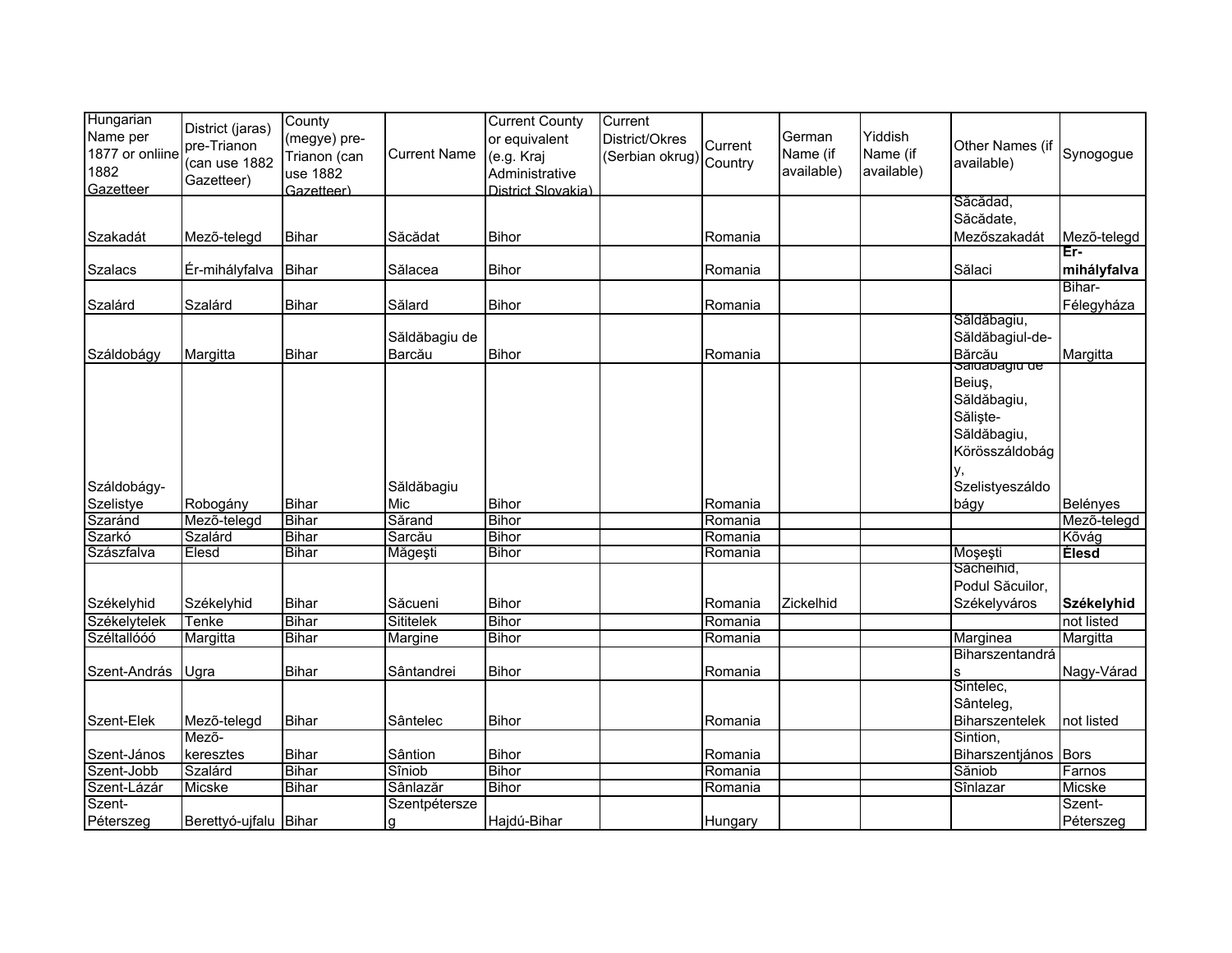| Hungarian Name per 1877 or onliine 1882 Gazetteer | District (jaras) pre-Trianon (can use 1882 Gazetteer) | County (megye) pre-Trianon (can use 1882 Gazetteer) | Current Name | Current County or equivalent (e.g. Kraj Administrative District Slovakia) | Current District/Okres (Serbian okrug) | Current Country | German Name (if available) | Yiddish Name (if available) | Other Names (if available) | Synogogue |
|---|---|---|---|---|---|---|---|---|---|---|
| Szakadát | Mezõ-telegd | Bihar | Săcădat | Bihor | | Romania | | | Săcădad, Săcădate, Mezőszakadát | Mezõ-telegd |
| Szalacs | Ér-mihályfalva | Bihar | Sălacea | Bihor | | Romania | | | Sălaci | **Ér-mihályfalva** |
| Szalárd | Szalárd | Bihar | Sălard | Bihor | | Romania | | | | Bihar-Félegyháza |
| Száldobágy | Margitta | Bihar | Săldăbagiu de Barcău | Bihor | | Romania | | | Săldăbagiu, Săldăbagiul-de-Bărcău | Margitta |
| Száldobágy-Szelistye | Robogány | Bihar | Săldăbagiu Mic | Bihor | | Romania | | | Săldăbagiu de Beiuş, Săldăbagiu, Sălişte-Săldăbagiu, Körösszáldobágy, Szelistyeszáldobágy | Belényes |
| Szaránd | Mezõ-telegd | Bihar | Sărand | Bihor | | Romania | | | | Mezõ-telegd |
| Szarkó | Szalárd | Bihar | Sarcău | Bihor | | Romania | | | | Kõvág |
| Szászfalva | Elesd | Bihar | Măgeşti | Bihor | | Romania | | | Moşeşti | **Élesd** |
| Székelyhid | Székelyhid | Bihar | Săcueni | Bihor | | Romania | Zickelhid | | Săcheihid, Podul Săcuilor, Székelyváros | **Székelyhid** |
| Székelytelek | Tenke | Bihar | Sititelek | Bihor | | Romania | | | | not listed |
| Széltallóóó | Margitta | Bihar | Margine | Bihor | | Romania | | | Marginea | Margitta |
| Szent-András | Ugra | Bihar | Sântandrei | Bihor | | Romania | | | Biharszentandrás | Nagy-Várad |
| Szent-Elek | Mezõ-telegd | Bihar | Sântelec | Bihor | | Romania | | | Sintelec, Sânteleg, Biharszentelek | not listed |
| Szent-János | Mezõ-keresztes | Bihar | Sântion | Bihor | | Romania | | | Sintion, Biharszentjános | Bors |
| Szent-Jobb | Szalárd | Bihar | Sîniob | Bihor | | Romania | | | Săniob | Farnos |
| Szent-Lázár | Micske | Bihar | Sânlazăr | Bihor | | Romania | | | Sînlazar | Micske |
| Szent-Péterszeg | Berettyó-ujfalu | Bihar | Szentpéterszeg | Hajdú-Bihar | | Hungary | | | | Szent-Péterszeg |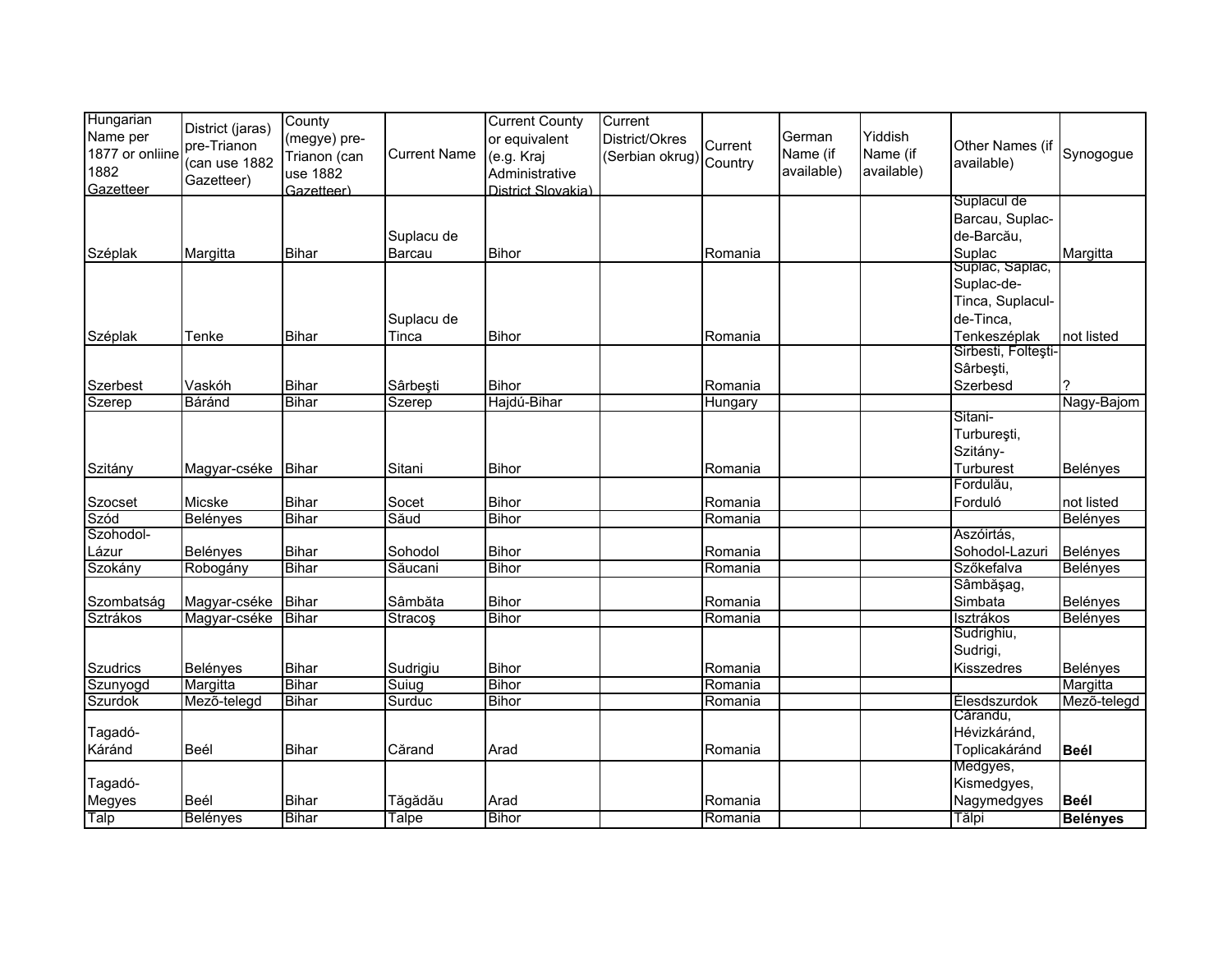| Hungarian Name per 1877 or onliine 1882 Gazetteer | District (jaras) pre-Trianon (can use 1882 Gazetteer) | County (megye) pre-Trianon (can use 1882 Gazetteer) | Current Name | Current County or equivalent (e.g. Kraj Administrative District Slovakia) | Current District/Okres (Serbian okrug) | Current Country | German Name (if available) | Yiddish Name (if available) | Other Names (if available) | Synogogue |
|---|---|---|---|---|---|---|---|---|---|---|
| Széplak | Margitta | Bihar | Suplacu de Barcau | Bihor | | Romania | | | Suplacul de Barcau, Suplac-de-Barcău, Suplac | Margitta |
| Széplak | Tenke | Bihar | Suplacu de Tinca | Bihor | | Romania | | | Suplac, Saplac, Suplac-de-Tinca, Suplacul-de-Tinca, Tenkeszéplak | not listed |
| Szerbest | Vaskóh | Bihar | Sârbeşti | Bihor | | Romania | | | Sirbesti, Folteşti-Sârbeşti, Szerbesd | ? |
| Szerep | Báránd | Bihar | Szerep | Hajdú-Bihar | | Hungary | | | | Nagy-Bajom |
| Szitány | Magyar-cséke | Bihar | Sitani | Bihor | | Romania | | | Sitani-Turbureşti, Szitány-Turburest | Belényes |
| Szocset | Micske | Bihar | Socet | Bihor | | Romania | | | Fordulău, Forduló | not listed |
| Szód | Belényes | Bihar | Săud | Bihor | | Romania | | | | Belényes |
| Szohodol-Lázur | Belényes | Bihar | Sohodol | Bihor | | Romania | | | Aszóirtás, Sohodol-Lazuri | Belényes |
| Szokány | Robogány | Bihar | Săucani | Bihor | | Romania | | | Szőkefalva | Belényes |
| Szombatság | Magyar-cséke | Bihar | Sâmbăta | Bihor | | Romania | | | Sâmbăşag, Simbata | Belényes |
| Sztrákos | Magyar-cséke | Bihar | Stracoş | Bihor | | Romania | | | Isztrákos | Belényes |
| Szudrics | Belényes | Bihar | Sudrigiu | Bihor | | Romania | | | Sudrighiu, Sudrigi, Kisszedres | Belényes |
| Szunyogd | Margitta | Bihar | Suiug | Bihor | | Romania | | | | Margitta |
| Szurdok | Mező-telegd | Bihar | Surduc | Bihor | | Romania | | | Élesdszurdok | Mező-telegd |
| Tagadó-Káránd | Beél | Bihar | Cărand | Arad | | Romania | | | Cărandu, Hévizkáránd, Toplicakáránd | **Beél** |
| Tagadó-Megyes | Beél | Bihar | Tăgădău | Arad | | Romania | | | Medgyes, Kismedgyes, Nagymedgyes | **Beél** |
| Talp | Belényes | Bihar | Talpe | Bihor | | Romania | | | Tălpi | **Belényes** |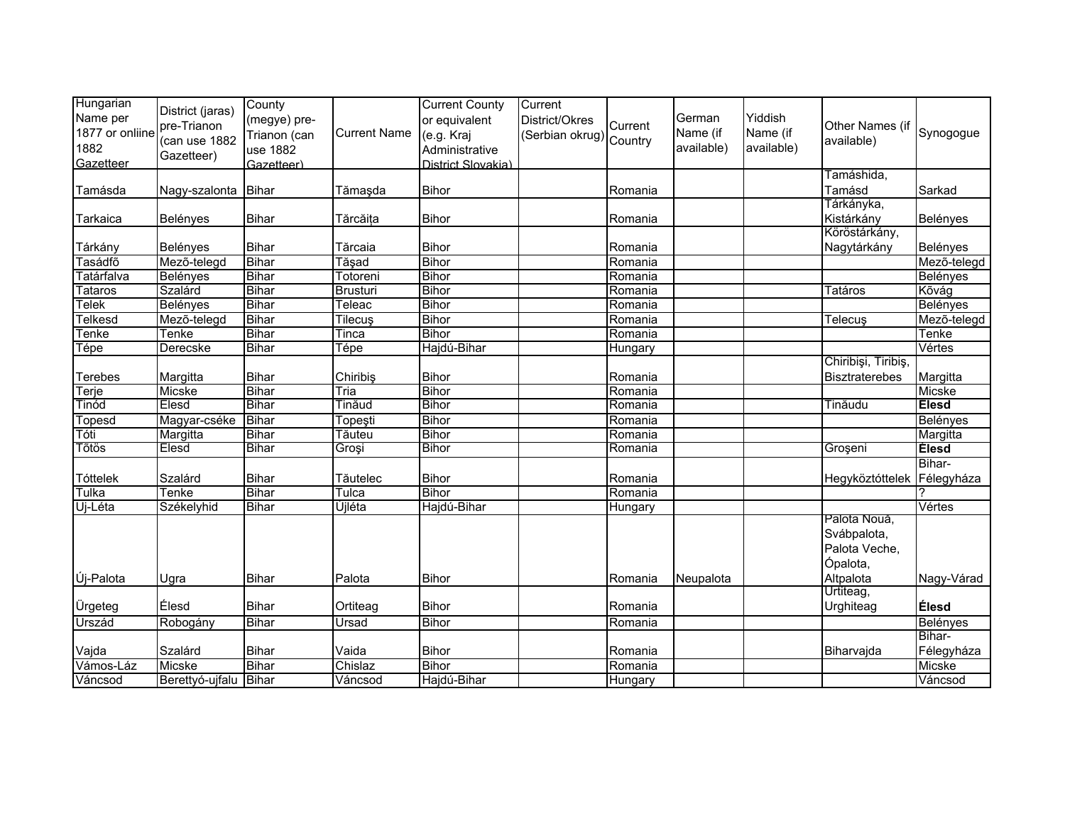| Hungarian Name per 1877 or onliine 1882 Gazetteer | District (jaras) pre-Trianon (can use 1882 Gazetteer) | County (megye) pre-Trianon (can use 1882 Gazetteer) | Current Name | Current County or equivalent (e.g. Kraj Administrative District Slovakia) | Current District/Okres (Serbian okrug) | Current Country | German Name (if available) | Yiddish Name (if available) | Other Names (if available) | Synogogue |
|---|---|---|---|---|---|---|---|---|---|---|
| Tamásda | Nagy-szalonta | Bihar | Tămaşda | Bihor | | Romania | | | Tamáshida, Tamásd | Sarkad |
| Tarkaica | Belényes | Bihar | Tărcăiţa | Bihor | | Romania | | | Tárkányka, Kistárkány | Belényes |
| Tárkány | Belényes | Bihar | Tărcaia | Bihor | | Romania | | | Kőröstárkány, Nagytárkány | Belényes |
| Tasádfő | Mező-telegd | Bihar | Tăşad | Bihor | | Romania | | | | Mező-telegd |
| Tatárfalva | Belényes | Bihar | Totoreni | Bihor | | Romania | | | | Belényes |
| Tataros | Szalárd | Bihar | Brusturi | Bihor | | Romania | | | Tatáros | Kővág |
| Telek | Belényes | Bihar | Teleac | Bihor | | Romania | | | | Belényes |
| Telkesd | Mező-telegd | Bihar | Tilecuş | Bihor | | Romania | | | Telecuş | Mező-telegd |
| Tenke | Tenke | Bihar | Tinca | Bihor | | Romania | | | | Tenke |
| Tépe | Derecske | Bihar | Tépe | Hajdú-Bihar | | Hungary | | | | Vértes |
| Terebes | Margitta | Bihar | Chiribiş | Bihor | | Romania | | | Chiribişi, Tiribiş, Bisztraterebes | Margitta |
| Terje | Micske | Bihar | Tria | Bihor | | Romania | | | | Micske |
| Tinód | Elesd | Bihar | Tinăud | Bihor | | Romania | | | Tinăudu | **Élesd** |
| Topesd | Magyar-cséke | Bihar | Topeşti | Bihor | | Romania | | | | Belényes |
| Tóti | Margitta | Bihar | Tăuteu | Bihor | | Romania | | | | Margitta |
| Tőtös | Elesd | Bihar | Groşi | Bihor | | Romania | | | Groşeni | **Élesd** |
| Tóttelek | Szalárd | Bihar | Tăutelec | Bihor | | Romania | | | Hegyköztóttelek | Bihar-Félegyháza |
| Tulka | Tenke | Bihar | Tulca | Bihor | | Romania | | | | ? |
| Uj-Léta | Székelyhid | Bihar | Újléta | Hajdú-Bihar | | Hungary | | | | Vértes |
| Új-Palota | Ugra | Bihar | Palota | Bihor | | Romania | Neupalota | | Palota Nouă, Svábpalota, Palota Veche, Ópalota, Altpalota | Nagy-Várad |
| Ürgeteg | Élesd | Bihar | Ortiteag | Bihor | | Romania | | | Urtiteag, Urghiteag | **Élesd** |
| Urszád | Robogány | Bihar | Ursad | Bihor | | Romania | | | | Belényes |
| Vajda | Szalárd | Bihar | Vaida | Bihor | | Romania | | | Biharvajda | Bihar-Félegyháza |
| Vámos-Láz | Micske | Bihar | Chislaz | Bihor | | Romania | | | | Micske |
| Váncsod | Berettyó-ujfalu | Bihar | Váncsod | Hajdú-Bihar | | Hungary | | | | Váncsod |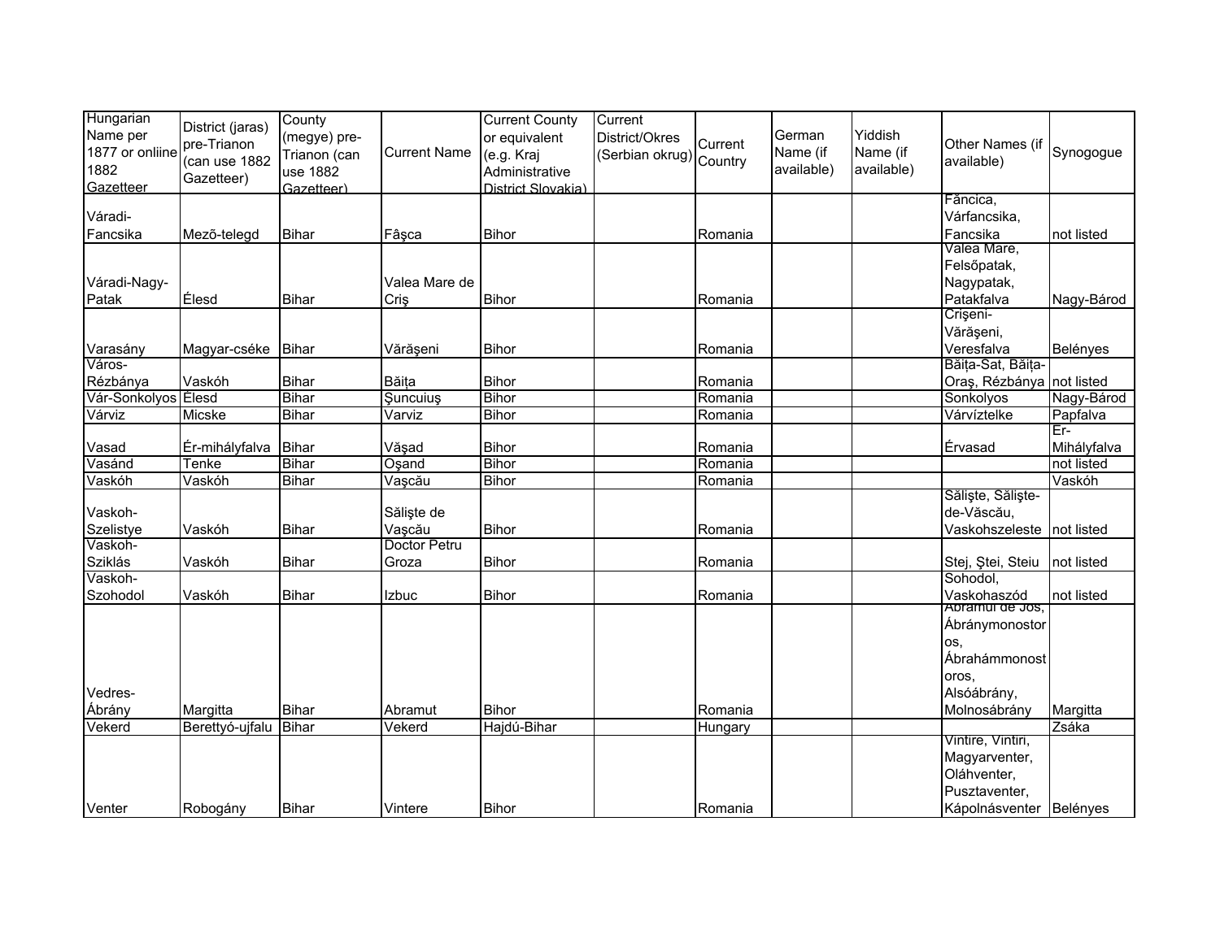| Hungarian Name per 1877 or onliine 1882 Gazetteer | District (jaras) pre-Trianon (can use 1882 Gazetteer) | County (megye) pre-Trianon (can use 1882 Gazetteer) | Current Name | Current County or equivalent (e.g. Kraj Administrative District Slovakia) | Current District/Okres (Serbian okrug) | Current Country | German Name (if available) | Yiddish Name (if available) | Other Names (if available) | Synogogue |
|---|---|---|---|---|---|---|---|---|---|---|
| Váradi-Fancsika | Mezõ-telegd | Bihar | Fâşca | Bihor | | Romania | | | Făncica, Várfancsika, Fancsika | not listed |
| Váradi-Nagy-Patak | Élesd | Bihar | Valea Mare de Criş | Bihor | | Romania | | | Valea Mare, Felsőpatak, Nagypatak, Patakfalva | Nagy-Bárod |
| Varasány | Magyar-cséke | Bihar | Vărăşeni | Bihor | | Romania | | | Crişeni-Vărăşeni, Veresfalva | Belényes |
| Város-Rézbánya | Vaskóh | Bihar | Băița | Bihor | | Romania | | | Băița-Sat, Băița-Oraş, Rézbánya | not listed |
| Vár-Sonkolyos | Élesd | Bihar | Şuncuiuş | Bihor | | Romania | | | Sonkolyos | Nagy-Bárod |
| Várviz | Micske | Bihar | Varviz | Bihor | | Romania | | | Várvíztelke | Papfalva |
| Vasad | Ér-mihályfalva | Bihar | Văşad | Bihor | | Romania | | | Érvasad | Ér-Mihályfalva |
| Vasánd | Tenke | Bihar | Oşand | Bihor | | Romania | | | | not listed |
| Vaskóh | Vaskóh | Bihar | Vaşcău | Bihor | | Romania | | | | Vaskóh |
| Vaskoh-Szelistye | Vaskóh | Bihar | Sălişte de Vaşcău | Bihor | | Romania | | | Sălişte, Sălişte-de-Văscău, Vaskohszeleste | not listed |
| Vaskoh-Sziklás | Vaskóh | Bihar | Doctor Petru Groza | Bihor | | Romania | | | Stej, Ştei, Steiu | not listed |
| Vaskoh-Szohodol | Vaskóh | Bihar | Izbuc | Bihor | | Romania | | | Sohodol, Vaskohaszód | not listed |
| Vedres-Ábrány | Margitta | Bihar | Abramut | Bihor | | Romania | | | Abramul de Jos, Ábránymonostoros, Ábrahámmonostoros, Alsóábrány, Molnosábrány | Margitta |
| Vekerd | Berettyó-ujfalu | Bihar | Vekerd | Hajdú-Bihar | | Hungary | | | | Zsáka |
| Venter | Robogány | Bihar | Vintere | Bihor | | Romania | | | Vintire, Vintiri, Magyarventer, Oláhventer, Pusztaventer, Kápolnásventer | Belényes |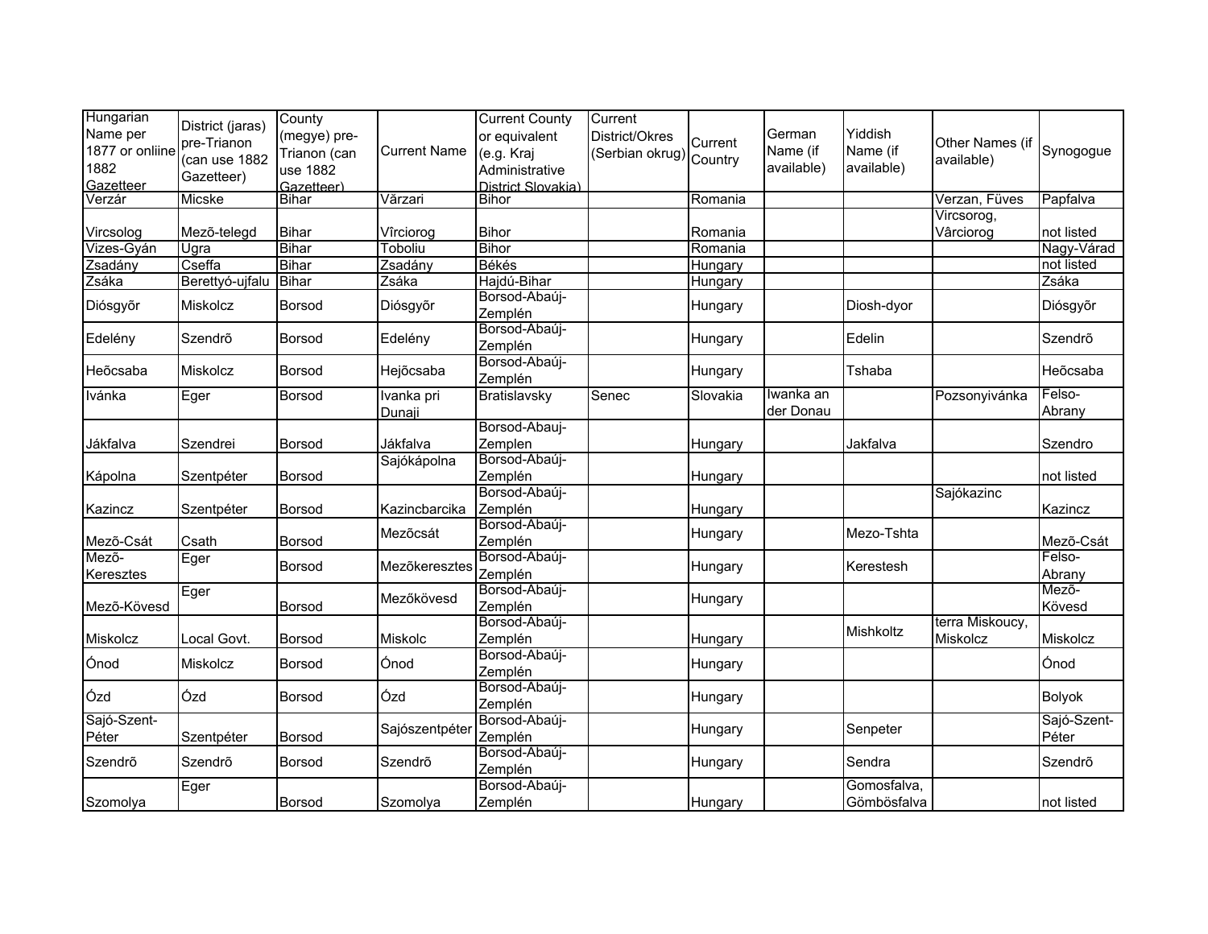| Hungarian Name per 1877 or onliine 1882 Gazetteer | District (jaras) pre-Trianon (can use 1882 Gazetteer) | County (megye) pre-Trianon (can use 1882 Gazetteer) | Current Name | Current County or equivalent (e.g. Kraj Administrative District Slovakia) | Current District/Okres (Serbian okrug) | Current Country | German Name (if available) | Yiddish Name (if available) | Other Names (if available) | Synogogue |
|---|---|---|---|---|---|---|---|---|---|---|
| Verzár | Micske | Bihar | Vărzari | Bihor | | Romania | | | Verzan, Füves | Papfalva |
| Vircsolog | Mezõ-telegd | Bihar | Vîrciorog | Bihor | | Romania | | | Vircsorog, Vârciorog | not listed |
| Vizes-Gyán | Ugra | Bihar | Toboliu | Bihor | | Romania | | | | Nagy-Várad |
| Zsadány | Cseffa | Bihar | Zsadány | Békés | | Hungary | | | | not listed |
| Zsáka | Berettyó-ujfalu | Bihar | Zsáka | Hajdú-Bihar | | Hungary | | | | Zsáka |
| Diósgyõr | Miskolcz | Borsod | Diósgyõr | Borsod-Abaúj-Zemplén | | Hungary | | Diosh-dyor | | Diósgyõr |
| Edelény | Szendrõ | Borsod | Edelény | Borsod-Abaúj-Zemplén | | Hungary | | Edelin | | Szendrõ |
| Heõcsaba | Miskolcz | Borsod | Hejõcsaba | Borsod-Abaúj-Zemplén | | Hungary | | Tshaba | | Heõcsaba |
| Ivánka | Eger | Borsod | Ivanka pri Dunaji | Bratislavsky | Senec | Slovakia | Iwanka an der Donau | | Pozsonyivánka | Felso-Abrany |
| Jákfalva | Szendrei | Borsod | Jákfalva | Borsod-Abauj-Zemplen | | Hungary | | Jakfalva | | Szendro |
| Kápolna | Szentpéter | Borsod | Sajókápolna | Borsod-Abaúj-Zemplén | | Hungary | | | | not listed |
| Kazincz | Szentpéter | Borsod | Kazincbarcika | Borsod-Abaúj-Zemplén | | Hungary | | | Sajókazinc | Kazincz |
| Mezõ-Csát | Csath | Borsod | Mezõcsát | Borsod-Abaúj-Zemplén | | Hungary | | Mezo-Tshta | | Mezõ-Csát |
| Mezõ-Keresztes | Eger | Borsod | Mezõkeresztes | Borsod-Abaúj-Zemplén | | Hungary | | Kerestesh | | Felso-Abrany |
| Mezõ-Kövesd | Eger | Borsod | Mezőkövesd | Borsod-Abaúj-Zemplén | | Hungary | | | | Mezõ-Kövesd |
| Miskolcz | Local Govt. | Borsod | Miskolc | Borsod-Abaúj-Zemplén | | Hungary | | Mishkoltz | terra Miskoucy, Miskolcz | Miskolcz |
| Ónod | Miskolcz | Borsod | Ónod | Borsod-Abaúj-Zemplén | | Hungary | | | | Ónod |
| Ózd | Ózd | Borsod | Ózd | Borsod-Abaúj-Zemplén | | Hungary | | | | Bolyok |
| Sajó-Szent-Péter | Szentpéter | Borsod | Sajószentpéter | Borsod-Abaúj-Zemplén | | Hungary | | Senpeter | | Sajó-Szent-Péter |
| Szendrõ | Szendrõ | Borsod | Szendrõ | Borsod-Abaúj-Zemplén | | Hungary | | Sendra | | Szendrõ |
| Szomolya | Eger | Borsod | Szomolya | Borsod-Abaúj-Zemplén | | Hungary | | Gomosfalva, Gömbösfalva | | not listed |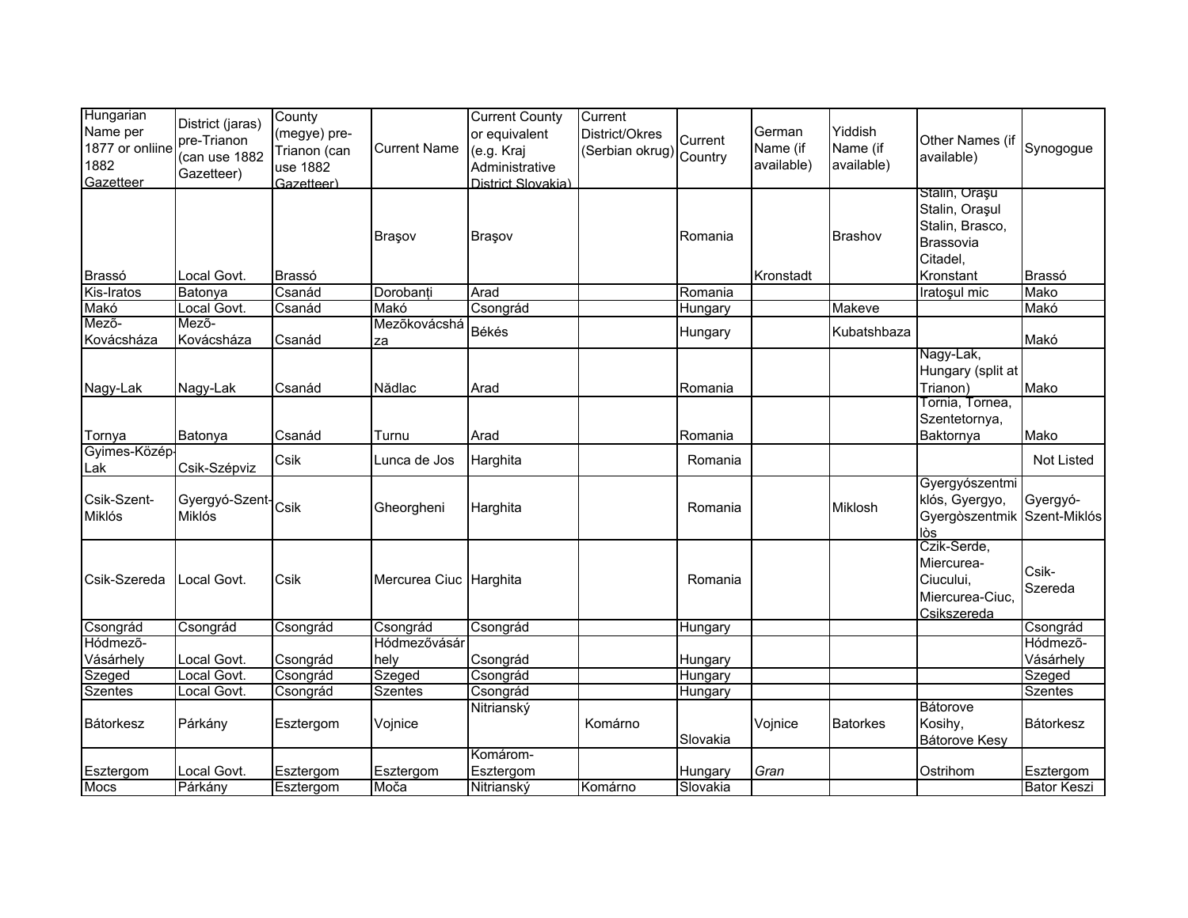| Hungarian Name per 1877 or onliine 1882 Gazetteer | District (jaras) pre-Trianon (can use 1882 Gazetteer) | County (megye) pre-Trianon (can use 1882 Gazetteer) | Current Name | Current County or equivalent (e.g. Kraj Administrative District Slovakia) | Current District/Okres (Serbian okrug) | Current Country | German Name (if available) | Yiddish Name (if available) | Other Names (if available) | Synogogue |
|---|---|---|---|---|---|---|---|---|---|---|
| Brassó | Local Govt. | Brassó | Braşov | Braşov | | Romania | Kronstadt | Brashov | Stalin, Oraşu Stalin, Oraşul Stalin, Brasco, Brassovia Citadel, Kronstant | Brassó |
| Kis-Iratos | Batonya | Csanád | Dorobanți | Arad | | Romania | | | Iratoşul mic | Mako |
| Makó | Local Govt. | Csanád | Makó | Csongrád | | Hungary | | Makeve | | Makó |
| Mezõ-Kovácsháza | Mezõ-Kovácsháza | Csanád | Mezõkovácsháza | Békés | | Hungary | | Kubatshbaza | | Makó |
| Nagy-Lak | Nagy-Lak | Csanád | Nădlac | Arad | | Romania | | | Nagy-Lak, Hungary (split at Trianon) | Mako |
| Tornya | Batonya | Csanád | Turnu | Arad | | Romania | | | Tornia, Tornea, Szentetornya, Baktornya | Mako |
| Gyimes-Közép-Lak | Csik-Szépviz | Csik | Lunca de Jos | Harghita | | Romania | | | | Not Listed |
| Csik-Szent-Miklós | Gyergyó-Szent-Miklós | Csik | Gheorgheni | Harghita | | Romania | | Miklosh | Gyergyószentmiklós, Gyergyo, Gyergòszentmiklòs | Gyergyó-Szent-Miklós |
| Csik-Szereda | Local Govt. | Csik | Mercurea Ciuc | Harghita | | Romania | | | Czik-Serde, Miercurea-Ciucului, Miercurea-Ciuc, Csikszereda | Csik-Szereda |
| Csongrád | Csongrád | Csongrád | Csongrád | Csongrád | | Hungary | | | | Csongrád |
| Hódmezõ-Vásárhely | Local Govt. | Csongrád | Hódmezővásárhely | Csongrád | | Hungary | | | | Hódmezõ-Vásárhely |
| Szeged | Local Govt. | Csongrád | Szeged | Csongrád | | Hungary | | | | Szeged |
| Szentes | Local Govt. | Csongrád | Szentes | Csongrád | | Hungary | | | | Szentes |
| Bátorkesz | Párkány | Esztergom | Vojnice | Nitrianský | Komárno | Slovakia | Vojnice | Batorkes | Bátorove Kosihy, Bátorove Kesy | Bátorkesz |
| Esztergom | Local Govt. | Esztergom | Esztergom | Komárom-Esztergom | | Hungary | *Gran* | | Ostrihom | Esztergom |
| Mocs | Párkány | Esztergom | Moča | Nitrianský | Komárno | Slovakia | | | | Bator Keszi |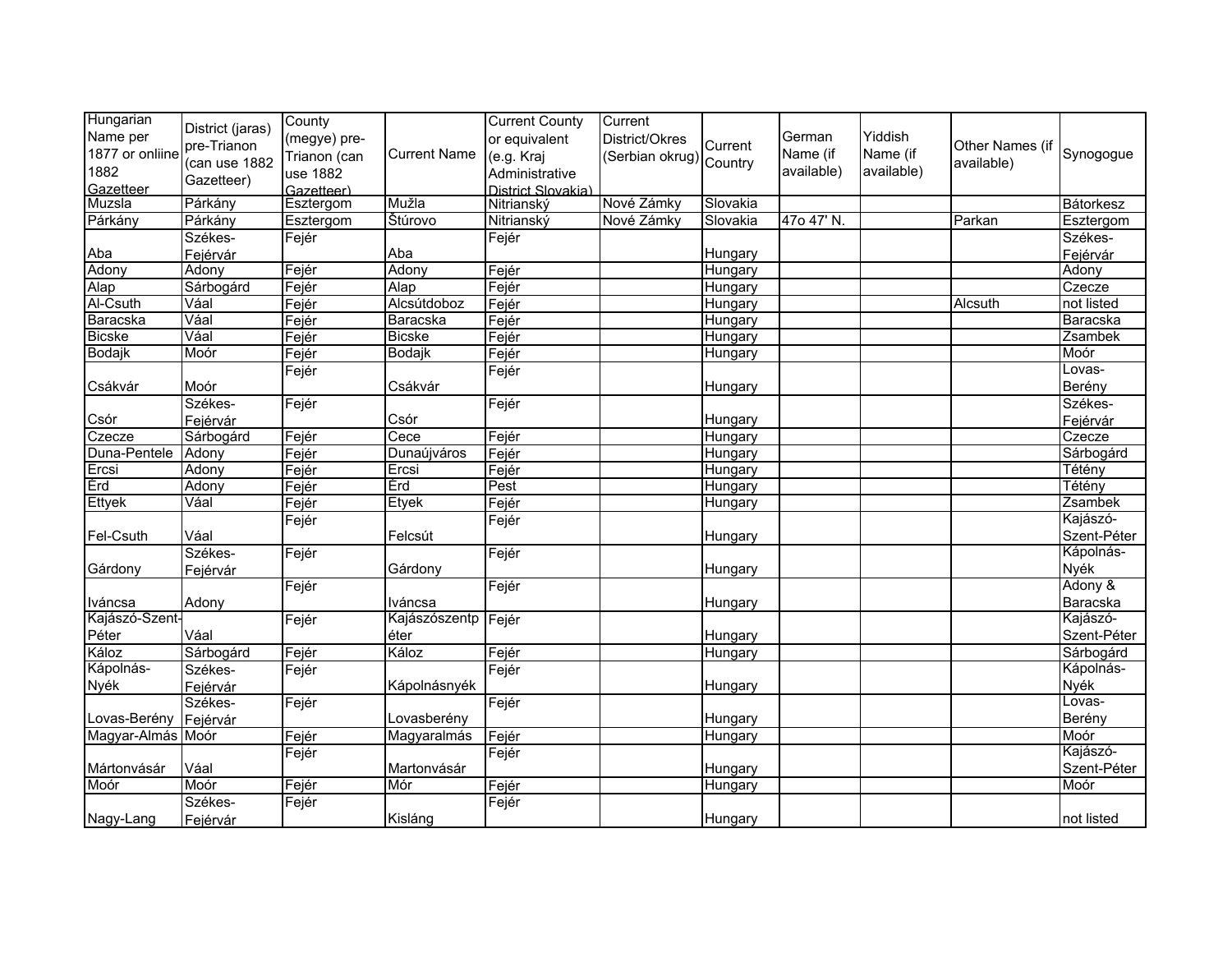| Hungarian Name per 1877 or onliine 1882 Gazetteer | District (jaras) pre-Trianon (can use 1882 Gazetteer) | County (megye) pre-Trianon (can use 1882 Gazetteer) | Current Name | Current County or equivalent (e.g. Kraj Administrative District Slovakia) | Current District/Okres (Serbian okrug) | Current Country | German Name (if available) | Yiddish Name (if available) | Other Names (if available) | Synogogue |
|---|---|---|---|---|---|---|---|---|---|---|
| Muzsla | Párkány | Esztergom | Mužla | Nitrianský | Nové Zámky | Slovakia | | | | Bátorkesz |
| Párkány | Párkány | Esztergom | Štúrovo | Nitrianský | Nové Zámky | Slovakia | 47o 47' N. | | Parkan | Esztergom |
| Aba | Székes-Fejérvár | Fejér | Aba | Fejér | | Hungary | | | | Székes-Fejérvár |
| Adony | Adony | Fejér | Adony | Fejér | | Hungary | | | | Adony |
| Alap | Sárbogárd | Fejér | Alap | Fejér | | Hungary | | | | Czecze |
| Al-Csuth | Váal | Fejér | Alcsútdoboz | Fejér | | Hungary | | | Alcsuth | not listed |
| Baracska | Váal | Fejér | Baracska | Fejér | | Hungary | | | | Baracska |
| Bicske | Váal | Fejér | Bicske | Fejér | | Hungary | | | | Zsambek |
| Bodajk | Moór | Fejér | Bodajk | Fejér | | Hungary | | | | Moór |
| Csákvár | Moór | Fejér | Csákvár | Fejér | | Hungary | | | | Lovas-Berény |
| Csór | Székes-Fejérvár | Fejér | Csór | Fejér | | Hungary | | | | Székes-Fejérvár |
| Czecze | Sárbogárd | Fejér | Cece | Fejér | | Hungary | | | | Czecze |
| Duna-Pentele | Adony | Fejér | Dunaújváros | Fejér | | Hungary | | | | Sárbogárd |
| Ercsi | Adony | Fejér | Ercsi | Fejér | | Hungary | | | | Tétény |
| Érd | Adony | Fejér | Érd | Pest | | Hungary | | | | Tétény |
| Ettyek | Váal | Fejér | Etyek | Fejér | | Hungary | | | | Zsambek |
| Fel-Csuth | Váal | Fejér | Felcsút | Fejér | | Hungary | | | | Kajászó-Szent-Péter |
| Gárdony | Székes-Fejérvár | Fejér | Gárdony | Fejér | | Hungary | | | | Kápolnás-Nyék |
| Iváncsa | Adony | Fejér | Iváncsa | Fejér | | Hungary | | | | Adony & Baracska |
| Kajászó-Szent-Péter | Váal | Fejér | Kajászószentpéter | Fejér | | Hungary | | | | Kajászó-Szent-Péter |
| Káloz | Sárbogárd | Fejér | Káloz | Fejér | | Hungary | | | | Sárbogárd |
| Kápolnás-Nyék | Székes-Fejérvár | Fejér | Kápolnásnyék | Fejér | | Hungary | | | | Kápolnás-Nyék |
| Lovas-Berény | Székes-Fejérvár | Fejér | Lovasberény | Fejér | | Hungary | | | | Lovas-Berény |
| Magyar-Almás | Moór | Fejér | Magyaralmás | Fejér | | Hungary | | | | Moór |
| Mártonvásár | Váal | Fejér | Martonvásár | Fejér | | Hungary | | | | Kajászó-Szent-Péter |
| Moór | Moór | Fejér | Mór | Fejér | | Hungary | | | | Moór |
| Nagy-Lang | Székes-Fejérvár | Fejér | Kisláng | Fejér | | Hungary | | | | not listed |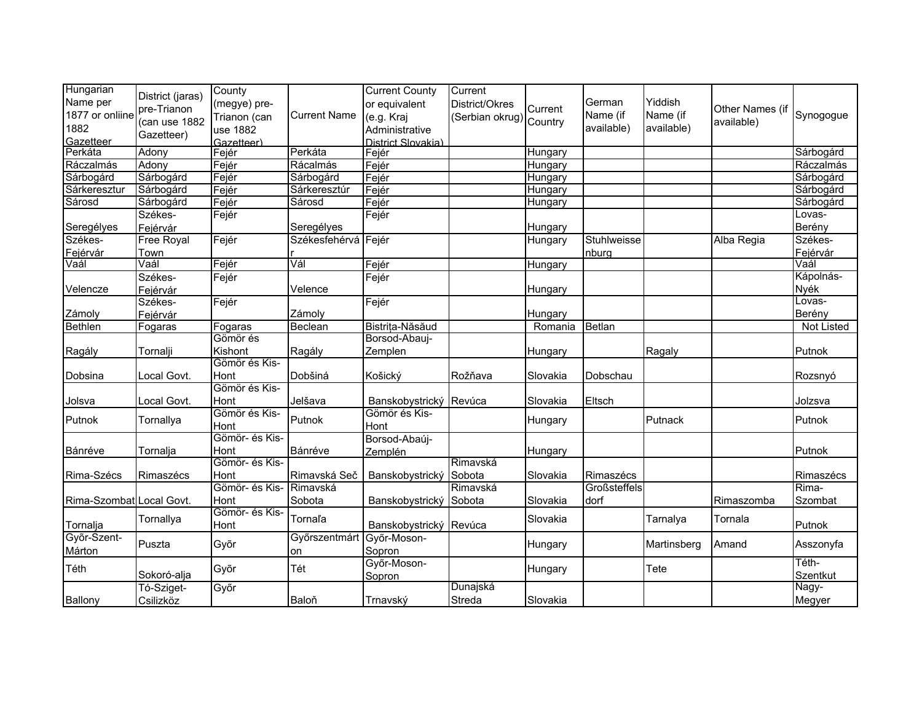| Hungarian Name per 1877 or onliine 1882 Gazetteer | District (jaras) pre-Trianon (can use 1882 Gazetteer) | County (megye) pre-Trianon (can use 1882 Gazetteer) | Current Name | Current County or equivalent (e.g. Kraj Administrative District Slovakia) | Current District/Okres (Serbian okrug) | Current Country | German Name (if available) | Yiddish Name (if available) | Other Names (if available) | Synogogue |
|---|---|---|---|---|---|---|---|---|---|---|
| Perkáta | Adony | Fejér | Perkáta | Fejér | | Hungary | | | | Sárbogárd |
| Ráczalmás | Adony | Fejér | Rácalmás | Fejér | | Hungary | | | | Ráczalmás |
| Sárbogárd | Sárbogárd | Fejér | Sárbogárd | Fejér | | Hungary | | | | Sárbogárd |
| Sárkeresztur | Sárbogárd | Fejér | Sárkeresztúr | Fejér | | Hungary | | | | Sárbogárd |
| Sárosd | Sárbogárd | Fejér | Sárosd | Fejér | | Hungary | | | | Sárbogárd |
| Seregélyes | Székes-Fejérvár | Fejér | Seregélyes | Fejér | | Hungary | | | | Lovas-Berény |
| Székes-Fejérvár | Free Royal Town | Fejér | Székesfehérvár | Fejér | | Hungary | Stuhlweissenburg | | Alba Regia | Székes-Fejérvár |
| Vaál | Vaál | Fejér | Vál | Fejér | | Hungary | | | | Vaál |
| Velencze | Székes-Fejérvár | Fejér | Velence | Fejér | | Hungary | | | | Kápolnás-Nyék |
| Zámoly | Székes-Fejérvár | Fejér | Zámoly | Fejér | | Hungary | | | | Lovas-Berény |
| Bethlen | Fogaras | Fogaras | Beclean | Bistrița-Năsăud | | Romania | Betlan | | | Not Listed |
| Ragály | Tornalji | Gömör és Kishont | Ragály | Borsod-Abauj-Zemplen | | Hungary | | Ragaly | | Putnok |
| Dobsina | Local Govt. | Gömör és Kis-Hont | Dobšiná | Košický | Rožňava | Slovakia | Dobschau | | | Rozsnyó |
| Jolsva | Local Govt. | Gömör és Kis-Hont | Jelšava | Banskobystrický | Revúca | Slovakia | Eltsch | | | Jolzsva |
| Putnok | Tornallya | Gömör és Kis-Hont | Putnok | Gömör és Kis-Hont | | Hungary | | Putnack | | Putnok |
| Bánréve | Tornalja | Gömör- és Kis-Hont | Bánréve | Borsod-Abaúj-Zemplén | | Hungary | | | | Putnok |
| Rima-Szécs | Rimaszécs | Gömör- és Kis-Hont | Rimavská Seč | Banskobystrický | Rimavská Sobota | Slovakia | Rimaszécs | | | Rimaszécs |
| Rima-Szombat | Local Govt. | Gömör- és Kis-Hont | Rimavská Sobota | Banskobystrický | Rimavská Sobota | Slovakia | Großsteffelsdorf | | Rimaszomba | Rima-Szombat |
| Tornalja | Tornallya | Gömör- és Kis-Hont | Tornaľa | Banskobystrický | Revúca | Slovakia | | Tarnalya | Tornala | Putnok |
| Győr-Szent-Márton | Puszta | Győr | Győrszentmárton | Győr-Moson-Sopron | | Hungary | | Martinsberg | Amand | Asszonyfa |
| Téth | Sokoró-alja | Győr | Tét | Győr-Moson-Sopron | | Hungary | | Tete | | Téth-Szentkut |
| Ballony | Tó-Sziget-Csilizköz | Győr | Baloň | Trnavský | Dunajská Streda | Slovakia | | | | Nagy-Megyer |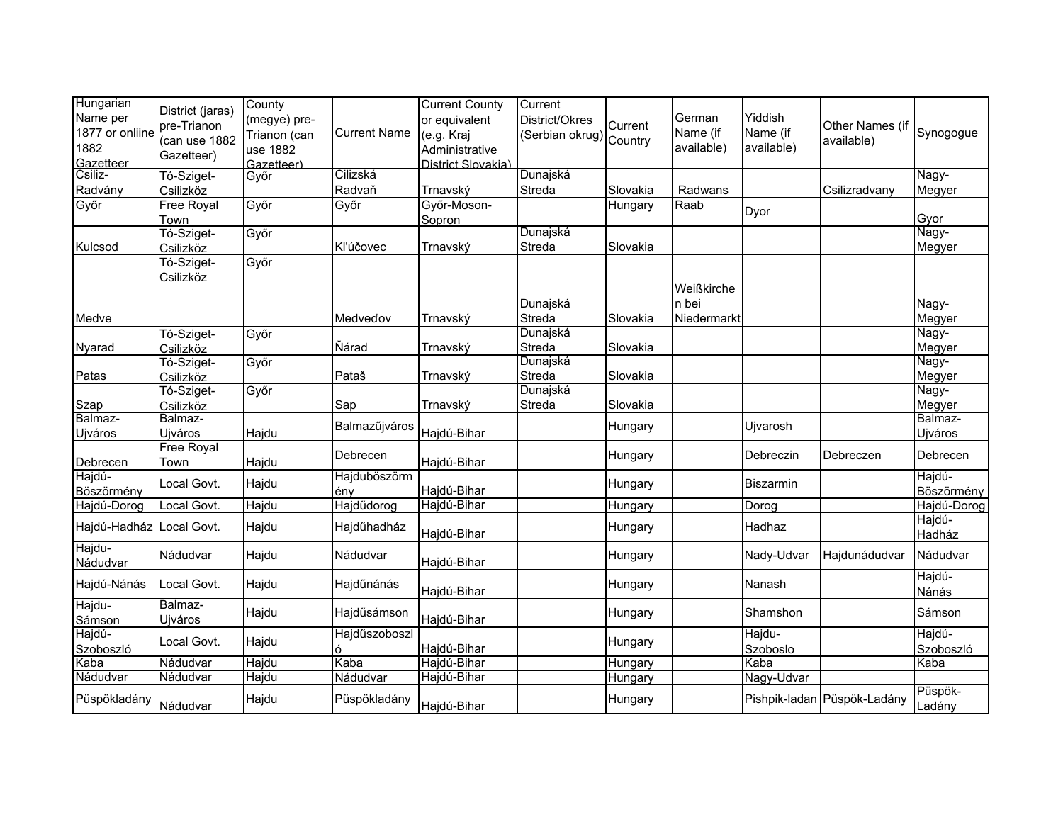| Hungarian Name per 1877 or onliine 1882 Gazetteer | District (jaras) pre-Trianon (can use 1882 Gazetteer) | County (megye) pre-Trianon (can use 1882 Gazetteer) | Current Name | Current County or equivalent (e.g. Kraj Administrative District Slovakia) | Current District/Okres (Serbian okrug) | Current Country | German Name (if available) | Yiddish Name (if available) | Other Names (if available) | Synogogue |
|---|---|---|---|---|---|---|---|---|---|---|
| Csiliz-Radvány | Tó-Sziget-Csilizköz | Győr | Cilizská Radvaň | Trnavský | Dunajská Streda | Slovakia | Radwans | | Csilizradvany | Nagy-Megyer |
| Győr | Free Royal Town | Győr | Győr | Győr-Moson-Sopron | | Hungary | Raab | Dyor | | Gyor |
| Kulcsod | Tó-Sziget-Csilizköz | Győr | Kľúčovec | Trnavský | Dunajská Streda | Slovakia | | | | Nagy-Megyer |
| Medve | Tó-Sziget-Csilizköz | Győr | Medveďov | Trnavský | Dunajská Streda | Slovakia | Weißkirchen bei Niedermarkt | | | Nagy-Megyer |
| Nyarad | Tó-Sziget-Csilizköz | Győr | Ňárad | Trnavský | Dunajská Streda | Slovakia | | | | Nagy-Megyer |
| Patas | Tó-Sziget-Csilizköz | Győr | Pataš | Trnavský | Dunajská Streda | Slovakia | | | | Nagy-Megyer |
| Szap | Tó-Sziget-Csilizköz | Győr | Sap | Trnavský | Dunajská Streda | Slovakia | | | | Nagy-Megyer |
| Balmaz-Ujváros | Balmaz-Ujváros | Hajdu | Balmazűjváros | Hajdú-Bihar | | Hungary | | Ujvarosh | | Balmaz-Ujváros |
| Debrecen | Free Royal Town | Hajdu | Debrecen | Hajdú-Bihar | | Hungary | | Debreczin | Debreczen | Debrecen |
| Hajdú-Böszörmény | Local Govt. | Hajdu | Hajduböszörmény | Hajdú-Bihar | | Hungary | | Biszarmin | | Hajdú-Böszörmény |
| Hajdú-Dorog | Local Govt. | Hajdu | Hajdűdorog | Hajdú-Bihar | | Hungary | | Dorog | | Hajdú-Dorog |
| Hajdú-Hadház | Local Govt. | Hajdu | Hajdűhadház | Hajdú-Bihar | | Hungary | | Hadhaz | | Hajdú-Hadház |
| Hajdu-Nádudvar | Nádudvar | Hajdu | Nádudvar | Hajdú-Bihar | | Hungary | | Nady-Udvar | Hajdunádudvar | Nádudvar |
| Hajdú-Nánás | Local Govt. | Hajdu | Hajdűnánás | Hajdú-Bihar | | Hungary | | Nanash | | Hajdú-Nánás |
| Hajdu-Sámson | Balmaz-Ujváros | Hajdu | Hajdűsámson | Hajdú-Bihar | | Hungary | | Shamshon | | Sámson |
| Hajdú-Szoboszló | Local Govt. | Hajdu | Hajdűszoboszló | Hajdú-Bihar | | Hungary | | Hajdu-Szoboslo | | Hajdú-Szoboszló |
| Kaba | Nádudvar | Hajdu | Kaba | Hajdú-Bihar | | Hungary | | Kaba | | Kaba |
| Nádudvar | Nádudvar | Hajdu | Nádudvar | Hajdú-Bihar | | Hungary | | Nagy-Udvar | | |
| Püspökladány | Nádudvar | Hajdu | Püspökladány | Hajdú-Bihar | | Hungary | | Pishpik-ladan | Püspök-Ladány | Püspök-Ladány |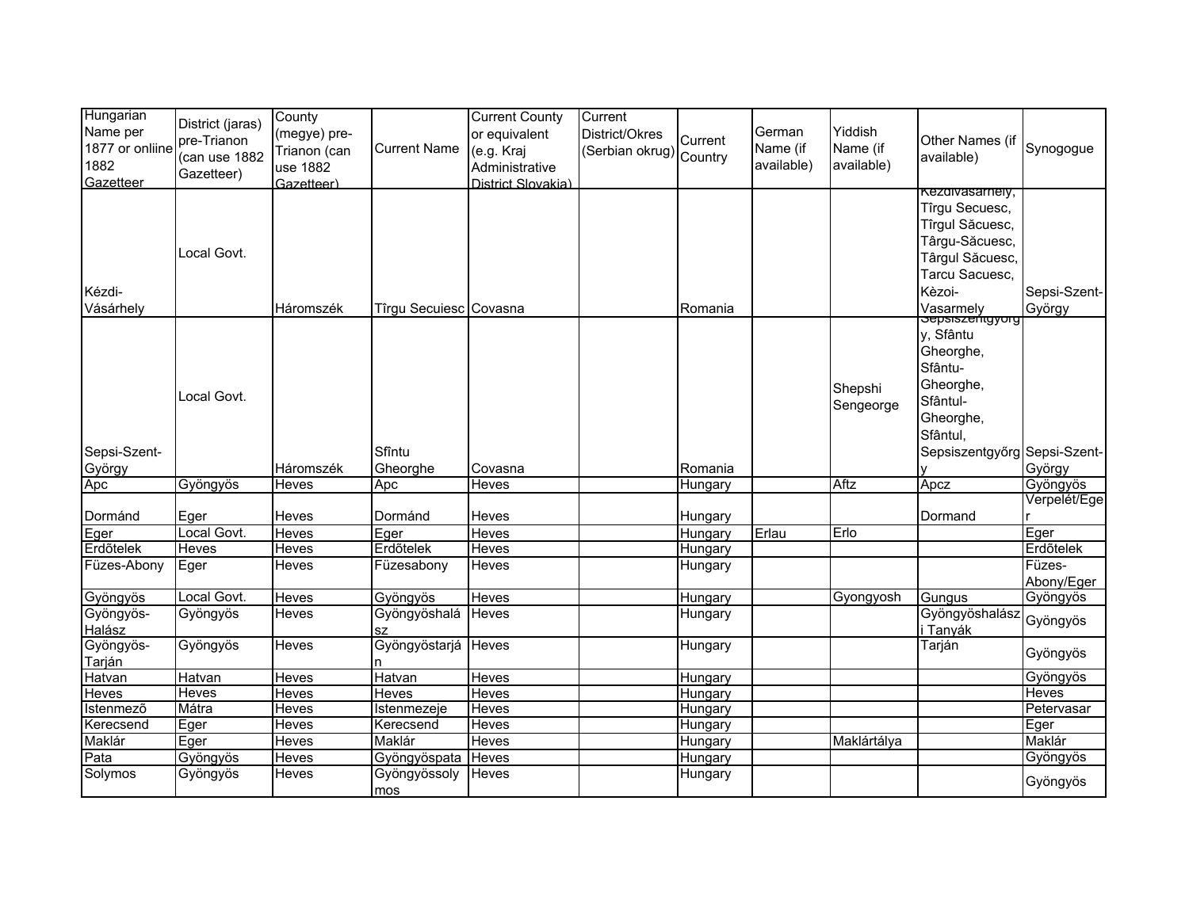| Hungarian Name per 1877 or onliine 1882 Gazetteer | District (jaras) pre-Trianon (can use 1882 Gazetteer) | County (megye) pre-Trianon (can use 1882 Gazetteer) | Current Name | Current County or equivalent (e.g. Kraj Administrative District Slovakia) | Current District/Okres (Serbian okrug) | Current Country | German Name (if available) | Yiddish Name (if available) | Other Names (if available) | Synogogue |
|---|---|---|---|---|---|---|---|---|---|---|
| Kézdi-Vásárhely | Local Govt. | Háromszék | Tîrgu Secuiesc | Covasna | | Romania | | | Kezdivasarhely, Tîrgu Secuesc, Tîrgul Săcuesc, Târgu-Săcuesc, Târgul Săcuesc, Tarcu Sacuesc, Kèzoi-Vasarmely | Sepsi-Szent-György |
| Sepsi-Szent-György | Local Govt. | Háromszék | Sfîntu Gheorghe | Covasna | | Romania | | Shepshi Sengeorge | Sepsiszentgyorgy, Sfântu Gheorghe, Sfântu-Gheorghe, Sfântul-Gheorghe, Sfântul, Sepsiszentgyőrgy | Sepsi-Szent-György |
| Apc | Gyöngyös | Heves | Apc | Heves | | Hungary | | Aftz | Apcz | Gyöngyös |
| Dormánd | Eger | Heves | Dormánd | Heves | | Hungary | | | Dormand | Verpelét/Eger |
| Eger | Local Govt. | Heves | Eger | Heves | | Hungary | Erlau | Erlo | | Eger |
| Erdőtelek | Heves | Heves | Erdőtelek | Heves | | Hungary | | | | Erdőtelek |
| Füzes-Abony | Eger | Heves | Füzesabony | Heves | | Hungary | | | | Füzes-Abony/Eger |
| Gyöngyös | Local Govt. | Heves | Gyöngyös | Heves | | Hungary | | Gyongyosh | Gungus | Gyöngyös |
| Gyöngyös-Halász | Gyöngyös | Heves | Gyöngyöshalász | Heves | | Hungary | | | Gyöngyöshalászi Tanyák | Gyöngyös |
| Gyöngyös-Tarján | Gyöngyös | Heves | Gyöngyöstarján | Heves | | Hungary | | | Tarján | Gyöngyös |
| Hatvan | Hatvan | Heves | Hatvan | Heves | | Hungary | | | | Gyöngyös |
| Heves | Heves | Heves | Heves | Heves | | Hungary | | | | Heves |
| Istenmezõ | Mátra | Heves | Istenmezeje | Heves | | Hungary | | | | Petervasar |
| Kerecsend | Eger | Heves | Kerecsend | Heves | | Hungary | | | | Eger |
| Maklár | Eger | Heves | Maklár | Heves | | Hungary | | Maklártálya | | Maklár |
| Pata | Gyöngyös | Heves | Gyöngyöspata | Heves | | Hungary | | | | Gyöngyös |
| Solymos | Gyöngyös | Heves | Gyöngyössolymos | Heves | | Hungary | | | | Gyöngyös |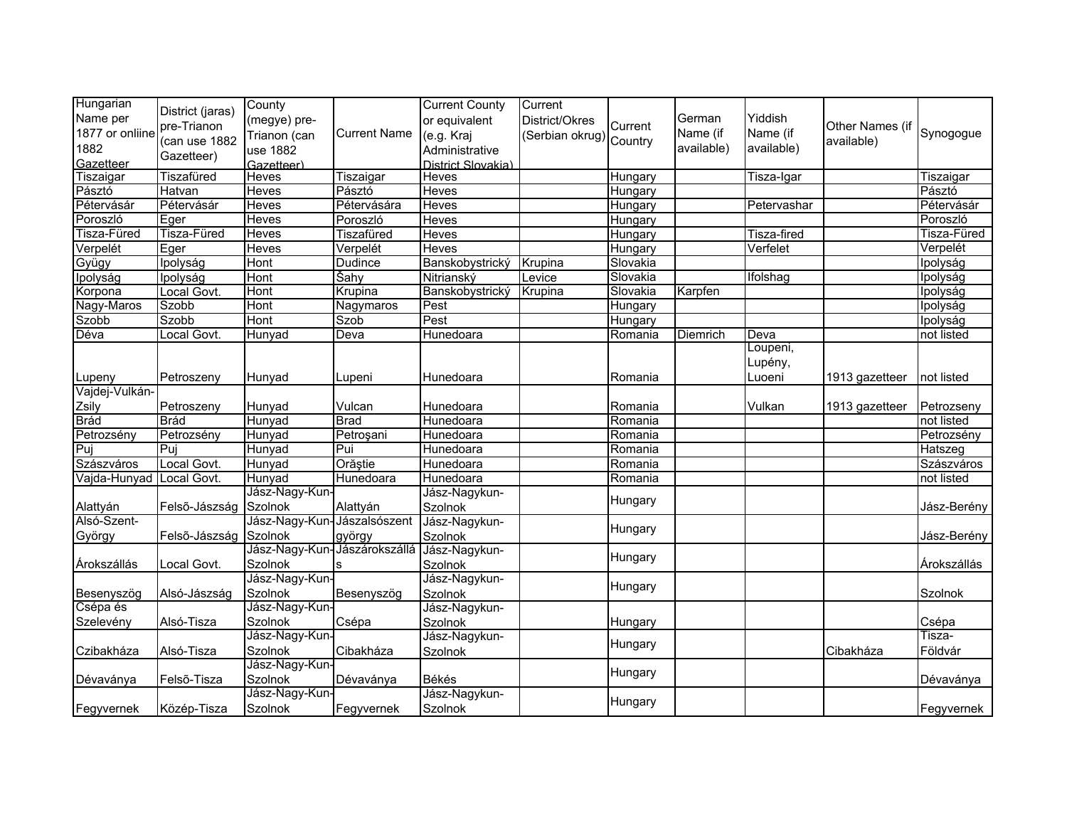| Hungarian Name per 1877 or onliine 1882 Gazetteer | District (jaras) pre-Trianon (can use 1882 Gazetteer) | County (megye) pre-Trianon (can use 1882 Gazetteer) | Current Name | Current County or equivalent (e.g. Kraj Administrative District Slovakia) | Current District/Okres (Serbian okrug) | Current Country | German Name (if available) | Yiddish Name (if available) | Other Names (if available) | Synogogue |
|---|---|---|---|---|---|---|---|---|---|---|
| Tiszaigar | Tiszafüred | Heves | Tiszaigar | Heves | | Hungary | | Tisza-Igar | | Tiszaigar |
| Pásztó | Hatvan | Heves | Pásztó | Heves | | Hungary | | | | Pásztó |
| Pétervásár | Pétervásár | Heves | Pétervására | Heves | | Hungary | | Petervashar | | Pétervásár |
| Poroszló | Eger | Heves | Poroszló | Heves | | Hungary | | | | Poroszló |
| Tisza-Füred | Tisza-Füred | Heves | Tiszafüred | Heves | | Hungary | | Tisza-fired | | Tisza-Füred |
| Verpelét | Eger | Heves | Verpelét | Heves | | Hungary | | Verfelet | | Verpelét |
| Gyügy | Ipolyság | Hont | Dudince | Banskobystrický | Krupina | Slovakia | | | | Ipolyság |
| Ipolyság | Ipolyság | Hont | Šahy | Nitrianský | Levice | Slovakia | | Ifolshag | | Ipolyság |
| Korpona | Local Govt. | Hont | Krupina | Banskobystrický | Krupina | Slovakia | Karpfen | | | Ipolyság |
| Nagy-Maros | Szobb | Hont | Nagymaros | Pest | | Hungary | | | | Ipolyság |
| Szobb | Szobb | Hont | Szob | Pest | | Hungary | | | | Ipolyság |
| Déva | Local Govt. | Hunyad | Deva | Hunedoara | | Romania | Diemrich | Deva | | not listed |
| Lupeny | Petroszeny | Hunyad | Lupeni | Hunedoara | | Romania | | Loupeni, Lupény, Luoeni | 1913 gazetteer | not listed |
| Vajdej-Vulkán-Zsily | Petroszeny | Hunyad | Vulcan | Hunedoara | | Romania | | Vulkan | 1913 gazetteer | Petrozseny |
| Brád | Brád | Hunyad | Brad | Hunedoara | | Romania | | | | not listed |
| Petrozsény | Petrozsény | Hunyad | Petroşani | Hunedoara | | Romania | | | | Petrozsény |
| Puj | Puj | Hunyad | Pui | Hunedoara | | Romania | | | | Hatszeg |
| Szászváros | Local Govt. | Hunyad | Orăştie | Hunedoara | | Romania | | | | Szászváros |
| Vajda-Hunyad | Local Govt. | Hunyad | Hunedoara | Hunedoara | | Romania | | | | not listed |
| Alattyán | Felsõ-Jászság | Jász-Nagy-Kun-Szolnok | Alattyán | Jász-Nagykun-Szolnok | | Hungary | | | | Jász-Berény |
| Alsó-Szent-György | Felsõ-Jászság | Jász-Nagy-Kun-Szolnok | Jászalsószentgyörgy | Jász-Nagykun-Szolnok | | Hungary | | | | Jász-Berény |
| Árokszállás | Local Govt. | Jász-Nagy-Kun-Szolnok | Jászárokszállás | Jász-Nagykun-Szolnok | | Hungary | | | | Árokszállás |
| Besenyszög | Alsó-Jászság | Jász-Nagy-Kun-Szolnok | Besenyszög | Jász-Nagykun-Szolnok | | Hungary | | | | Szolnok |
| Csépa és Szelevény | Alsó-Tisza | Jász-Nagy-Kun-Szolnok | Csépa | Jász-Nagykun-Szolnok | | Hungary | | | | Csépa |
| Czibakháza | Alsó-Tisza | Jász-Nagy-Kun-Szolnok | Cibakháza | Jász-Nagykun-Szolnok | | Hungary | | | Cibakháza | Tisza-Földvár |
| Dévaványa | Felsõ-Tisza | Jász-Nagy-Kun-Szolnok | Dévaványa | Békés | | Hungary | | | | Dévaványa |
| Fegyvernek | Közép-Tisza | Jász-Nagy-Kun-Szolnok | Fegyvernek | Jász-Nagykun-Szolnok | | Hungary | | | | Fegyvernek |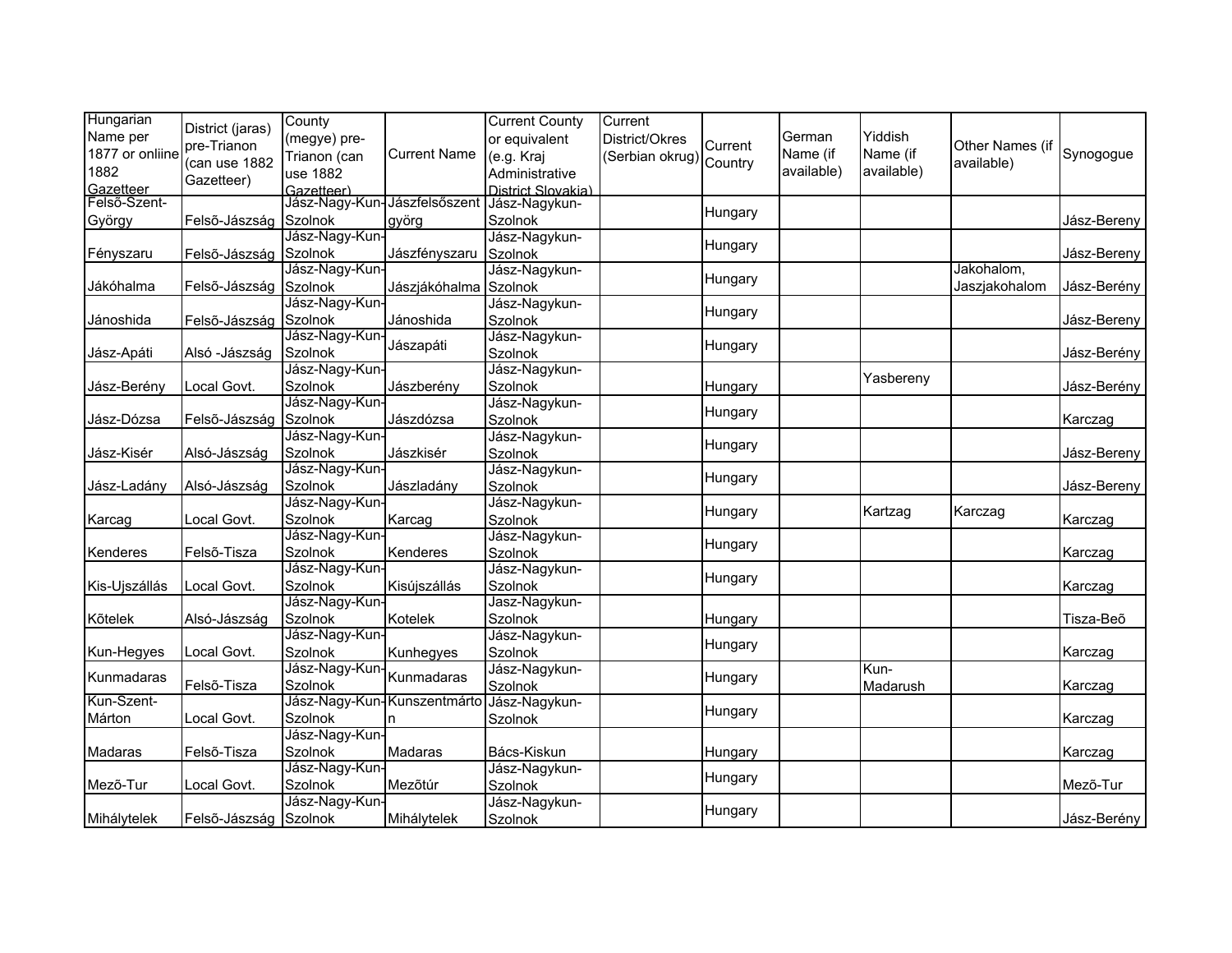| Hungarian Name per 1877 or onliine 1882 Gazetteer | District (jaras) pre-Trianon (can use 1882 Gazetteer) | County (megye) pre-Trianon (can use 1882 Gazetteer) | Current Name | Current County or equivalent (e.g. Kraj Administrative District Slovakia) | Current District/Okres (Serbian okrug) | Current Country | German Name (if available) | Yiddish Name (if available) | Other Names (if available) | Synogogue |
|---|---|---|---|---|---|---|---|---|---|---|
| Felsõ-Szent-György | Felsõ-Jászság | Jász-Nagy-Kun-Szolnok | Jászfelsõszentgyörg | Jász-Nagykun-Szolnok | | Hungary | | | | Jász-Bereny |
| Fényszaru | Felsõ-Jászság | Jász-Nagy-Kun-Szolnok | Jászfényszaru | Jász-Nagykun-Szolnok | | Hungary | | | | Jász-Bereny |
| Jákóhalma | Felsõ-Jászság | Jász-Nagy-Kun-Szolnok | Jászjákóhalma | Jász-Nagykun-Szolnok | | Hungary | | | Jakohalom, Jaszjakohalom | Jász-Berény |
| Jánoshida | Felsõ-Jászság | Jász-Nagy-Kun-Szolnok | Jánoshida | Jász-Nagykun-Szolnok | | Hungary | | | | Jász-Bereny |
| Jász-Apáti | Alsó -Jászság | Jász-Nagy-Kun-Szolnok | Jászapáti | Jász-Nagykun-Szolnok | | Hungary | | | | Jász-Berény |
| Jász-Berény | Local Govt. | Jász-Nagy-Kun-Szolnok | Jászberény | Jász-Nagykun-Szolnok | | Hungary | | Yasbereny | | Jász-Berény |
| Jász-Dózsa | Felsõ-Jászság | Jász-Nagy-Kun-Szolnok | Jászdózsa | Jász-Nagykun-Szolnok | | Hungary | | | | Karczag |
| Jász-Kisér | Alsó-Jászság | Jász-Nagy-Kun-Szolnok | Jászkisér | Jász-Nagykun-Szolnok | | Hungary | | | | Jász-Bereny |
| Jász-Ladány | Alsó-Jászság | Jász-Nagy-Kun-Szolnok | Jászladány | Jász-Nagykun-Szolnok | | Hungary | | | | Jász-Bereny |
| Karcag | Local Govt. | Jász-Nagy-Kun-Szolnok | Karcag | Jász-Nagykun-Szolnok | | Hungary | | Kartzag | Karczag | Karczag |
| Kenderes | Felsõ-Tisza | Jász-Nagy-Kun-Szolnok | Kenderes | Jász-Nagykun-Szolnok | | Hungary | | | | Karczag |
| Kis-Ujszállás | Local Govt. | Jász-Nagy-Kun-Szolnok | Kisújszállás | Jász-Nagykun-Szolnok | | Hungary | | | | Karczag |
| Kõtelek | Alsó-Jászság | Jász-Nagy-Kun-Szolnok | Kotelek | Jász-Nagykun-Szolnok | | Hungary | | | | Tisza-Beõ |
| Kun-Hegyes | Local Govt. | Jász-Nagy-Kun-Szolnok | Kunhegyes | Jász-Nagykun-Szolnok | | Hungary | | | | Karczag |
| Kunmadaras | Felsõ-Tisza | Jász-Nagy-Kun-Szolnok | Kunmadaras | Jász-Nagykun-Szolnok | | Hungary | | Kun-Madarush | | Karczag |
| Kun-Szent-Márton | Local Govt. | Jász-Nagy-Kun-Szolnok | Kunszentmárton | Jász-Nagykun-Szolnok | | Hungary | | | | Karczag |
| Madaras | Felsõ-Tisza | Jász-Nagy-Kun-Szolnok | Madaras | Bács-Kiskun | | Hungary | | | | Karczag |
| Mezõ-Tur | Local Govt. | Jász-Nagy-Kun-Szolnok | Mezõtúr | Jász-Nagykun-Szolnok | | Hungary | | | | Mezõ-Tur |
| Mihálytelek | Felsõ-Jászság | Jász-Nagy-Kun-Szolnok | Mihálytelek | Jász-Nagykun-Szolnok | | Hungary | | | | Jász-Berény |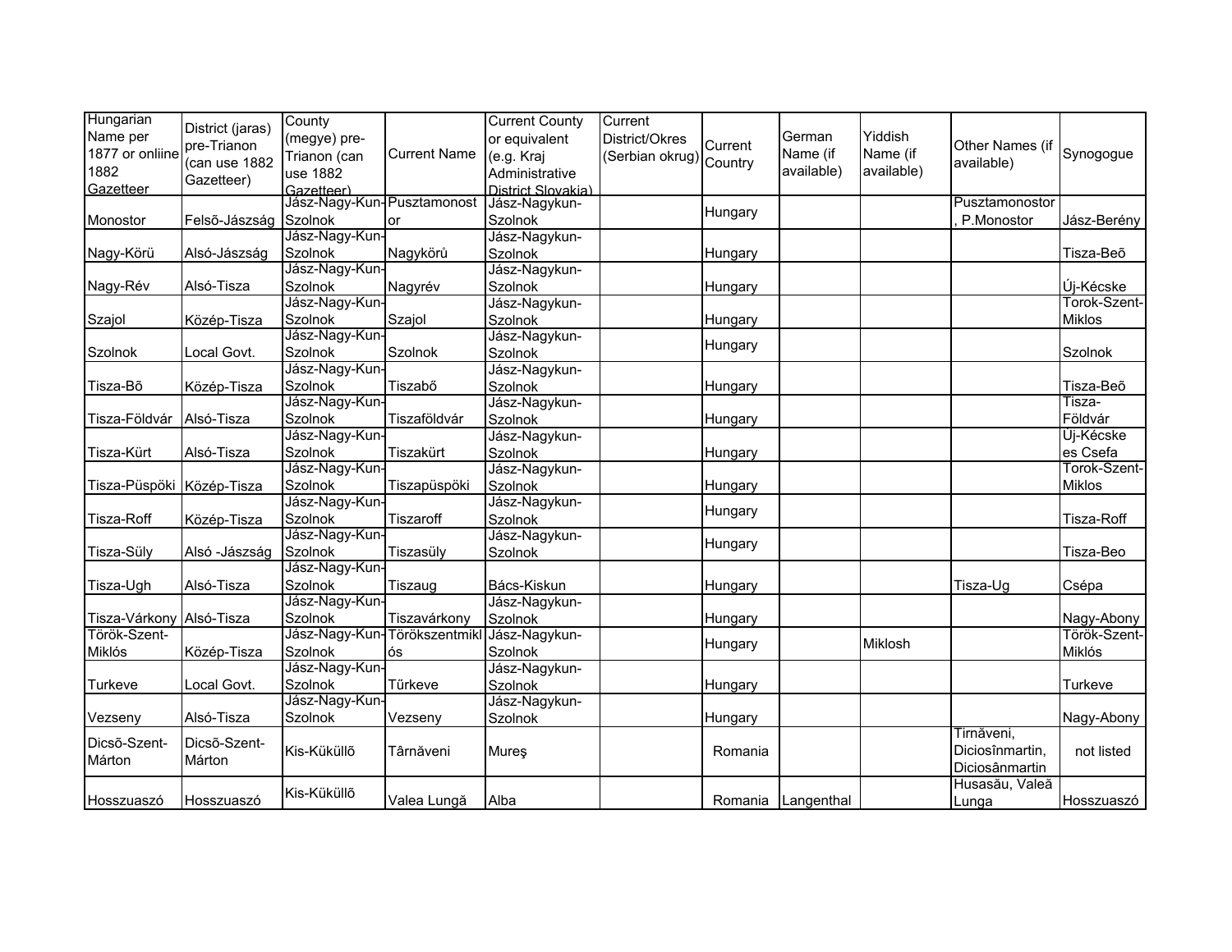| Hungarian Name per 1877 or onliine 1882 Gazetteer | District (jaras) pre-Trianon (can use 1882 Gazetteer) | County (megye) pre-Trianon (can use 1882 Gazetteer) | Current Name | Current County or equivalent (e.g. Kraj Administrative District Slovakia) | Current District/Okres (Serbian okrug) | Current Country | German Name (if available) | Yiddish Name (if available) | Other Names (if available) | Synogogue |
|---|---|---|---|---|---|---|---|---|---|---|
| Monostor | Felsõ-Jászság | Jász-Nagy-Kun-Szolnok | Pusztamonostor | Jász-Nagykun-Szolnok | | Hungary | | | Pusztamonostor, P.Monostor | Jász-Berény |
| Nagy-Körü | Alsó-Jászság | Jász-Nagy-Kun-Szolnok | Nagykörů | Jász-Nagykun-Szolnok | | Hungary | | | | Tisza-Beõ |
| Nagy-Rév | Alsó-Tisza | Jász-Nagy-Kun-Szolnok | Nagyrév | Jász-Nagykun-Szolnok | | Hungary | | | | Új-Kécske |
| Szajol | Közép-Tisza | Jász-Nagy-Kun-Szolnok | Szajol | Jász-Nagykun-Szolnok | | Hungary | | | | Torok-Szent-Miklos |
| Szolnok | Local Govt. | Jász-Nagy-Kun-Szolnok | Szolnok | Jász-Nagykun-Szolnok | | Hungary | | | | Szolnok |
| Tisza-Bõ | Közép-Tisza | Jász-Nagy-Kun-Szolnok | Tiszabő | Jász-Nagykun-Szolnok | | Hungary | | | | Tisza-Beõ |
| Tisza-Földvár | Alsó-Tisza | Jász-Nagy-Kun-Szolnok | Tiszaföldvár | Jász-Nagykun-Szolnok | | Hungary | | | | Tisza-Földvár |
| Tisza-Kürt | Alsó-Tisza | Jász-Nagy-Kun-Szolnok | Tiszakürt | Jász-Nagykun-Szolnok | | Hungary | | | | Új-Kécske es Csefa |
| Tisza-Püspöki | Közép-Tisza | Jász-Nagy-Kun-Szolnok | Tiszapüspöki | Jász-Nagykun-Szolnok | | Hungary | | | | Torok-Szent-Miklos |
| Tisza-Roff | Közép-Tisza | Jász-Nagy-Kun-Szolnok | Tiszaroff | Jász-Nagykun-Szolnok | | Hungary | | | | Tisza-Roff |
| Tisza-Süly | Alsó -Jászság | Jász-Nagy-Kun-Szolnok | Tiszasüly | Jász-Nagykun-Szolnok | | Hungary | | | | Tisza-Beo |
| Tisza-Ugh | Alsó-Tisza | Jász-Nagy-Kun-Szolnok | Tiszaug | Bács-Kiskun | | Hungary | | | Tisza-Ug | Csépa |
| Tisza-Várkony | Alsó-Tisza | Jász-Nagy-Kun-Szolnok | Tiszavárkony | Jász-Nagykun-Szolnok | | Hungary | | | | Nagy-Abony |
| Török-Szent-Miklós | Közép-Tisza | Jász-Nagy-Kun-Szolnok | Törökszentmiklós | Jász-Nagykun-Szolnok | | Hungary | | Miklosh | | Török-Szent-Miklós |
| Turkeve | Local Govt. | Jász-Nagy-Kun-Szolnok | Tűrkeve | Jász-Nagykun-Szolnok | | Hungary | | | | Turkeve |
| Vezseny | Alsó-Tisza | Jász-Nagy-Kun-Szolnok | Vezseny | Jász-Nagykun-Szolnok | | Hungary | | | | Nagy-Abony |
| Dicsõ-Szent-Márton | Dicsõ-Szent-Márton | Kis-Küküllõ | Târnăveni | Mureş | | Romania | | | Tirnăveni, Diciosînmartin, Diciosânmartin | not listed |
| Hosszuaszó | Hosszuaszó | Kis-Küküllõ | Valea Lungă | Alba | | Romania | Langenthal | | Husasău, Valeă Lunga | Hosszuaszó |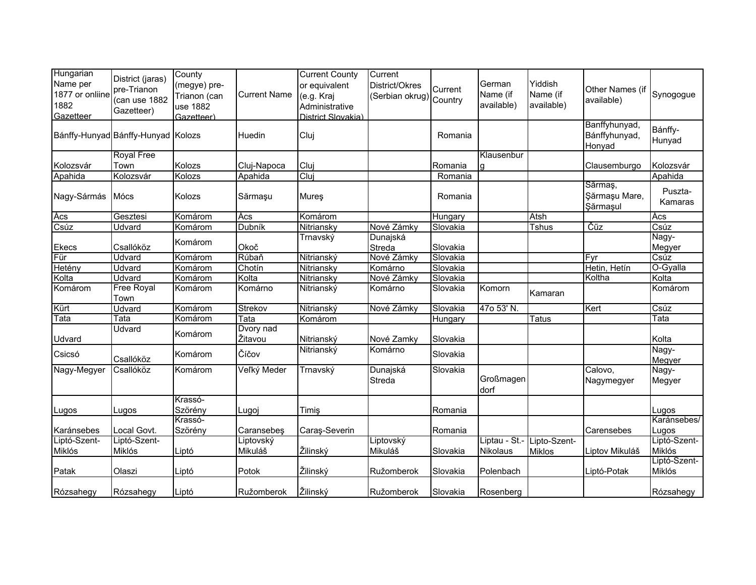| Hungarian Name per 1877 or onliine 1882 Gazetteer | District (jaras) pre-Trianon (can use 1882 Gazetteer) | County (megye) pre-Trianon (can use 1882 Gazetteer) | Current Name | Current County or equivalent (e.g. Kraj Administrative District Slovakia) | Current District/Okres (Serbian okrug) | Current Country | German Name (if available) | Yiddish Name (if available) | Other Names (if available) | Synogogue |
|---|---|---|---|---|---|---|---|---|---|---|
| Bánffy-Hunyad | Bánffy-Hunyad | Kolozs | Huedin | Cluj | | Romania | | | Banffyhunyad, Bánffyhunyad, Honyad | Bánffy-Hunyad |
| Kolozsvár | Royal Free Town | Kolozs | Cluj-Napoca | Cluj | | Romania | Klausenburg | | Clausemburgo | Kolozsvár |
| Apahida | Kolozsvár | Kolozs | Apahida | Cluj | | Romania | | | | Apahida |
| Nagy-Sármás | Mócs | Kolozs | Sărmaşu | Mureş | | Romania | | | Sărmaş, Şărmaşu Mare, Şărmaşul | Puszta-Kamaras |
| Ács | Gesztesi | Komárom | Ács | Komárom | | Hungary | | Atsh | | Ács |
| Csúz | Udvard | Komárom | Dubník | Nitriansky | Nové Zámky | Slovakia | | Tshus | Čűz | Csúz |
| Ekecs | Csallóköz | Komárom | Okoč | Trnavský | Dunajská Streda | Slovakia | | | | Nagy-Megyer |
| Für | Udvard | Komárom | Rúbaň | Nitrianský | Nové Zámky | Slovakia | | | Fyr | Csúz |
| Hetény | Udvard | Komárom | Chotín | Nitriansky | Komárno | Slovakia | | | Hetin, Hetín | O-Gyalla |
| Kolta | Udvard | Komárom | Kolta | Nitriansky | Nové Zámky | Slovakia | | | Koltha | Kolta |
| Komárom | Free Royal Town | Komárom | Komárno | Nitrianský | Komárno | Slovakia | Komorn | Kamaran | | Komárom |
| Kürt | Udvard | Komárom | Strekov | Nitrianský | Nové Zámky | Slovakia | 47o 53' N. | | Kert | Csúz |
| Tata | Tata | Komárom | Tata | Komárom | | Hungary | | Tatus | | Tata |
| Udvard | Udvard | Komárom | Dvory nad Žitavou | Nitrianský | Nové Zamky | Slovakia | | | | Kolta |
| Csicsó | Csallóköz | Komárom | Číčov | Nitrianský | Komárno | Slovakia | | | | Nagy-Megyer |
| Nagy-Megyer | Csallóköz | Komárom | Veľký Meder | Trnavský | Dunajská Streda | Slovakia | Großmagendorf | | Calovo, Nagymegyer | Nagy-Megyer |
| Lugos | Lugos | Krassó-Szörény | Lugoj | Timiş | | Romania | | | | Lugos |
| Karánsebes | Local Govt. | Krassó-Szörény | Caransebeş | Caraş-Severin | | Romania | | | Carensebes | Karánsebes/ Lugos |
| Liptó-Szent-Miklós | Liptó-Szent-Miklós | Liptó | Liptovský Mikuláš | Žilinský | Liptovský Mikuláš | Slovakia | Liptau - St.-Nikolaus | Lipto-Szent-Miklos | Liptov Mikuláš | Liptó-Szent-Miklós |
| Patak | Olaszi | Liptó | Potok | Žilinský | Ružomberok | Slovakia | Polenbach | | Liptó-Potak | Liptó-Szent-Miklós |
| Rózsahegy | Rózsahegy | Liptó | Ružomberok | Žilinský | Ružomberok | Slovakia | Rosenberg | | | Rózsahegy |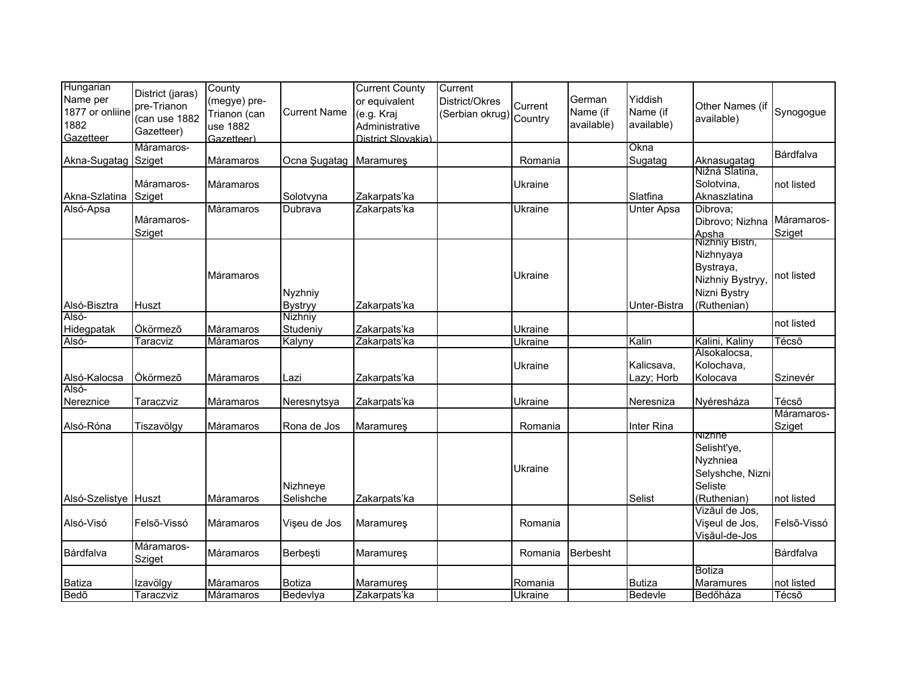| Hungarian Name per 1877 or onliine 1882 Gazetteer | District (jaras) pre-Trianon (can use 1882 Gazetteer) | County (megye) pre-Trianon (can use 1882 Gazetteer) | Current Name | Current County or equivalent (e.g. Kraj Administrative District Slovakia) | Current District/Okres (Serbian okrug) | Current Country | German Name (if available) | Yiddish Name (if available) | Other Names (if available) | Synogogue |
|---|---|---|---|---|---|---|---|---|---|---|
| Akna-Sugatag | Máramaros-Sziget | Máramaros | Ocna Şugatag | Maramureş | | Romania | | Okna Sugatag | Aknasugatag | Bárdfalva |
| Akna-Szlatina | Máramaros-Sziget | Máramaros | Solotvyna | Zakarpats'ka | | Ukraine | | Slatfina | Nižná Slatina, Solotvina, Aknaszlatina | not listed |
| Alsó-Apsa | Máramaros-Sziget | Máramaros | Dubrava | Zakarpats'ka | | Ukraine | | Unter Apsa | Dibrova; Dibrovo; Nizhna Apsha | Máramaros-Sziget |
| Alsó-Bisztra | Huszt | Máramaros | Nyzhniy Bystryy | Zakarpats'ka | | Ukraine | | Unter-Bistra | Nizhniy Bistri, Nizhnyaya Bystraya, Nizhniy Bystryy, Nizni Bystry (Ruthenian) | not listed |
| Alsó-Hidegpatak | Ökörmezõ | Máramaros | Nizhniy Studeniy | Zakarpats'ka | | Ukraine | | | | not listed |
| Alsó- | Taracviz | Máramaros | Kalyny | Zakarpats'ka | | Ukraine | | Kalin | Kalini, Kaliny | Técsõ |
| Alsó-Kalocsa | Ökörmezõ | Máramaros | Lazi | Zakarpats'ka | | Ukraine | | Kalicsava, Lazy; Horb | Alsokalocsa, Kolochava, Kolocava | Szinevér |
| Alsó-Nereznice | Taraczviz | Máramaros | Neresnytsya | Zakarpats'ka | | Ukraine | | Neresniza | Nyéresháza | Técsõ |
| Alsó-Róna | Tiszavölgy | Máramaros | Rona de Jos | Maramureş | | Romania | | Inter Rina | | Máramaros-Sziget |
| Alsó-Szelistye | Huszt | Máramaros | Nizhneye Selishche | Zakarpats'ka | | Ukraine | | Selist | Nizhne Selisht'ye, Nyzhniea Selyshche, Nizni Seliste (Ruthenian) | not listed |
| Alsó-Visó | Felsõ-Vissó | Máramaros | Vişeu de Jos | Maramureş | | Romania | | | Vizăul de Jos, Vişeul de Jos, Vişăul-de-Jos | Felsõ-Vissó |
| Bárdfalva | Máramaros-Sziget | Máramaros | Berbeşti | Maramureş | | Romania | Berbesht | | | Bárdfalva |
| Batiza | Izavölgy | Máramaros | Botiza | Maramureş | | Romania | | Butiza | Botiza Maramures | not listed |
| Bedõ | Taraczviz | Máramaros | Bedevlya | Zakarpats'ka | | Ukraine | | Bedevle | Bedőháza | Técsõ |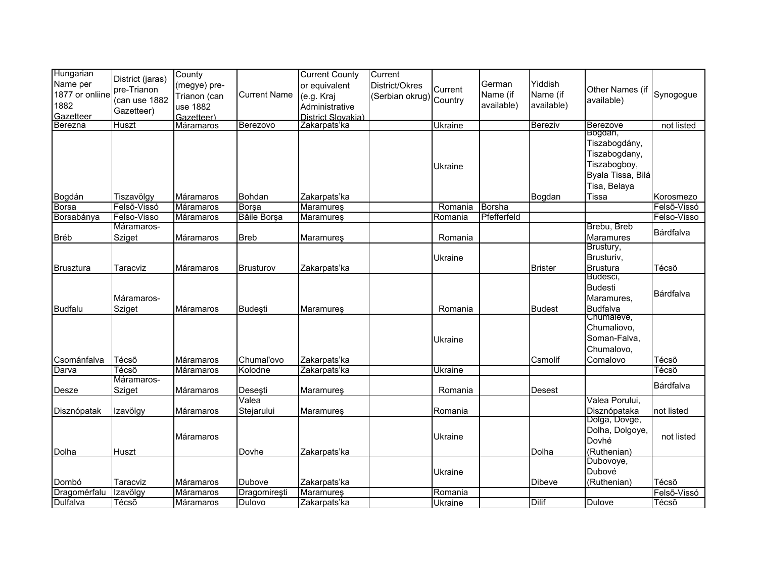| Hungarian Name per 1877 or onliine 1882 Gazetteer | District (jaras) pre-Trianon (can use 1882 Gazetteer) | County (megye) pre-Trianon (can use 1882 Gazetteer) | Current Name | Current County or equivalent (e.g. Kraj Administrative District Slovakia) | Current District/Okres (Serbian okrug) | Current Country | German Name (if available) | Yiddish Name (if available) | Other Names (if available) | Synogogue |
|---|---|---|---|---|---|---|---|---|---|---|
| Berezna | Huszt | Máramaros | Berezovo | Zakarpats'ka | | Ukraine | | Bereziv | Berezove | not listed |
| Bogdán | Tiszavölgy | Máramaros | Bohdan | Zakarpats'ka | | Ukraine | | Bogdan | Bogdan, Tiszabogdány, Tiszabogdany, Tiszabogboy, Byala Tissa, Bilá Tisa, Belaya Tissa | Korosmezo |
| Borsa | Felsõ-Vissó | Máramaros | Borşa | Maramureş | | Romania | Borsha | | | Felsõ-Vissó |
| Borsabánya | Felso-Visso | Máramaros | Băile Borşa | Maramureş | | Romania | Pfefferfeld | | | Felso-Visso |
| Bréb | Máramaros-Sziget | Máramaros | Breb | Maramureş | | Romania | | | Brebu, Breb Maramures | Bárdfalva |
| Brusztura | Taracviz | Máramaros | Brusturov | Zakarpats'ka | | Ukraine | | Brister | Brustury, Brusturiv, Brustura | Técsõ |
| Budfalu | Máramaros-Sziget | Máramaros | Budeşti | Maramureş | | Romania | | Budest | Budesci, Budesti Maramures, Budfalva | Bárdfalva |
| Csománfalva | Técsõ | Máramaros | Chumal'ovo | Zakarpats'ka | | Ukraine | | Csmolif | Chumaleve, Chumaliovo, Soman-Falva, Chumalovo, Comalovo | Técsõ |
| Darva | Técsõ | Máramaros | Kolodne | Zakarpats'ka | | Ukraine | | | | Técsõ |
| Desze | Máramaros-Sziget | Máramaros | Deseşti | Maramureş | | Romania | | Desest | | Bárdfalva |
| Disznópatak | Izavölgy | Máramaros | Valea Stejarului | Maramureş | | Romania | | | Valea Porului, Disznópataka | not listed |
| Dolha | Huszt | Máramaros | Dovhe | Zakarpats'ka | | Ukraine | | Dolha | Dolga, Dovge, Dolha, Dolgoye, Dovhé (Ruthenian) | not listed |
| Dombó | Taracviz | Máramaros | Dubove | Zakarpats'ka | | Ukraine | | Dibeve | Dubovoye, Dubové (Ruthenian) | Técsõ |
| Dragomérfalu | Izavölgy | Máramaros | Dragomireşti | Maramureş | | Romania | | | | Felsõ-Vissó |
| Dulfalva | Técsõ | Máramaros | Dulovo | Zakarpats'ka | | Ukraine | | Dilif | Dulove | Técsõ |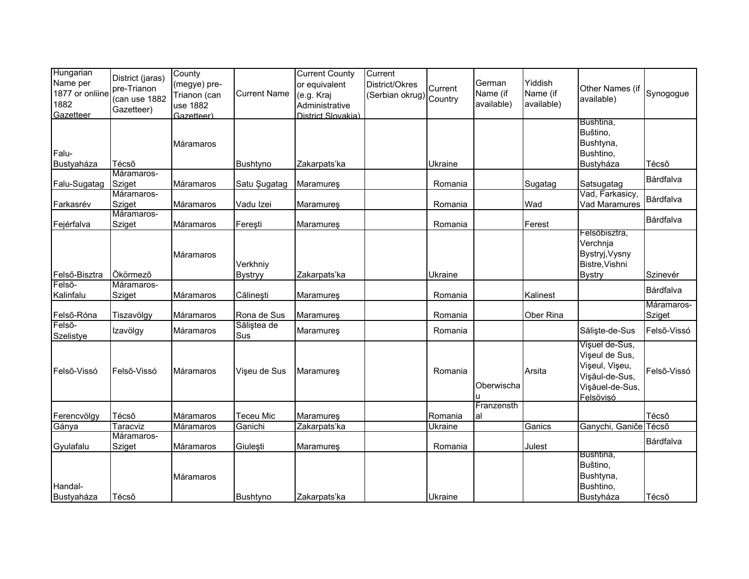| Hungarian Name per 1877 or onliine 1882 Gazetteer | District (jaras) pre-Trianon (can use 1882 Gazetteer) | County (megye) pre-Trianon (can use 1882 Gazetteer) | Current Name | Current County or equivalent (e.g. Kraj Administrative District Slovakia) | Current District/Okres (Serbian okrug) | Current Country | German Name (if available) | Yiddish Name (if available) | Other Names (if available) | Synogogue |
|---|---|---|---|---|---|---|---|---|---|---|
| Falu-Bustyaháza | Técsõ | Máramaros | Bushtyno | Zakarpats'ka | | Ukraine | | | Bushtina, Buštino, Bushtyna, Bushtino, Bustyháza | Técsõ |
| Falu-Sugatag | Máramaros-Sziget | Máramaros | Satu Şugatag | Maramureş | | Romania | | Sugatag | Satsugatag | Bárdfalva |
| Farkasrév | Máramaros-Sziget | Máramaros | Vadu Izei | Maramureş | | Romania | | Wad | Vad, Farkasicy, Vad Maramures | Bárdfalva |
| Fejérfalva | Máramaros-Sziget | Máramaros | Fereşti | Maramureş | | Romania | | Ferest | | Bárdfalva |
| Felsõ-Bisztra | Ökörmezõ | Máramaros | Verkhniy Bystryy | Zakarpats'ka | | Ukraine | | | Felsöbisztra, Verchnja Bystryj,Vysny Bistre,Vishni Bystry | Szinevér |
| Felsõ-Kalinfalu | Máramaros-Sziget | Máramaros | Călineşti | Maramureş | | Romania | | Kalinest | | Bárdfalva |
| Felsõ-Róna | Tiszavölgy | Máramaros | Rona de Sus | Maramureş | | Romania | | Ober Rina | | Máramaros-Sziget |
| Felsõ-Szelistye | Izavölgy | Máramaros | Săliştea de Sus | Maramureş | | Romania | | | Sălişte-de-Sus | Felsõ-Vissó |
| Felsõ-Vissó | Felsõ-Vissó | Máramaros | Vişeu de Sus | Maramureş | | Romania | Oberwischau | Arsita | Vişuel de-Sus, Vişeul de Sus, Vişeul, Vişeu, Vişăul-de-Sus, Vişăuel-de-Sus, Felsövisó | Felsõ-Vissó |
| Ferencvölgy | Técsõ | Máramaros | Teceu Mic | Maramureş | | Romania | Franzensthal | | | Técsõ |
| Gánya | Taracviz | Máramaros | Ganichi | Zakarpats'ka | | Ukraine | | Ganics | Ganychi, Ganiče | Técsõ |
| Gyulafalu | Máramaros-Sziget | Máramaros | Giuleşti | Maramureş | | Romania | | Julest | | Bárdfalva |
| Handal-Bustyaháza | Técsõ | Máramaros | Bushtyno | Zakarpats'ka | | Ukraine | | | Bushtina, Buštino, Bushtyna, Bushtino, Bustyháza | Técsõ |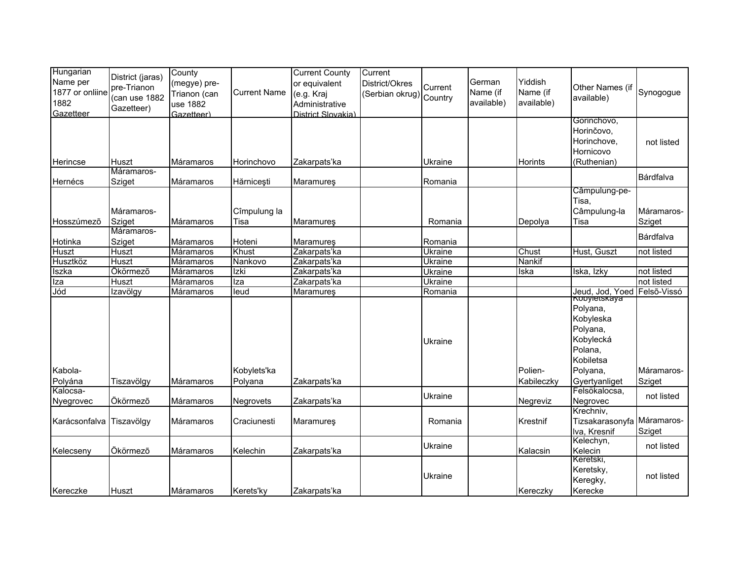| Hungarian Name per 1877 or onliine 1882 Gazetteer | District (jaras) pre-Trianon (can use 1882 Gazetteer) | County (megye) pre-Trianon (can use 1882 Gazetteer) | Current Name | Current County or equivalent (e.g. Kraj Administrative District Slovakia) | Current District/Okres (Serbian okrug) | Current Country | German Name (if available) | Yiddish Name (if available) | Other Names (if available) | Synogogue |
|---|---|---|---|---|---|---|---|---|---|---|
| Herincse | Huszt | Máramaros | Horinchovo | Zakarpats'ka | | Ukraine | | Horints | Gorinchovo, Horinčovo, Horinchove, Hornicovo (Ruthenian) | not listed |
| Hernécs | Máramaros-Sziget | Máramaros | Hărniceşti | Maramureş | | Romania | | | | Bárdfalva |
| Hosszúmezõ | Máramaros-Sziget | Máramaros | Cîmpulung la Tisa | Maramureş | | Romania | | Depolya | Câmpulung-pe-Tisa, Câmpulung-la Tisa | Máramaros-Sziget |
| Hotinka | Máramaros-Sziget | Máramaros | Hoteni | Maramureş | | Romania | | | | Bárdfalva |
| Huszt | Huszt | Máramaros | Khust | Zakarpats'ka | | Ukraine | | Chust | Hust, Guszt | not listed |
| Husztköz | Huszt | Máramaros | Nankovo | Zakarpats'ka | | Ukraine | | Nankif | | |
| Iszka | Ökörmezõ | Máramaros | Izki | Zakarpats'ka | | Ukraine | | Iska | Iska, Izky | not listed |
| Iza | Huszt | Máramaros | Iza | Zakarpats'ka | | Ukraine | | | | not listed |
| Jód | Izavölgy | Máramaros | Ieud | Maramureş | | Romania | | | Jeud, Jod, Yoed | Felsõ-Vissó |
| Kabola-Polyána | Tiszavölgy | Máramaros | Kobylets'ka Polyana | Zakarpats'ka | | Ukraine | | Polien-Kabileczky | Kobyletskaya Polyana, Kobyleska Polyana, Kobylecká Polana, Kobiletsa Polyana, Gyertyanliget | Máramaros-Sziget |
| Kalocsa-Nyegrovec | Ökörmezõ | Máramaros | Negrovets | Zakarpats'ka | | Ukraine | | Negreviz | Felsõkalocsa, Negrovec | not listed |
| Karácsonfalva | Tiszavölgy | Máramaros | Craciunesti | Maramureş | | Romania | | Krestnif | Krechniv, Tizsakarasonyfalva, Kresnif | Máramaros-Sziget |
| Kelecseny | Ökörmezõ | Máramaros | Kelechin | Zakarpats'ka | | Ukraine | | Kalacsin | Kelechyn, Kelecin | not listed |
| Kereczke | Huszt | Máramaros | Kerets'ky | Zakarpats'ka | | Ukraine | | Kereczky | Keretski, Keretsky, Keregky, Kerecke | not listed |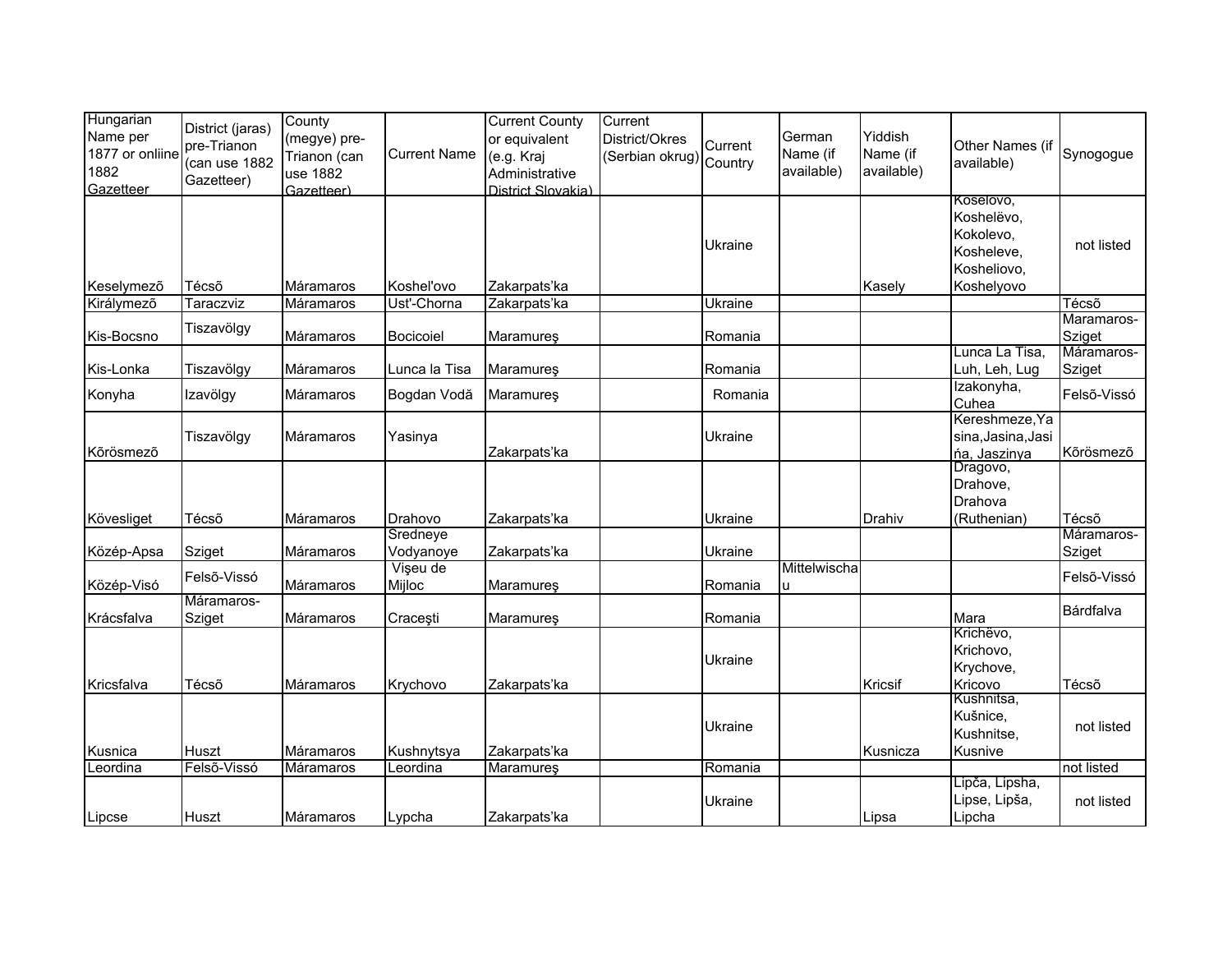| Hungarian Name per 1877 or onliine 1882 Gazetteer | District (jaras) pre-Trianon (can use 1882 Gazetteer) | County (megye) pre-Trianon (can use 1882 Gazetteer) | Current Name | Current County or equivalent (e.g. Kraj Administrative District Slovakia) | Current District/Okres (Serbian okrug) | Current Country | German Name (if available) | Yiddish Name (if available) | Other Names (if available) | Synogogue |
|---|---|---|---|---|---|---|---|---|---|---|
| Keselymezõ | Técsõ | Máramaros | Koshel'ovo | Zakarpats'ka | | Ukraine | | Kasely | Koselovo, Koshelëvo, Kokolevo, Kosheleve, Kosheliovo, Koshelyovo | not listed |
| Királymezõ | Taraczviz | Máramaros | Ust'-Chorna | Zakarpats'ka | | Ukraine | | | | Técsõ |
| Kis-Bocsno | Tiszavölgy | Máramaros | Bocicoiel | Maramureş | | Romania | | | | Maramaros-Sziget |
| Kis-Lonka | Tiszavölgy | Máramaros | Lunca la Tisa | Maramureş | | Romania | | | Lunca La Tisa, Luh, Leh, Lug | Máramaros-Sziget |
| Konyha | Izavölgy | Máramaros | Bogdan Vodă | Maramureş | | Romania | | | Izakonyha, Cuhea | Felsõ-Vissó |
| Kõrösmezõ | Tiszavölgy | Máramaros | Yasinya | Zakarpats'ka | | Ukraine | | | Kereshmeze,Yasina,Jasina,Jasińa, Jaszinya | Kõrösmezõ |
| Kövesliget | Técsõ | Máramaros | Drahovo | Zakarpats'ka | | Ukraine | | Drahiv | Dragovo, Drahove, Drahova (Ruthenian) | Técsõ |
| Közép-Apsa | Sziget | Máramaros | Sredneye Vodyanoye | Zakarpats'ka | | Ukraine | | | | Máramaros-Sziget |
| Közép-Visó | Felsõ-Vissó | Máramaros | Vişeu de Mijloc | Maramureş | | Romania | Mittelwischau | | | Felsõ-Vissó |
| Krácsfalva | Máramaros-Sziget | Máramaros | Craceşti | Maramureş | | Romania | | | Mara | Bárdfalva |
| Kricsfalva | Técsõ | Máramaros | Krychovo | Zakarpats'ka | | Ukraine | | Kricsif | Krichëvo, Krichovo, Krychove, Kricovo | Técsõ |
| Kusnica | Huszt | Máramaros | Kushnytsya | Zakarpats'ka | | Ukraine | | Kusnicza | Kushnitsa, Kušnice, Kushnitse, Kusnive | not listed |
| Leordina | Felsõ-Vissó | Máramaros | Leordina | Maramureş | | Romania | | | | not listed |
| Lipcse | Huszt | Máramaros | Lypcha | Zakarpats'ka | | Ukraine | | Lipsa | Lipča, Lipsha, Lipse, Lipša, Lipcha | not listed |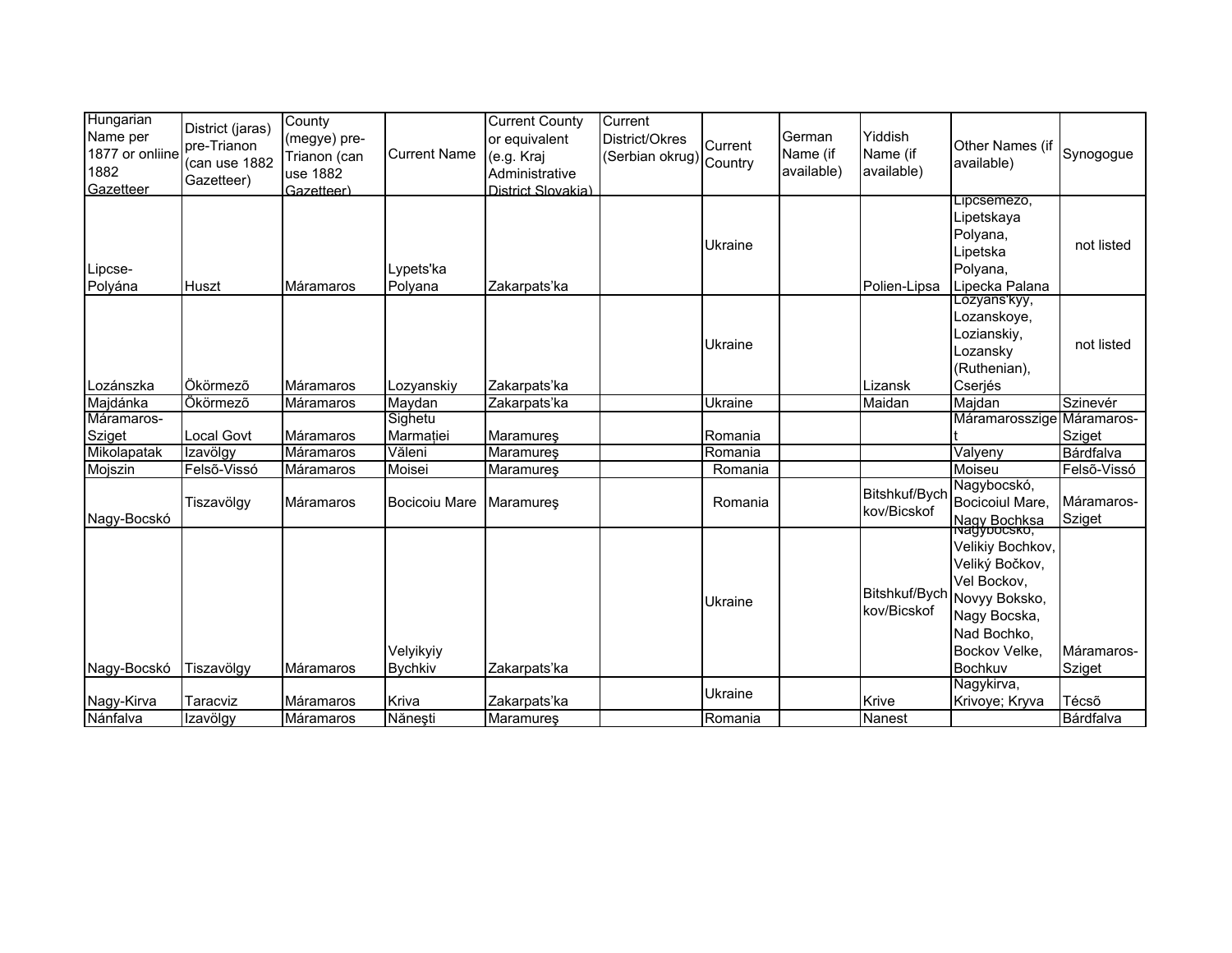| Hungarian Name per 1877 or onliine 1882 Gazetteer | District (jaras) pre-Trianon (can use 1882 Gazetteer) | County (megye) pre-Trianon (can use 1882 Gazetteer) | Current Name | Current County or equivalent (e.g. Kraj Administrative District Slovakia) | Current District/Okres (Serbian okrug) | Current Country | German Name (if available) | Yiddish Name (if available) | Other Names (if available) | Synogogue |
|---|---|---|---|---|---|---|---|---|---|---|
| Lipcse-Polyána | Huszt | Máramaros | Lypets'ka Polyana | Zakarpats'ka | | Ukraine | | Polien-Lipsa | Lipcsemező, Lipetskaya Polyana, Lipetska Polyana, Lipecka Palana | not listed |
| Lozánszka | Ökörmezõ | Máramaros | Lozyanskiy | Zakarpats'ka | | Ukraine | | Lizansk | Lozyans'kyy, Lozanskoye, Lozianskiy, Lozansky (Ruthenian), Cserjés | not listed |
| Majdánka | Ökörmezõ | Máramaros | Maydan | Zakarpats'ka | | Ukraine | | Maidan | Majdan | Szinevér |
| Máramaros-Sziget | Local Govt | Máramaros | Sighetu Marmației | Maramureş | | Romania | | | Máramarossziget | Máramaros-Sziget |
| Mikolapatak | Izavölgy | Máramaros | Văleni | Maramureş | | Romania | | | Valyeny | Bárdfalva |
| Mojszin | Felsõ-Vissó | Máramaros | Moisei | Maramureş | | Romania | | | Moiseu | Felsõ-Vissó |
| Nagy-Bocskó | Tiszavölgy | Máramaros | Bocicoiu Mare | Maramureş | | Romania | | Bitshkuf/Bychkov/Bicskof | Nagybocskó, Bocicoiul Mare, Nagy Bochksa | Máramaros-Sziget |
| Nagy-Bocskó | Tiszavölgy | Máramaros | Velyikyiy Bychkiv | Zakarpats'ka | | Ukraine | | Bitshkuf/Bychkov/Bicskof | Nagybocskó, Velikiy Bochkov, Veliký Bočkov, Vel Bockov, Novyy Boksko, Nagy Bocska, Nad Bochko, Bockov Velke, Bochkuv | Máramaros-Sziget |
| Nagy-Kirva | Taracviz | Máramaros | Kriva | Zakarpats'ka | | Ukraine | | Krive | Nagykirva, Krivoye; Kryva | Técsõ |
| Nánfalva | Izavölgy | Máramaros | Năneşti | Maramureş | | Romania | | Nanest | | Bárdfalva |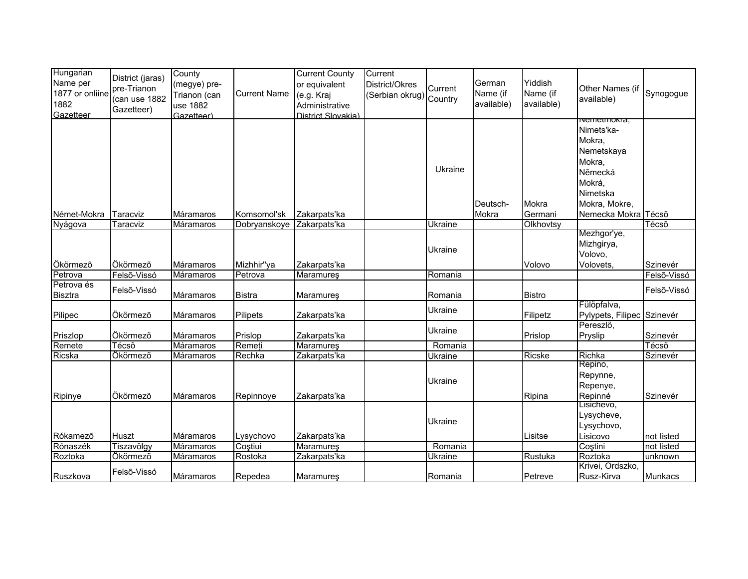| Hungarian Name per 1877 or onliine 1882 Gazetteer | District (jaras) pre-Trianon (can use 1882 Gazetteer) | County (megye) pre-Trianon (can use 1882 Gazetteer) | Current Name | Current County or equivalent (e.g. Kraj Administrative District Slovakia) | Current District/Okres (Serbian okrug) | Current Country | German Name (if available) | Yiddish Name (if available) | Other Names (if available) | Synogogue |
|---|---|---|---|---|---|---|---|---|---|---|
| Német-Mokra | Taracviz | Máramaros | Komsomol'sk | Zakarpats'ka | | Ukraine | Deutsch-Mokra | Mokra Germani | Nemetmokra, Nimets'ka-Mokra, Nemetskaya Mokra, Německá Mokrá, Nimetska Mokra, Mokre, Nemecka Mokra | Técsõ |
| Nyágova | Taracviz | Máramaros | Dobryanskoye | Zakarpats'ka | | Ukraine | | Olkhovtsy | | Técsõ |
| Ökörmezõ | Ökörmezõ | Máramaros | Mizhhir"ya | Zakarpats'ka | | Ukraine | | Volovo | Mezhgor'ye, Mizhgirya, Volovo, Volovets, | Szinevér |
| Petrova | Felsõ-Vissó | Máramaros | Petrova | Maramureş | | Romania | | | | Felsõ-Vissó |
| Petrova és Bisztra | Felsõ-Vissó | Máramaros | Bistra | Maramureş | | Romania | | Bistro | | Felsõ-Vissó |
| Pilipec | Ökörmezõ | Máramaros | Pilipets | Zakarpats'ka | | Ukraine | | Filipetz | Fülöpfalva, Pylypets, Filipec | Szinevér |
| Priszlop | Ökörmezõ | Máramaros | Prislop | Zakarpats'ka | | Ukraine | | Prislop | Pereszlö, Pryslip | Szinevér |
| Remete | Técsõ | Máramaros | Remeţi | Maramureş | | Romania | | | | Técsõ |
| Ricska | Ökörmezõ | Máramaros | Rechka | Zakarpats'ka | | Ukraine | | Ricske | Richka | Szinevér |
| Ripinye | Ökörmezõ | Máramaros | Repinnoye | Zakarpats'ka | | Ukraine | | Ripina | Repino, Repynne, Repenye, Repinné | Szinevér |
| Rókamezõ | Huszt | Máramaros | Lysychovo | Zakarpats'ka | | Ukraine | | Lisitse | Lisichevo, Lysycheve, Lysychovo, Lisicovo | not listed |
| Rónaszék | Tiszavölgy | Máramaros | Coştiui | Maramureş | | Romania | | | Coştini | not listed |
| Roztoka | Ökörmezõ | Máramaros | Rostoka | Zakarpats'ka | | Ukraine | | Rustuka | Roztoka | unknown |
| Ruszkova | Felsõ-Vissó | Máramaros | Repedea | Maramureş | | Romania | | Petreve | Krivei, Ordszko, Rusz-Kirva | Munkacs |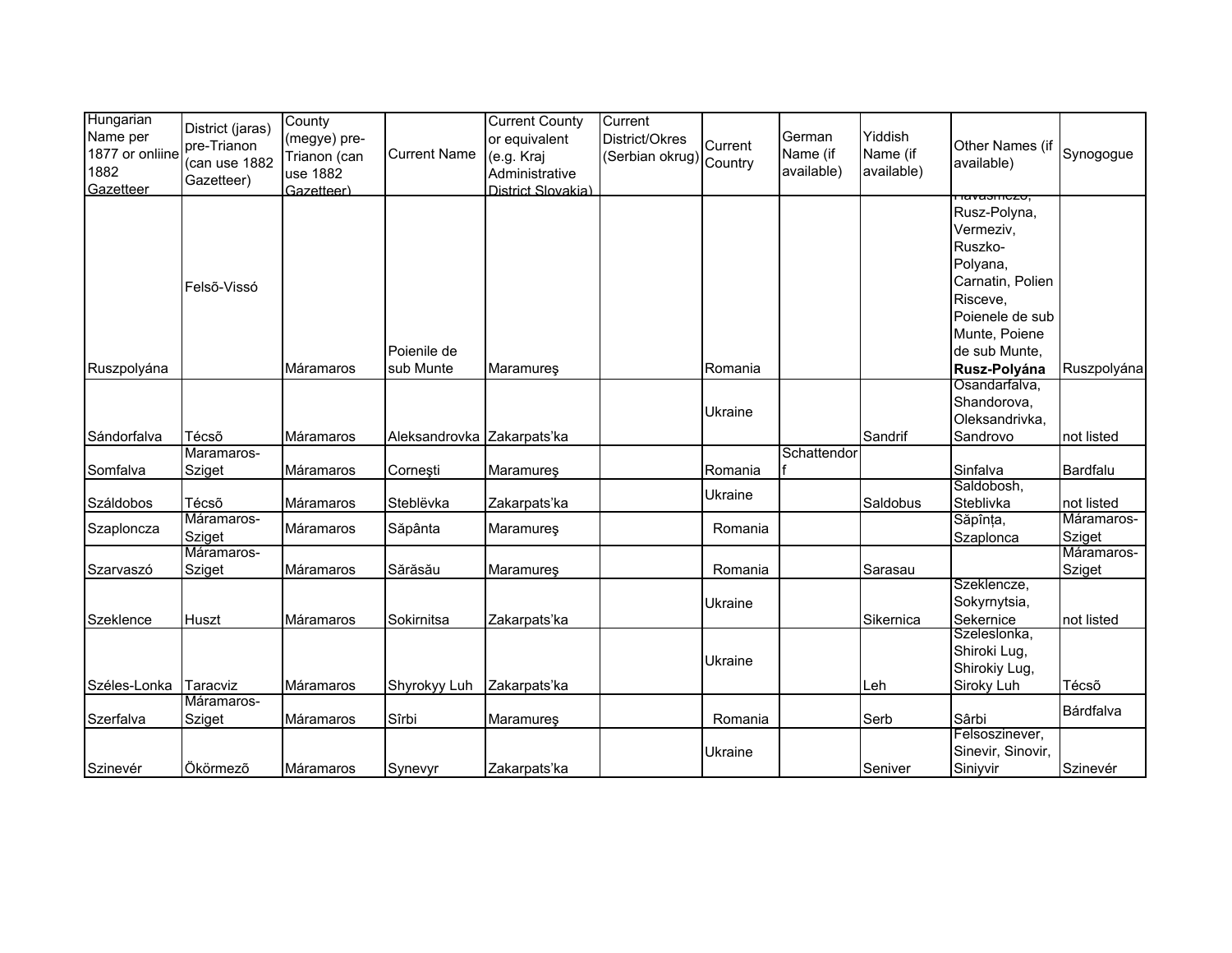| Hungarian Name per 1877 or onliine 1882 Gazetteer | District (jaras) pre-Trianon (can use 1882 Gazetteer) | County (megye) pre-Trianon (can use 1882 Gazetteer) | Current Name | Current County or equivalent (e.g. Kraj Administrative District Slovakia) | Current District/Okres (Serbian okrug) | Current Country | German Name (if available) | Yiddish Name (if available) | Other Names (if available) | Synogogue |
|---|---|---|---|---|---|---|---|---|---|---|
| Ruszpolyána | Felsõ-Vissó | Máramaros | Poienile de sub Munte | Maramureş | | Romania | | | Havasmezo, Rusz-Polyna, Vermeziv, Ruszko-Polyana, Carnatin, Polien Risceve, Poienele de sub Munte, Poiene de sub Munte, **Rusz-Polyána** | Ruszpolyána |
| Sándorfalva | Técsõ | Máramaros | Aleksandrovka | Zakarpats'ka | | Ukraine | | Sandrif | Osandarfalva, Shandorova, Oleksandrivka, Sandrovo | not listed |
| Somfalva | Maramaros-Sziget | Máramaros | Corneşti | Maramureş | | Romania | Schattendorf | | Sinfalva | Bardfalu |
| Száldobos | Técsõ | Máramaros | Steblëvka | Zakarpats'ka | | Ukraine | | Saldobus | Saldobosh, Steblivka | not listed |
| Szaploncza | Máramaros-Sziget | Máramaros | Săpânta | Maramureş | | Romania | | | Săpînța, Szaplonca | Máramaros-Sziget |
| Szarvaszó | Máramaros-Sziget | Máramaros | Sărăsău | Maramureş | | Romania | | Sarasau | | Máramaros-Sziget |
| Szeklence | Huszt | Máramaros | Sokirnitsa | Zakarpats'ka | | Ukraine | | Sikernica | Szeklencze, Sokyrnytsia, Sekernice | not listed |
| Széles-Lonka | Taracviz | Máramaros | Shyrokyy Luh | Zakarpats'ka | | Ukraine | | Leh | Szeleslonka, Shiroki Lug, Shirokiy Lug, Siroky Luh | Técsõ |
| Szerfalva | Máramaros-Sziget | Máramaros | Sîrbi | Maramureş | | Romania | | Serb | Sârbi | Bárdfalva |
| Szinevér | Ökörmezõ | Máramaros | Synevyr | Zakarpats'ka | | Ukraine | | Seniver | Felsoszinever, Sinevir, Sinovir, Siniyvir | Szinevér |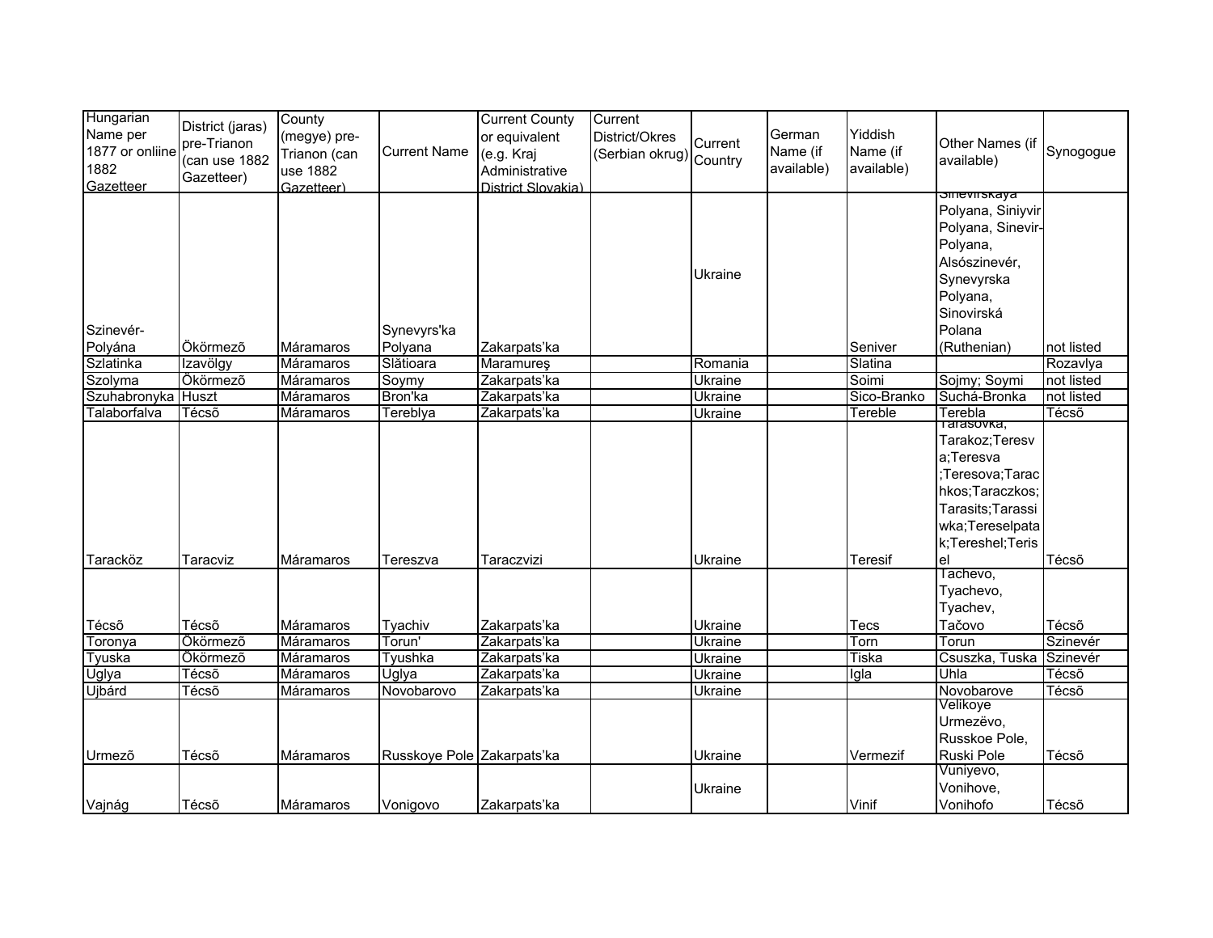| Hungarian Name per 1877 or onliine 1882 Gazetteer | District (jaras) pre-Trianon (can use 1882 Gazetteer) | County (megye) pre-Trianon (can use 1882 Gazetteer) | Current Name | Current County or equivalent (e.g. Kraj Administrative District Slovakia) | Current District/Okres (Serbian okrug) | Current Country | German Name (if available) | Yiddish Name (if available) | Other Names (if available) | Synogogue |
|---|---|---|---|---|---|---|---|---|---|---|
| Szinevér-Polyána | Ökörmezõ | Máramaros | Synevyrs'ka Polyana | Zakarpats'ka | | Ukraine | | Seniver | Sinevirskaya Polyana, Siniyvir Polyana, Sinevir-Polyana, Alsószinevér, Synevyrska Polyana, Sinovirská Polana (Ruthenian) | not listed |
| Szlatinka | Izavölgy | Máramaros | Slătioara | Maramureş | | Romania | | Slatina | | Rozavlya |
| Szolyma | Ökörmezõ | Máramaros | Soymy | Zakarpats'ka | | Ukraine | | Soimi | Sojmy; Soymi | not listed |
| Szuhabronyka | Huszt | Máramaros | Bron'ka | Zakarpats'ka | | Ukraine | | Sico-Branko | Suchá-Bronka | not listed |
| Talaborfalva | Técsõ | Máramaros | Tereblya | Zakarpats'ka | | Ukraine | | Tereble | Terebla | Técsõ |
| Taracköz | Taracviz | Máramaros | Tereszva | Taraczvizi | | Ukraine | | Teresif | Tarasovka; Tarakoz;Teresva;Teresva ;Teresova;Tarachkos;Taraczkos; Tarasits;Tarassiwka;Tereselpatak;Tereshel;Terisel | Técsõ |
| Técsõ | Técsõ | Máramaros | Tyachiv | Zakarpats'ka | | Ukraine | | Tecs | Tachevo, Tyachevo, Tyachev, Tačovo | Técsõ |
| Toronya | Ökörmezõ | Máramaros | Torun' | Zakarpats'ka | | Ukraine | | Torn | Torun | Szinevér |
| Tyuska | Ökörmezõ | Máramaros | Tyushka | Zakarpats'ka | | Ukraine | | Tiska | Csuszka, Tuska | Szinevér |
| Uglya | Técsõ | Máramaros | Uglya | Zakarpats'ka | | Ukraine | | Igla | Uhla | Técsõ |
| Ujbárd | Técsõ | Máramaros | Novobarovo | Zakarpats'ka | | Ukraine | | | Novobarove | Técsõ |
| Urmezõ | Técsõ | Máramaros | Russkoye Pole | Zakarpats'ka | | Ukraine | | Vermezif | Velikoye Urmezëvo, Russkoe Pole, Ruski Pole | Técsõ |
| Vajnág | Técsõ | Máramaros | Vonigovo | Zakarpats'ka | | Ukraine | | Vinif | Vuniyevo, Vonihove, Vonihofo | Técsõ |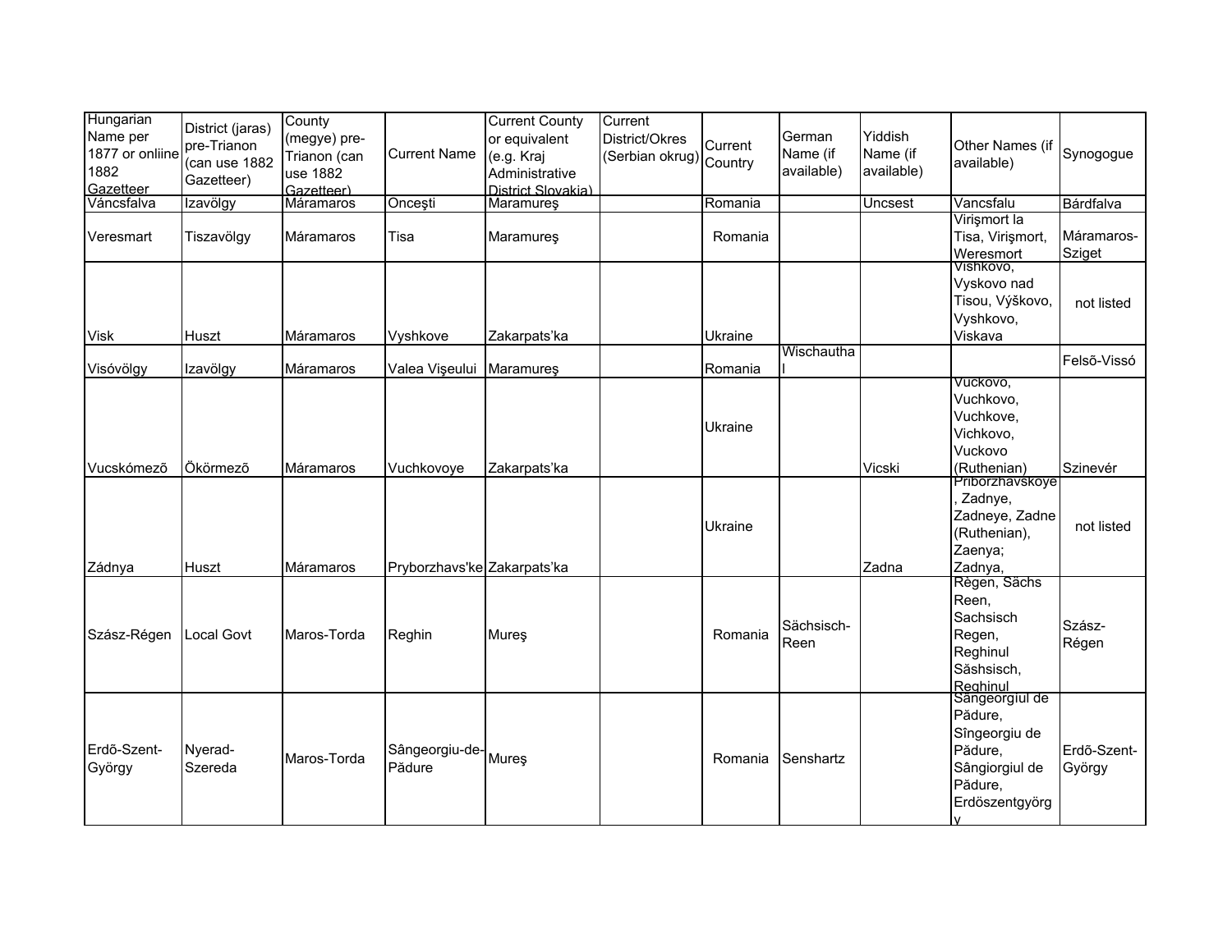| Hungarian Name per 1877 or onliine 1882 Gazetteer | District (jaras) pre-Trianon (can use 1882 Gazetteer) | County (megye) pre-Trianon (can use 1882 Gazetteer) | Current Name | Current County or equivalent (e.g. Kraj Administrative District Slovakia) | Current District/Okres (Serbian okrug) | Current Country | German Name (if available) | Yiddish Name (if available) | Other Names (if available) | Synogogue |
|---|---|---|---|---|---|---|---|---|---|---|
| Váncsfalva | Izavölgy | Máramaros | Onceşti | Maramureş | | Romania | | Uncsest | Vancsfalu | Bárdfalva |
| Veresmart | Tiszavölgy | Máramaros | Tisa | Maramureş | | Romania | | | Virişmort la Tisa, Virişmort, Weresmort | Máramaros-Sziget |
| Visk | Huszt | Máramaros | Vyshkove | Zakarpats'ka | | Ukraine | | | Vishkovo, Vyskovo nad Tisou, Výškovo, Vyshkovo, Viskava | not listed |
| Visóvölgy | Izavölgy | Máramaros | Valea Vişeului | Maramureş | | Romania | Wischauthal | | | Felsõ-Vissó |
| Vucskómezõ | Ökörmezõ | Máramaros | Vuchkovoye | Zakarpats'ka | | Ukraine | | Vicski | Vuckovo, Vuchkovo, Vuchkove, Vichkovo, Vuckovo (Ruthenian) | Szinevér |
| Zádnya | Huszt | Máramaros | Pryborzhavs'ke | Zakarpats'ka | | Ukraine | | Zadna | Priborzhavskoye, Zadnye, Zadneye, Zadne (Ruthenian), Zaenya; Zadnya, | not listed |
| Szász-Régen | Local Govt | Maros-Torda | Reghin | Mureş | | Romania | Sächsisch-Reen | | Règen, Sächs Reen, Sachsisch Regen, Reghinul Săshsisch, Reghinul | Szász-Régen |
| Erdõ-Szent-György | Nyerad-Szereda | Maros-Torda | Sângeorgiu-de-Pădure | Mureş | | Romania | Senshartz | | Sângeorgiul de Pădure, Sîngeorgiu de Pădure, Sângiorgiul de Pădure, Erdöszentgyörgy | Erdõ-Szent-György |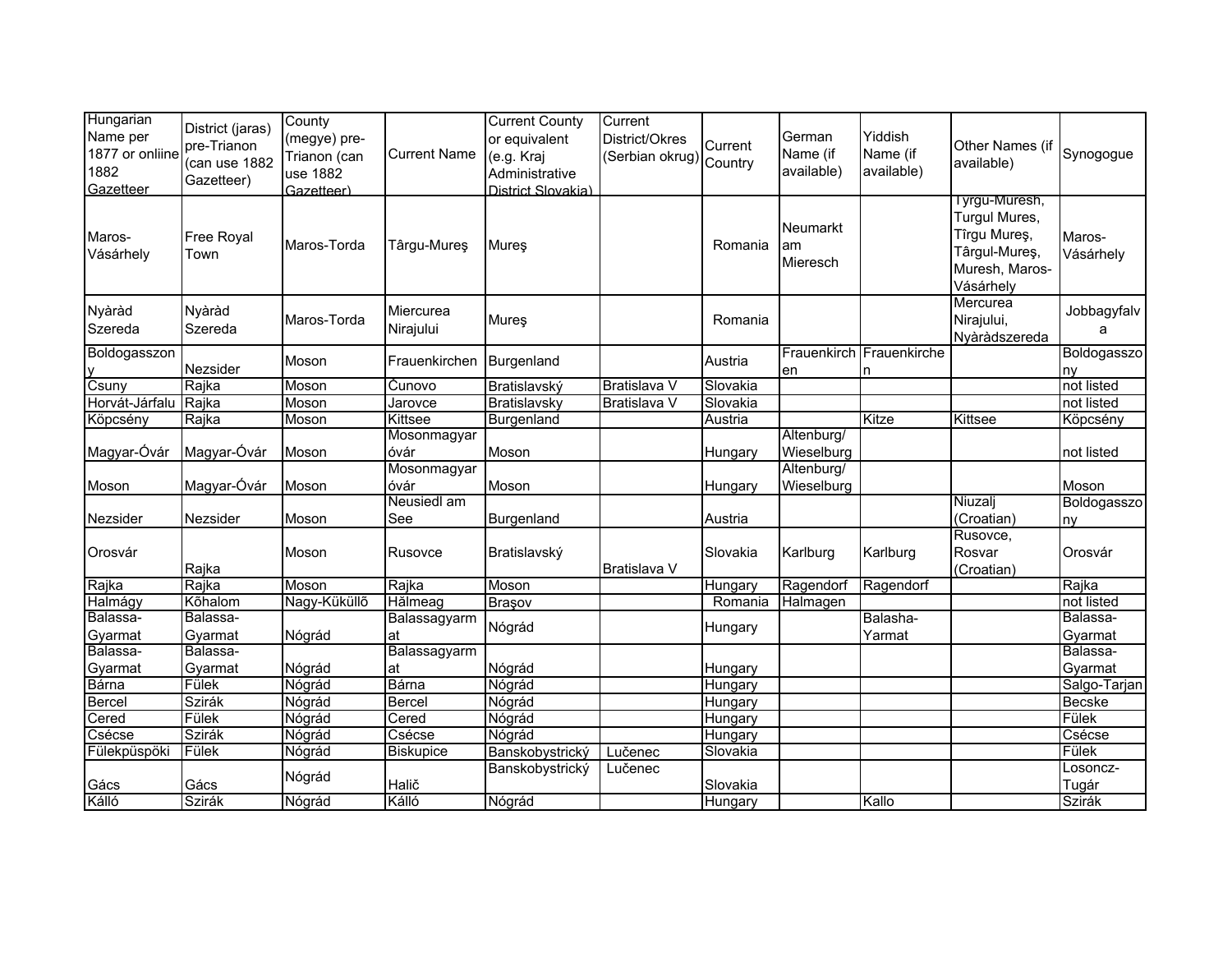| Hungarian Name per 1877 or onliine 1882 Gazetteer | District (jaras) pre-Trianon (can use 1882 Gazetteer) | County (megye) pre-Trianon (can use 1882 Gazetteer) | Current Name | Current County or equivalent (e.g. Kraj Administrative District Slovakia) | Current District/Okres (Serbian okrug) | Current Country | German Name (if available) | Yiddish Name (if available) | Other Names (if available) | Synogogue |
|---|---|---|---|---|---|---|---|---|---|---|
| Maros-Vásárhely | Free Royal Town | Maros-Torda | Târgu-Mureş | Mureş | | Romania | Neumarkt am Mieresch | | Tyrgu-Muresh, Turgul Mures, Tîrgu Mureş, Târgul-Mureş, Muresh, Maros-Vásárhely | Maros-Vásárhely |
| Nyàràd Szereda | Nyàràd Szereda | Maros-Torda | Miercurea Nirajului | Mureş | | Romania | | | Mercurea Nirajului, Nyàràdszereda | Jobbagyfalva |
| Boldogasszony | Nezsider | Moson | Frauenkirchen | Burgenland | | Austria | Frauenkirchen | Frauenkirchen | | Boldogasszony |
| Csuny | Rajka | Moson | Čunovo | Bratislavský | Bratislava V | Slovakia | | | | not listed |
| Horvát-Járfalu | Rajka | Moson | Jarovce | Bratislavsky | Bratislava V | Slovakia | | | | not listed |
| Köpcsény | Rajka | Moson | Kittsee | Burgenland | | Austria | | Kitze | Kittsee | Köpcsény |
| Magyar-Óvár | Magyar-Óvár | Moson | Mosonmagyaróvár | Moson | | Hungary | Altenburg/ Wieselburg | | | not listed |
| Moson | Magyar-Óvár | Moson | Mosonmagyaróvár | Moson | | Hungary | Altenburg/ Wieselburg | | | Moson |
| Nezsider | Nezsider | Moson | Neusiedl am See | Burgenland | | Austria | | | Niuzalj (Croatian) | Boldogasszony |
| Orosvár | Rajka | Moson | Rusovce | Bratislavský | Bratislava V | Slovakia | Karlburg | Karlburg | Rusovce, Rosvar (Croatian) | Orosvár |
| Rajka | Rajka | Moson | Rajka | Moson | | Hungary | Ragendorf | Ragendorf | | Rajka |
| Halmágy | Kőhalom | Nagy-Küküllő | Hălmeag | Braşov | | Romania | Halmagen | | | not listed |
| Balassa-Gyarmat | Balassa-Gyarmat | Nógrád | Balassagyarmat | Nógrád | | Hungary | | Balasha-Yarmat | | Balassa-Gyarmat |
| Balassa-Gyarmat | Balassa-Gyarmat | Nógrád | Balassagyarmat | Nógrád | | Hungary | | | | Balassa-Gyarmat |
| Bárna | Fülek | Nógrád | Bárna | Nógrád | | Hungary | | | | Salgo-Tarjan |
| Bercel | Szirák | Nógrád | Bercel | Nógrád | | Hungary | | | | Becske |
| Cered | Fülek | Nógrád | Cered | Nógrád | | Hungary | | | | Fülek |
| Csécse | Szirák | Nógrád | Csécse | Nógrád | | Hungary | | | | Csécse |
| Fülekpüspöki | Fülek | Nógrád | Biskupice | Banskobystrický | Lučenec | Slovakia | | | | Fülek |
| Gács | Gács | Nógrád | Halič | Banskobystrický | Lučenec | Slovakia | | | | Losoncz-Tugár |
| Kálló | Szirák | Nógrád | Kálló | Nógrád | | Hungary | | Kallo | | Szirák |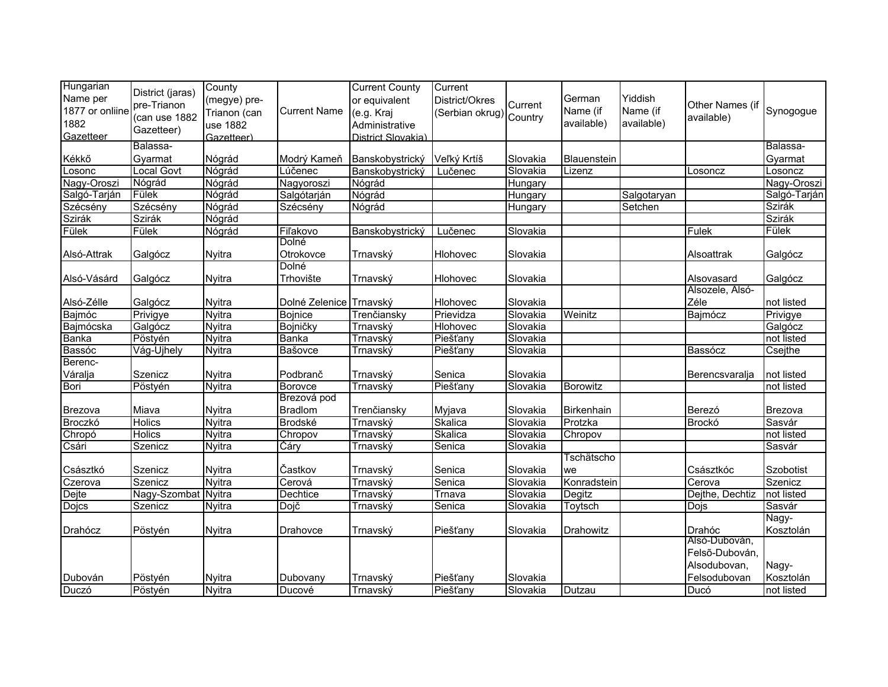| Hungarian Name per 1877 or onliine 1882 Gazetteer | District (jaras) pre-Trianon (can use 1882 Gazetteer) | County (megye) pre-Trianon (can use 1882 Gazetteer) | Current Name | Current County or equivalent (e.g. Kraj Administrative District Slovakia) | Current District/Okres (Serbian okrug) | Current Country | German Name (if available) | Yiddish Name (if available) | Other Names (if available) | Synogogue |
|---|---|---|---|---|---|---|---|---|---|---|
| Kékkő | Balassa-Gyarmat | Nógrád | Modrý Kameň | Banskobystrický | Veľký Krtíš | Slovakia | Blauenstein | | | Balassa-Gyarmat |
| Losonc | Local Govt | Nógrád | Lúčenec | Banskobystrický | Lučenec | Slovakia | Lizenz | | Losoncz | Losoncz |
| Nagy-Oroszi | Nógrád | Nógrád | Nagyoroszi | Nógrád | | Hungary | | | | Nagy-Oroszi |
| Salgó-Tarján | Fülek | Nógrád | Salgótarján | Nógrád | | Hungary | | Salgotaryan | | Salgó-Tarján |
| Szécsény | Szécsény | Nógrád | Szécsény | Nógrád | | Hungary | | Setchen | | Szirák |
| Szirák | Szirák | Nógrád | | | | | | | | Szirák |
| Fülek | Fülek | Nógrád | Fiľakovo | Banskobystrický | Lučenec | Slovakia | | | Fulek | Fülek |
| Alsó-Attrak | Galgócz | Nyitra | Dolné Otrokovce | Trnavský | Hlohovec | Slovakia | | | Alsoattrak | Galgócz |
| Alsó-Vásárd | Galgócz | Nyitra | Dolné Trhovište | Trnavský | Hlohovec | Slovakia | | | Alsovasard | Galgócz |
| Alsó-Zélle | Galgócz | Nyitra | Dolné Zelenice | Trnavský | Hlohovec | Slovakia | | | Alsozele, Alsó-Zéle | not listed |
| Bajmóc | Privigye | Nyitra | Bojnice | Trenčiansky | Prievidza | Slovakia | Weinitz | | Bajmócz | Privigye |
| Bajmócska | Galgócz | Nyitra | Bojničky | Trnavský | Hlohovec | Slovakia | | | | Galgócz |
| Banka | Pöstyén | Nyitra | Banka | Trnavský | Piešťany | Slovakia | | | | not listed |
| Bassóc | Vág-Ujhely | Nyitra | Bašovce | Trnavský | Piešťany | Slovakia | | | Bassócz | Csejthe |
| Berenc-Váralja | Szenicz | Nyitra | Podbranč | Trnavský | Senica | Slovakia | | | Berencsvaralja | not listed |
| Bori | Pöstyén | Nyitra | Borovce | Trnavský | Piešťany | Slovakia | Borowitz | | | not listed |
| Brezova | Miava | Nyitra | Brezová pod Bradlom | Trenčiansky | Myjava | Slovakia | Birkenhain | | Berezó | Brezova |
| Broczkó | Holics | Nyitra | Brodské | Trnavský | Skalica | Slovakia | Protzka | | Brockó | Sasvár |
| Chropó | Holics | Nyitra | Chropov | Trnavský | Skalica | Slovakia | Chropov | | | not listed |
| Csári | Szenicz | Nyitra | Čáry | Trnavský | Senica | Slovakia | | | | Sasvár |
| Császtkó | Szenicz | Nyitra | Častkov | Trnavský | Senica | Slovakia | Tschätschowe | | Császtkóc | Szobotist |
| Czerova | Szenicz | Nyitra | Cerová | Trnavský | Senica | Slovakia | Konradstein | | Cerova | Szenicz |
| Dejte | Nagy-Szombat | Nyitra | Dechtice | Trnavský | Trnava | Slovakia | Degitz | | Dejthe, Dechtiz | not listed |
| Dojcs | Szenicz | Nyitra | Dojč | Trnavský | Senica | Slovakia | Toytsch | | Dojs | Sasvár |
| Drahócz | Pöstyén | Nyitra | Drahovce | Trnavský | Piešťany | Slovakia | Drahowitz | | Drahóc | Nagy-Kosztolán |
| Dubován | Pöstyén | Nyitra | Dubovany | Trnavský | Piešťany | Slovakia | | | Alsó-Dubován, Felsõ-Dubován, Alsodubovan, Felsodubovan | Nagy-Kosztolán |
| Duczó | Pöstyén | Nyitra | Ducové | Trnavský | Piešťany | Slovakia | Dutzau | | Ducó | not listed |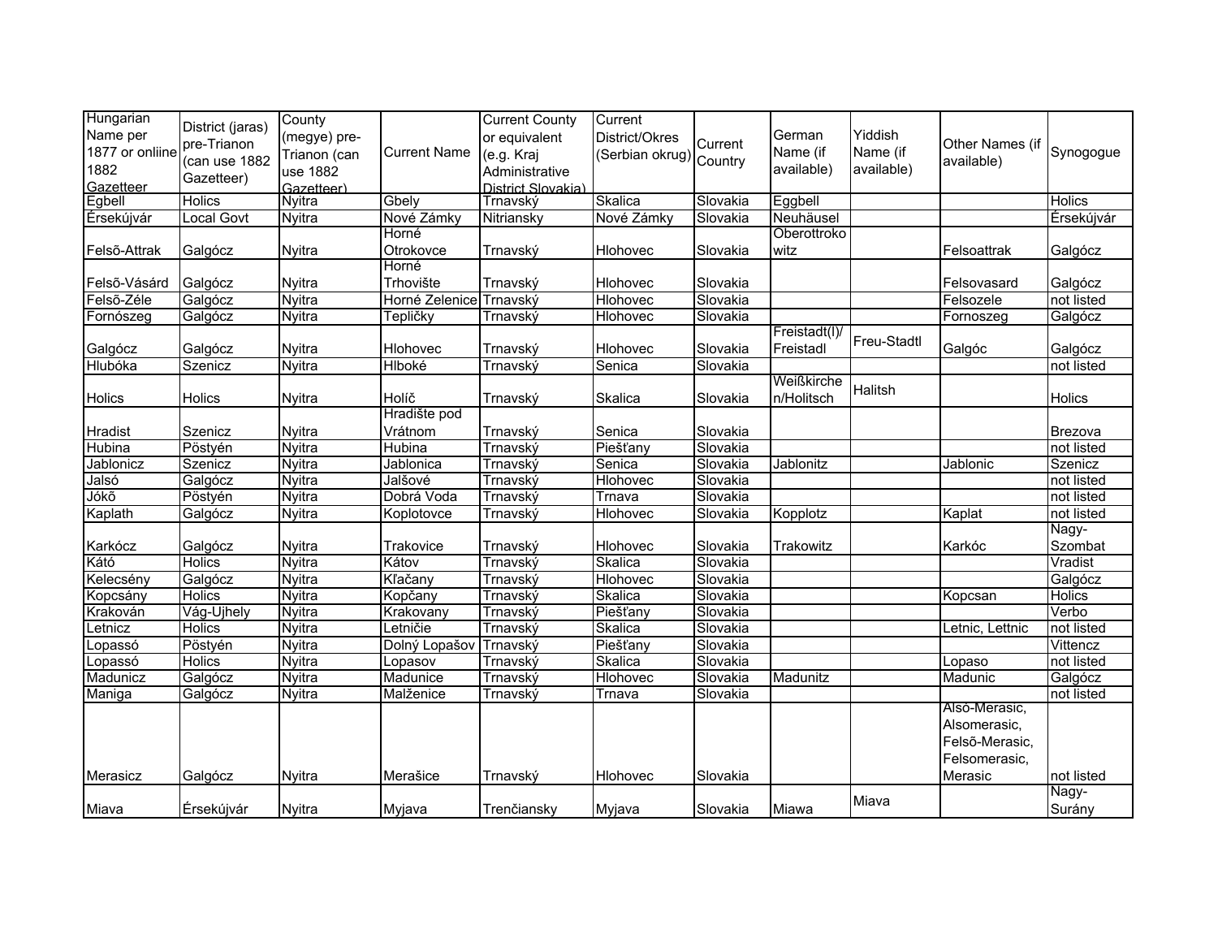| Hungarian Name per 1877 or onliine 1882 Gazetteer | District (jaras) pre-Trianon (can use 1882 Gazetteer) | County (megye) pre-Trianon (can use 1882 Gazetteer) | Current Name | Current County or equivalent (e.g. Kraj Administrative District Slovakia) | Current District/Okres (Serbian okrug) | Current Country | German Name (if available) | Yiddish Name (if available) | Other Names (if available) | Synogogue |
|---|---|---|---|---|---|---|---|---|---|---|
| Egbell | Holics | Nyitra | Gbely | Trnavský | Skalica | Slovakia | Eggbell | | | Holics |
| Érsekújvár | Local Govt | Nyitra | Nové Zámky | Nitriansky | Nové Zámky | Slovakia | Neuhäusel | | | Érsekújvár |
| Felső-Attrak | Galgócz | Nyitra | Horné Otrokovce | Trnavský | Hlohovec | Slovakia | Oberottrokowitz | | Felsoattrak | Galgócz |
| Felső-Vásárd | Galgócz | Nyitra | Horné Trhovište | Trnavský | Hlohovec | Slovakia | | | Felsovasard | Galgócz |
| Felső-Zéle | Galgócz | Nyitra | Horné Zelenice | Trnavský | Hlohovec | Slovakia | | | Felsozele | not listed |
| Fornószeg | Galgócz | Nyitra | Tepličky | Trnavský | Hlohovec | Slovakia | | | Fornoszeg | Galgócz |
| Galgócz | Galgócz | Nyitra | Hlohovec | Trnavský | Hlohovec | Slovakia | Freistadt(l)/ Freistadl | Freu-Stadtl | Galgóc | Galgócz |
| Hlubóka | Szenicz | Nyitra | Hlboké | Trnavský | Senica | Slovakia | | | | not listed |
| Holics | Holics | Nyitra | Holíč | Trnavský | Skalica | Slovakia | Weißkirchen/Holitsch | Halitsh | | Holics |
| Hradist | Szenicz | Nyitra | Hradište pod Vrátnom | Trnavský | Senica | Slovakia | | | | Brezova |
| Hubina | Pöstyén | Nyitra | Hubina | Trnavský | Piešťany | Slovakia | | | | not listed |
| Jablonicz | Szenicz | Nyitra | Jablonica | Trnavský | Senica | Slovakia | Jablonitz | | Jablonic | Szenicz |
| Jalsó | Galgócz | Nyitra | Jalšové | Trnavský | Hlohovec | Slovakia | | | | not listed |
| Jókő | Pöstyén | Nyitra | Dobrá Voda | Trnavský | Trnava | Slovakia | | | | not listed |
| Kaplath | Galgócz | Nyitra | Koplotovce | Trnavský | Hlohovec | Slovakia | Kopplotz | | Kaplat | not listed |
| Karkócz | Galgócz | Nyitra | Trakovice | Trnavský | Hlohovec | Slovakia | Trakowitz | | Karkóc | Nagy-Szombat |
| Kátó | Holics | Nyitra | Kátov | Trnavský | Skalica | Slovakia | | | | Vradist |
| Kelecsény | Galgócz | Nyitra | Kľačany | Trnavský | Hlohovec | Slovakia | | | | Galgócz |
| Kopcsány | Holics | Nyitra | Kopčany | Trnavský | Skalica | Slovakia | | | Kopcsan | Holics |
| Krakován | Vág-Ujhely | Nyitra | Krakovany | Trnavský | Piešťany | Slovakia | | | | Verbo |
| Letnicz | Holics | Nyitra | Letničie | Trnavský | Skalica | Slovakia | | | Letnic, Lettnic | not listed |
| Lopassó | Pöstyén | Nyitra | Dolný Lopašov | Trnavský | Piešťany | Slovakia | | | | Vittencz |
| Lopassó | Holics | Nyitra | Lopasov | Trnavský | Skalica | Slovakia | | | Lopaso | not listed |
| Madunicz | Galgócz | Nyitra | Madunice | Trnavský | Hlohovec | Slovakia | Madunitz | | Madunic | Galgócz |
| Maniga | Galgócz | Nyitra | Malženice | Trnavský | Trnava | Slovakia | | | | not listed |
| Merasicz | Galgócz | Nyitra | Merašice | Trnavský | Hlohovec | Slovakia | | | Alsó-Merasic, Alsomerasic, Felső-Merasic, Felsomerasic, Merasic | not listed |
| Miava | Érsekújvár | Nyitra | Myjava | Trenčiansky | Myjava | Slovakia | Miawa | Miava | | Nagy-Surány |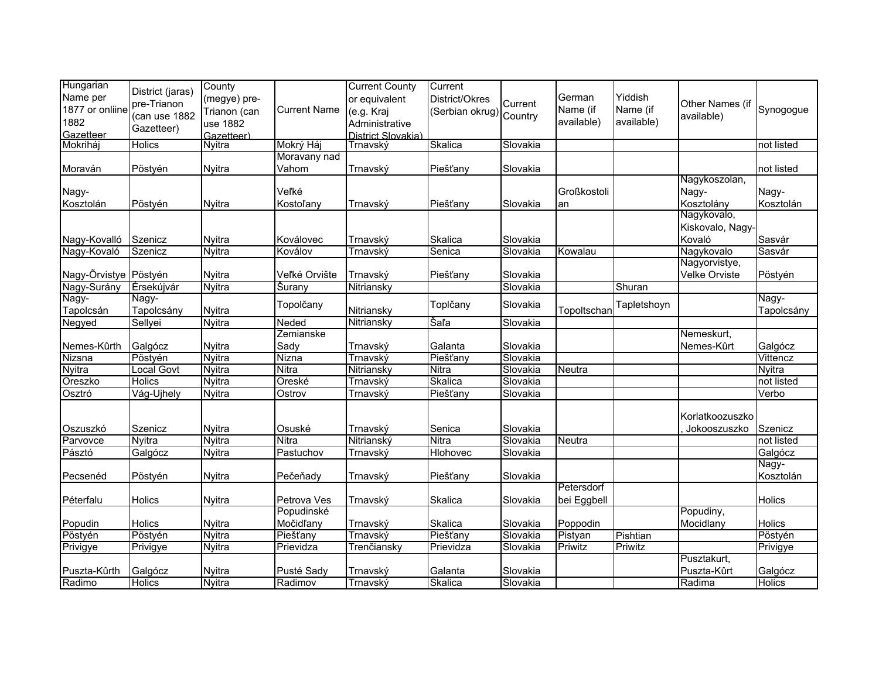| Hungarian Name per 1877 or onliine 1882 Gazetteer | District (jaras) pre-Trianon (can use 1882 Gazetteer) | County (megye) pre-Trianon (can use 1882 Gazetteer) | Current Name | Current County or equivalent (e.g. Kraj Administrative District Slovakia) | Current District/Okres (Serbian okrug) | Current Country | German Name (if available) | Yiddish Name (if available) | Other Names (if available) | Synogogue |
|---|---|---|---|---|---|---|---|---|---|---|
| Mokriháj | Holics | Nyitra | Mokrý Háj | Trnavský | Skalica | Slovakia | | | | not listed |
| Moraván | Pöstyén | Nyitra | Moravany nad Vahom | Trnavský | Piešťany | Slovakia | | | | not listed |
| Nagy-Kosztolán | Pöstyén | Nyitra | Veľké Kostoľany | Trnavský | Piešťany | Slovakia | Großkostolian | | Nagykoszolan, Nagy-Kosztolány | Nagy-Kosztolán |
| Nagy-Kovalló | Szenicz | Nyitra | Koválovec | Trnavský | Skalica | Slovakia | | | Nagykovalo, Kiskovalo, Nagy-Kovaló | Sasvár |
| Nagy-Kovaló | Szenicz | Nyitra | Kovalov | Trnavský | Senica | Slovakia | Kowalau | | Nagykovalo | Sasvár |
| Nagy-Õrvistye | Pöstyén | Nyitra | Veľké Orvište | Trnavský | Piešťany | Slovakia | | | Nagyorvistye, Velke Orviste | Pöstyén |
| Nagy-Surány | Érsekújvár | Nyitra | Šurany | Nitriansky | | Slovakia | | Shuran | | |
| Nagy-Tapolcsán | Nagy-Tapolcsány | Nyitra | Topolčany | Nitriansky | Toplčany | Slovakia | Topoltschan | Tapletshoyn | | Nagy-Tapolcsány |
| Negyed | Sellyei | Nyitra | Neded | Nitriansky | Šaľa | Slovakia | | | | |
| Nemes-Kûrth | Galgócz | Nyitra | Zemianske Sady | Trnavský | Galanta | Slovakia | | | Nemeskurt, Nemes-Kûrt | Galgócz |
| Nizsna | Pöstyén | Nyitra | Nizna | Trnavský | Piešťany | Slovakia | | | | Vittencz |
| Nyitra | Local Govt | Nyitra | Nitra | Nitriansky | Nitra | Slovakia | Neutra | | | Nyitra |
| Oreszko | Holics | Nyitra | Oreské | Trnavský | Skalica | Slovakia | | | | not listed |
| Osztró | Vág-Ujhely | Nyitra | Ostrov | Trnavský | Piešťany | Slovakia | | | | Verbo |
| Oszuszkó | Szenicz | Nyitra | Osuské | Trnavský | Senica | Slovakia | | | Korlatkoozuszko, Jokooszuszko | Szenicz |
| Parvovce | Nyitra | Nyitra | Nitra | Nitrianský | Nitra | Slovakia | Neutra | | | not listed |
| Pásztó | Galgócz | Nyitra | Pastuchov | Trnavský | Hlohovec | Slovakia | | | | Galgócz |
| Pecsenéd | Pöstyén | Nyitra | Pečeňady | Trnavský | Piešťany | Slovakia | | | | Nagy-Kosztolán |
| Péterfalu | Holics | Nyitra | Petrova Ves | Trnavský | Skalica | Slovakia | Petersdorf bei Eggbell | | | Holics |
| Popudin | Holics | Nyitra | Popudinské Močidľany | Trnavský | Skalica | Slovakia | Poppodin | | Popudiny, Mocidlany | Holics |
| Pöstyén | Pöstyén | Nyitra | Piešťany | Trnavský | Piešťany | Slovakia | Pistyan | Pishtian | | Pöstyén |
| Privigye | Privigye | Nyitra | Prievidza | Trenčiansky | Prievidza | Slovakia | Priwitz | Priwitz | | Privigye |
| Puszta-Kûrth | Galgócz | Nyitra | Pusté Sady | Trnavský | Galanta | Slovakia | | | Pusztakurt, Puszta-Kûrt | Galgócz |
| Radimo | Holics | Nyitra | Radimov | Trnavský | Skalica | Slovakia | | | Radima | Holics |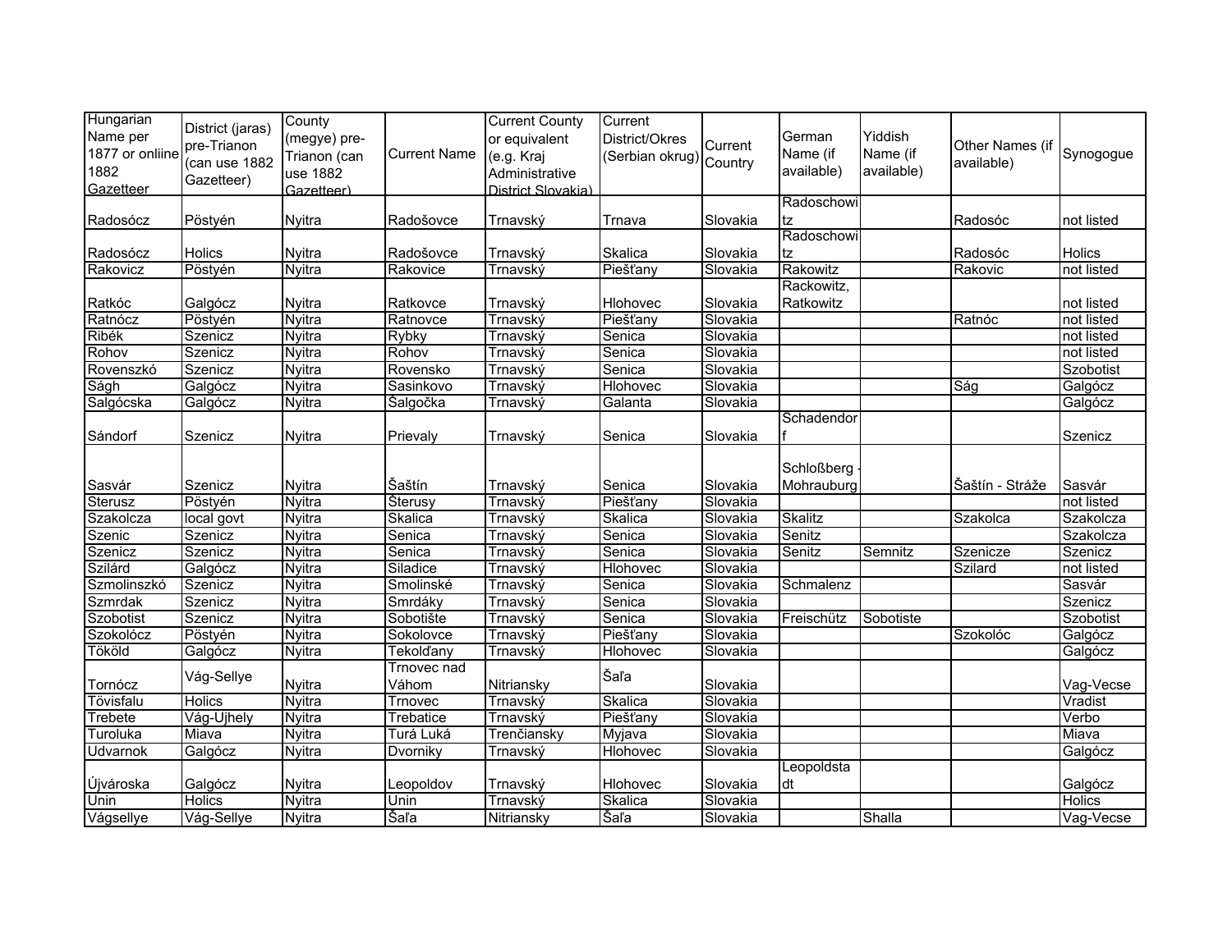| Hungarian Name per 1877 or onliine 1882 Gazetteer | District (jaras) pre-Trianon (can use 1882 Gazetteer) | County (megye) pre-Trianon (can use 1882 Gazetteer) | Current Name | Current County or equivalent (e.g. Kraj Administrative District Slovakia) | Current District/Okres (Serbian okrug) | Current Country | German Name (if available) | Yiddish Name (if available) | Other Names (if available) | Synogogue |
|---|---|---|---|---|---|---|---|---|---|---|
| Radosócz | Pöstyén | Nyitra | Radošovce | Trnavský | Trnava | Slovakia | Radoschowitz | | Radosóc | not listed |
| Radosócz | Holics | Nyitra | Radošovce | Trnavský | Skalica | Slovakia | Radoschowitz | | Radosóc | Holics |
| Rakovicz | Pöstyén | Nyitra | Rakovice | Trnavský | Piešťany | Slovakia | Rakowitz | | Rakovic | not listed |
| Ratkóc | Galgócz | Nyitra | Ratkovce | Trnavský | Hlohovec | Slovakia | Rackowitz, Ratkowitz | | | not listed |
| Ratnócz | Pöstyén | Nyitra | Ratnovce | Trnavský | Piešťany | Slovakia | | | Ratnóc | not listed |
| Ribék | Szenicz | Nyitra | Rybky | Trnavský | Senica | Slovakia | | | | not listed |
| Rohov | Szenicz | Nyitra | Rohov | Trnavský | Senica | Slovakia | | | | not listed |
| Rovenszkó | Szenicz | Nyitra | Rovensko | Trnavský | Senica | Slovakia | | | | Szobotist |
| Ságh | Galgócz | Nyitra | Sasinkovo | Trnavský | Hlohovec | Slovakia | | | Ság | Galgócz |
| Salgócska | Galgócz | Nyitra | Šalgočka | Trnavský | Galanta | Slovakia | | | | Galgócz |
| Sándorf | Szenicz | Nyitra | Prievaly | Trnavský | Senica | Slovakia | Schadendorf | | | Szenicz |
| Sasvár | Szenicz | Nyitra | Šaštín | Trnavský | Senica | Slovakia | Schloßberg - Mohrauburg | | Šaštín - Stráže | Sasvár |
| Sterusz | Pöstyén | Nyitra | Šterusy | Trnavský | Piešťany | Slovakia | | | | not listed |
| Szakolcza | local govt | Nyitra | Skalica | Trnavský | Skalica | Slovakia | Skalitz | | Szakolca | Szakolcza |
| Szenic | Szenicz | Nyitra | Senica | Trnavský | Senica | Slovakia | Senitz | | | Szakolcza |
| Szenicz | Szenicz | Nyitra | Senica | Trnavský | Senica | Slovakia | Senitz | Semnitz | Szenicze | Szenicz |
| Szilárd | Galgócz | Nyitra | Siladice | Trnavský | Hlohovec | Slovakia | | | Szilard | not listed |
| Szmolinszkó | Szenicz | Nyitra | Smolinské | Trnavský | Senica | Slovakia | Schmalenz | | | Sasvár |
| Szmrdak | Szenicz | Nyitra | Smrdáky | Trnavský | Senica | Slovakia | | | | Szenicz |
| Szobotist | Szenicz | Nyitra | Sobotište | Trnavský | Senica | Slovakia | Freischütz | Sobotiste | | Szobotist |
| Szokolócz | Pöstyén | Nyitra | Sokolovce | Trnavský | Piešťany | Slovakia | | | Szokolóc | Galgócz |
| Tököld | Galgócz | Nyitra | Tekolďany | Trnavský | Hlohovec | Slovakia | | | | Galgócz |
| Tornócz | Vág-Sellye | Nyitra | Trnovec nad Váhom | Nitriansky | Šaľa | Slovakia | | | | Vag-Vecse |
| Tövisfalu | Holics | Nyitra | Trnovec | Trnavský | Skalica | Slovakia | | | | Vradist |
| Trebete | Vág-Ujhely | Nyitra | Trebatice | Trnavský | Piešťany | Slovakia | | | | Verbo |
| Turoluka | Miava | Nyitra | Turá Luká | Trenčiansky | Myjava | Slovakia | | | | Miava |
| Udvarnok | Galgócz | Nyitra | Dvorniky | Trnavský | Hlohovec | Slovakia | | | | Galgócz |
| Újvároska | Galgócz | Nyitra | Leopoldov | Trnavský | Hlohovec | Slovakia | Leopoldstadt | | | Galgócz |
| Unin | Holics | Nyitra | Unin | Trnavský | Skalica | Slovakia | | | | Holics |
| Vágsellye | Vág-Sellye | Nyitra | Šaľa | Nitriansky | Šaľa | Slovakia | | Shalla | | Vag-Vecse |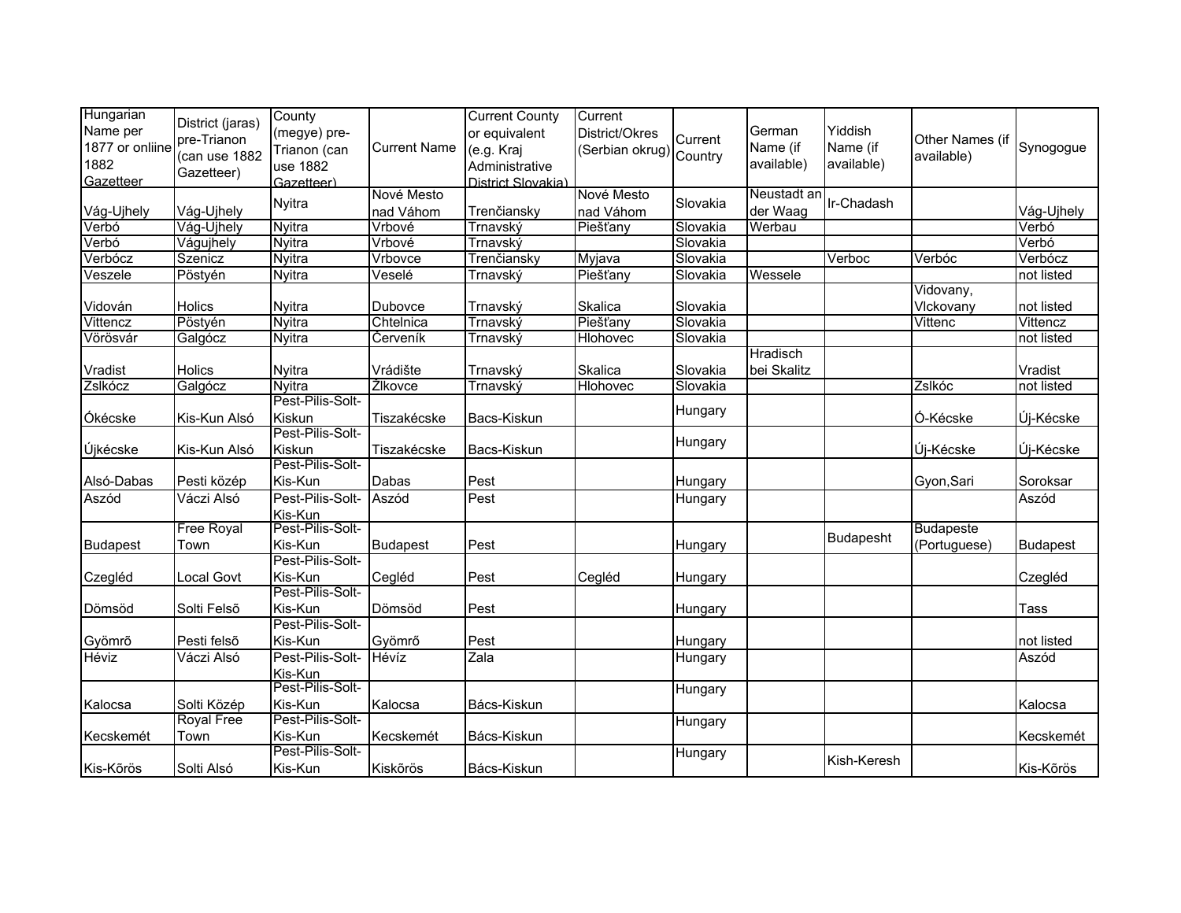| Hungarian Name per 1877 or onliine 1882 Gazetteer | District (jaras) pre-Trianon (can use 1882 Gazetteer) | County (megye) pre-Trianon (can use 1882 Gazetteer) | Current Name | Current County or equivalent (e.g. Kraj Administrative District Slovakia) | Current District/Okres (Serbian okrug) | Current Country | German Name (if available) | Yiddish Name (if available) | Other Names (if available) | Synogogue |
|---|---|---|---|---|---|---|---|---|---|---|
| Vág-Ujhely | Vág-Ujhely | Nyitra | Nové Mesto nad Váhom | Trenčiansky | Nové Mesto nad Váhom | Slovakia | Neustadt an der Waag | Ir-Chadash | | Vág-Ujhely |
| Verbó | Vág-Ujhely | Nyitra | Vrbové | Trnavský | Piešťany | Slovakia | Werbau | | | Verbó |
| Verbó | Vágujhely | Nyitra | Vrbové | Trnavský | | Slovakia | | | | Verbó |
| Verbócz | Szenicz | Nyitra | Vrbovce | Trenčiansky | Myjava | Slovakia | | Verboc | Verbóc | Verbócz |
| Veszele | Pöstyén | Nyitra | Veselé | Trnavský | Piešťany | Slovakia | Wessele | | | not listed |
| Vidován | Holics | Nyitra | Dubovce | Trnavský | Skalica | Slovakia | | | Vidovany, Vlckovany | not listed |
| Vittencz | Pöstyén | Nyitra | Chtelnica | Trnavský | Piešťany | Slovakia | | | Vittenc | Vittencz |
| Vörösvár | Galgócz | Nyitra | Červeník | Trnavský | Hlohovec | Slovakia | | | | not listed |
| Vradist | Holics | Nyitra | Vrádište | Trnavský | Skalica | Slovakia | Hradisch bei Skalitz | | | Vradist |
| Zslkócz | Galgócz | Nyitra | Žlkovce | Trnavský | Hlohovec | Slovakia | | | Zslkóc | not listed |
| Ókécske | Kis-Kun Alsó | Pest-Pilis-Solt-Kiskun | Tiszakécske | Bacs-Kiskun | | Hungary | | | Ó-Kécske | Új-Kécske |
| Újkécske | Kis-Kun Alsó | Pest-Pilis-Solt-Kiskun | Tiszakécske | Bacs-Kiskun | | Hungary | | | Új-Kécske | Új-Kécske |
| Alsó-Dabas | Pesti közép | Pest-Pilis-Solt-Kis-Kun | Dabas | Pest | | Hungary | | | Gyon,Sari | Soroksar |
| Aszód | Váczi Alsó | Pest-Pilis-Solt-Kis-Kun | Aszód | Pest | | Hungary | | | | Aszód |
| Budapest | Free Royal Town | Pest-Pilis-Solt-Kis-Kun | Budapest | Pest | | Hungary | | Budapesht | Budapeste (Portuguese) | Budapest |
| Czegléd | Local Govt | Pest-Pilis-Solt-Kis-Kun | Cegléd | Pest | Cegléd | Hungary | | | | Czegléd |
| Dömsöd | Solti Felsõ | Pest-Pilis-Solt-Kis-Kun | Dömsöd | Pest | | Hungary | | | | Tass |
| Gyömrõ | Pesti felsõ | Pest-Pilis-Solt-Kis-Kun | Gyömrő | Pest | | Hungary | | | | not listed |
| Héviz | Váczi Alsó | Pest-Pilis-Solt-Kis-Kun | Hévíz | Zala | | Hungary | | | | Aszód |
| Kalocsa | Solti Közép | Pest-Pilis-Solt-Kis-Kun | Kalocsa | Bács-Kiskun | | Hungary | | | | Kalocsa |
| Kecskemét | Royal Free Town | Pest-Pilis-Solt-Kis-Kun | Kecskemét | Bács-Kiskun | | Hungary | | | | Kecskemét |
| Kis-Kõrös | Solti Alsó | Pest-Pilis-Solt-Kis-Kun | Kiskõrös | Bács-Kiskun | | Hungary | | Kish-Keresh | | Kis-Kõrös |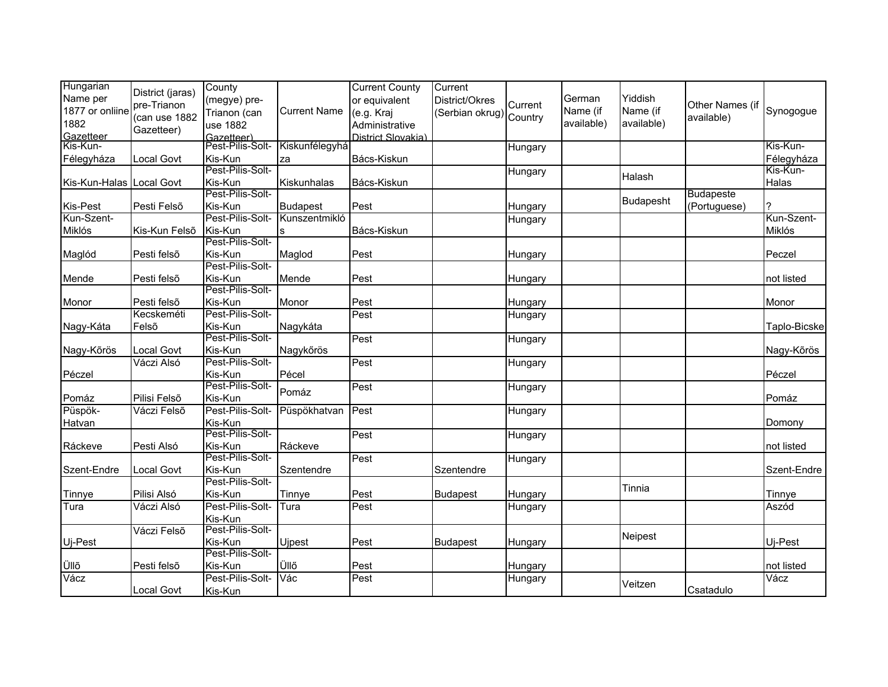| Hungarian Name per 1877 or onliine 1882 Gazetteer | District (jaras) pre-Trianon (can use 1882 Gazetteer) | County (megye) pre-Trianon (can use 1882 Gazetteer) | Current Name | Current County or equivalent (e.g. Kraj Administrative District Slovakia) | Current District/Okres (Serbian okrug) | Current Country | German Name (if available) | Yiddish Name (if available) | Other Names (if available) | Synogogue |
|---|---|---|---|---|---|---|---|---|---|---|
| Kis-Kun-Félegyháza | Local Govt | Pest-Pilis-Solt-Kis-Kun | Kiskunfélegyháza | Bács-Kiskun | | Hungary | | | | Kis-Kun-Félegyháza |
| Kis-Kun-Halas | Local Govt | Pest-Pilis-Solt-Kis-Kun | Kiskunhalas | Bács-Kiskun | | Hungary | | Halash | | Kis-Kun-Halas |
| Kis-Pest | Pesti Felsõ | Pest-Pilis-Solt-Kis-Kun | Budapest | Pest | | Hungary | | Budapesht | Budapeste (Portuguese) | ? |
| Kun-Szent-Miklós | Kis-Kun Felsõ | Pest-Pilis-Solt-Kis-Kun | Kunszentmiklós | Bács-Kiskun | | Hungary | | | | Kun-Szent-Miklós |
| Maglód | Pesti felsõ | Pest-Pilis-Solt-Kis-Kun | Maglod | Pest | | Hungary | | | | Peczel |
| Mende | Pesti felsõ | Pest-Pilis-Solt-Kis-Kun | Mende | Pest | | Hungary | | | | not listed |
| Monor | Pesti felsõ | Pest-Pilis-Solt-Kis-Kun | Monor | Pest | | Hungary | | | | Monor |
| Nagy-Káta | Kecskeméti Felsõ | Pest-Pilis-Solt-Kis-Kun | Nagykáta | Pest | | Hungary | | | | Taplo-Bicske |
| Nagy-Kõrös | Local Govt | Pest-Pilis-Solt-Kis-Kun | Nagykőrös | Pest | | Hungary | | | | Nagy-Kõrös |
| Péczel | Váczi Alsó | Pest-Pilis-Solt-Kis-Kun | Pécel | Pest | | Hungary | | | | Péczel |
| Pomáz | Pilisi Felsõ | Pest-Pilis-Solt-Kis-Kun | Pomáz | Pest | | Hungary | | | | Pomáz |
| Püspök-Hatvan | Váczi Felsõ | Pest-Pilis-Solt-Kis-Kun | Püspökhatvan | Pest | | Hungary | | | | Domony |
| Ráckeve | Pesti Alsó | Pest-Pilis-Solt-Kis-Kun | Ráckeve | Pest | | Hungary | | | | not listed |
| Szent-Endre | Local Govt | Pest-Pilis-Solt-Kis-Kun | Szentendre | Pest | Szentendre | Hungary | | | | Szent-Endre |
| Tinnye | Pilisi Alsó | Pest-Pilis-Solt-Kis-Kun | Tinnye | Pest | Budapest | Hungary | | Tinnia | | Tinnye |
| Tura | Váczi Alsó | Pest-Pilis-Solt-Kis-Kun | Tura | Pest | | Hungary | | | | Aszód |
| Uj-Pest | Váczi Felsõ | Pest-Pilis-Solt-Kis-Kun | Ujpest | Pest | Budapest | Hungary | | Neipest | | Uj-Pest |
| Üllõ | Pesti felsõ | Pest-Pilis-Solt-Kis-Kun | Üllő | Pest | | Hungary | | | | not listed |
| Vácz | Local Govt | Pest-Pilis-Solt-Kis-Kun | Vác | Pest | | Hungary | | Veitzen | Csatadulo | Vácz |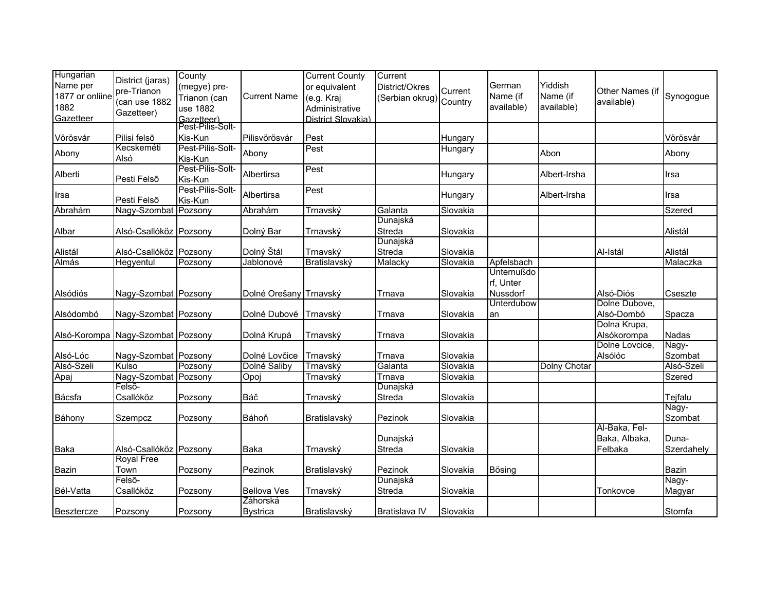| Hungarian Name per 1877 or onliine 1882 Gazetteer | District (jaras) pre-Trianon (can use 1882 Gazetteer) | County (megye) pre-Trianon (can use 1882 Gazetteer) | Current Name | Current County or equivalent (e.g. Kraj Administrative District Slovakia) | Current District/Okres (Serbian okrug) | Current Country | German Name (if available) | Yiddish Name (if available) | Other Names (if available) | Synogogue |
|---|---|---|---|---|---|---|---|---|---|---|
| Vörösvár | Pilisi felsõ | Pest-Pilis-Solt-Kis-Kun | Pilisvörösvár | Pest | | Hungary | | | | Vörösvár |
| Abony | Kecskeméti Alsó | Pest-Pilis-Solt-Kis-Kun | Abony | Pest | | Hungary | | Abon | | Abony |
| Alberti | Pesti Felsõ | Pest-Pilis-Solt-Kis-Kun | Albertirsa | Pest | | Hungary | | Albert-Irsha | | Irsa |
| Irsa | Pesti Felsõ | Pest-Pilis-Solt-Kis-Kun | Albertirsa | Pest | | Hungary | | Albert-Irsha | | Irsa |
| Ábrahám | Nagy-Szombat | Pozsony | Abrahám | Trnavský | Galanta | Slovakia | | | | Szered |
| Albar | Alsó-Csallóköz | Pozsony | Dolný Bar | Trnavský | Dunajská Streda | Slovakia | | | | Alistál |
| Alistál | Alsó-Csallóköz | Pozsony | Dolný Štál | Trnavský | Dunajská Streda | Slovakia | | | Al-Istál | Alistál |
| Almás | Hegyentul | Pozsony | Jablonové | Bratislavský | Malacky | Slovakia | Apfelsbach | | | Malaczka |
| Alsódiós | Nagy-Szombat | Pozsony | Dolné Orešany | Trnavský | Trnava | Slovakia | Unternußdorf, Unter Nussdorf | | Alsó-Diós | Cseszte |
| Alsódombó | Nagy-Szombat | Pozsony | Dolné Dubové | Trnavský | Trnava | Slovakia | Unterdubowan | | Dolne Dubove, Alsó-Dombó | Spacza |
| Alsó-Korompa | Nagy-Szombat | Pozsony | Dolná Krupá | Trnavský | Trnava | Slovakia | | | Dolna Krupa, Alsókorompa | Nadas |
| Alsó-Lóc | Nagy-Szombat | Pozsony | Dolné Lovčice | Trnavský | Trnava | Slovakia | | | Dolne Lovcice, Alsólóc | Nagy-Szombat |
| Alsó-Szeli | Kulso | Pozsony | Dolné Saliby | Trnavský | Galanta | Slovakia | | Dolny Chotar | | Alsó-Szeli |
| Apaj | Nagy-Szombat | Pozsony | Opoj | Trnavský | Trnava | Slovakia | | | | Szered |
| Bácsfa | Felsõ-Csallóköz | Pozsony | Báč | Trnavský | Dunajská Streda | Slovakia | | | | Tejfalu |
| Báhony | Szempcz | Pozsony | Báhoň | Bratislavský | Pezinok | Slovakia | | | | Nagy-Szombat |
| Baka | Alsó-Csallóköz | Pozsony | Baka | Trnavský | Dunajská Streda | Slovakia | | | Al-Baka, Fel-Baka, Albaka, Felbaka | Duna-Szerdahely |
| Bazin | Royal Free Town | Pozsony | Pezinok | Bratislavský | Pezinok | Slovakia | Bösing | | | Bazin |
| Bél-Vatta | Felsõ-Csallóköz | Pozsony | Bellova Ves | Trnavský | Dunajská Streda | Slovakia | | | Tonkovce | Nagy-Magyar |
| Besztercze | Pozsony | Pozsony | Záhorská Bystrica | Bratislavský | Bratislava IV | Slovakia | | | | Stomfa |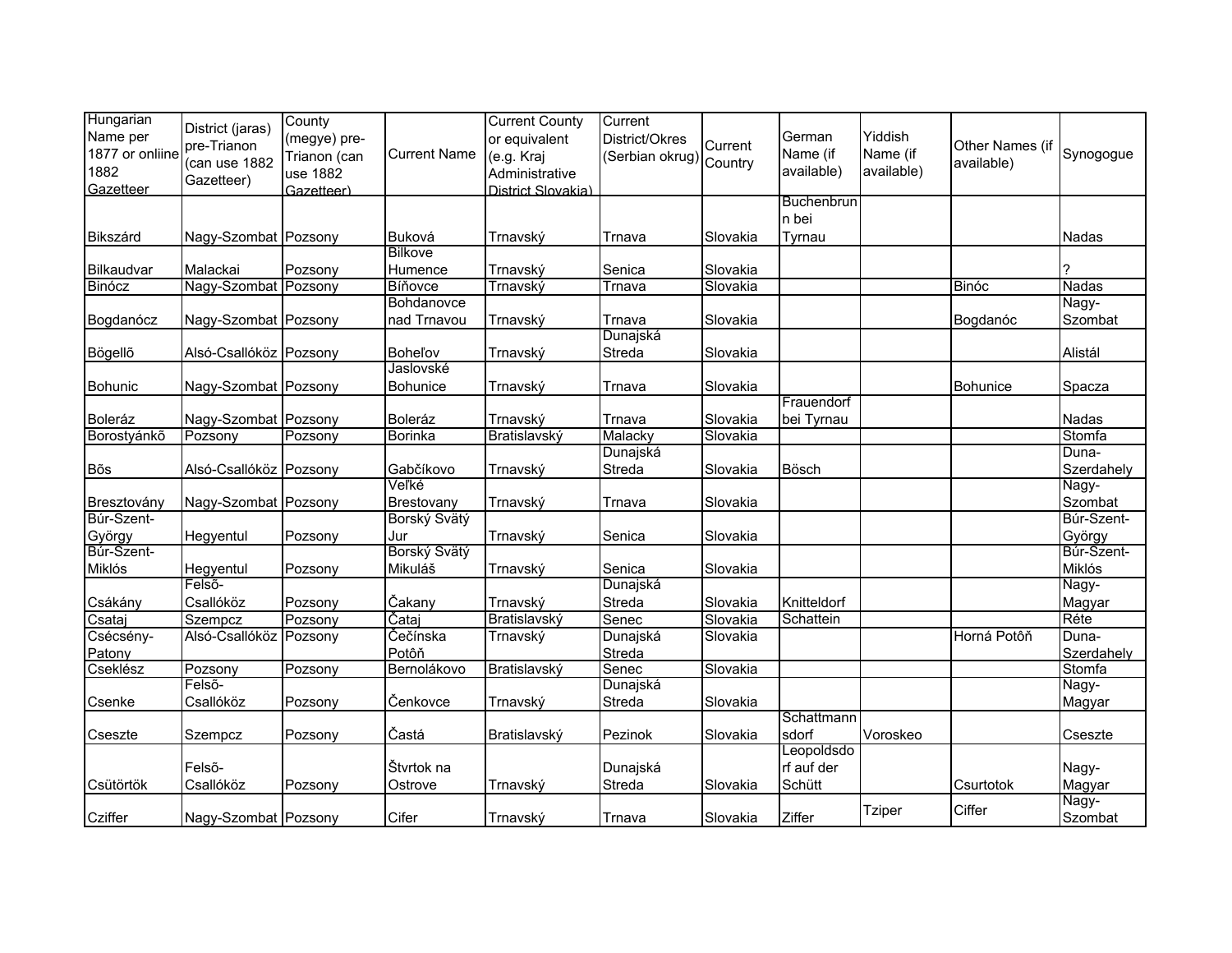| Hungarian Name per 1877 or onliine 1882 Gazetteer | District (jaras) pre-Trianon (can use 1882 Gazetteer) | County (megye) pre-Trianon (can use 1882 Gazetteer) | Current Name | Current County or equivalent (e.g. Kraj Administrative District Slovakia) | Current District/Okres (Serbian okrug) | Current Country | German Name (if available) | Yiddish Name (if available) | Other Names (if available) | Synogogue |
|---|---|---|---|---|---|---|---|---|---|---|
| Bikszárd | Nagy-Szombat | Pozsony | Buková | Trnavský | Trnava | Slovakia | Buchenbrunn bei Tyrnau | | | Nadas |
| Bilkaudvar | Malackai | Pozsony | Bilkove Humence | Trnavský | Senica | Slovakia | | | | ? |
| Binócz | Nagy-Szombat | Pozsony | Bíňovce | Trnavský | Trnava | Slovakia | | | Binóc | Nadas |
| Bogdanócz | Nagy-Szombat | Pozsony | Bohdanovce nad Trnavou | Trnavský | Trnava | Slovakia | | | Bogdanóc | Nagy-Szombat |
| Bögellõ | Alsó-Csallóköz | Pozsony | Boheľov | Trnavský | Dunajská Streda | Slovakia | | | | Alistál |
| Bohunic | Nagy-Szombat | Pozsony | Jaslovské Bohunice | Trnavský | Trnava | Slovakia | | | Bohunice | Spacza |
| Boleráz | Nagy-Szombat | Pozsony | Boleráz | Trnavský | Trnava | Slovakia | Frauendorf bei Tyrnau | | | Nadas |
| Borostyánkõ | Pozsony | Pozsony | Borinka | Bratislavský | Malacky | Slovakia | | | | Stomfa |
| Bõs | Alsó-Csallóköz | Pozsony | Gabčíkovo | Trnavský | Dunajská Streda | Slovakia | Bösch | | | Duna-Szerdahely |
| Bresztovány | Nagy-Szombat | Pozsony | Veľké Brestovany | Trnavský | Trnava | Slovakia | | | | Nagy-Szombat |
| Búr-Szent-György | Hegyentul | Pozsony | Borský Svätý Jur | Trnavský | Senica | Slovakia | | | | Búr-Szent-György |
| Búr-Szent-Miklós | Hegyentul | Pozsony | Borský Svätý Mikuláš | Trnavský | Senica | Slovakia | | | | Búr-Szent-Miklós |
| Csákány | Felsõ-Csallóköz | Pozsony | Čakany | Trnavský | Dunajská Streda | Slovakia | Knitteldorf | | | Nagy-Magyar |
| Csataj | Szempcz | Pozsony | Čataj | Bratislavský | Senec | Slovakia | Schattein | | | Réte |
| Csécsény-Patony | Alsó-Csallóköz | Pozsony | Čečínska Potôň | Trnavský | Dunajská Streda | Slovakia | | | Horná Potôň | Duna-Szerdahely |
| Cseklész | Pozsony | Pozsony | Bernolákovo | Bratislavský | Senec | Slovakia | | | | Stomfa |
| Csenke | Felsõ-Csallóköz | Pozsony | Čenkovce | Trnavský | Dunajská Streda | Slovakia | | | | Nagy-Magyar |
| Cseszte | Szempcz | Pozsony | Častá | Bratislavský | Pezinok | Slovakia | Schattmannsdorf | Voroskeo | | Cseszte |
| Csütörtök | Felsõ-Csallóköz | Pozsony | Štvrtok na Ostrove | Trnavský | Dunajská Streda | Slovakia | Leopoldsdorf auf der Schütt | | Csurtotok | Nagy-Magyar |
| Cziffer | Nagy-Szombat | Pozsony | Cifer | Trnavský | Trnava | Slovakia | Ziffer | Tziper | Ciffer | Nagy-Szombat |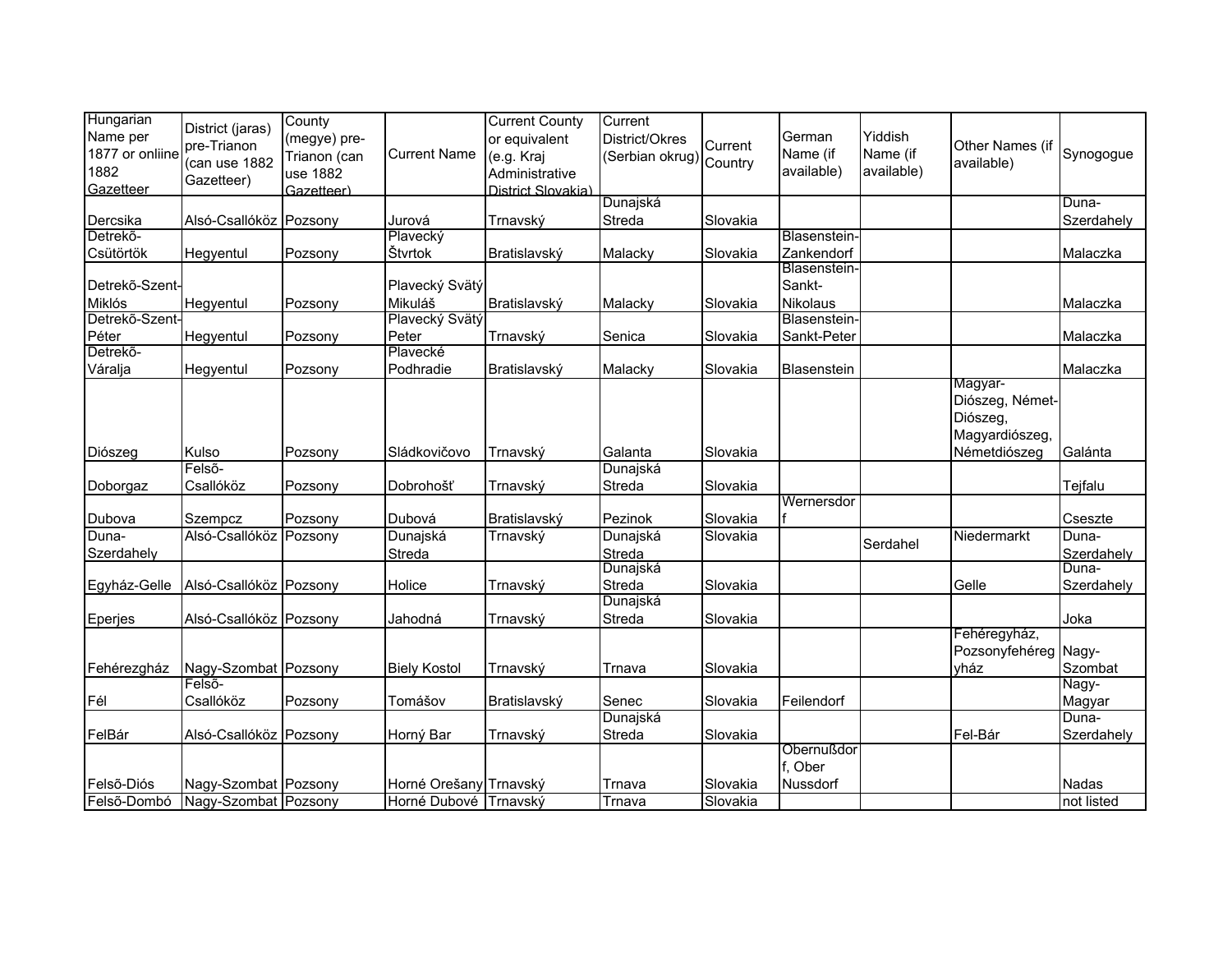| Hungarian Name per 1877 or onliine 1882 Gazetteer | District (jaras) pre-Trianon (can use 1882 Gazetteer) | County (megye) pre-Trianon (can use 1882 Gazetteer) | Current Name | Current County or equivalent (e.g. Kraj Administrative District Slovakia) | Current District/Okres (Serbian okrug) | Current Country | German Name (if available) | Yiddish Name (if available) | Other Names (if available) | Synogogue |
|---|---|---|---|---|---|---|---|---|---|---|
| Dercsika | Alsó-Csallóköz | Pozsony | Jurová | Trnavský | Dunajská Streda | Slovakia | | | | Duna-Szerdahely |
| Detrekõ-Csütörtök | Hegyentul | Pozsony | Plavecký Štvrtok | Bratislavský | Malacky | Slovakia | Blasenstein-Zankendorf | | | Malaczka |
| Detrekõ-Szent-Miklós | Hegyentul | Pozsony | Plavecký Svätý Mikuláš | Bratislavský | Malacky | Slovakia | Blasenstein-Sankt-Nikolaus | | | Malaczka |
| Detrekõ-Szent-Péter | Hegyentul | Pozsony | Plavecký Svätý Peter | Trnavský | Senica | Slovakia | Blasenstein-Sankt-Peter | | | Malaczka |
| Detrekõ-Váralja | Hegyentul | Pozsony | Plavecké Podhradie | Bratislavský | Malacky | Slovakia | Blasenstein | | | Malaczka |
| Diószeg | Kulso | Pozsony | Sládkovičovo | Trnavský | Galanta | Slovakia | | | Magyar-Diószeg, Német-Diószeg, Magyardiószeg, Németdiószeg | Galánta |
| Doborgaz | Felsõ-Csallóköz | Pozsony | Dobrohošť | Trnavský | Dunajská Streda | Slovakia | | | | Tejfalu |
| Dubova | Szempcz | Pozsony | Dubová | Bratislavský | Pezinok | Slovakia | Wernersdorf | | | Cseszte |
| Duna-Szerdahely | Alsó-Csallóköz | Pozsony | Dunajská Streda | Trnavský | Dunajská Streda | Slovakia | | Serdahel | Niedermarkt | Duna-Szerdahely |
| Egyház-Gelle | Alsó-Csallóköz | Pozsony | Holice | Trnavský | Dunajská Streda | Slovakia | | | Gelle | Duna-Szerdahely |
| Eperjes | Alsó-Csallóköz | Pozsony | Jahodná | Trnavský | Dunajská Streda | Slovakia | | | | Joka |
| Fehérezgház | Nagy-Szombat | Pozsony | Biely Kostol | Trnavský | Trnava | Slovakia | | | Fehéregyház, Pozsonyfehéregyház | Nagy-Szombat |
| Fél | Felsõ-Csallóköz | Pozsony | Tomášov | Bratislavský | Senec | Slovakia | Feilendorf | | | Nagy-Magyar |
| FelBár | Alsó-Csallóköz | Pozsony | Horný Bar | Trnavský | Dunajská Streda | Slovakia | | | Fel-Bár | Duna-Szerdahely |
| Felsõ-Diós | Nagy-Szombat | Pozsony | Horné Orešany | Trnavský | Trnava | Slovakia | Obernußdorf, Ober Nussdorf | | | Nadas |
| Felsõ-Dombó | Nagy-Szombat | Pozsony | Horné Dubové | Trnavský | Trnava | Slovakia | | | | not listed |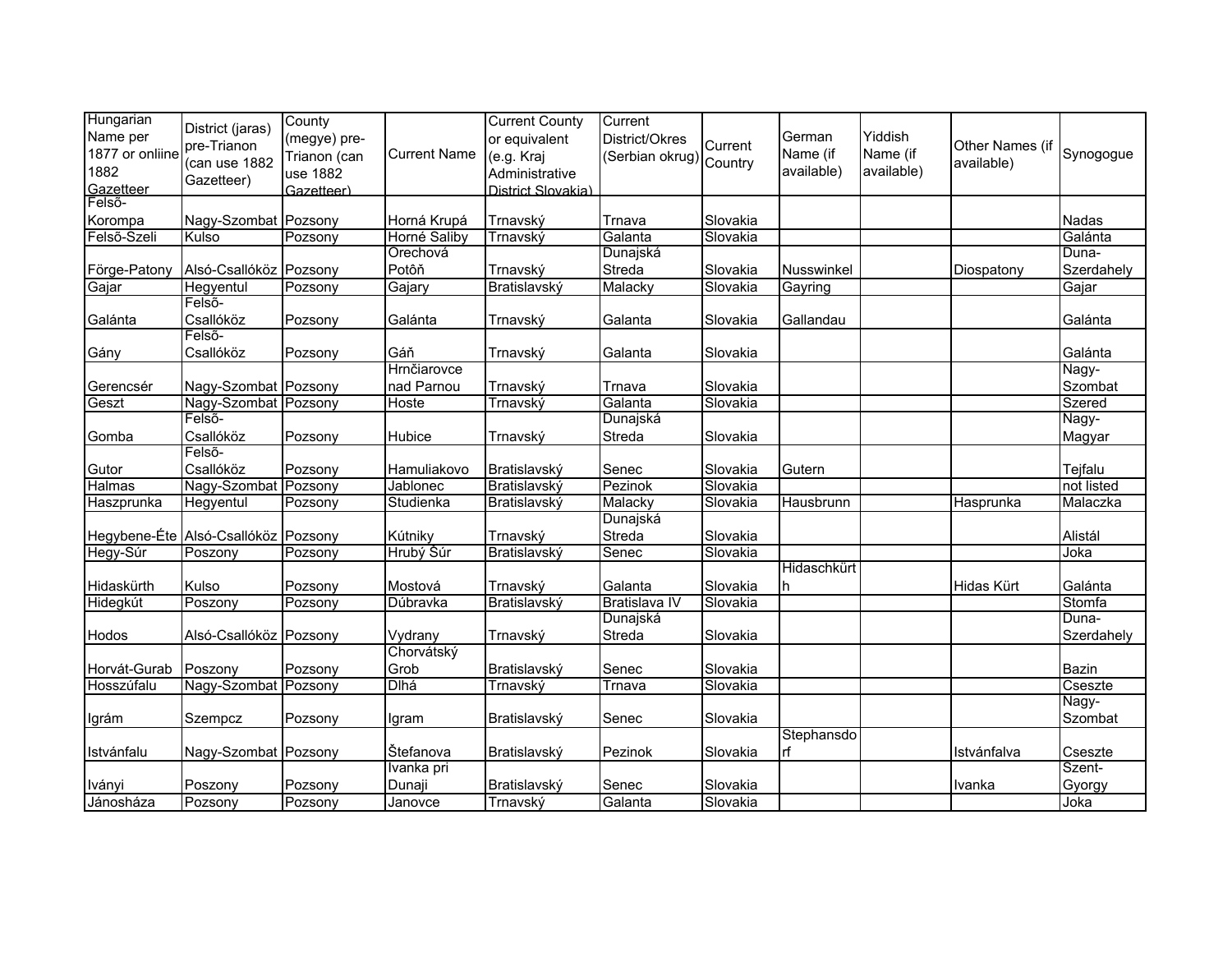| Hungarian Name per 1877 or onliine 1882 Gazetteer | District (jaras) pre-Trianon (can use 1882 Gazetteer) | County (megye) pre-Trianon (can use 1882 Gazetteer) | Current Name | Current County or equivalent (e.g. Kraj Administrative District Slovakia) | Current District/Okres (Serbian okrug) | Current Country | German Name (if available) | Yiddish Name (if available) | Other Names (if available) | Synogogue |
|---|---|---|---|---|---|---|---|---|---|---|
| Felső-Korompa | Nagy-Szombat | Pozsony | Horná Krupá | Trnavský | Trnava | Slovakia | | | | Nadas |
| Felső-Szeli | Kulso | Pozsony | Horné Saliby | Trnavský | Galanta | Slovakia | | | | Galánta |
| Förge-Patony | Alsó-Csallóköz | Pozsony | Orechová Potôň | Trnavský | Dunajská Streda | Slovakia | Nusswinkel | | Diospatony | Duna-Szerdahely |
| Gajar | Hegyentul | Pozsony | Gajary | Bratislavský | Malacky | Slovakia | Gayring | | | Gajar |
| Galánta | Felső-Csallóköz | Pozsony | Galánta | Trnavský | Galanta | Slovakia | Gallandau | | | Galánta |
| Gány | Felső-Csallóköz | Pozsony | Gáň | Trnavský | Galanta | Slovakia | | | | Galánta |
| Gerencsér | Nagy-Szombat | Pozsony | Hrnčiarovce nad Parnou | Trnavský | Trnava | Slovakia | | | | Nagy-Szombat |
| Geszt | Nagy-Szombat | Pozsony | Hoste | Trnavský | Galanta | Slovakia | | | | Szered |
| Gomba | Felső-Csallóköz | Pozsony | Hubice | Trnavský | Dunajská Streda | Slovakia | | | | Nagy-Magyar |
| Gutor | Felső-Csallóköz | Pozsony | Hamuliakovo | Bratislavský | Senec | Slovakia | Gutern | | | Tejfalu |
| Halmas | Nagy-Szombat | Pozsony | Jablonec | Bratislavský | Pezinok | Slovakia | | | | not listed |
| Haszprunka | Hegyentul | Pozsony | Studienka | Bratislavský | Malacky | Slovakia | Hausbrunn | | Hasprunka | Malaczka |
| Hegybene-Éte | Alsó-Csallóköz | Pozsony | Kútniky | Trnavský | Dunajská Streda | Slovakia | | | | Alistál |
| Hegy-Súr | Poszony | Pozsony | Hrubý Šúr | Bratislavský | Senec | Slovakia | | | | Joka |
| Hidaskürth | Kulso | Pozsony | Mostová | Trnavský | Galanta | Slovakia | Hidaschkürth | | Hidas Kürt | Galánta |
| Hidegkút | Poszony | Pozsony | Dúbravka | Bratislavský | Bratislava IV | Slovakia | | | | Stomfa |
| Hodos | Alsó-Csallóköz | Pozsony | Vydrany | Trnavský | Dunajská Streda | Slovakia | | | | Duna-Szerdahely |
| Horvát-Gurab | Poszony | Pozsony | Chorvátský Grob | Bratislavský | Senec | Slovakia | | | | Bazin |
| Hosszúfalu | Nagy-Szombat | Pozsony | Dlhá | Trnavský | Trnava | Slovakia | | | | Cseszte |
| Igrám | Szempcz | Pozsony | Igram | Bratislavský | Senec | Slovakia | | | | Nagy-Szombat |
| Istvánfalu | Nagy-Szombat | Pozsony | Štefanova | Bratislavský | Pezinok | Slovakia | Stephansdorf | | Istvánfalva | Cseszte |
| Iványi | Poszony | Pozsony | Ivanka pri Dunaji | Bratislavský | Senec | Slovakia | | | Ivanka | Szent-Gyorgy |
| Jánosháza | Pozsony | Pozsony | Janovce | Trnavský | Galanta | Slovakia | | | | Joka |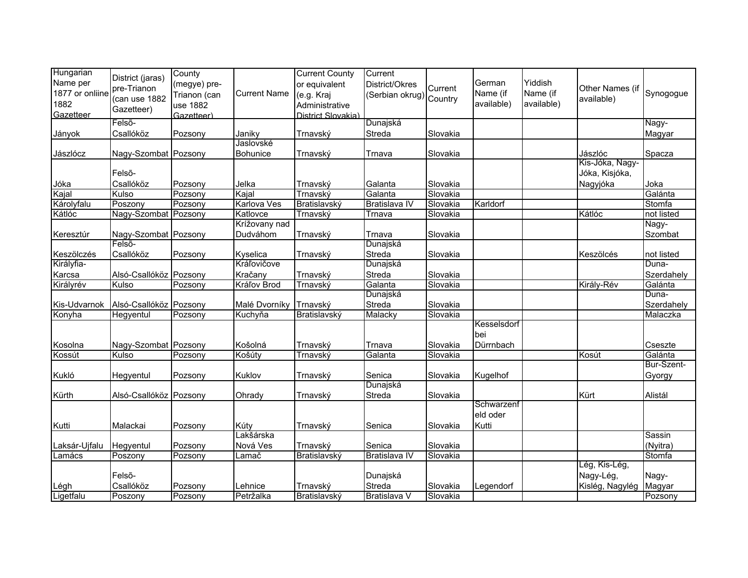| Hungarian Name per 1877 or onliine 1882 Gazetteer | District (jaras) pre-Trianon (can use 1882 Gazetteer) | County (megye) pre-Trianon (can use 1882 Gazetteer) | Current Name | Current County or equivalent (e.g. Kraj Administrative District Slovakia) | Current District/Okres (Serbian okrug) | Current Country | German Name (if available) | Yiddish Name (if available) | Other Names (if available) | Synogogue |
|---|---|---|---|---|---|---|---|---|---|---|
| Jányok | Felsõ-Csallóköz | Pozsony | Janiky | Trnavský | Dunajská Streda | Slovakia | | | | Nagy-Magyar |
| Jászlócz | Nagy-Szombat | Pozsony | Jaslovské Bohunice | Trnavský | Trnava | Slovakia | | | Jászlóc | Spacza |
| Jóka | Felsõ-Csallóköz | Pozsony | Jelka | Trnavský | Galanta | Slovakia | | | Kis-Jóka, Nagy-Jóka, Kisjóka, Nagyjóka | Joka |
| Kajal | Kulso | Pozsony | Kajal | Trnavský | Galanta | Slovakia | | | | Galánta |
| Károlyfalu | Poszony | Pozsony | Karlova Ves | Bratislavský | Bratislava IV | Slovakia | Karldorf | | | Stomfa |
| Kátlóc | Nagy-Szombat | Pozsony | Katlovce | Trnavský | Trnava | Slovakia | | | Kátlóc | not listed |
| Keresztúr | Nagy-Szombat | Pozsony | Krížovany nad Dudváhom | Trnavský | Trnava | Slovakia | | | | Nagy-Szombat |
| Keszölczés | Felsõ-Csallóköz | Pozsony | Kyselica | Trnavský | Dunajská Streda | Slovakia | | | Keszölcés | not listed |
| Királyfia-Karcsa | Alsó-Csallóköz | Pozsony | Kráľovičove Kračany | Trnavský | Dunajská Streda | Slovakia | | | | Duna-Szerdahely |
| Királyrév | Kulso | Pozsony | Kráľov Brod | Trnavský | Galanta | Slovakia | | | Király-Rév | Galánta |
| Kis-Udvarnok | Alsó-Csallóköz | Pozsony | Malé Dvorníky | Trnavský | Dunajská Streda | Slovakia | | | | Duna-Szerdahely |
| Konyha | Hegyentul | Pozsony | Kuchyňa | Bratislavský | Malacky | Slovakia | | | | Malaczka |
| Kosolna | Nagy-Szombat | Pozsony | Košolná | Trnavský | Trnava | Slovakia | Kesselsdorf bei Dürrnbach | | | Cseszte |
| Kossút | Kulso | Pozsony | Košúty | Trnavský | Galanta | Slovakia | | | Kosút | Galánta |
| Kukló | Hegyentul | Pozsony | Kuklov | Trnavský | Senica | Slovakia | Kugelhof | | | Bur-Szent-Gyorgy |
| Kürth | Alsó-Csallóköz | Pozsony | Ohrady | Trnavský | Dunajská Streda | Slovakia | | | Kürt | Alistál |
| Kutti | Malackai | Pozsony | Kúty | Trnavský | Senica | Slovakia | Schwarzenfeld oder Kutti | | | |
| Laksár-Ujfalu | Hegyentul | Pozsony | Lakšárska Nová Ves | Trnavský | Senica | Slovakia | | | | Sassin (Nyitra) |
| Lamács | Poszony | Pozsony | Lamač | Bratislavský | Bratislava IV | Slovakia | | | | Stomfa |
| Légh | Felsõ-Csallóköz | Pozsony | Lehnice | Trnavský | Dunajská Streda | Slovakia | Legendorf | | Lég, Kis-Lég, Nagy-Lég, Kislég, Nagylég | Nagy-Magyar |
| Ligetfalu | Poszony | Pozsony | Petržalka | Bratislavský | Bratislava V | Slovakia | | | | Pozsony |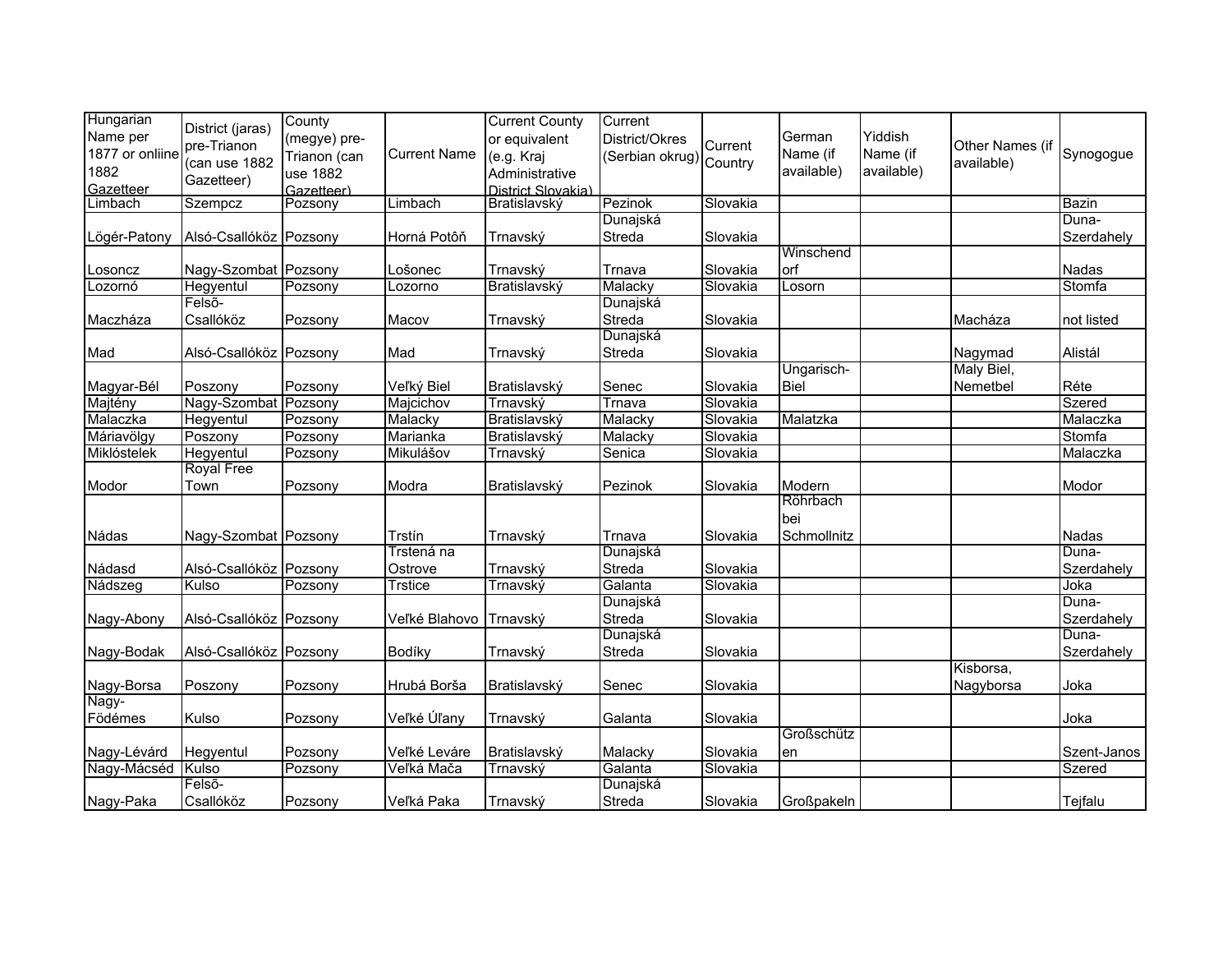| Hungarian Name per 1877 or onliine 1882 Gazetteer | District (jaras) pre-Trianon (can use 1882 Gazetteer) | County (megye) pre-Trianon (can use 1882 Gazetteer) | Current Name | Current County or equivalent (e.g. Kraj Administrative District Slovakia) | Current District/Okres (Serbian okrug) | Current Country | German Name (if available) | Yiddish Name (if available) | Other Names (if available) | Synogogue |
|---|---|---|---|---|---|---|---|---|---|---|
| Limbach | Szempcz | Pozsony | Limbach | Bratislavský | Pezinok | Slovakia | | | | Bazin |
| Lögér-Patony | Alsó-Csallóköz | Pozsony | Horná Potôň | Trnavský | Dunajská Streda | Slovakia | | | | Duna-Szerdahely |
| Losoncz | Nagy-Szombat | Pozsony | Lošonec | Trnavský | Trnava | Slovakia | Winschendorf | | | Nadas |
| Lozornó | Hegyentul | Pozsony | Lozorno | Bratislavský | Malacky | Slovakia | Losorn | | | Stomfa |
| Maczháza | Felsõ-Csallóköz | Pozsony | Macov | Trnavský | Dunajská Streda | Slovakia | | | Macháza | not listed |
| Mad | Alsó-Csallóköz | Pozsony | Mad | Trnavský | Dunajská Streda | Slovakia | | | Nagymad | Alistál |
| Magyar-Bél | Poszony | Pozsony | Veľký Biel | Bratislavský | Senec | Slovakia | Ungarisch-Biel | | Maly Biel, Nemetbel | Réte |
| Majtény | Nagy-Szombat | Pozsony | Majcichov | Trnavský | Trnava | Slovakia | | | | Szered |
| Malaczka | Hegyentul | Pozsony | Malacky | Bratislavský | Malacky | Slovakia | Malatzka | | | Malaczka |
| Máriavölgy | Poszony | Pozsony | Marianka | Bratislavský | Malacky | Slovakia | | | | Stomfa |
| Miklóstelek | Hegyentul | Pozsony | Mikulášov | Trnavský | Senica | Slovakia | | | | Malaczka |
| Modor | Royal Free Town | Pozsony | Modra | Bratislavský | Pezinok | Slovakia | Modern | | | Modor |
| Nádas | Nagy-Szombat | Pozsony | Trstín | Trnavský | Trnava | Slovakia | Röhrbach bei Schmollnitz | | | Nadas |
| Nádasd | Alsó-Csallóköz | Pozsony | Trstená na Ostrove | Trnavský | Dunajská Streda | Slovakia | | | | Duna-Szerdahely |
| Nádszeg | Kulso | Pozsony | Trstice | Trnavský | Galanta | Slovakia | | | | Joka |
| Nagy-Abony | Alsó-Csallóköz | Pozsony | Veľké Blahovo | Trnavský | Dunajská Streda | Slovakia | | | | Duna-Szerdahely |
| Nagy-Bodak | Alsó-Csallóköz | Pozsony | Bodíky | Trnavský | Dunajská Streda | Slovakia | | | | Duna-Szerdahely |
| Nagy-Borsa | Poszony | Pozsony | Hrubá Borša | Bratislavský | Senec | Slovakia | | | Kisborsa, Nagyborsa | Joka |
| Nagy-Födémes | Kulso | Pozsony | Veľké Úľany | Trnavský | Galanta | Slovakia | | | | Joka |
| Nagy-Lévárd | Hegyentul | Pozsony | Veľké Leváre | Bratislavský | Malacky | Slovakia | Großschützen | | | Szent-Janos |
| Nagy-Mácséd | Kulso | Pozsony | Veľká Mača | Trnavský | Galanta | Slovakia | | | | Szered |
| Nagy-Paka | Felsõ-Csallóköz | Pozsony | Veľká Paka | Trnavský | Dunajská Streda | Slovakia | Großpakeln | | | Tejfalu |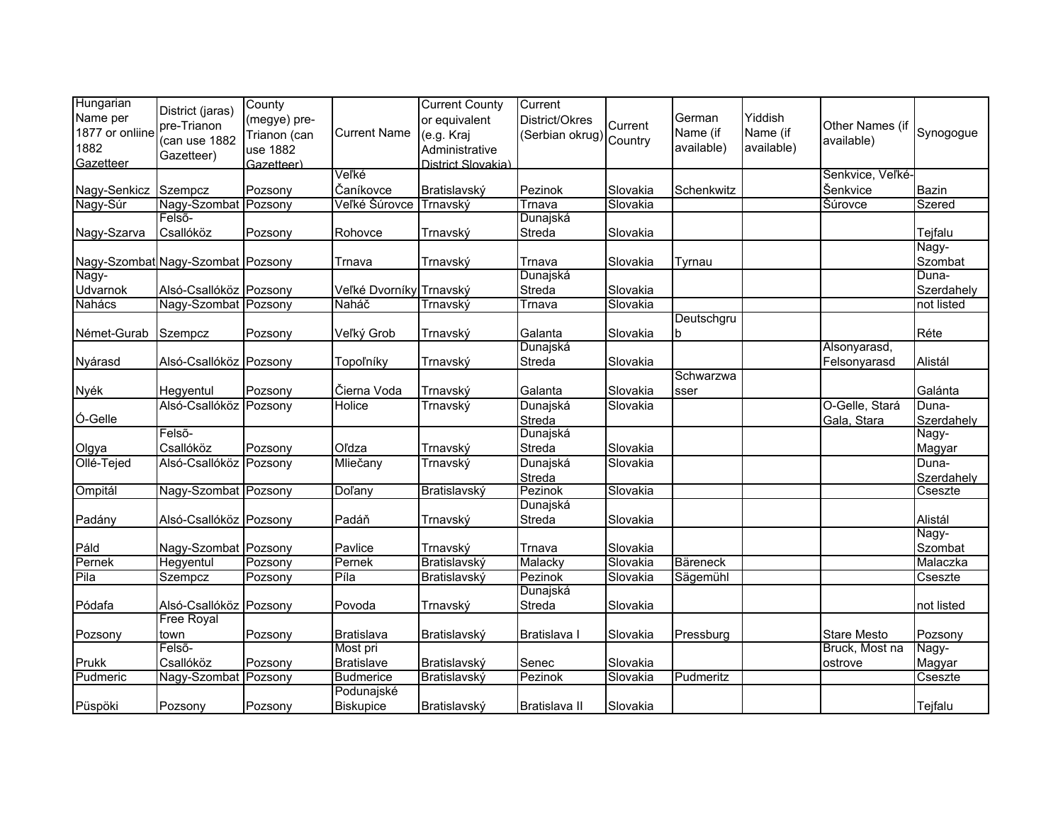| Hungarian Name per 1877 or onliine 1882 Gazetteer | District (jaras) pre-Trianon (can use 1882 Gazetteer) | County (megye) pre-Trianon (can use 1882 Gazetteer) | Current Name | Current County or equivalent (e.g. Kraj Administrative District Slovakia) | Current District/Okres (Serbian okrug) | Current Country | German Name (if available) | Yiddish Name (if available) | Other Names (if available) | Synogogue |
|---|---|---|---|---|---|---|---|---|---|---|
| Nagy-Senkicz | Szempcz | Pozsony | Veľké Čaníkovce | Bratislavský | Pezinok | Slovakia | Schenkwitz | | Senkvice, Veľké-Šenkvice | Bazin |
| Nagy-Súr | Nagy-Szombat | Pozsony | Veľké Šúrovce | Trnavský | Trnava | Slovakia | | | Šúrovce | Szered |
| Nagy-Szarva | Felsõ-Csallóköz | Pozsony | Rohovce | Trnavský | Dunajská Streda | Slovakia | | | | Tejfalu |
| Nagy-Szombat | Nagy-Szombat | Pozsony | Trnava | Trnavský | Trnava | Slovakia | Tyrnau | | | Nagy-Szombat |
| Nagy-Udvarnok | Alsó-Csallóköz | Pozsony | Veľké Dvorníky | Trnavský | Dunajská Streda | Slovakia | | | | Duna-Szerdahely |
| Nahács | Nagy-Szombat | Pozsony | Naháč | Trnavský | Trnava | Slovakia | | | | not listed |
| Német-Gurab | Szempcz | Pozsony | Veľký Grob | Trnavský | Galanta | Slovakia | Deutschgrub | | | Réte |
| Nyárasd | Alsó-Csallóköz | Pozsony | Topoľníky | Trnavský | Dunajská Streda | Slovakia | | | Alsonyarasd, Felsonyarasd | Alistál |
| Nyék | Hegyentul | Pozsony | Čierna Voda | Trnavský | Galanta | Slovakia | Schwarzwasser | | | Galánta |
| Ó-Gelle | Alsó-Csallóköz | Pozsony | Holice | Trnavský | Dunajská Streda | Slovakia | | | O-Gelle, Stará Gala, Stara | Duna-Szerdahely |
| Olgya | Felsõ-Csallóköz | Pozsony | Oľdza | Trnavský | Dunajská Streda | Slovakia | | | | Nagy-Magyar |
| Ollé-Tejed | Alsó-Csallóköz | Pozsony | Mliečany | Trnavský | Dunajská Streda | Slovakia | | | | Duna-Szerdahely |
| Ompitál | Nagy-Szombat | Pozsony | Doľany | Bratislavský | Pezinok | Slovakia | | | | Cseszte |
| Padány | Alsó-Csallóköz | Pozsony | Padáň | Trnavský | Dunajská Streda | Slovakia | | | | Alistál |
| Páld | Nagy-Szombat | Pozsony | Pavlice | Trnavský | Trnava | Slovakia | | | | Nagy-Szombat |
| Pernek | Hegyentul | Pozsony | Pernek | Bratislavský | Malacky | Slovakia | Bäreneck | | | Malaczka |
| Pila | Szempcz | Pozsony | Píla | Bratislavský | Pezinok | Slovakia | Sägemühl | | | Cseszte |
| Pódafa | Alsó-Csallóköz | Pozsony | Povoda | Trnavský | Dunajská Streda | Slovakia | | | | not listed |
| Pozsony | Free Royal town | Pozsony | Bratislava | Bratislavský | Bratislava I | Slovakia | Pressburg | | Stare Mesto | Pozsony |
| Prukk | Felsõ-Csallóköz | Pozsony | Most pri Bratislave | Bratislavský | Senec | Slovakia | | | Bruck, Most na ostrove | Nagy-Magyar |
| Pudmeric | Nagy-Szombat | Pozsony | Budmerice | Bratislavský | Pezinok | Slovakia | Pudmeritz | | | Cseszte |
| Püspöki | Pozsony | Pozsony | Podunajské Biskupice | Bratislavský | Bratislava II | Slovakia | | | | Tejfalu |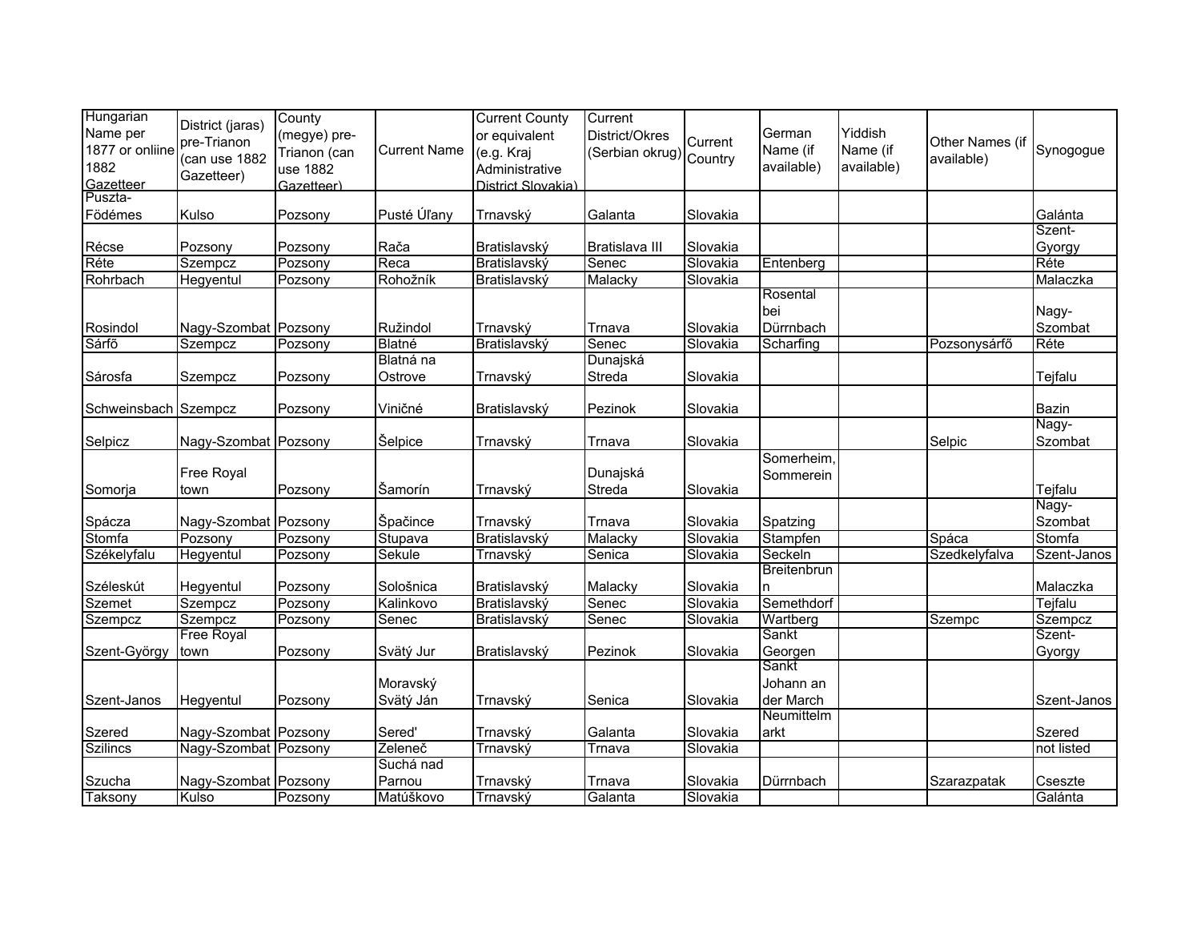| Hungarian Name per 1877 or onliine 1882 Gazetteer | District (jaras) pre-Trianon (can use 1882 Gazetteer) | County (megye) pre-Trianon (can use 1882 Gazetteer) | Current Name | Current County or equivalent (e.g. Kraj Administrative District Slovakia) | Current District/Okres (Serbian okrug) | Current Country | German Name (if available) | Yiddish Name (if available) | Other Names (if available) | Synogogue |
|---|---|---|---|---|---|---|---|---|---|---|
| Puszta-Födémes | Kulso | Pozsony | Pusté Úľany | Trnavský | Galanta | Slovakia | | | | Galánta |
| Récse | Pozsony | Pozsony | Rača | Bratislavský | Bratislava III | Slovakia | | | | Szent-Gyorgy |
| Réte | Szempcz | Pozsony | Reca | Bratislavský | Senec | Slovakia | Entenberg | | | Réte |
| Rohrbach | Hegyentul | Pozsony | Rohožník | Bratislavský | Malacky | Slovakia | | | | Malaczka |
| Rosindol | Nagy-Szombat | Pozsony | Ružindol | Trnavský | Trnava | Slovakia | Rosental bei Dürrnbach | | | Nagy-Szombat |
| Sárfõ | Szempcz | Pozsony | Blatné | Bratislavský | Senec | Slovakia | Scharfing | | Pozsonysárfő | Réte |
| Sárosfa | Szempcz | Pozsony | Blatná na Ostrove | Trnavský | Dunajská Streda | Slovakia | | | | Tejfalu |
| Schweinsbach | Szempcz | Pozsony | Viničné | Bratislavský | Pezinok | Slovakia | | | | Bazin |
| Selpicz | Nagy-Szombat | Pozsony | Šelpice | Trnavský | Trnava | Slovakia | | | Selpic | Nagy-Szombat |
| Somorja | Free Royal town | Pozsony | Šamorín | Trnavský | Dunajská Streda | Slovakia | Somerheim, Sommerein | | | Tejfalu |
| Spácza | Nagy-Szombat | Pozsony | Špačince | Trnavský | Trnava | Slovakia | Spatzing | | | Nagy-Szombat |
| Stomfa | Pozsony | Pozsony | Stupava | Bratislavský | Malacky | Slovakia | Stampfen | | Spáca | Stomfa |
| Székelyfalu | Hegyentul | Pozsony | Sekule | Trnavský | Senica | Slovakia | Seckeln | | Szedkelyfalva | Szent-Janos |
| Széleskút | Hegyentul | Pozsony | Sološnica | Bratislavský | Malacky | Slovakia | Breitenbrunn | | | Malaczka |
| Szemet | Szempcz | Pozsony | Kalinkovo | Bratislavský | Senec | Slovakia | Semethdorf | | | Tejfalu |
| Szempcz | Szempcz | Pozsony | Senec | Bratislavský | Senec | Slovakia | Wartberg | | Szempc | Szempcz |
| Szent-György | Free Royal town | Pozsony | Svätý Jur | Bratislavský | Pezinok | Slovakia | Sankt Georgen | | | Szent-Gyorgy |
| Szent-Janos | Hegyentul | Pozsony | Moravský Svätý Ján | Trnavský | Senica | Slovakia | Sankt Johann an der March | | | Szent-Janos |
| Szered | Nagy-Szombat | Pozsony | Sered' | Trnavský | Galanta | Slovakia | Neumittelmarkt | | | Szered |
| Szilincs | Nagy-Szombat | Pozsony | Zeleneč | Trnavský | Trnava | Slovakia | | | | not listed |
| Szucha | Nagy-Szombat | Pozsony | Suchá nad Parnou | Trnavský | Trnava | Slovakia | Dürrnbach | | Szarazpatak | Cseszte |
| Taksony | Kulso | Pozsony | Matúškovo | Trnavský | Galanta | Slovakia | | | | Galánta |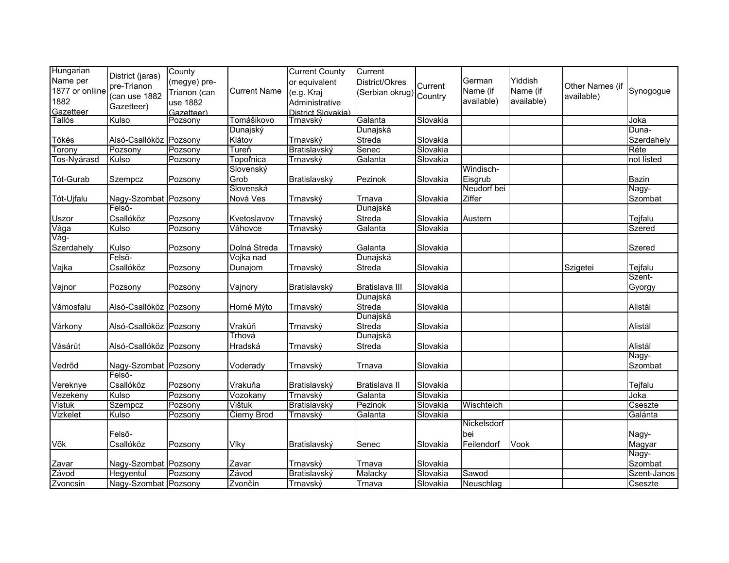| Hungarian Name per 1877 or onliine 1882 Gazetteer | District (jaras) pre-Trianon (can use 1882 Gazetteer) | County (megye) pre-Trianon (can use 1882 Gazetteer) | Current Name | Current County or equivalent (e.g. Kraj Administrative District Slovakia) | Current District/Okres (Serbian okrug) | Current Country | German Name (if available) | Yiddish Name (if available) | Other Names (if available) | Synogogue |
|---|---|---|---|---|---|---|---|---|---|---|
| Tallós | Kulso | Pozsony | Tomášikovo | Trnavský | Galanta | Slovakia | | | | Joka |
| Tõkés | Alsó-Csallóköz | Pozsony | Dunajský Klátov | Trnavský | Dunajská Streda | Slovakia | | | | Duna-Szerdahely |
| Torony | Pozsony | Pozsony | Tureň | Bratislavský | Senec | Slovakia | | | | Réte |
| Tos-Nyárasd | Kulso | Pozsony | Topoľnica | Trnavský | Galanta | Slovakia | | | | not listed |
| Tót-Gurab | Szempcz | Pozsony | Slovenský Grob | Bratislavský | Pezinok | Slovakia | Windisch-Eisgrub | | | Bazin |
| Tót-Ujfalu | Nagy-Szombat | Pozsony | Slovenská Nová Ves | Trnavský | Trnava | Slovakia | Neudorf bei Ziffer | | | Nagy-Szombat |
| Uszor | Felsõ-Csallóköz | Pozsony | Kvetoslavov | Trnavský | Dunajská Streda | Slovakia | Austern | | | Tejfalu |
| Vága | Kulso | Pozsony | Váhovce | Trnavský | Galanta | Slovakia | | | | Szered |
| Vág-Szerdahely | Kulso | Pozsony | Dolná Streda | Trnavský | Galanta | Slovakia | | | | Szered |
| Vajka | Felsõ-Csallóköz | Pozsony | Vojka nad Dunajom | Trnavský | Dunajská Streda | Slovakia | | | Szigetei | Tejfalu |
| Vajnor | Pozsony | Pozsony | Vajnory | Bratislavský | Bratislava III | Slovakia | | | | Szent-Gyorgy |
| Vámosfalu | Alsó-Csallóköz | Pozsony | Horné Mýto | Trnavský | Dunajská Streda | Slovakia | | | | Alistál |
| Várkony | Alsó-Csallóköz | Pozsony | Vrakúň | Trnavský | Dunajská Streda | Slovakia | | | | Alistál |
| Vásárút | Alsó-Csallóköz | Pozsony | Trhová Hradská | Trnavský | Dunajská Streda | Slovakia | | | | Alistál |
| Vedrõd | Nagy-Szombat | Pozsony | Voderady | Trnavský | Trnava | Slovakia | | | | Nagy-Szombat |
| Vereknye | Felsõ-Csallóköz | Pozsony | Vrakuňa | Bratislavský | Bratislava II | Slovakia | | | | Tejfalu |
| Vezekeny | Kulso | Pozsony | Vozokany | Trnavský | Galanta | Slovakia | | | | Joka |
| Vistuk | Szempcz | Pozsony | Vištuk | Bratislavský | Pezinok | Slovakia | Wischteich | | | Cseszte |
| Vizkelet | Kulso | Pozsony | Čierny Brod | Trnavský | Galanta | Slovakia | | | | Galánta |
| Võk | Felsõ-Csallóköz | Pozsony | Vlky | Bratislavský | Senec | Slovakia | Nickelsdorf bei Feilendorf | Vook | | Nagy-Magyar |
| Zavar | Nagy-Szombat | Pozsony | Zavar | Trnavský | Trnava | Slovakia | | | | Nagy-Szombat |
| Závod | Hegyentul | Pozsony | Závod | Bratislavský | Malacky | Slovakia | Sawod | | | Szent-Janos |
| Zvoncsin | Nagy-Szombat | Pozsony | Zvončín | Trnavský | Trnava | Slovakia | Neuschlag | | | Cseszte |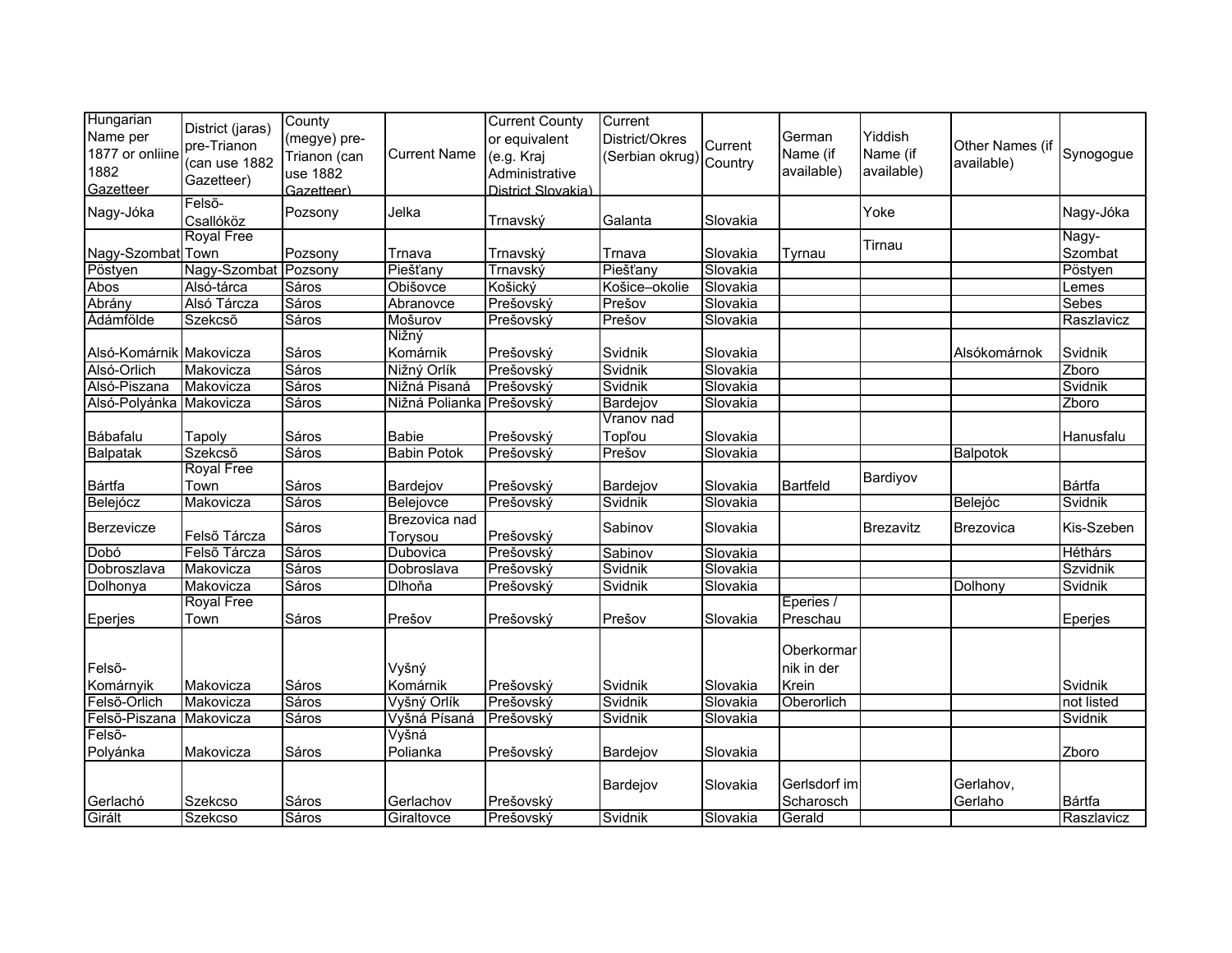| Hungarian Name per 1877 or onliine 1882 Gazetteer | District (jaras) pre-Trianon (can use 1882 Gazetteer) | County (megye) pre-Trianon (can use 1882 Gazetteer) | Current Name | Current County or equivalent (e.g. Kraj Administrative District Slovakia) | Current District/Okres (Serbian okrug) | Current Country | German Name (if available) | Yiddish Name (if available) | Other Names (if available) | Synogogue |
|---|---|---|---|---|---|---|---|---|---|---|
| Nagy-Jóka | Felsõ-Csallóköz | Pozsony | Jelka | Trnavský | Galanta | Slovakia | | Yoke | | Nagy-Jóka |
| Nagy-Szombat | Royal Free Town | Pozsony | Trnava | Trnavský | Trnava | Slovakia | Tyrnau | Tirnau | | Nagy-Szombat |
| Pöstyen | Nagy-Szombat | Pozsony | Piešťany | Trnavský | Piešťany | Slovakia | | | | Pöstyen |
| Abos | Alsó-tárca | Sáros | Obišovce | Košický | Košice–okolie | Slovakia | | | | Lemes |
| Abrány | Alsó Tárcza | Sáros | Abranovce | Prešovský | Prešov | Slovakia | | | | Sebes |
| Ádámfölde | Szekcsõ | Sáros | Mošurov | Prešovský | Prešov | Slovakia | | | | Raszlavicz |
| Alsó-Komárnik | Makovicza | Sáros | Nižný Komárnik | Prešovský | Svidnik | Slovakia | | | Alsókomárnok | Svidnik |
| Alsó-Orlich | Makovicza | Sáros | Nižný Orlík | Prešovský | Svidnik | Slovakia | | | | Zboro |
| Alsó-Piszana | Makovicza | Sáros | Nižná Pisaná | Prešovský | Svidnik | Slovakia | | | | Svidnik |
| Alsó-Polyánka | Makovicza | Sáros | Nižná Polianka | Prešovský | Bardejov | Slovakia | | | | Zboro |
| Bábafalu | Tapoly | Sáros | Babie | Prešovský | Vranov nad Topľou | Slovakia | | | | Hanusfalu |
| Balpatak | Szekcsõ | Sáros | Babin Potok | Prešovský | Prešov | Slovakia | | | Balpotok | |
| Bártfa | Royal Free Town | Sáros | Bardejov | Prešovský | Bardejov | Slovakia | Bartfeld | Bardiyov | | Bártfa |
| Belejócz | Makovicza | Sáros | Belejovce | Prešovský | Svidnik | Slovakia | | | Belejóc | Svidnik |
| Berzevicze | Felsõ Tárcza | Sáros | Brezovica nad Torysou | Prešovský | Sabinov | Slovakia | | Brezavitz | Brezovica | Kis-Szeben |
| Dobó | Felsõ Tárcza | Sáros | Dubovica | Prešovský | Sabinov | Slovakia | | | | Héthárs |
| Dobroszlava | Makovicza | Sáros | Dobroslava | Prešovský | Svidnik | Slovakia | | | | Szvidnik |
| Dolhonya | Makovicza | Sáros | Dlhoňa | Prešovský | Svidnik | Slovakia | | | Dolhony | Svidnik |
| Eperjes | Royal Free Town | Sáros | Prešov | Prešovský | Prešov | Slovakia | Eperies / Preschau | | | Eperjes |
| Felsõ-Komárnyik | Makovicza | Sáros | Vyšný Komárnik | Prešovský | Svidnik | Slovakia | Oberkormarnik in der Krein | | | Svidnik |
| Felsõ-Orlich | Makovicza | Sáros | Vyšný Orlík | Prešovský | Svidnik | Slovakia | Oberorlich | | | not listed |
| Felsõ-Piszana | Makovicza | Sáros | Vyšná Písaná | Prešovský | Svidnik | Slovakia | | | | Svidnik |
| Felsõ-Polyánka | Makovicza | Sáros | Vyšná Polianka | Prešovský | Bardejov | Slovakia | | | | Zboro |
| Gerlachó | Szekcso | Sáros | Gerlachov | Prešovský | Bardejov | Slovakia | Gerlsdorf im Scharosch | | Gerlahov, Gerlaho | Bártfa |
| Girált | Szekcso | Sáros | Giraltovce | Prešovský | Svidnik | Slovakia | Gerald | | | Raszlavicz |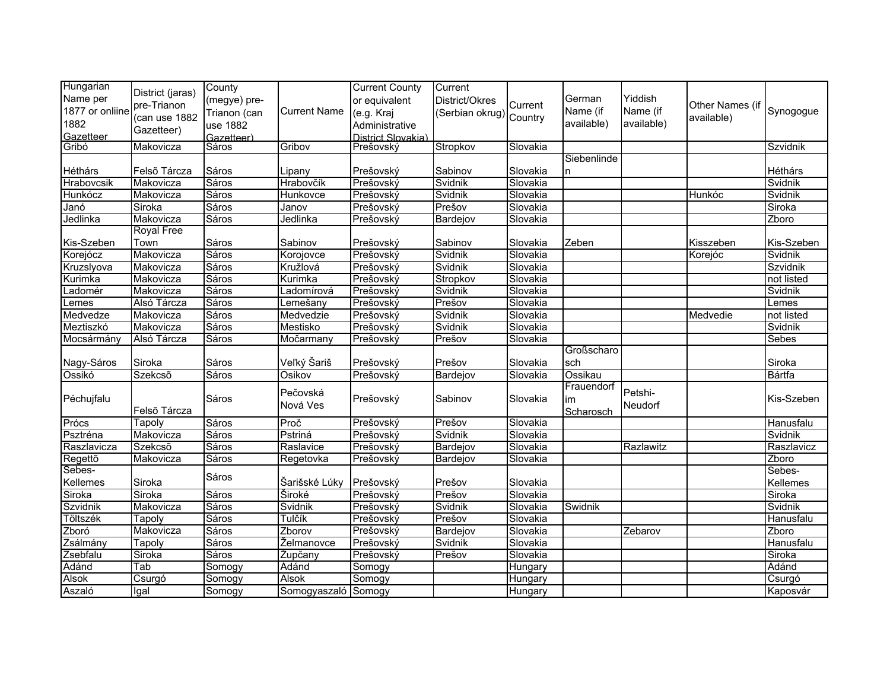| Hungarian Name per 1877 or onliine 1882 Gazetteer | District (jaras) pre-Trianon (can use 1882 Gazetteer) | County (megye) pre-Trianon (can use 1882 Gazetteer) | Current Name | Current County or equivalent (e.g. Kraj Administrative District Slovakia) | Current District/Okres (Serbian okrug) | Current Country | German Name (if available) | Yiddish Name (if available) | Other Names (if available) | Synogogue |
|---|---|---|---|---|---|---|---|---|---|---|
| Gribó | Makovicza | Sáros | Gribov | Prešovský | Stropkov | Slovakia | | | | Szvidnik |
| Héthárs | Felsõ Tárcza | Sáros | Lipany | Prešovský | Sabinov | Slovakia | Siebenlinden | | | Héthárs |
| Hrabovcsik | Makovicza | Sáros | Hrabovčík | Prešovský | Svidnik | Slovakia | | | | Svidnik |
| Hunkócz | Makovicza | Sáros | Hunkovce | Prešovský | Svidnik | Slovakia | | | Hunkóc | Svidnik |
| Janó | Siroka | Sáros | Janov | Prešovský | Prešov | Slovakia | | | | Siroka |
| Jedlinka | Makovicza | Sáros | Jedlinka | Prešovský | Bardejov | Slovakia | | | | Zboro |
| Kis-Szeben | Royal Free Town | Sáros | Sabinov | Prešovský | Sabinov | Slovakia | Zeben | | Kisszeben | Kis-Szeben |
| Korejócz | Makovicza | Sáros | Korojovce | Prešovský | Svidnik | Slovakia | | | Korejóc | Svidnik |
| Kruzslyova | Makovicza | Sáros | Kružlová | Prešovský | Svidnik | Slovakia | | | | Szvidnik |
| Kurimka | Makovicza | Sáros | Kurimka | Prešovský | Stropkov | Slovakia | | | | not listed |
| Ladomér | Makovicza | Sáros | Ladomírová | Prešovský | Svidnik | Slovakia | | | | Svidnik |
| Lemes | Alsó Tárcza | Sáros | Lemešany | Prešovský | Prešov | Slovakia | | | | Lemes |
| Medvedze | Makovicza | Sáros | Medvedzie | Prešovský | Svidnik | Slovakia | | | Medvedie | not listed |
| Meztiszkó | Makovicza | Sáros | Mestisko | Prešovský | Svidnik | Slovakia | | | | Svidnik |
| Mocsármány | Alsó Tárcza | Sáros | Močarmany | Prešovský | Prešov | Slovakia | | | | Sebes |
| Nagy-Sáros | Siroka | Sáros | Veľký Šariš | Prešovský | Prešov | Slovakia | Großscharosch | | | Siroka |
| Ossikó | Szekcsõ | Sáros | Osikov | Prešovský | Bardejov | Slovakia | Ossikau | | | Bártfa |
| Péchujfalu | Felsõ Tárcza | Sáros | Pečovská Nová Ves | Prešovský | Sabinov | Slovakia | Frauendorf im Scharosch | Petshi-Neudorf | | Kis-Szeben |
| Prócs | Tapoly | Sáros | Proč | Prešovský | Prešov | Slovakia | | | | Hanusfalu |
| Psztréna | Makovicza | Sáros | Pstriná | Prešovský | Svidnik | Slovakia | | | | Svidnik |
| Raszlavicza | Szekcsõ | Sáros | Raslavice | Prešovský | Bardejov | Slovakia | | Razlawitz | | Raszlavicz |
| Regettõ | Makovicza | Sáros | Regetovka | Prešovský | Bardejov | Slovakia | | | | Zboro |
| Sebes-Kellemes | Siroka | Sáros | Šarišské Lúky | Prešovský | Prešov | Slovakia | | | | Sebes-Kellemes |
| Siroka | Siroka | Sáros | Široké | Prešovský | Prešov | Slovakia | | | | Siroka |
| Szvidnik | Makovicza | Sáros | Svidnik | Prešovský | Svidnik | Slovakia | Swidnik | | | Svidnik |
| Töltszék | Tapoly | Sáros | Tulčík | Prešovský | Prešov | Slovakia | | | | Hanusfalu |
| Zboró | Makovicza | Sáros | Zborov | Prešovský | Bardejov | Slovakia | | Zebarov | | Zboro |
| Zsálmány | Tapoly | Sáros | Želmanovce | Prešovský | Svidnik | Slovakia | | | | Hanusfalu |
| Zsebfalu | Siroka | Sáros | Župčany | Prešovský | Prešov | Slovakia | | | | Siroka |
| Ádánd | Tab | Somogy | Ádánd | Somogy | | Hungary | | | | Ádánd |
| Alsok | Csurgó | Somogy | Alsok | Somogy | | Hungary | | | | Csurgó |
| Aszaló | Igal | Somogy | Somogyaszaló | Somogy | | Hungary | | | | Kaposvár |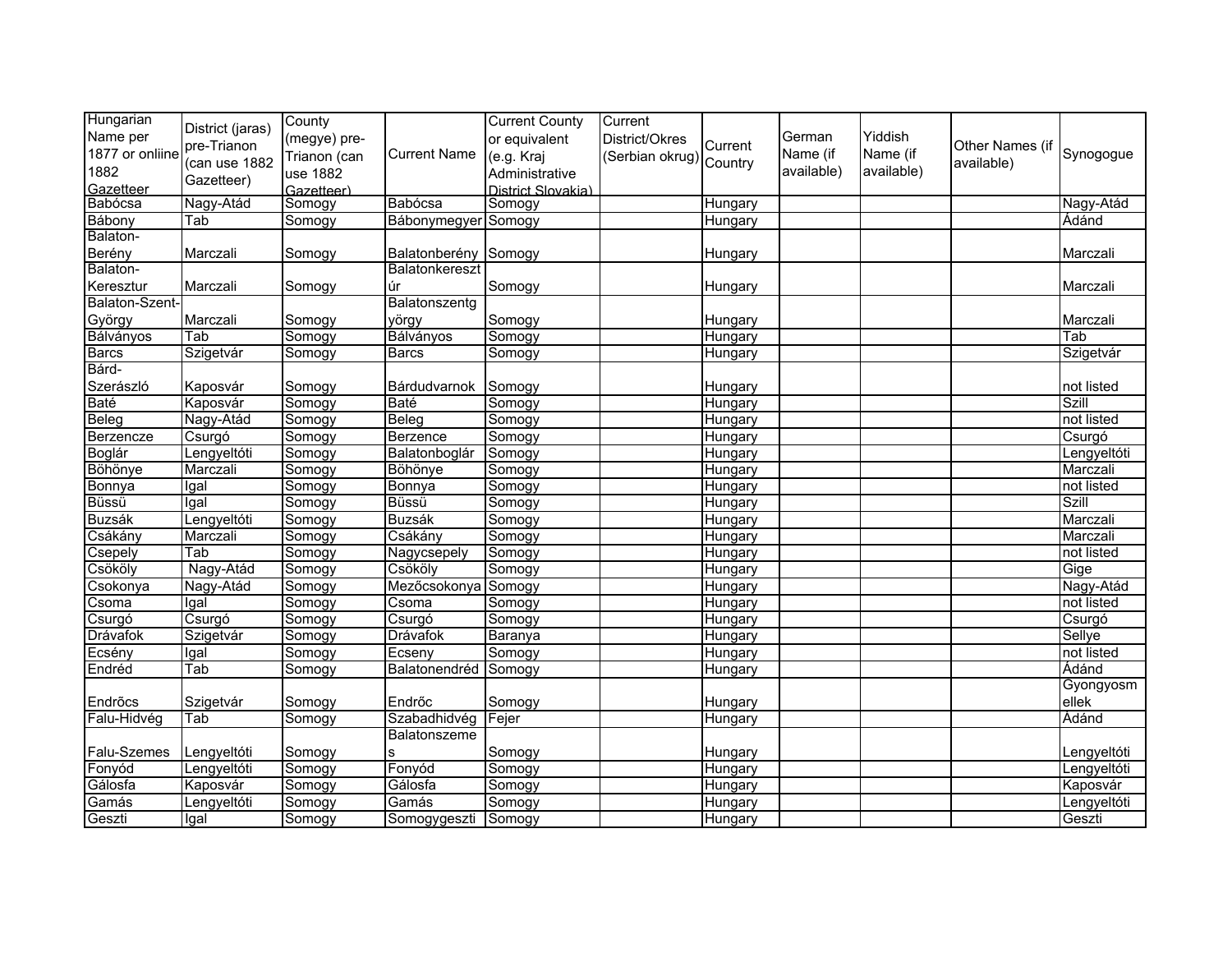| Hungarian Name per 1877 or onliine 1882 Gazetteer | District (jaras) pre-Trianon (can use 1882 Gazetteer) | County (megye) pre-Trianon (can use 1882 Gazetteer) | Current Name | Current County or equivalent (e.g. Kraj Administrative District Slovakia) | Current District/Okres (Serbian okrug) | Current Country | German Name (if available) | Yiddish Name (if available) | Other Names (if available) | Synogogue |
|---|---|---|---|---|---|---|---|---|---|---|
| Babócsa | Nagy-Atád | Somogy | Babócsa | Somogy | | Hungary | | | | Nagy-Atád |
| Bábony | Tab | Somogy | Bábonymegyer | Somogy | | Hungary | | | | Ádánd |
| Balaton-Berény | Marczali | Somogy | Balatonberény | Somogy | | Hungary | | | | Marczali |
| Balaton-Keresztur | Marczali | Somogy | Balatonkeresztúr | Somogy | | Hungary | | | | Marczali |
| Balaton-Szent-György | Marczali | Somogy | Balatonszentgyörgy | Somogy | | Hungary | | | | Marczali |
| Bálványos | Tab | Somogy | Bálványos | Somogy | | Hungary | | | | Tab |
| Barcs | Szigetvár | Somogy | Barcs | Somogy | | Hungary | | | | Szigetvár |
| Bárd-Szerászló | Kaposvár | Somogy | Bárdudvarnok | Somogy | | Hungary | | | | not listed |
| Baté | Kaposvár | Somogy | Baté | Somogy | | Hungary | | | | Szill |
| Beleg | Nagy-Atád | Somogy | Beleg | Somogy | | Hungary | | | | not listed |
| Berzencze | Csurgó | Somogy | Berzence | Somogy | | Hungary | | | | Csurgó |
| Boglár | Lengyeltóti | Somogy | Balatonboglár | Somogy | | Hungary | | | | Lengyeltóti |
| Böhönye | Marczali | Somogy | Böhönye | Somogy | | Hungary | | | | Marczali |
| Bonnya | Igal | Somogy | Bonnya | Somogy | | Hungary | | | | not listed |
| Büssü | Igal | Somogy | Büssü | Somogy | | Hungary | | | | Szill |
| Buzsák | Lengyeltóti | Somogy | Buzsák | Somogy | | Hungary | | | | Marczali |
| Csákány | Marczali | Somogy | Csákány | Somogy | | Hungary | | | | Marczali |
| Csepely | Tab | Somogy | Nagycsepely | Somogy | | Hungary | | | | not listed |
| Csököly | Nagy-Atád | Somogy | Csököly | Somogy | | Hungary | | | | Gige |
| Csokonya | Nagy-Atád | Somogy | Mezőcsokonya | Somogy | | Hungary | | | | Nagy-Atád |
| Csoma | Igal | Somogy | Csoma | Somogy | | Hungary | | | | not listed |
| Csurgó | Csurgó | Somogy | Csurgó | Somogy | | Hungary | | | | Csurgó |
| Drávafok | Szigetvár | Somogy | Drávafok | Baranya | | Hungary | | | | Sellye |
| Ecsény | Igal | Somogy | Ecseny | Somogy | | Hungary | | | | not listed |
| Endréd | Tab | Somogy | Balatonendréd | Somogy | | Hungary | | | | Ádánd |
| Endrõcs | Szigetvár | Somogy | Endrőc | Somogy | | Hungary | | | | Gyongyosmellek |
| Falu-Hidvég | Tab | Somogy | Szabadhidvég | Fejer | | Hungary | | | | Ádánd |
| Falu-Szemes | Lengyeltóti | Somogy | Balatonszemes | Somogy | | Hungary | | | | Lengyeltóti |
| Fonyód | Lengyeltóti | Somogy | Fonyód | Somogy | | Hungary | | | | Lengyeltóti |
| Gálosfa | Kaposvár | Somogy | Gálosfa | Somogy | | Hungary | | | | Kaposvár |
| Gamás | Lengyeltóti | Somogy | Gamás | Somogy | | Hungary | | | | Lengyeltóti |
| Geszti | Igal | Somogy | Somogygeszti | Somogy | | Hungary | | | | Geszti |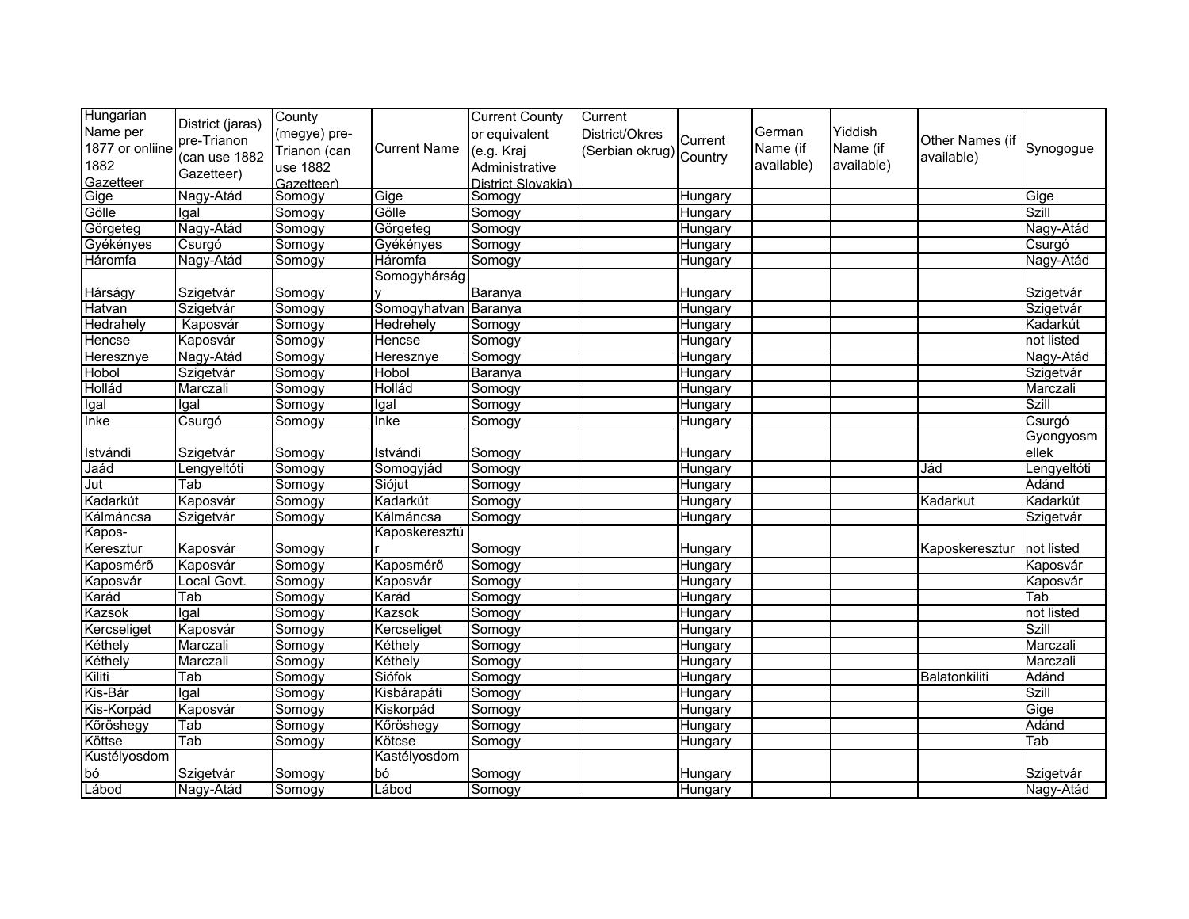| Hungarian Name per 1877 or onliine 1882 Gazetteer | District (jaras) pre-Trianon (can use 1882 Gazetteer) | County (megye) pre-Trianon (can use 1882 Gazetteer) | Current Name | Current County or equivalent (e.g. Kraj Administrative District Slovakia) | Current District/Okres (Serbian okrug) | Current Country | German Name (if available) | Yiddish Name (if available) | Other Names (if available) | Synogogue |
|---|---|---|---|---|---|---|---|---|---|---|
| Gige | Nagy-Atád | Somogy | Gige | Somogy | | Hungary | | | | Gige |
| Gölle | Igal | Somogy | Gölle | Somogy | | Hungary | | | | Szill |
| Görgeteg | Nagy-Atád | Somogy | Görgeteg | Somogy | | Hungary | | | | Nagy-Atád |
| Gyékényes | Csurgó | Somogy | Gyékényes | Somogy | | Hungary | | | | Csurgó |
| Háromfa | Nagy-Atád | Somogy | Háromfa | Somogy | | Hungary | | | | Nagy-Atád |
| Hárságy | Szigetvár | Somogy | Somogyhárság y | Baranya | | Hungary | | | | Szigetvár |
| Hatvan | Szigetvár | Somogy | Somogyhatvan | Baranya | | Hungary | | | | Szigetvár |
| Hedrahely | Kaposvár | Somogy | Hedrehely | Somogy | | Hungary | | | | Kadarkút |
| Hencse | Kaposvár | Somogy | Hencse | Somogy | | Hungary | | | | not listed |
| Heresznye | Nagy-Atád | Somogy | Heresznye | Somogy | | Hungary | | | | Nagy-Atád |
| Hobol | Szigetvár | Somogy | Hobol | Baranya | | Hungary | | | | Szigetvár |
| Hollád | Marczali | Somogy | Hollád | Somogy | | Hungary | | | | Marczali |
| Igal | Igal | Somogy | Igal | Somogy | | Hungary | | | | Szill |
| Inke | Csurgó | Somogy | Inke | Somogy | | Hungary | | | | Csurgó |
| Istvándi | Szigetvár | Somogy | Istvándi | Somogy | | Hungary | | | | Gyongyosm ellek |
| Jaád | Lengyeltóti | Somogy | Somogyjád | Somogy | | Hungary | | | Jád | Lengyeltóti |
| Jut | Tab | Somogy | Siójut | Somogy | | Hungary | | | | Ádánd |
| Kadarkút | Kaposvár | Somogy | Kadarkút | Somogy | | Hungary | | | Kadarkut | Kadarkút |
| Kálmáncsa | Szigetvár | Somogy | Kálmáncsa | Somogy | | Hungary | | | | Szigetvár |
| Kapos-Keresztur | Kaposvár | Somogy | Kaposkeresztú r | Somogy | | Hungary | | | Kaposkeresztur | not listed |
| Kaposmérõ | Kaposvár | Somogy | Kaposmérő | Somogy | | Hungary | | | | Kaposvár |
| Kaposvár | Local Govt. | Somogy | Kaposvár | Somogy | | Hungary | | | | Kaposvár |
| Karád | Tab | Somogy | Karád | Somogy | | Hungary | | | | Tab |
| Kazsok | Igal | Somogy | Kazsok | Somogy | | Hungary | | | | not listed |
| Kercseliget | Kaposvár | Somogy | Kercseliget | Somogy | | Hungary | | | | Szill |
| Kéthely | Marczali | Somogy | Kéthely | Somogy | | Hungary | | | | Marczali |
| Kéthely | Marczali | Somogy | Kéthely | Somogy | | Hungary | | | | Marczali |
| Kiliti | Tab | Somogy | Siófok | Somogy | | Hungary | | | Balatonkiliti | Ádánd |
| Kis-Bár | Igal | Somogy | Kisbárapáti | Somogy | | Hungary | | | | Szill |
| Kis-Korpád | Kaposvár | Somogy | Kiskorpád | Somogy | | Hungary | | | | Gige |
| Kõröshegy | Tab | Somogy | Kőröshegy | Somogy | | Hungary | | | | Ádánd |
| Köttse | Tab | Somogy | Kötcse | Somogy | | Hungary | | | | Tab |
| Kustélyosdom bó | Szigetvár | Somogy | Kastélyosdom bó | Somogy | | Hungary | | | | Szigetvár |
| Lábod | Nagy-Atád | Somogy | Lábod | Somogy | | Hungary | | | | Nagy-Atád |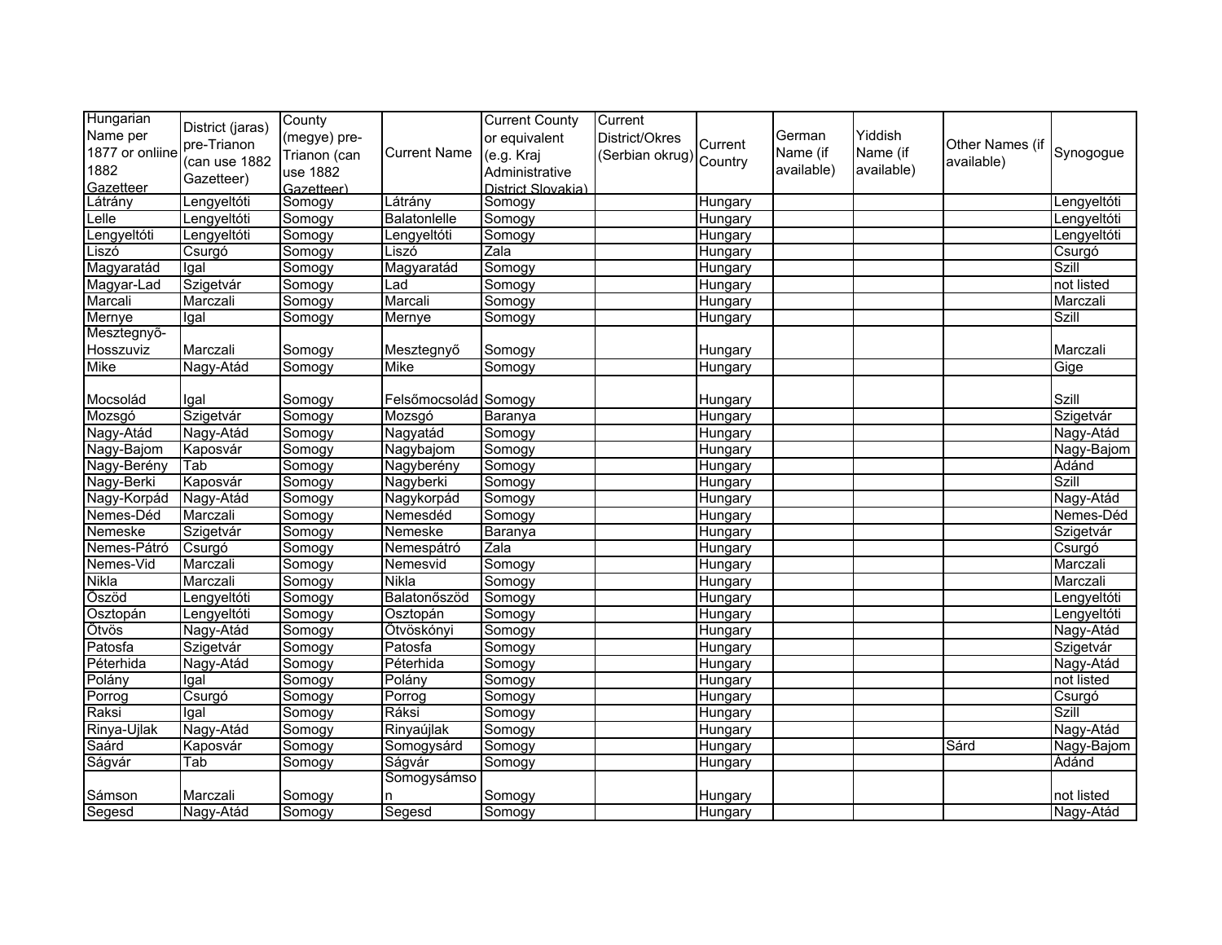| Hungarian Name per 1877 or online 1882 Gazetteer | District (jaras) pre-Trianon (can use 1882 Gazetteer) | County (megye) pre-Trianon (can use 1882 Gazetteer) | Current Name | Current County or equivalent (e.g. Kraj Administrative District Slovakia) | Current District/Okres (Serbian okrug) | Current Country | German Name (if available) | Yiddish Name (if available) | Other Names (if available) | Synogogue |
|---|---|---|---|---|---|---|---|---|---|---|
| Látrány | Lengyeltóti | Somogy | Látrány | Somogy | | Hungary | | | | Lengyeltóti |
| Lelle | Lengyeltóti | Somogy | Balatonlelle | Somogy | | Hungary | | | | Lengyeltóti |
| Lengyeltóti | Lengyeltóti | Somogy | Lengyeltóti | Somogy | | Hungary | | | | Lengyeltóti |
| Liszó | Csurgó | Somogy | Liszó | Zala | | Hungary | | | | Csurgó |
| Magyaratád | Igal | Somogy | Magyaratád | Somogy | | Hungary | | | | Szill |
| Magyar-Lad | Szigetvár | Somogy | Lad | Somogy | | Hungary | | | | not listed |
| Marcali | Marczali | Somogy | Marcali | Somogy | | Hungary | | | | Marczali |
| Mernye | Igal | Somogy | Mernye | Somogy | | Hungary | | | | Szill |
| Mesztegnyő-Hosszuviz | Marczali | Somogy | Mesztegnyő | Somogy | | Hungary | | | | Marczali |
| Mike | Nagy-Atád | Somogy | Mike | Somogy | | Hungary | | | | Gige |
| Mocsolád | Igal | Somogy | Felsőmocsolád | Somogy | | Hungary | | | | Szill |
| Mozsgó | Szigetvár | Somogy | Mozsgó | Baranya | | Hungary | | | | Szigetvár |
| Nagy-Atád | Nagy-Atád | Somogy | Nagyatád | Somogy | | Hungary | | | | Nagy-Atád |
| Nagy-Bajom | Kaposvár | Somogy | Nagybajom | Somogy | | Hungary | | | | Nagy-Bajom |
| Nagy-Berény | Tab | Somogy | Nagyberény | Somogy | | Hungary | | | | Ádánd |
| Nagy-Berki | Kaposvár | Somogy | Nagyberki | Somogy | | Hungary | | | | Szill |
| Nagy-Korpád | Nagy-Atád | Somogy | Nagykorpád | Somogy | | Hungary | | | | Nagy-Atád |
| Nemes-Déd | Marczali | Somogy | Nemesdéd | Somogy | | Hungary | | | | Nemes-Déd |
| Nemeske | Szigetvár | Somogy | Nemeske | Baranya | | Hungary | | | | Szigetvár |
| Nemes-Pátró | Csurgó | Somogy | Nemespátró | Zala | | Hungary | | | | Csurgó |
| Nemes-Vid | Marczali | Somogy | Nemesvid | Somogy | | Hungary | | | | Marczali |
| Nikla | Marczali | Somogy | Nikla | Somogy | | Hungary | | | | Marczali |
| Őszöd | Lengyeltóti | Somogy | Balatonőszöd | Somogy | | Hungary | | | | Lengyeltóti |
| Osztopán | Lengyeltóti | Somogy | Osztopán | Somogy | | Hungary | | | | Lengyeltóti |
| Ötvös | Nagy-Atád | Somogy | Ötvöskónyi | Somogy | | Hungary | | | | Nagy-Atád |
| Patosfa | Szigetvár | Somogy | Patosfa | Somogy | | Hungary | | | | Szigetvár |
| Péterhida | Nagy-Atád | Somogy | Péterhida | Somogy | | Hungary | | | | Nagy-Atád |
| Polány | Igal | Somogy | Polány | Somogy | | Hungary | | | | not listed |
| Porrog | Csurgó | Somogy | Porrog | Somogy | | Hungary | | | | Csurgó |
| Raksi | Igal | Somogy | Ráksi | Somogy | | Hungary | | | | Szill |
| Rinya-Ujlak | Nagy-Atád | Somogy | Rinyaújlak | Somogy | | Hungary | | | | Nagy-Atád |
| Saárd | Kaposvár | Somogy | Somogysárd | Somogy | | Hungary | | | Sárd | Nagy-Bajom |
| Ságvár | Tab | Somogy | Ságvár | Somogy | | Hungary | | | | Ádánd |
| Sámson | Marczali | Somogy | Somogysámson | Somogy | | Hungary | | | | not listed |
| Segesd | Nagy-Atád | Somogy | Segesd | Somogy | | Hungary | | | | Nagy-Atád |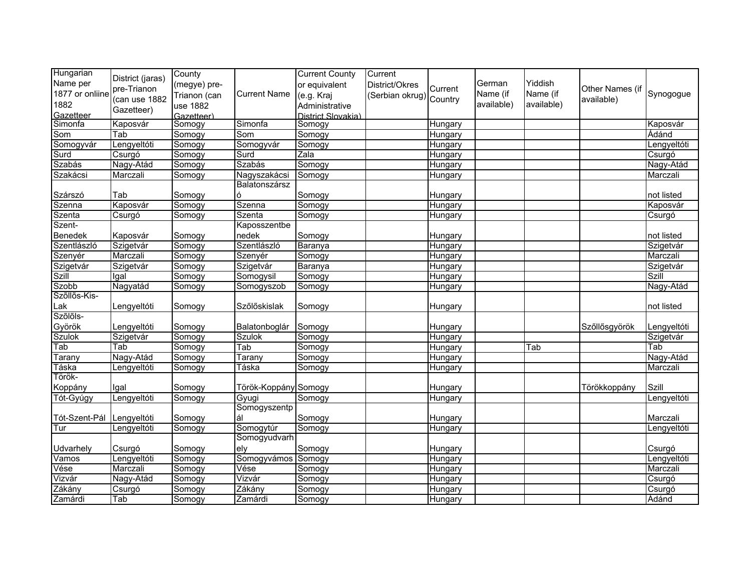| Hungarian Name per 1877 or onliine 1882 Gazetteer | District (jaras) pre-Trianon (can use 1882 Gazetteer) | County (megye) pre-Trianon (can use 1882 Gazetteer) | Current Name | Current County or equivalent (e.g. Kraj Administrative District Slovakia) | Current District/Okres (Serbian okrug) | Current Country | German Name (if available) | Yiddish Name (if available) | Other Names (if available) | Synogogue |
|---|---|---|---|---|---|---|---|---|---|---|
| Simonfa | Kaposvár | Somogy | Simonfa | Somogy | | Hungary | | | | Kaposvár |
| Som | Tab | Somogy | Som | Somogy | | Hungary | | | | Ádánd |
| Somogyvár | Lengyeltóti | Somogy | Somogyvár | Somogy | | Hungary | | | | Lengyeltóti |
| Surd | Csurgó | Somogy | Surd | Zala | | Hungary | | | | Csurgó |
| Szabás | Nagy-Atád | Somogy | Szabás | Somogy | | Hungary | | | | Nagy-Atád |
| Szakácsi | Marczali | Somogy | Nagyszakácsi | Somogy | | Hungary | | | | Marczali |
| Szárszó | Tab | Somogy | Balatonszárszó | Somogy | | Hungary | | | | not listed |
| Szenna | Kaposvár | Somogy | Szenna | Somogy | | Hungary | | | | Kaposvár |
| Szenta | Csurgó | Somogy | Szenta | Somogy | | Hungary | | | | Csurgó |
| Szent-Benedek | Kaposvár | Somogy | Kaposszentbenedek | Somogy | | Hungary | | | | not listed |
| Szentlászló | Szigetvár | Somogy | Szentlászló | Baranya | | Hungary | | | | Szigetvár |
| Szenyér | Marczali | Somogy | Szenyér | Somogy | | Hungary | | | | Marczali |
| Szigetvár | Szigetvár | Somogy | Szigetvár | Baranya | | Hungary | | | | Szigetvár |
| Szill | Igal | Somogy | Somogysil | Somogy | | Hungary | | | | Szill |
| Szobb | Nagyatád | Somogy | Somogyszob | Somogy | | Hungary | | | | Nagy-Atád |
| Szõllõs-Kis-Lak | Lengyeltóti | Somogy | Szőlőskislak | Somogy | | Hungary | | | | not listed |
| Szõlõls-Györök | Lengyeltóti | Somogy | Balatonboglár | Somogy | | Hungary | | | Szőllősgyörök | Lengyeltóti |
| Szulok | Szigetvár | Somogy | Szulok | Somogy | | Hungary | | | | Szigetvár |
| Tab | Tab | Somogy | Tab | Somogy | | Hungary | | Tab | | Tab |
| Tarany | Nagy-Atád | Somogy | Tarany | Somogy | | Hungary | | | | Nagy-Atád |
| Táska | Lengyeltóti | Somogy | Táska | Somogy | | Hungary | | | | Marczali |
| Török-Koppány | Igal | Somogy | Török-Koppány | Somogy | | Hungary | | | Törökkoppány | Szill |
| Tót-Gyúgy | Lengyeltóti | Somogy | Gyugi | Somogy | | Hungary | | | | Lengyeltóti |
| Tót-Szent-Pál | Lengyeltóti | Somogy | Somogyszentpál | Somogy | | Hungary | | | | Marczali |
| Tur | Lengyeltóti | Somogy | Somogytúr | Somogy | | Hungary | | | | Lengyeltóti |
| Udvarhely | Csurgó | Somogy | Somogyudvarhely | Somogy | | Hungary | | | | Csurgó |
| Vamos | Lengyeltóti | Somogy | Somogyvámos | Somogy | | Hungary | | | | Lengyeltóti |
| Vése | Marczali | Somogy | Vése | Somogy | | Hungary | | | | Marczali |
| Vizvár | Nagy-Atád | Somogy | Vizvár | Somogy | | Hungary | | | | Csurgó |
| Zákány | Csurgó | Somogy | Zákány | Somogy | | Hungary | | | | Csurgó |
| Zamárdi | Tab | Somogy | Zamárdi | Somogy | | Hungary | | | | Ádánd |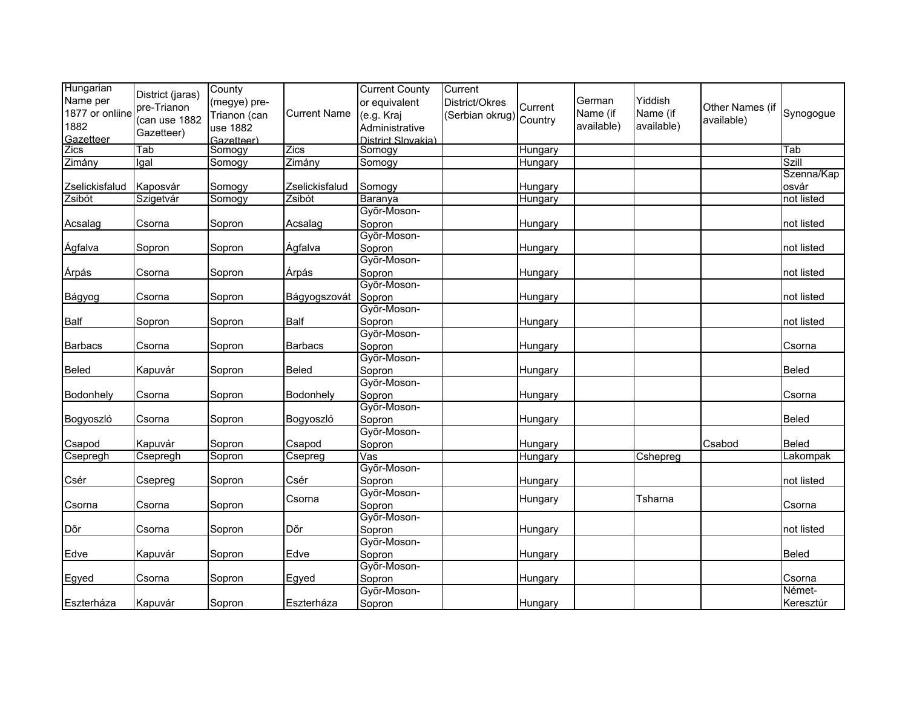| Hungarian Name per 1877 or onliine 1882 Gazetteer | District (jaras) pre-Trianon (can use 1882 Gazetteer) | County (megye) pre-Trianon (can use 1882 Gazetteer) | Current Name | Current County or equivalent (e.g. Kraj Administrative District Slovakia) | Current District/Okres (Serbian okrug) | Current Country | German Name (if available) | Yiddish Name (if available) | Other Names (if available) | Synogogue |
|---|---|---|---|---|---|---|---|---|---|---|
| Zics | Tab | Somogy | Zics | Somogy | | Hungary | | | | Tab |
| Zimány | Igal | Somogy | Zimány | Somogy | | Hungary | | | | Szill |
| Zselickisfalud | Kaposvár | Somogy | Zselickisfalud | Somogy | | Hungary | | | | Szenna/Kaposvár |
| Zsibót | Szigetvár | Somogy | Zsibót | Baranya | | Hungary | | | | not listed |
| Acsalag | Csorna | Sopron | Acsalag | Gyõr-Moson-Sopron | | Hungary | | | | not listed |
| Ágfalva | Sopron | Sopron | Ágfalva | Gyõr-Moson-Sopron | | Hungary | | | | not listed |
| Árpás | Csorna | Sopron | Árpás | Gyõr-Moson-Sopron | | Hungary | | | | not listed |
| Bágyog | Csorna | Sopron | Bágyogszovát | Gyõr-Moson-Sopron | | Hungary | | | | not listed |
| Balf | Sopron | Sopron | Balf | Gyõr-Moson-Sopron | | Hungary | | | | not listed |
| Barbacs | Csorna | Sopron | Barbacs | Gyõr-Moson-Sopron | | Hungary | | | | Csorna |
| Beled | Kapuvár | Sopron | Beled | Gyõr-Moson-Sopron | | Hungary | | | | Beled |
| Bodonhely | Csorna | Sopron | Bodonhely | Gyõr-Moson-Sopron | | Hungary | | | | Csorna |
| Bogyoszló | Csorna | Sopron | Bogyoszló | Gyõr-Moson-Sopron | | Hungary | | | | Beled |
| Csapod | Kapuvár | Sopron | Csapod | Gyõr-Moson-Sopron | | Hungary | | | Csabod | Beled |
| Csepregh | Csepregh | Sopron | Csepreg | Vas | | Hungary | | Cshepreg | | Lakompak |
| Csér | Csepreg | Sopron | Csér | Gyõr-Moson-Sopron | | Hungary | | | | not listed |
| Csorna | Csorna | Sopron | Csorna | Gyõr-Moson-Sopron | | Hungary | | Tsharna | | Csorna |
| Dõr | Csorna | Sopron | Dõr | Gyõr-Moson-Sopron | | Hungary | | | | not listed |
| Edve | Kapuvár | Sopron | Edve | Gyõr-Moson-Sopron | | Hungary | | | | Beled |
| Egyed | Csorna | Sopron | Egyed | Gyõr-Moson-Sopron | | Hungary | | | | Csorna |
| Eszterháza | Kapuvár | Sopron | Eszterháza | Gyõr-Moson-Sopron | | Hungary | | | | Német-Keresztúr |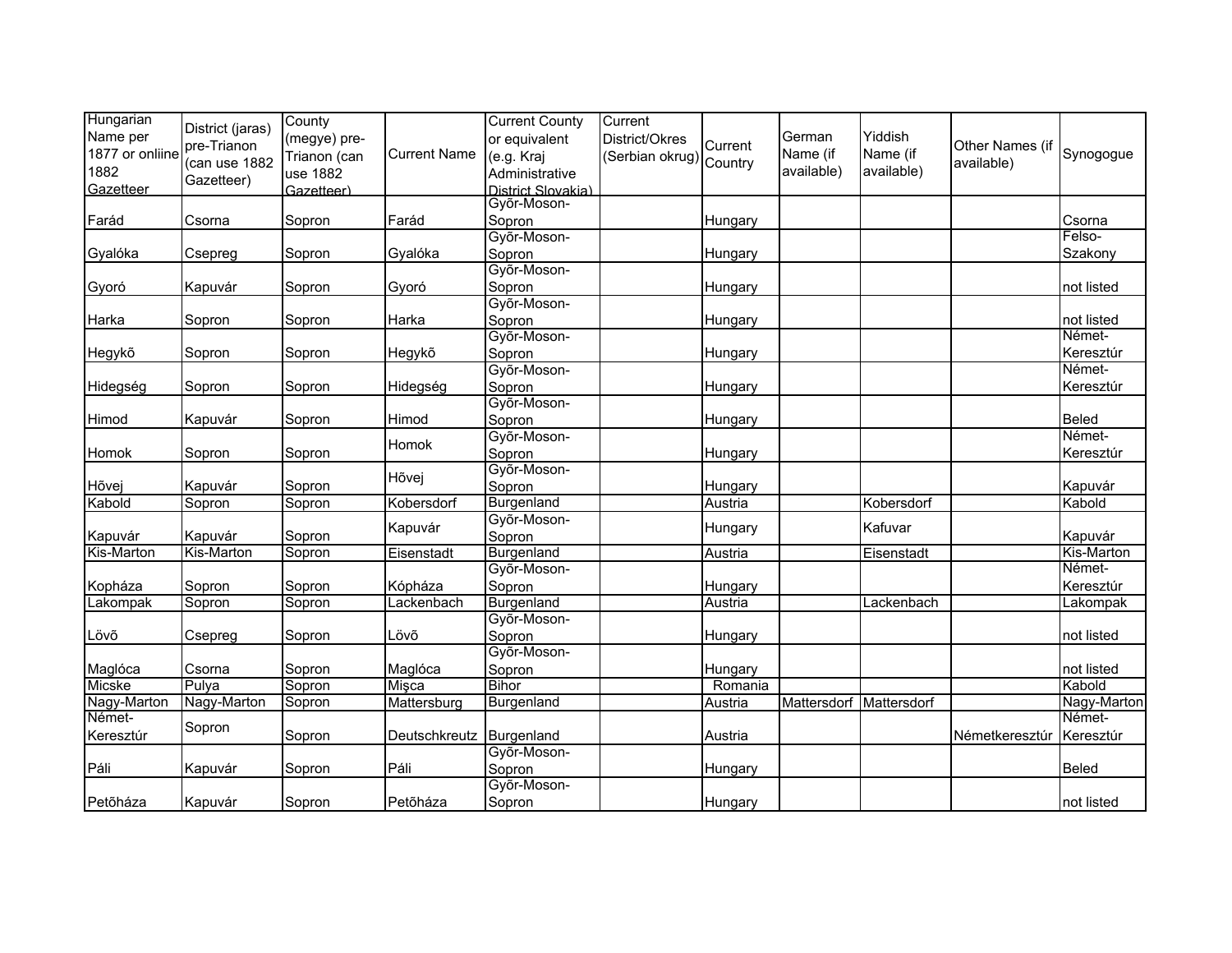| Hungarian Name per 1877 or onliine 1882 Gazetteer | District (jaras) pre-Trianon (can use 1882 Gazetteer) | County (megye) pre-Trianon (can use 1882 Gazetteer) | Current Name | Current County or equivalent (e.g. Kraj Administrative District Slovakia) | Current District/Okres (Serbian okrug) | Current Country | German Name (if available) | Yiddish Name (if available) | Other Names (if available) | Synogogue |
|---|---|---|---|---|---|---|---|---|---|---|
| Farád | Csorna | Sopron | Farád | Gyõr-Moson-Sopron | | Hungary | | | | Csorna |
| Gyalóka | Csepreg | Sopron | Gyalóka | Gyõr-Moson-Sopron | | Hungary | | | | Felso-Szakony |
| Gyoró | Kapuvár | Sopron | Gyoró | Gyõr-Moson-Sopron | | Hungary | | | | not listed |
| Harka | Sopron | Sopron | Harka | Gyõr-Moson-Sopron | | Hungary | | | | not listed |
| Hegykõ | Sopron | Sopron | Hegykõ | Gyõr-Moson-Sopron | | Hungary | | | | Német-Keresztúr |
| Hidegség | Sopron | Sopron | Hidegség | Gyõr-Moson-Sopron | | Hungary | | | | Német-Keresztúr |
| Himod | Kapuvár | Sopron | Himod | Gyõr-Moson-Sopron | | Hungary | | | | Beled |
| Homok | Sopron | Sopron | Homok | Gyõr-Moson-Sopron | | Hungary | | | | Német-Keresztúr |
| Hõvej | Kapuvár | Sopron | Hõvej | Gyõr-Moson-Sopron | | Hungary | | | | Kapuvár |
| Kabold | Sopron | Sopron | Kobersdorf | Burgenland | | Austria | | Kobersdorf | | Kabold |
| Kapuvár | Kapuvár | Sopron | Kapuvár | Gyõr-Moson-Sopron | | Hungary | | Kafuvar | | Kapuvár |
| Kis-Marton | Kis-Marton | Sopron | Eisenstadt | Burgenland | | Austria | | Eisenstadt | | Kis-Marton |
| Kopháza | Sopron | Sopron | Kópháza | Gyõr-Moson-Sopron | | Hungary | | | | Német-Keresztúr |
| Lakompak | Sopron | Sopron | Lackenbach | Burgenland | | Austria | | Lackenbach | | Lakompak |
| Lövõ | Csepreg | Sopron | Lövõ | Gyõr-Moson-Sopron | | Hungary | | | | not listed |
| Maglóca | Csorna | Sopron | Maglóca | Gyõr-Moson-Sopron | | Hungary | | | | not listed |
| Micske | Pulya | Sopron | Mişca | Bihor | | Romania | | | | Kabold |
| Nagy-Marton | Nagy-Marton | Sopron | Mattersburg | Burgenland | | Austria | Mattersdorf | Mattersdorf | | Nagy-Marton |
| Német-Keresztúr | Sopron | Sopron | Deutschkreutz | Burgenland | | Austria | | | Németkeresztúr | Német-Keresztúr |
| Páli | Kapuvár | Sopron | Páli | Gyõr-Moson-Sopron | | Hungary | | | | Beled |
| Petõháza | Kapuvár | Sopron | Petõháza | Gyõr-Moson-Sopron | | Hungary | | | | not listed |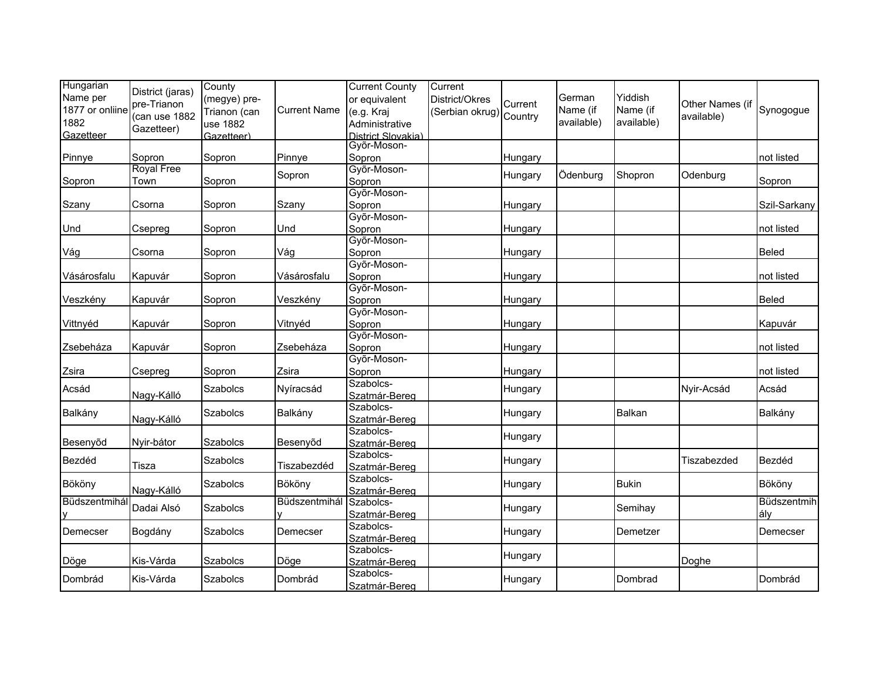| Hungarian Name per 1877 or onliine 1882 Gazetteer | District (jaras) pre-Trianon (can use 1882 Gazetteer) | County (megye) pre-Trianon (can use 1882 Gazetteer) | Current Name | Current County or equivalent (e.g. Kraj Administrative District Slovakia) | Current District/Okres (Serbian okrug) | Current Country | German Name (if available) | Yiddish Name (if available) | Other Names (if available) | Synogogue |
|---|---|---|---|---|---|---|---|---|---|---|
| Pinnye | Sopron | Sopron | Pinnye | Győr-Moson-Sopron | | Hungary | | | | not listed |
| Sopron | Royal Free Town | Sopron | Sopron | Győr-Moson-Sopron | | Hungary | Ödenburg | Shopron | Odenburg | Sopron |
| Szany | Csorna | Sopron | Szany | Győr-Moson-Sopron | | Hungary | | | | Szil-Sarkany |
| Und | Csepreg | Sopron | Und | Győr-Moson-Sopron | | Hungary | | | | not listed |
| Vág | Csorna | Sopron | Vág | Győr-Moson-Sopron | | Hungary | | | | Beled |
| Vásárosfalu | Kapuvár | Sopron | Vásárosfalu | Győr-Moson-Sopron | | Hungary | | | | not listed |
| Veszkény | Kapuvár | Sopron | Veszkény | Győr-Moson-Sopron | | Hungary | | | | Beled |
| Vittnyéd | Kapuvár | Sopron | Vitnyéd | Győr-Moson-Sopron | | Hungary | | | | Kapuvár |
| Zsebeháza | Kapuvár | Sopron | Zsebeháza | Győr-Moson-Sopron | | Hungary | | | | not listed |
| Zsira | Csepreg | Sopron | Zsira | Győr-Moson-Sopron | | Hungary | | | | not listed |
| Acsád | Nagy-Kálló | Szabolcs | Nyíracsád | Szabolcs-Szatmár-Bereg | | Hungary | | | Nyir-Acsád | Acsád |
| Balkány | Nagy-Kálló | Szabolcs | Balkány | Szabolcs-Szatmár-Bereg | | Hungary | | Balkan | | Balkány |
| Besenyõd | Nyir-bátor | Szabolcs | Besenyõd | Szabolcs-Szatmár-Bereg | | Hungary | | | | |
| Bezdéd | Tisza | Szabolcs | Tiszabezdéd | Szabolcs-Szatmár-Bereg | | Hungary | | | Tiszabezded | Bezdéd |
| Bököny | Nagy-Kálló | Szabolcs | Bököny | Szabolcs-Szatmár-Bereg | | Hungary | | Bukin | | Bököny |
| Büdszentmihály | Dadai Alsó | Szabolcs | Büdszentmihály | Szabolcs-Szatmár-Bereg | | Hungary | | Semihay | | Büdszentmihály |
| Demecser | Bogdány | Szabolcs | Demecser | Szabolcs-Szatmár-Bereg | | Hungary | | Demetzer | | Demecser |
| Döge | Kis-Várda | Szabolcs | Döge | Szabolcs-Szatmár-Bereg | | Hungary | | | Doghe | |
| Dombrád | Kis-Várda | Szabolcs | Dombrád | Szabolcs-Szatmár-Bereg | | Hungary | | Dombrad | | Dombrád |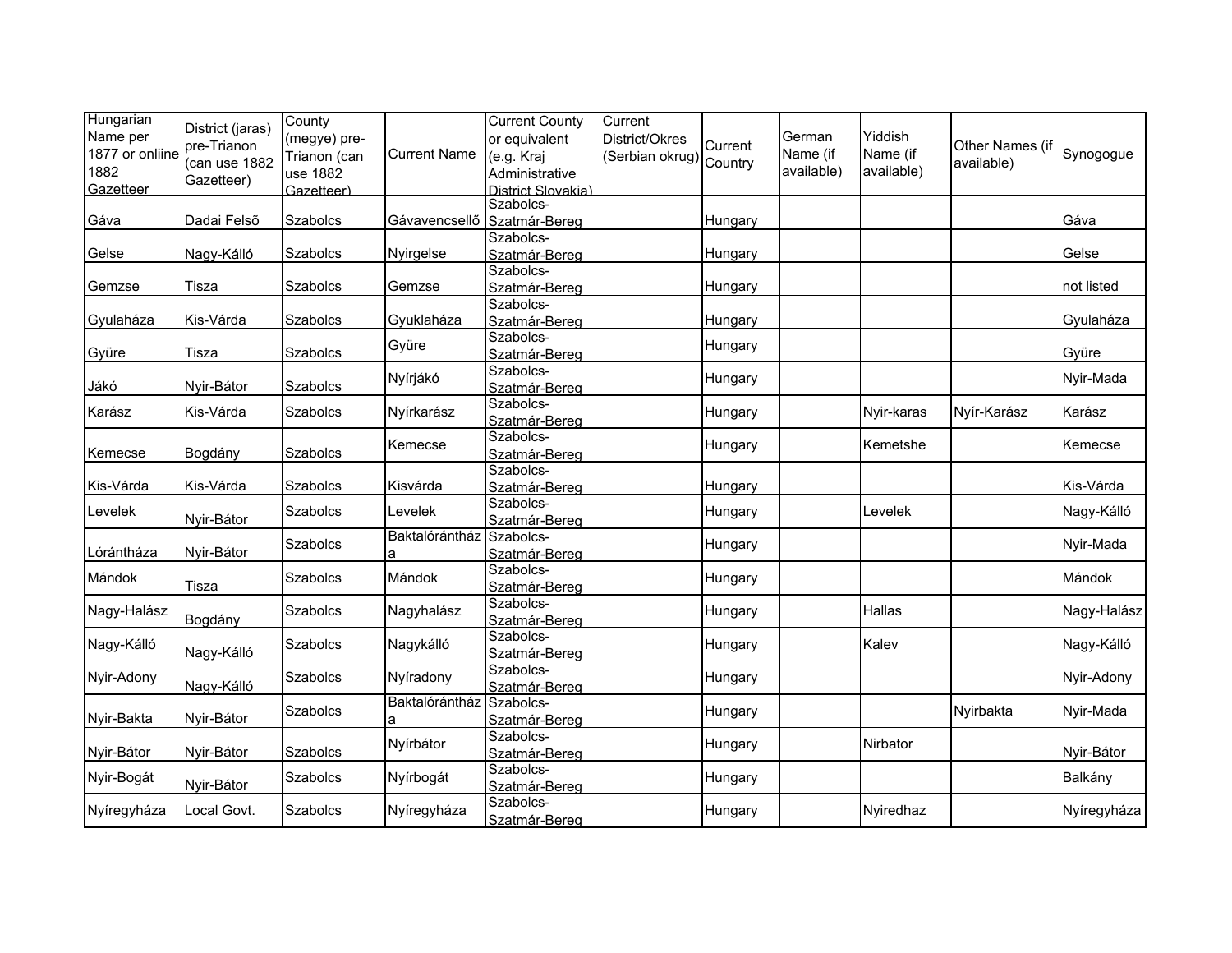| Hungarian Name per 1877 or onliine 1882 Gazetteer | District (jaras) pre-Trianon (can use 1882 Gazetteer) | County (megye) pre-Trianon (can use 1882 Gazetteer) | Current Name | Current County or equivalent (e.g. Kraj Administrative District Slovakia) | Current District/Okres (Serbian okrug) | Current Country | German Name (if available) | Yiddish Name (if available) | Other Names (if available) | Synogogue |
|---|---|---|---|---|---|---|---|---|---|---|
| Gáva | Dadai Felsõ | Szabolcs | Gávavencsellő | Szabolcs-Szatmár-Bereg | | Hungary | | | | Gáva |
| Gelse | Nagy-Kálló | Szabolcs | Nyirgelse | Szabolcs-Szatmár-Bereg | | Hungary | | | | Gelse |
| Gemzse | Tisza | Szabolcs | Gemzse | Szabolcs-Szatmár-Bereg | | Hungary | | | | not listed |
| Gyulaháza | Kis-Várda | Szabolcs | Gyuklaháza | Szabolcs-Szatmár-Bereg | | Hungary | | | | Gyulaháza |
| Gyüre | Tisza | Szabolcs | Gyüre | Szabolcs-Szatmár-Bereg | | Hungary | | | | Gyüre |
| Jákó | Nyir-Bátor | Szabolcs | Nyírjákó | Szabolcs-Szatmár-Bereg | | Hungary | | | | Nyir-Mada |
| Karász | Kis-Várda | Szabolcs | Nyírkarász | Szabolcs-Szatmár-Bereg | | Hungary | | Nyir-karas | Nyír-Karász | Karász |
| Kemecse | Bogdány | Szabolcs | Kemecse | Szabolcs-Szatmár-Bereg | | Hungary | | Kemetshe | | Kemecse |
| Kis-Várda | Kis-Várda | Szabolcs | Kisvárda | Szabolcs-Szatmár-Bereg | | Hungary | | | | Kis-Várda |
| Levelek | Nyir-Bátor | Szabolcs | Levelek | Szabolcs-Szatmár-Bereg | | Hungary | | Levelek | | Nagy-Kálló |
| Lórántháza | Nyir-Bátor | Szabolcs | Baktalórántháza | Szabolcs-Szatmár-Bereg | | Hungary | | | | Nyir-Mada |
| Mándok | Tisza | Szabolcs | Mándok | Szabolcs-Szatmár-Bereg | | Hungary | | | | Mándok |
| Nagy-Halász | Bogdány | Szabolcs | Nagyhalász | Szabolcs-Szatmár-Bereg | | Hungary | | Hallas | | Nagy-Halász |
| Nagy-Kálló | Nagy-Kálló | Szabolcs | Nagykálló | Szabolcs-Szatmár-Bereg | | Hungary | | Kalev | | Nagy-Kálló |
| Nyir-Adony | Nagy-Kálló | Szabolcs | Nyíradony | Szabolcs-Szatmár-Bereg | | Hungary | | | | Nyir-Adony |
| Nyir-Bakta | Nyir-Bátor | Szabolcs | Baktalórántháza | Szabolcs-Szatmár-Bereg | | Hungary | | | Nyirbakta | Nyir-Mada |
| Nyir-Bátor | Nyir-Bátor | Szabolcs | Nyírbátor | Szabolcs-Szatmár-Bereg | | Hungary | | Nirbator | | Nyir-Bátor |
| Nyir-Bogát | Nyir-Bátor | Szabolcs | Nyírbogát | Szabolcs-Szatmár-Bereg | | Hungary | | | | Balkány |
| Nyíregyháza | Local Govt. | Szabolcs | Nyíregyháza | Szabolcs-Szatmár-Bereg | | Hungary | | Nyiredhaz | | Nyíregyháza |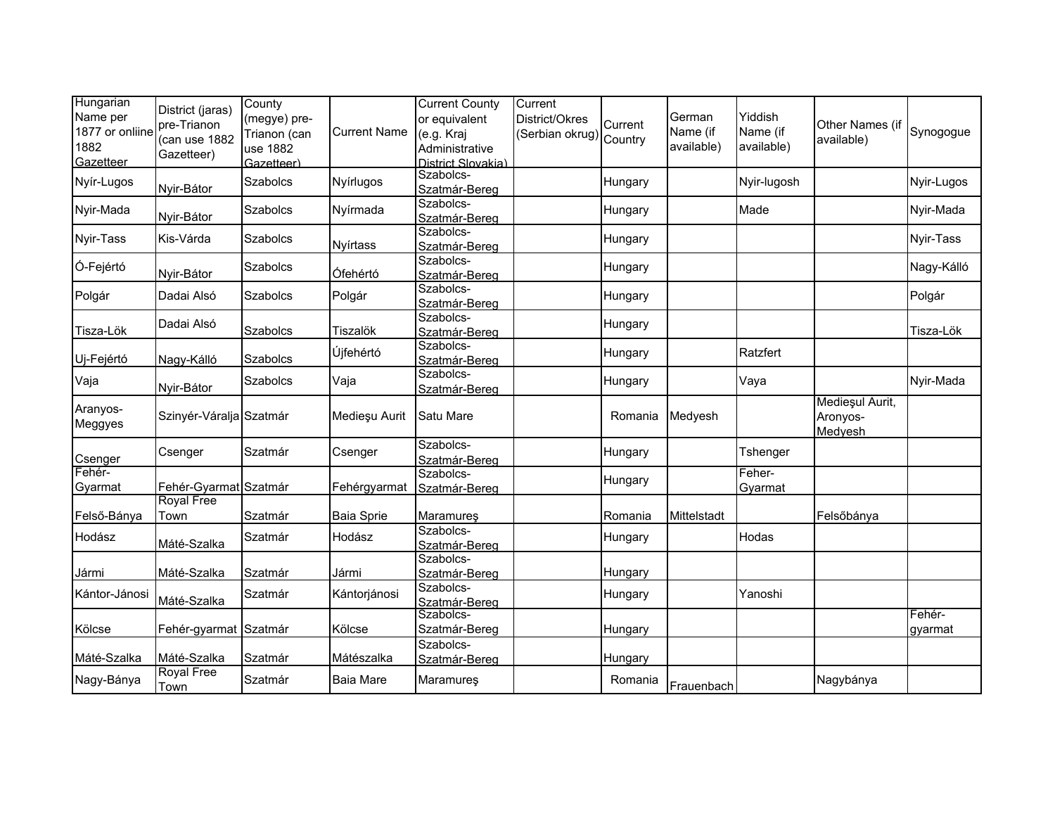| Hungarian Name per 1877 or onliine 1882 Gazetteer | District (jaras) pre-Trianon (can use 1882 Gazetteer) | County (megye) pre-Trianon (can use 1882 Gazetteer) | Current Name | Current County or equivalent (e.g. Kraj Administrative District Slovakia) | Current District/Okres (Serbian okrug) | Current Country | German Name (if available) | Yiddish Name (if available) | Other Names (if available) | Synogogue |
|---|---|---|---|---|---|---|---|---|---|---|
| Nyír-Lugos | Nyir-Bátor | Szabolcs | Nyírlugos | Szabolcs-Szatmár-Bereg | | Hungary | | Nyir-lugosh | | Nyir-Lugos |
| Nyir-Mada | Nyir-Bátor | Szabolcs | Nyírmada | Szabolcs-Szatmár-Bereg | | Hungary | | Made | | Nyir-Mada |
| Nyir-Tass | Kis-Várda | Szabolcs | Nyírtass | Szabolcs-Szatmár-Bereg | | Hungary | | | | Nyir-Tass |
| Ó-Fejértó | Nyir-Bátor | Szabolcs | Ófehértó | Szabolcs-Szatmár-Bereg | | Hungary | | | | Nagy-Kálló |
| Polgár | Dadai Alsó | Szabolcs | Polgár | Szabolcs-Szatmár-Bereg | | Hungary | | | | Polgár |
| Tisza-Lök | Dadai Alsó | Szabolcs | Tiszalök | Szabolcs-Szatmár-Bereg | | Hungary | | | | Tisza-Lök |
| Uj-Fejértó | Nagy-Kálló | Szabolcs | Újfehértó | Szabolcs-Szatmár-Bereg | | Hungary | | Ratzfert | | |
| Vaja | Nyir-Bátor | Szabolcs | Vaja | Szabolcs-Szatmár-Bereg | | Hungary | | Vaya | | Nyir-Mada |
| Aranyos-Meggyes | Szinyér-Váralja | Szatmár | Medieşu Aurit | Satu Mare | | Romania | Medyesh | | Medieşul Aurit, Aronyos-Medyesh | |
| Csenger | Csenger | Szatmár | Csenger | Szabolcs-Szatmár-Bereg | | Hungary | | Tshenger | | |
| Fehér-Gyarmat | Fehér-Gyarmat | Szatmár | Fehérgyarmat | Szabolcs-Szatmár-Bereg | | Hungary | | Feher-Gyarmat | | |
| Felső-Bánya | Royal Free Town | Szatmár | Baia Sprie | Maramureş | | Romania | Mittelstadt | | Felsőbánya | |
| Hodász | Máté-Szalka | Szatmár | Hodász | Szabolcs-Szatmár-Bereg | | Hungary | | Hodas | | |
| Jármi | Máté-Szalka | Szatmár | Jármi | Szabolcs-Szatmár-Bereg | | Hungary | | | | |
| Kántor-Jánosi | Máté-Szalka | Szatmár | Kántorjánosi | Szabolcs-Szatmár-Bereg | | Hungary | | Yanoshi | | |
| Kölcse | Fehér-gyarmat | Szatmár | Kölcse | Szabolcs-Szatmár-Bereg | | Hungary | | | | Fehér-gyarmat |
| Máté-Szalka | Máté-Szalka | Szatmár | Mátészalka | Szabolcs-Szatmár-Bereg | | Hungary | | | | |
| Nagy-Bánya | Royal Free Town | Szatmár | Baia Mare | Maramureş | | Romania | Frauenbach | | Nagybánya | |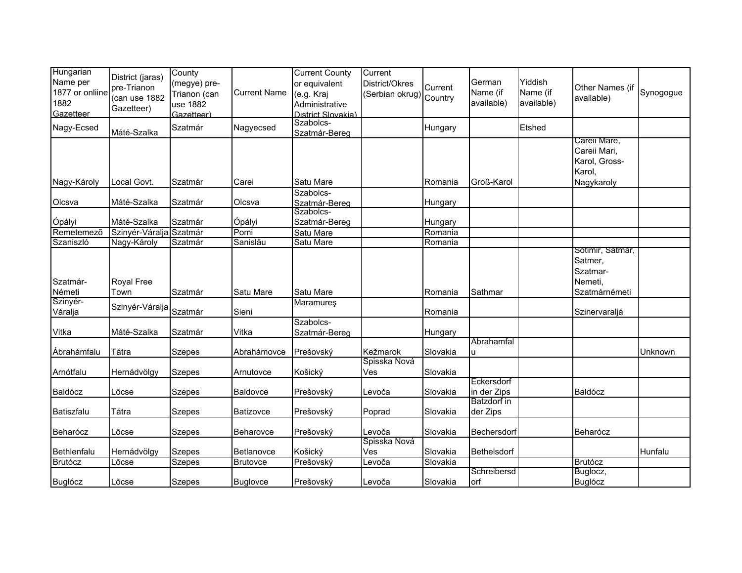| Hungarian Name per 1877 or onliine 1882 Gazetteer | District (jaras) pre-Trianon (can use 1882 Gazetteer) | County (megye) pre-Trianon (can use 1882 Gazetteer) | Current Name | Current County or equivalent (e.g. Kraj Administrative District Slovakia) | Current District/Okres (Serbian okrug) | Current Country | German Name (if available) | Yiddish Name (if available) | Other Names (if available) | Synogogue |
|---|---|---|---|---|---|---|---|---|---|---|
| Nagy-Ecsed | Máté-Szalka | Szatmár | Nagyecsed | Szabolcs-Szatmár-Bereg | | Hungary | | Etshed | | |
| Nagy-Károly | Local Govt. | Szatmár | Carei | Satu Mare | | Romania | Groß-Karol | | Careii Mare, Careii Mari, Karol, Gross-Karol, Nagykaroly | |
| Olcsva | Máté-Szalka | Szatmár | Olcsva | Szabolcs-Szatmár-Bereg | | Hungary | | | | |
| Ópályi | Máté-Szalka | Szatmár | Ópályi | Szabolcs-Szatmár-Bereg | | Hungary | | | | |
| Remetemezõ | Szinyér-Váralja | Szatmár | Pomi | Satu Mare | | Romania | | | | |
| Szaniszló | Nagy-Károly | Szatmár | Sanislău | Satu Mare | | Romania | | | | |
| Szatmár-Németi | Royal Free Town | Szatmár | Satu Mare | Satu Mare | | Romania | Sathmar | | Sotimir, Satmar, Satmer, Szatmar-Nemeti, Szatmárnémeti | |
| Szinyér-Váralja | Szinyér-Váralja | Szatmár | Sieni | Maramureş | | Romania | | | Szinervaraljá | |
| Vitka | Máté-Szalka | Szatmár | Vitka | Szabolcs-Szatmár-Bereg | | Hungary | | | | |
| Ábrahámfalu | Tátra | Szepes | Abrahámovce | Prešovský | Kežmarok | Slovakia | Abrahamfalu | | | Unknown |
| Arnótfalu | Hernádvölgy | Szepes | Arnutovce | Košický | Spisska Nová Ves | Slovakia | | | | |
| Baldócz | Lõcse | Szepes | Baldovce | Prešovský | Levoča | Slovakia | Eckersdorf in der Zips | | Baldócz | |
| Batiszfalu | Tátra | Szepes | Batizovce | Prešovský | Poprad | Slovakia | Batzdorf in der Zips | | | |
| Beharócz | Lõcse | Szepes | Beharovce | Prešovský | Levoča | Slovakia | Bechersdorf | | Beharócz | |
| Bethlenfalu | Hernádvölgy | Szepes | Betlanovce | Košický | Spisska Nová Ves | Slovakia | Bethelsdorf | | | Hunfalu |
| Brutócz | Lõcse | Szepes | Brutovce | Prešovský | Levoča | Slovakia | | | Brutócz | |
| Buglócz | Lõcse | Szepes | Buglovce | Prešovský | Levoča | Slovakia | Schreibersdorf | | Buglocz, Buglócz | |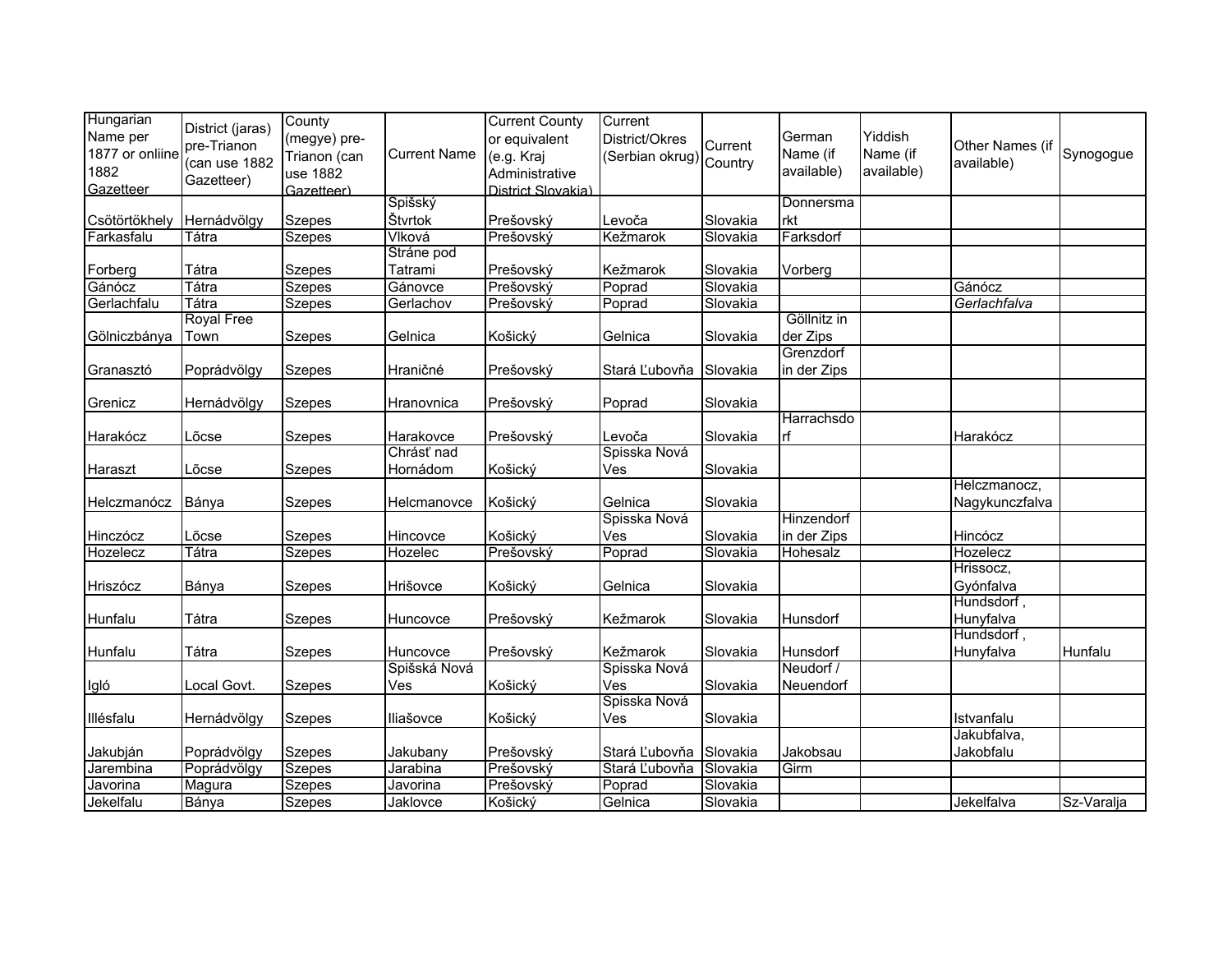| Hungarian Name per 1877 or onliine 1882 Gazetteer | District (jaras) pre-Trianon (can use 1882 Gazetteer) | County (megye) pre-Trianon (can use 1882 Gazetteer) | Current Name | Current County or equivalent (e.g. Kraj Administrative District Slovakia) | Current District/Okres (Serbian okrug) | Current Country | German Name (if available) | Yiddish Name (if available) | Other Names (if available) | Synogogue |
|---|---|---|---|---|---|---|---|---|---|---|
| Csütörtökhely | Hernádvölgy | Szepes | Spišský Štvrtok | Prešovský | Levoča | Slovakia | Donnersmarkt | | | |
| Farkasfalu | Tátra | Szepes | Vlková | Prešovský | Kežmarok | Slovakia | Farksdorf | | | |
| Forberg | Tátra | Szepes | Stráne pod Tatrami | Prešovský | Kežmarok | Slovakia | Vorberg | | | |
| Gánócz | Tátra | Szepes | Gánovce | Prešovský | Poprad | Slovakia | | | Gánócz | |
| Gerlachfalu | Tátra | Szepes | Gerlachov | Prešovský | Poprad | Slovakia | | | *Gerlachfalva* | |
| Gölniczbánya | Royal Free Town | Szepes | Gelnica | Košický | Gelnica | Slovakia | Göllnitz in der Zips | | | |
| Granasztó | Poprádvölgy | Szepes | Hraničné | Prešovský | Stará Ľubovňa | Slovakia | Grenzdorf in der Zips | | | |
| Grenicz | Hernádvölgy | Szepes | Hranovnica | Prešovský | Poprad | Slovakia | | | | |
| Harakócz | Lõcse | Szepes | Harakovce | Prešovský | Levoča | Slovakia | Harrachsdorf | | Harakócz | |
| Haraszt | Lõcse | Szepes | Chrásť nad Hornádom | Košický | Spisska Nová Ves | Slovakia | | | | |
| Helczmanócz | Bánya | Szepes | Helcmanovce | Košický | Gelnica | Slovakia | | | Helczmanocz, Nagykunczfalva | |
| Hinczócz | Lõcse | Szepes | Hincovce | Košický | Spisska Nová Ves | Slovakia | Hinzendorf in der Zips | | Hincócz | |
| Hozelecz | Tátra | Szepes | Hozelec | Prešovský | Poprad | Slovakia | Hohesalz | | Hozelecz | |
| Hriszócz | Bánya | Szepes | Hrišovce | Košický | Gelnica | Slovakia | | | Hrissocz, Gyónfalva | |
| Hunfalu | Tátra | Szepes | Huncovce | Prešovský | Kežmarok | Slovakia | Hunsdorf | | Hundsdorf , Hunyfalva | |
| Hunfalu | Tátra | Szepes | Huncovce | Prešovský | Kežmarok | Slovakia | Hunsdorf | | Hundsdorf , Hunyfalva | Hunfalu |
| Igló | Local Govt. | Szepes | Spišská Nová Ves | Košický | Spisska Nová Ves | Slovakia | Neudorf / Neuendorf | | | |
| Illésfalu | Hernádvölgy | Szepes | Iliašovce | Košický | Spisska Nová Ves | Slovakia | | | Istvanfalu | |
| Jakubján | Poprádvölgy | Szepes | Jakubany | Prešovský | Stará Ľubovňa | Slovakia | Jakobsau | | Jakubfalva, Jakobfalu | |
| Jarembina | Poprádvölgy | Szepes | Jarabina | Prešovský | Stará Ľubovňa | Slovakia | Girm | | | |
| Javorina | Magura | Szepes | Javorina | Prešovský | Poprad | Slovakia | | | | |
| Jekelfalu | Bánya | Szepes | Jaklovce | Košický | Gelnica | Slovakia | | | Jekelfalva | Sz-Varalja |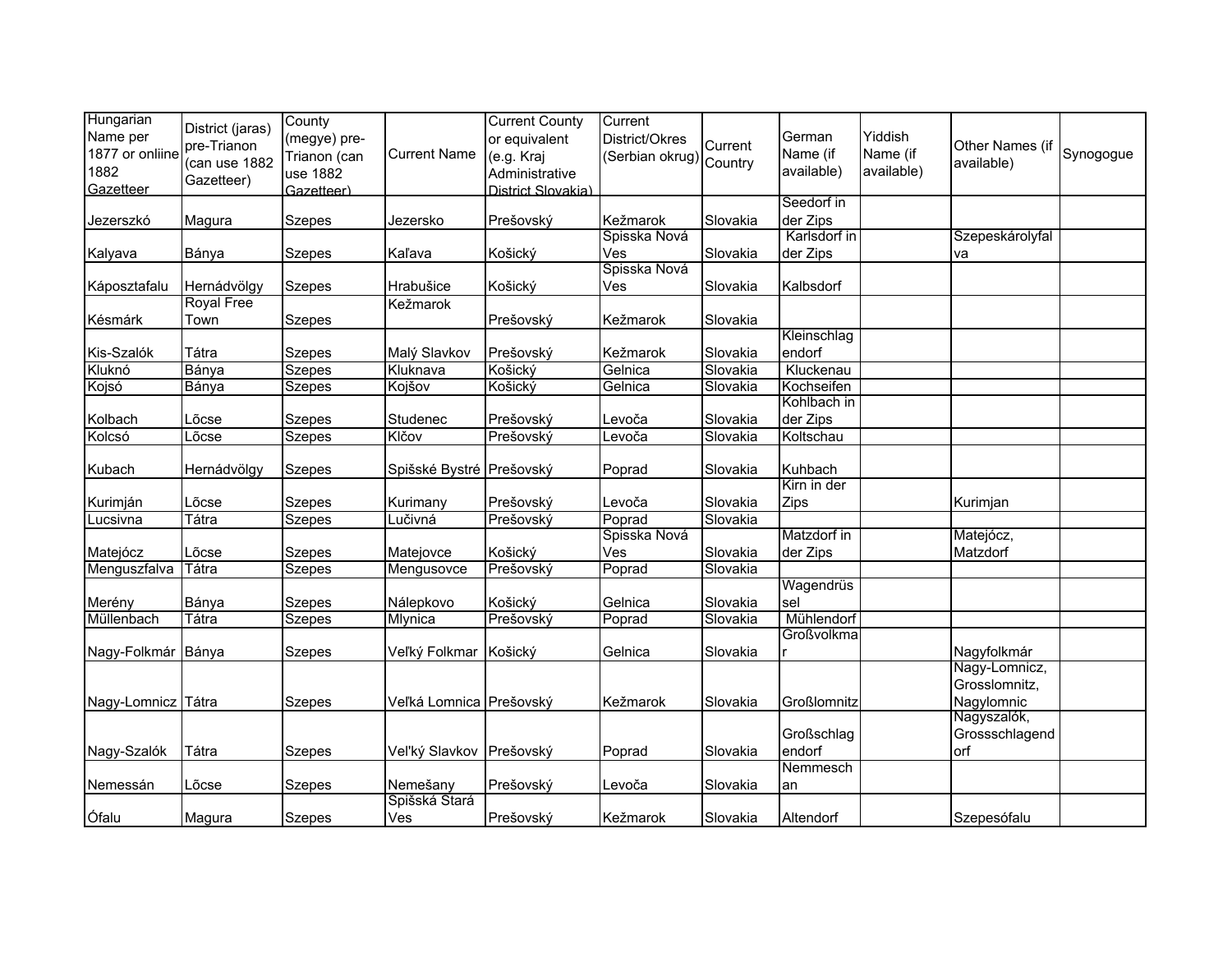| Hungarian Name per 1877 or onliine 1882 Gazetteer | District (jaras) pre-Trianon (can use 1882 Gazetteer) | County (megye) pre-Trianon (can use 1882 Gazetteer) | Current Name | Current County or equivalent (e.g. Kraj Administrative District Slovakia) | Current District/Okres (Serbian okrug) | Current Country | German Name (if available) | Yiddish Name (if available) | Other Names (if available) | Synogogue |
|---|---|---|---|---|---|---|---|---|---|---|
| Jezerszkó | Magura | Szepes | Jezersko | Prešovský | Kežmarok | Slovakia | Seedorf in der Zips | | | |
| Kalyava | Bánya | Szepes | Kaľava | Košický | Spisska Nová Ves | Slovakia | Karlsdorf in der Zips | | Szepeskárolyfalva | |
| Káposztafalu | Hernádvölgy | Szepes | Hrabušice | Košický | Spisska Nová Ves | Slovakia | Kalbsdorf | | | |
| Késmárk | Royal Free Town | Szepes | Kežmarok | Prešovský | Kežmarok | Slovakia | | | | |
| Kis-Szalók | Tátra | Szepes | Malý Slavkov | Prešovský | Kežmarok | Slovakia | Kleinschlagendorf | | | |
| Kluknó | Bánya | Szepes | Kluknava | Košický | Gelnica | Slovakia | Kluckenau | | | |
| Kojsó | Bánya | Szepes | Kojšov | Košický | Gelnica | Slovakia | Kochseifen | | | |
| Kolbach | Lőcse | Szepes | Studenec | Prešovský | Levoča | Slovakia | Kohlbach in der Zips | | | |
| Kolcsó | Lőcse | Szepes | Klčov | Prešovský | Levoča | Slovakia | Koltschau | | | |
| Kubach | Hernádvölgy | Szepes | Spišské Bystré | Prešovský | Poprad | Slovakia | Kuhbach | | | |
| Kurimján | Lőcse | Szepes | Kurimany | Prešovský | Levoča | Slovakia | Kirn in der Zips | | Kurimjan | |
| Lucsivna | Tátra | Szepes | Lučivná | Prešovský | Poprad | Slovakia | | | | |
| Matejócz | Lőcse | Szepes | Matejovce | Košický | Spisska Nová Ves | Slovakia | Matzdorf in der Zips | | Matejócz, Matzdorf | |
| Menguszfalva | Tátra | Szepes | Mengusovce | Prešovský | Poprad | Slovakia | | | | |
| Merény | Bánya | Szepes | Nálepkovo | Košický | Gelnica | Slovakia | Wagendrüssel | | | |
| Müllenbach | Tátra | Szepes | Mlynica | Prešovský | Poprad | Slovakia | Mühlendorf | | | |
| Nagy-Folkmár | Bánya | Szepes | Veľký Folkmar | Košický | Gelnica | Slovakia | Großvolkmar | | Nagyfolkmár | |
| Nagy-Lomnicz | Tátra | Szepes | Veľká Lomnica | Prešovský | Kežmarok | Slovakia | Großlomnitz | | Nagy-Lomnicz, Grosslomnitz, Nagylomnic | |
| Nagy-Szalók | Tátra | Szepes | Veľký Slavkov | Prešovský | Poprad | Slovakia | Großschlagendorf | | Nagyszalók, Grossschlagendorf | |
| Nemessán | Lőcse | Szepes | Nemešany | Prešovský | Levoča | Slovakia | Nemmeschan | | | |
| Ófalu | Magura | Szepes | Spišská Stará Ves | Prešovský | Kežmarok | Slovakia | Altendorf | | Szepesófalu | |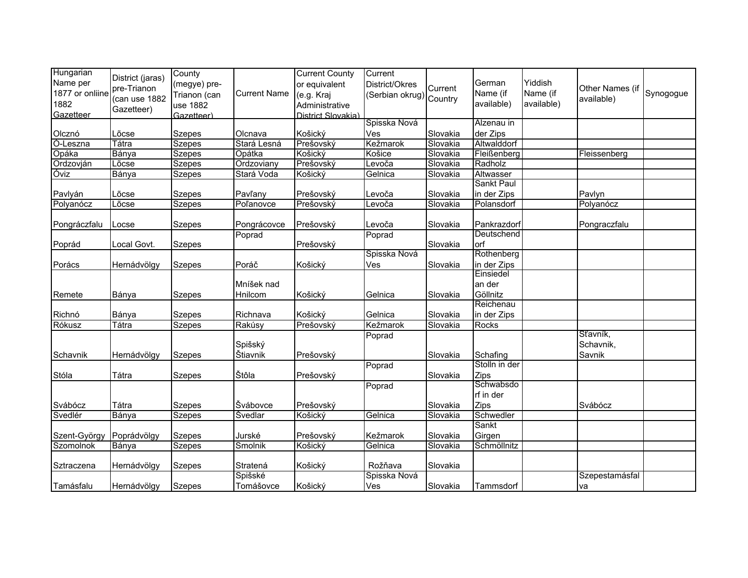| Hungarian Name per 1877 or onliine 1882 Gazetteer | District (jaras) pre-Trianon (can use 1882 Gazetteer) | County (megye) pre-Trianon (can use 1882 Gazetteer) | Current Name | Current County or equivalent (e.g. Kraj Administrative District Slovakia) | Current District/Okres (Serbian okrug) | Current Country | German Name (if available) | Yiddish Name (if available) | Other Names (if available) | Synogogue |
|---|---|---|---|---|---|---|---|---|---|---|
| Olcznó | Lõcse | Szepes | Olcnava | Košický | Spisska Nová Ves | Slovakia | Alzenau in der Zips | | | |
| Ó-Leszna | Tátra | Szepes | Stará Lesná | Prešovský | Kežmarok | Slovakia | Altwalddorf | | | |
| Opáka | Bánya | Szepes | Opátka | Košický | Košice | Slovakia | Fleißenberg | | Fleissenberg | |
| Ordzovján | Lõcse | Szepes | Ordzoviany | Prešovský | Levoča | Slovakia | Radholz | | | |
| Óviz | Bánya | Szepes | Stará Voda | Košický | Gelnica | Slovakia | Altwasser | | | |
| Pavlyán | Lõcse | Szepes | Pavľany | Prešovský | Levoča | Slovakia | Sankt Paul in der Zips | | Pavlyn | |
| Polyanócz | Lõcse | Szepes | Poľanovce | Prešovský | Levoča | Slovakia | Polansdorf | | Polyanócz | |
| Pongráczfalu | Locse | Szepes | Pongrácovce | Prešovský | Levoča | Slovakia | Pankrazdorf | | Pongraczfalu | |
| Poprád | Local Govt. | Szepes | Poprad | Prešovský | Poprad | Slovakia | Deutschendorf | | | |
| Porács | Hernádvölgy | Szepes | Poráč | Košický | Spisska Nová Ves | Slovakia | Rothenberg in der Zips | | | |
| Remete | Bánya | Szepes | Mníšek nad Hnilcom | Košický | Gelnica | Slovakia | Einsiedel an der Göllnitz | | | |
| Richnó | Bánya | Szepes | Richnava | Košický | Gelnica | Slovakia | Reichenau in der Zips | | | |
| Rókusz | Tátra | Szepes | Rakúsy | Prešovský | Kežmarok | Slovakia | Rocks | | | |
| Schavnik | Hernádvölgy | Szepes | Spišský Štiavnik | Prešovský | Poprad | Slovakia | Schafing | | Sťavník, Schavnik, Savnik | |
| Stóla | Tátra | Szepes | Štôla | Prešovský | Poprad | Slovakia | Stolln in der Zips | | | |
| Svábócz | Tátra | Szepes | Švábovce | Prešovský | Poprad | Slovakia | Schwabsdorf in der Zips | | Svábócz | |
| Svedlér | Bánya | Szepes | Švedlar | Košický | Gelnica | Slovakia | Schwedler | | | |
| Szent-György | Poprádvölgy | Szepes | Jurské | Prešovský | Kežmarok | Slovakia | Sankt Girgen | | | |
| Szomolnok | Bánya | Szepes | Smolnik | Košický | Gelnica | Slovakia | Schmöllnitz | | | |
| Sztraczena | Hernádvölgy | Szepes | Stratená | Košický | Rožňava | Slovakia | | | | |
| Tamásfalu | Hernádvölgy | Szepes | Spišské Tomášovce | Košický | Spisska Nová Ves | Slovakia | Tammsdorf | | Szepestamásfalva | |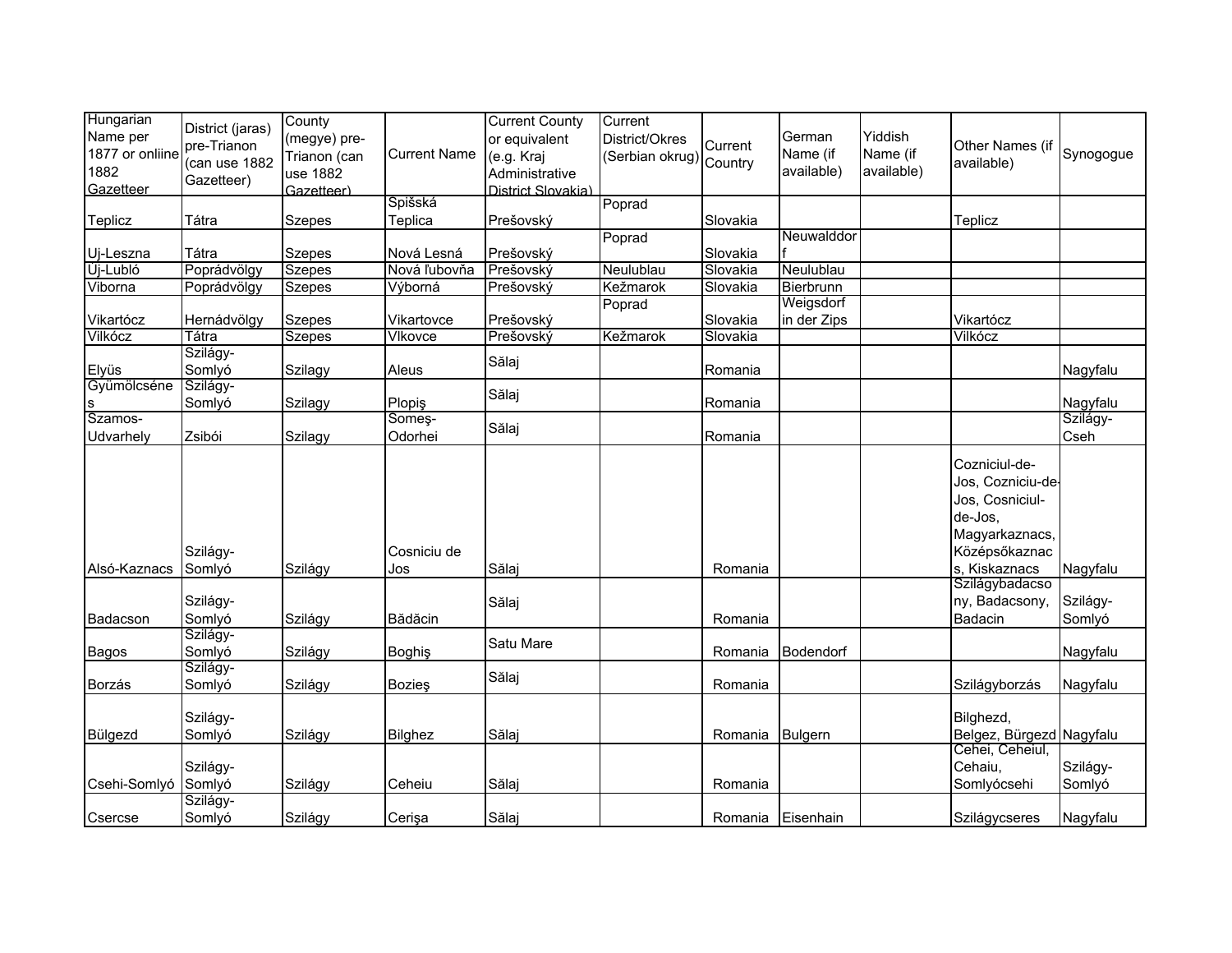| Hungarian Name per 1877 or onliine 1882 Gazetteer | District (jaras) pre-Trianon (can use 1882 Gazetteer) | County (megye) pre-Trianon (can use 1882 Gazetteer) | Current Name | Current County or equivalent (e.g. Kraj Administrative District Slovakia) | Current District/Okres (Serbian okrug) | Current Country | German Name (if available) | Yiddish Name (if available) | Other Names (if available) | Synogogue |
|---|---|---|---|---|---|---|---|---|---|---|
| Teplicz | Tátra | Szepes | Spišská Teplica | Prešovský | Poprad | Slovakia | | | Teplicz | |
| Uj-Leszna | Tátra | Szepes | Nová Lesná | Prešovský | Poprad | Slovakia | Neuwalddorf | | | |
| Uj-Lubló | Poprádvölgy | Szepes | Nová ľubovňa | Prešovský | Neulublau | Slovakia | Neulublau | | | |
| Viborna | Poprádvölgy | Szepes | Výborná | Prešovský | Kežmarok | Slovakia | Bierbrunn | | | |
| Vikartócz | Hernádvölgy | Szepes | Vikartovce | Prešovský | Poprad | Slovakia | Weigsdorf in der Zips | | Vikartócz | |
| Vilkócz | Tátra | Szepes | Vlkovce | Prešovský | Kežmarok | Slovakia | | | Vilkócz | |
| Elyüs | Szilágy-Somlyó | Szilagy | Aleus | Sălaj | | Romania | | | | Nagyfalu |
| Gyümölcsénes | Szilágy-Somlyó | Szilagy | Plopiş | Sălaj | | Romania | | | | Nagyfalu |
| Szamos-Udvarhely | Zsibói | Szilagy | Someş-Odorhei | Sălaj | | Romania | | | | Szilágy-Cseh |
| Alsó-Kaznacs | Szilágy-Somlyó | Szilágy | Cosniciu de Jos | Sălaj | | Romania | | | Cozniciul-de-Jos, Cozniciu-de-Jos, Cosniciul-de-Jos, Magyarkaznacs, Középsőkaznacs, Kiskaznacs | Nagyfalu |
| Badacson | Szilágy-Somlyó | Szilágy | Bădăcin | Sălaj | | Romania | | | Szilágybadacsony, Badacsony, Badacin | Szilágy-Somlyó |
| Bagos | Szilágy-Somlyó | Szilágy | Boghiş | Satu Mare | | Romania | Bodendorf | | | Nagyfalu |
| Borzás | Szilágy-Somlyó | Szilágy | Bozieş | Sălaj | | Romania | | | Szilágyborzás | Nagyfalu |
| Bülgezd | Szilágy-Somlyó | Szilágy | Bilghez | Sălaj | | Romania | Bulgern | | Bilghezd, Belgez, Bürgezd | Nagyfalu |
| Csehi-Somlyó | Szilágy-Somlyó | Szilágy | Ceheiu | Sălaj | | Romania | | | Cehei, Ceheiul, Cehaiu, Somlyócsehi | Szilágy-Somlyó |
| Csercse | Szilágy-Somlyó | Szilágy | Cerişa | Sălaj | | Romania | Eisenhain | | Szilágycseres | Nagyfalu |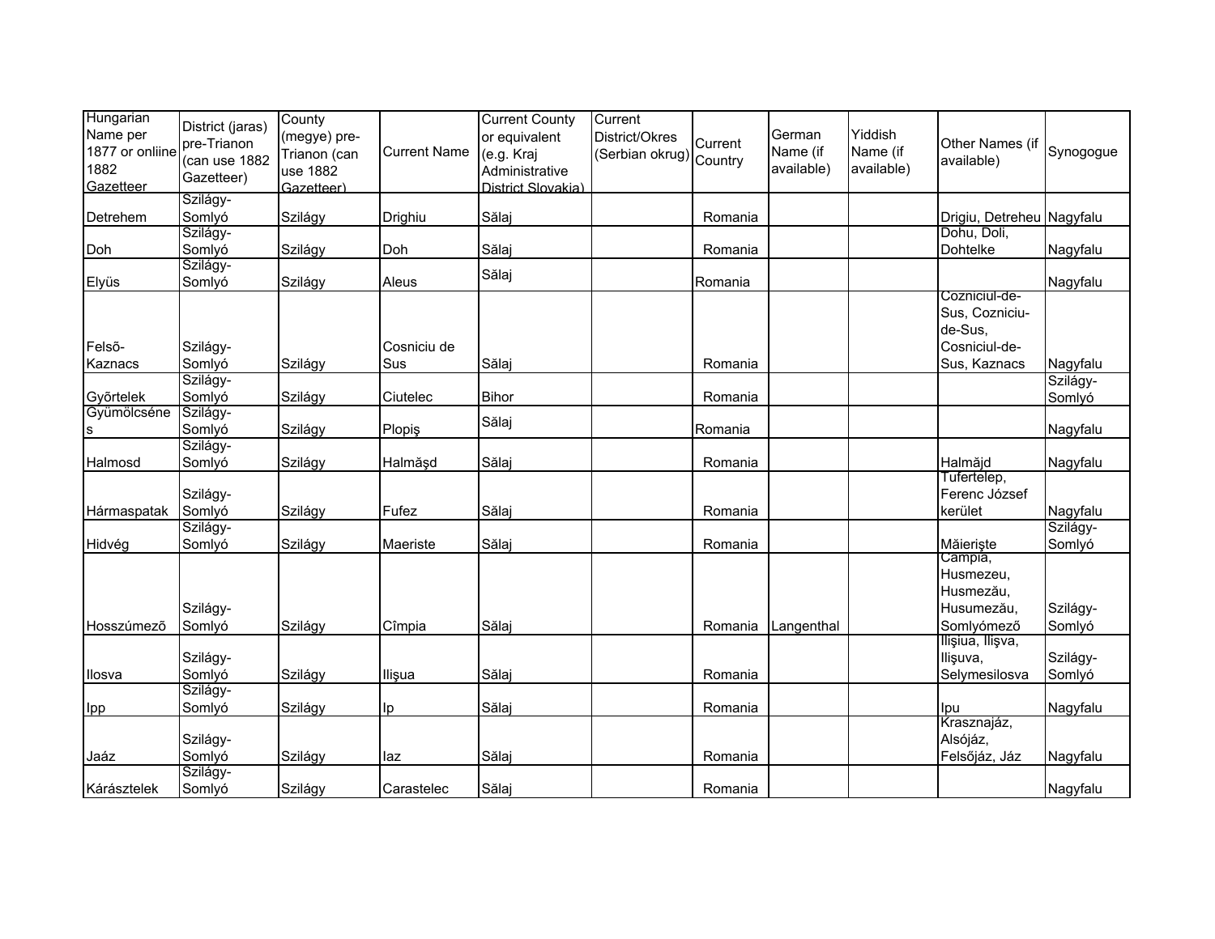| Hungarian Name per 1877 or onliine 1882 Gazetteer | District (jaras) pre-Trianon (can use 1882 Gazetteer) | County (megye) pre-Trianon (can use 1882 Gazetteer) | Current Name | Current County or equivalent (e.g. Kraj Administrative District Slovakia) | Current District/Okres (Serbian okrug) | Current Country | German Name (if available) | Yiddish Name (if available) | Other Names (if available) | Synogogue |
|---|---|---|---|---|---|---|---|---|---|---|
| Detrehem | Szilágy-Somlyó | Szilágy | Drighiu | Sălaj | | Romania | | | Drigiu, Detreheu | Nagyfalu |
| Doh | Szilágy-Somlyó | Szilágy | Doh | Sălaj | | Romania | | | Dohu, Doli, Dohtelke | Nagyfalu |
| Elyüs | Szilágy-Somlyó | Szilágy | Aleus | Sălaj | | Romania | | | | Nagyfalu |
| Felső-Kaznacs | Szilágy-Somlyó | Szilágy | Cosniciu de Sus | Sălaj | | Romania | | | Cozniciul-de-Sus, Cozniciu-de-Sus, Cosniciul-de-Sus, Kaznacs | Nagyfalu |
| Gyõrtelek | Szilágy-Somlyó | Szilágy | Ciutelec | Bihor | | Romania | | | | Szilágy-Somlyó |
| Gyümölcsénes | Szilágy-Somlyó | Szilágy | Plopiş | Sălaj | | Romania | | | | Nagyfalu |
| Halmosd | Szilágy-Somlyó | Szilágy | Halmăşd | Sălaj | | Romania | | | Halmăjd | Nagyfalu |
| Hármaspatak | Szilágy-Somlyó | Szilágy | Fufez | Sălaj | | Romania | | | Tufertelep, Ferenc József kerület | Nagyfalu |
| Hidvég | Szilágy-Somlyó | Szilágy | Maeriste | Sălaj | | Romania | | | Măierişte | Szilágy-Somlyó |
| Hosszúmezõ | Szilágy-Somlyó | Szilágy | Cîmpia | Sălaj | | Romania | Langenthal | | Campia, Husmezeu, Husmezău, Husumezău, Somlyómező | Szilágy-Somlyó |
| Ilosva | Szilágy-Somlyó | Szilágy | Ilişua | Sălaj | | Romania | | | Ilişiua, Ilişva, Ilişuva, Selymesilosva | Szilágy-Somlyó |
| Ipp | Szilágy-Somlyó | Szilágy | Ip | Sălaj | | Romania | | | Ipu | Nagyfalu |
| Jaáz | Szilágy-Somlyó | Szilágy | Iaz | Sălaj | | Romania | | | Krasznajáz, Alsójáz, Felsőjáz, Jáz | Nagyfalu |
| Kárásztelek | Szilágy-Somlyó | Szilágy | Carastelec | Sălaj | | Romania | | | | Nagyfalu |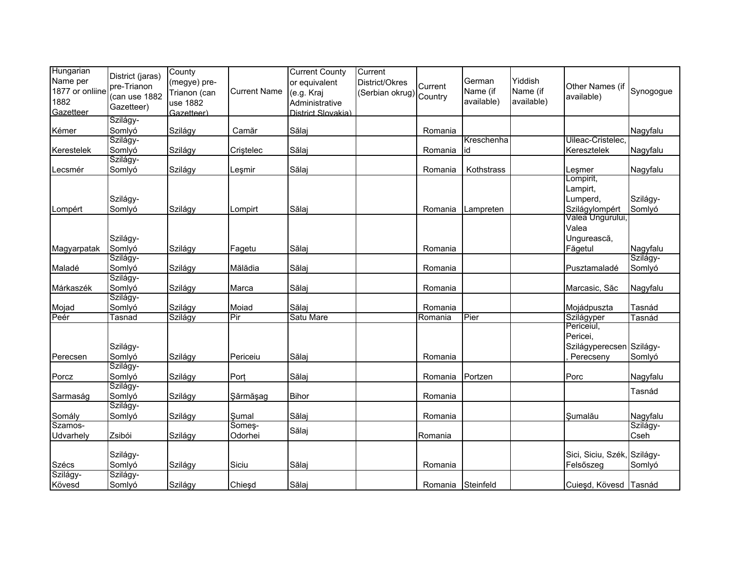| Hungarian Name per 1877 or onliine 1882 Gazetteer | District (jaras) pre-Trianon (can use 1882 Gazetteer) | County (megye) pre-Trianon (can use 1882 Gazetteer) | Current Name | Current County or equivalent (e.g. Kraj Administrative District Slovakia) | Current District/Okres (Serbian okrug) | Current Country | German Name (if available) | Yiddish Name (if available) | Other Names (if available) | Synogogue |
|---|---|---|---|---|---|---|---|---|---|---|
| Kémer | Szilágy-Somlyó | Szilágy | Camăr | Sălaj | | Romania | | | | Nagyfalu |
| Kerestelek | Szilágy-Somlyó | Szilágy | Crişteleс | Sălaj | | Romania | Kreschenhaid | | Uileac-Cristelec, Keresztelek | Nagyfalu |
| Lecsmér | Szilágy-Somlyó | Szilágy | Leşmir | Sălaj | | Romania | Kothstrass | | Leşmer | Nagyfalu |
| Lompért | Szilágy-Somlyó | Szilágy | Lompirt | Sălaj | | Romania | Lampreten | | Lompirit, Lampirt, Lumperd, Szilágylompért | Szilágy-Somlyó |
| Magyarpatak | Szilágy-Somlyó | Szilágy | Fagetu | Sălaj | | Romania | | | Valea Ungurului, Valea Ungurească, Făgetul | Nagyfalu |
| Maladé | Szilágy-Somlyó | Szilágy | Mălădia | Sălaj | | Romania | | | Pusztamaladé | Szilágy-Somlyó |
| Márkaszék | Szilágy-Somlyó | Szilágy | Marca | Sălaj | | Romania | | | Marcasic, Săc | Nagyfalu |
| Mojad | Szilágy-Somlyó | Szilágy | Moiad | Sălaj | | Romania | | | Mojádpuszta | Tasnád |
| Peér | Tasnad | Szilágy | Pir | Satu Mare | | Romania | Pier | | Szilágyper | Tasnád |
| Perecsen | Szilágy-Somlyó | Szilágy | Periceiu | Sălaj | | Romania | | | Periceiul, Pericei, Szilágyperecsen, Perecseny | Szilágy-Somlyó |
| Porcz | Szilágy-Somlyó | Szilágy | Porț | Sălaj | | Romania | Portzen | | Porc | Nagyfalu |
| Sarmaság | Szilágy-Somlyó | Szilágy | Şărmăşag | Bihor | | Romania | | | | Tasnád |
| Somály | Szilágy-Somlyó | Szilágy | Şumal | Sălaj | | Romania | | | Şumalău | Nagyfalu |
| Szamos-Udvarhely | Zsibói | Szilágy | Someş-Odorhei | Sălaj | | Romania | | | | Szilágy-Cseh |
| Szécs | Szilágy-Somlyó | Szilágy | Siciu | Sălaj | | Romania | | | Sici, Siciu, Szék, Felsőszeg | Szilágy-Somlyó |
| Szilágy-Kövesd | Szilágy-Somlyó | Szilágy | Chieşd | Sălaj | | Romania | Steinfeld | | Cuieşd, Kövesd | Tasnád |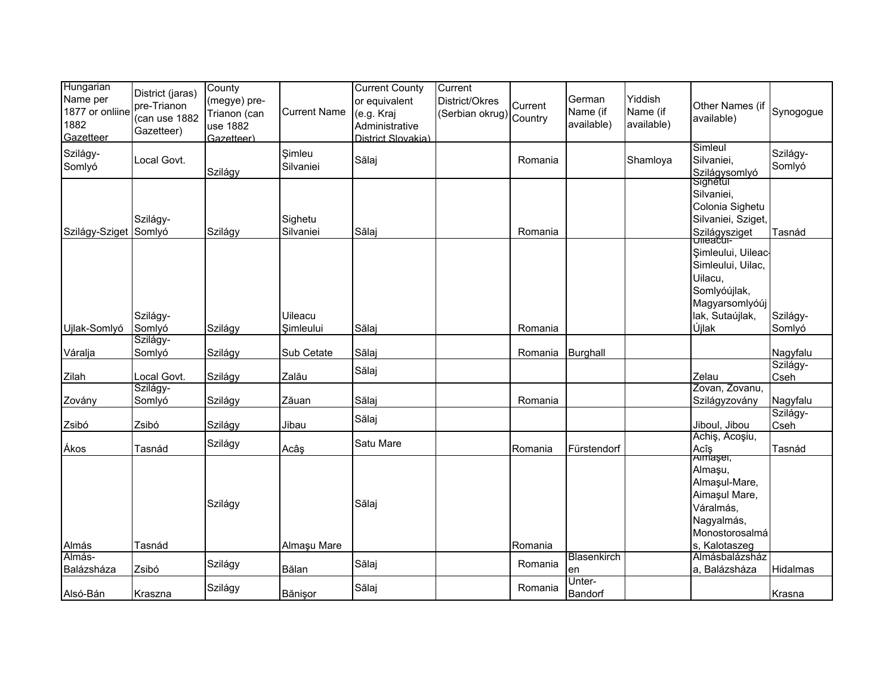| Hungarian Name per 1877 or onliine 1882 Gazetteer | District (jaras) pre-Trianon (can use 1882 Gazetteer) | County (megye) pre-Trianon (can use 1882 Gazetteer) | Current Name | Current County or equivalent (e.g. Kraj Administrative District Slovakia) | Current District/Okres (Serbian okrug) | Current Country | German Name (if available) | Yiddish Name (if available) | Other Names (if available) | Synogogue |
|---|---|---|---|---|---|---|---|---|---|---|
| Szilágy-Somlyó | Local Govt. | Szilágy | Şimleu Silvaniei | Sălaj | | Romania | | Shamloya | Simleul Silvaniei, Szilágysomlyó | Szilágy-Somlyó |
| Szilágy-Sziget | Szilágy-Somlyó | Szilágy | Sighetu Silvaniei | Sălaj | | Romania | | | Sighetul Silvaniei, Colonia Sighetu Silvaniei, Sziget, Szilágysziget | Tasnád |
| Ujlak-Somlyó | Szilágy-Somlyó | Szilágy | Uileacu Şimleului | Sălaj | | Romania | | | Uileacul-Şimleului, Uileac-Simleului, Uilac, Uilacu, Somlyóújlak, Magyarsomlyóújlak, Sutaújlak, Újlak | Szilágy-Somlyó |
| Váralja | Szilágy-Somlyó | Szilágy | Sub Cetate | Sălaj | | Romania | Burghall | | | Nagyfalu |
| Zilah | Local Govt. | Szilágy | Zalău | Sălaj | | | | | Zelau | Szilágy-Cseh |
| Zovány | Szilágy-Somlyó | Szilágy | Zăuan | Sălaj | | Romania | | | Zovan, Zovanu, Szilágyzovány | Nagyfalu |
| Zsibó | Zsibó | Szilágy | Jibau | Sălaj | | | | | Jiboul, Jibou | Szilágy-Cseh |
| Ákos | Tasnád | Szilágy | Acâş | Satu Mare | | Romania | Fürstendorf | | Achiş, Acoşiu, Acîş | Tasnád |
| Almás | Tasnád | Szilágy | Almaşu Mare | Sălaj | | Romania | | | Almaşel, Almaşu, Almaşul-Mare, Aimaşul Mare, Váralmás, Nagyalmás, Monostorosalmás, Kalotaszeg | |
| Almás-Balázsháza | Zsibó | Szilágy | Bălan | Sălaj | | Romania | Blasenkirchen | | Almásbalázsháza, Balázsháza | Hidalmas |
| Alsó-Bán | Kraszna | Szilágy | Bănişor | Sălaj | | Romania | Unter-Bandorf | | | Krasna |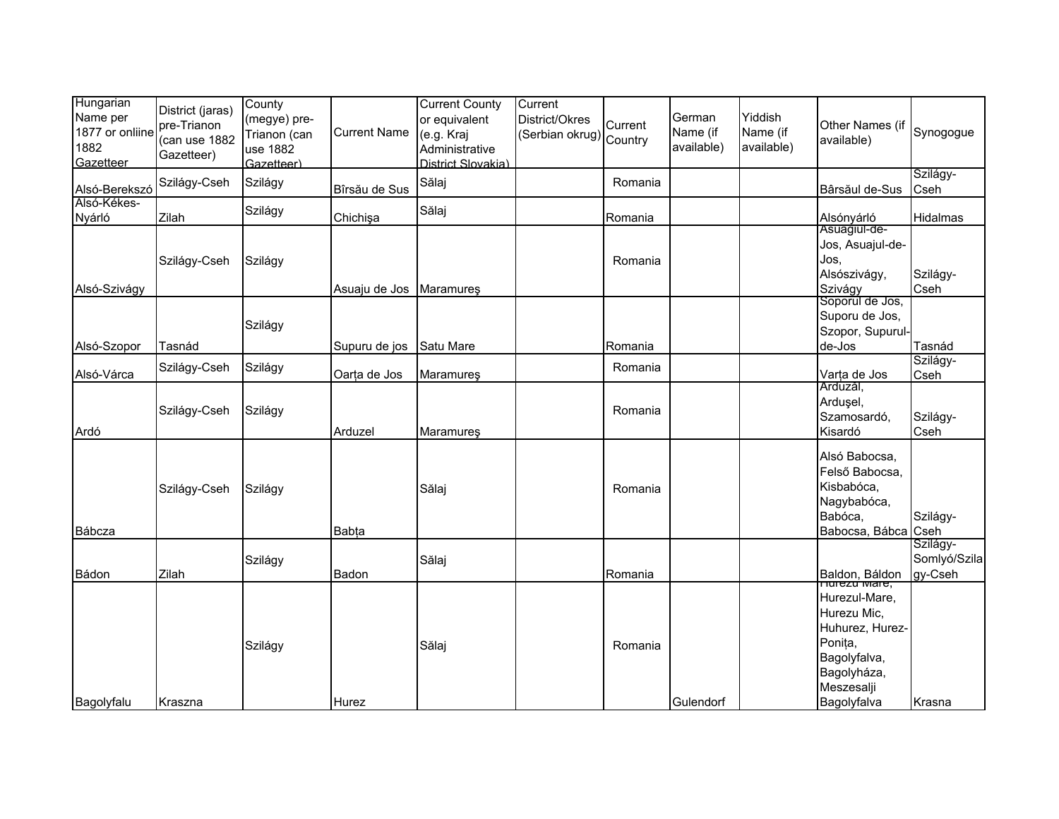| Hungarian Name per 1877 or onliine 1882 Gazetteer | District (jaras) pre-Trianon (can use 1882 Gazetteer) | County (megye) pre-Trianon (can use 1882 Gazetteer) | Current Name | Current County or equivalent (e.g. Kraj Administrative District Slovakia) | Current District/Okres (Serbian okrug) | Current Country | German Name (if available) | Yiddish Name (if available) | Other Names (if available) | Synogogue |
|---|---|---|---|---|---|---|---|---|---|---|
| Alsó-Berekszó | Szilágy-Cseh | Szilágy | Bîrsău de Sus | Sălaj | | Romania | | | Bârsăul de-Sus | Szilágy-Cseh |
| Alsó-Kékes-Nyárló | Zilah | Szilágy | Chichişa | Sălaj | | Romania | | | Alsónyárló | Hidalmas |
| Alsó-Szivágy | Szilágy-Cseh | Szilágy | Asuaju de Jos | Maramureş | | Romania | | | Asuagiul-de-Jos, Asuajul-de-Jos, Alsószivágy, Szivágy | Szilágy-Cseh |
| Alsó-Szopor | Tasnád | Szilágy | Supuru de jos | Satu Mare | | Romania | | | Soporul de Jos, Suporu de Jos, Szopor, Supurul-de-Jos | Tasnád |
| Alsó-Várca | Szilágy-Cseh | Szilágy | Oarţa de Jos | Maramureş | | Romania | | | Varţa de Jos | Szilágy-Cseh |
| Ardó | Szilágy-Cseh | Szilágy | Arduzel | Maramureş | | Romania | | | Arduzal, Arduşel, Szamosardó, Kisardó | Szilágy-Cseh |
| Bábcza | Szilágy-Cseh | Szilágy | Babţa | Sălaj | | Romania | | | Alsó Babocsa, Felső Babocsa, Kisbabóca, Nagybabóca, Babóca, Babocsa, Bábca | Szilágy-Cseh |
| Bádon | Zilah | Szilágy | Badon | Sălaj | | Romania | | | Baldon, Báldon | Szilágy-Somlyó/Szilagy-Cseh |
| Bagolyfalu | Kraszna | Szilágy | Hurez | Sălaj | | Romania | Gulendorf | | Hurezu Mare, Hurezul-Mare, Hurezu Mic, Huhurez, Hurez-Poniţa, Bagolyfalva, Bagolyháza, Meszesalji Bagolyfalva | Krasna |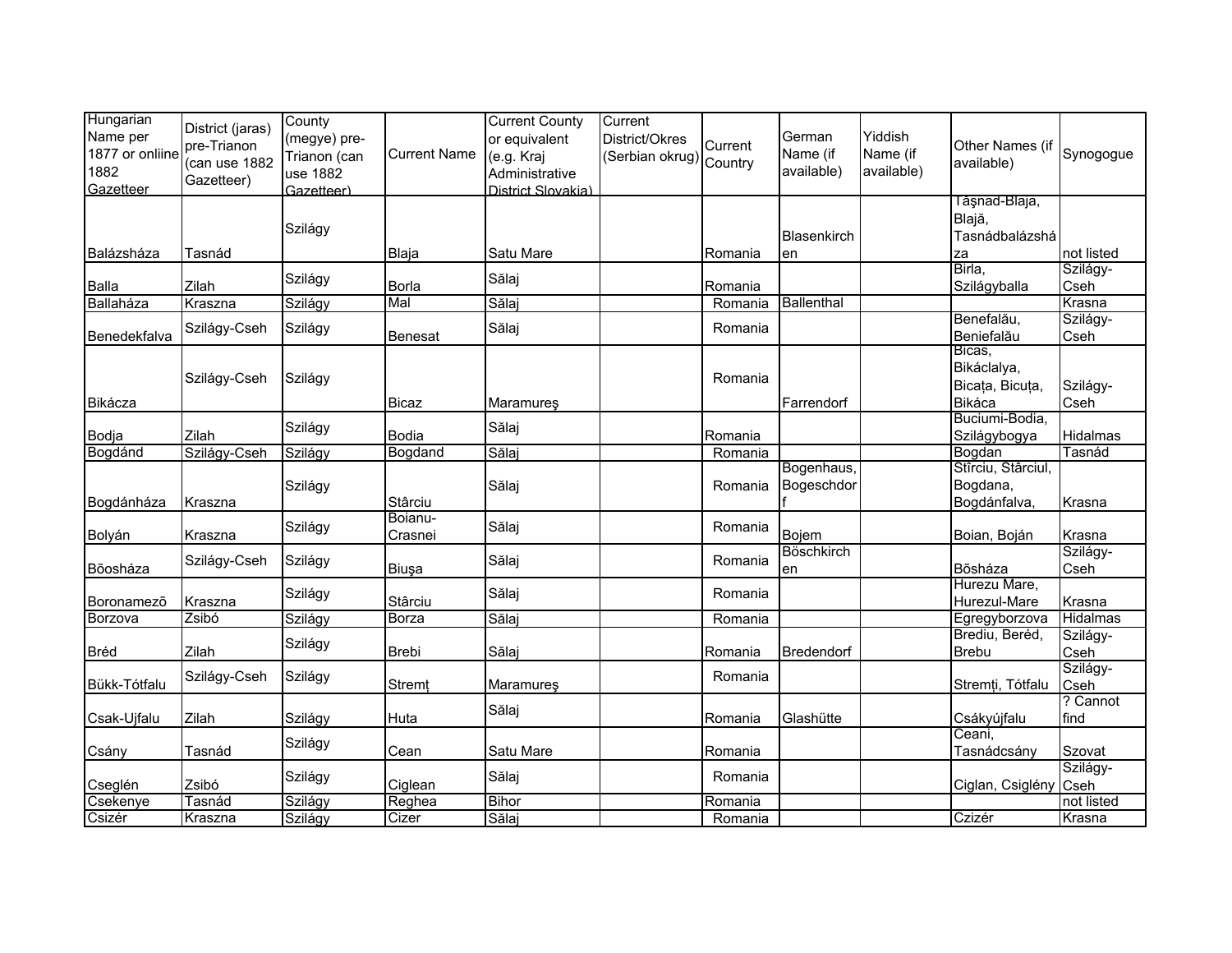| Hungarian Name per 1877 or onliine 1882 Gazetteer | District (jaras) pre-Trianon (can use 1882 Gazetteer) | County (megye) pre-Trianon (can use 1882 Gazetteer) | Current Name | Current County or equivalent (e.g. Kraj Administrative District Slovakia) | Current District/Okres (Serbian okrug) | Current Country | German Name (if available) | Yiddish Name (if available) | Other Names (if available) | Synogogue |
|---|---|---|---|---|---|---|---|---|---|---|
| Balázsháza | Tasnád | Szilágy | Blaja | Satu Mare | | Romania | Blasenkirchen | | Tăşnad-Blaja, Blajă, Tasnádbalázsháza | not listed |
| Balla | Zilah | Szilágy | Borla | Sălaj | | Romania | | | Birla, Szilágyballa | Szilágy-Cseh |
| Ballaháza | Kraszna | Szilágy | Mal | Sălaj | | Romania | Ballenthal | | | Krasna |
| Benedekfalva | Szilágy-Cseh | Szilágy | Benesat | Sălaj | | Romania | | | Benefalău, Beniefalău | Szilágy-Cseh |
| Bikácza | Szilágy-Cseh | Szilágy | Bicaz | Maramureş | | Romania | Farrendorf | | Bicas, Bikáclalya, Bicața, Bicuța, Bikáca | Szilágy-Cseh |
| Bodja | Zilah | Szilágy | Bodia | Sălaj | | Romania | | | Buciumi-Bodia, Szilágybogya | Hidalmas |
| Bogdánd | Szilágy-Cseh | Szilágy | Bogdand | Sălaj | | Romania | | | Bogdan | Tasnád |
| Bogdánháza | Kraszna | Szilágy | Stârciu | Sălaj | | Romania | Bogenhaus, Bogeschdorf | | Stîrciu, Stârciul, Bogdana, Bogdánfalva, | Krasna |
| Bolyán | Kraszna | Szilágy | Boianu-Crasnei | Sălaj | | Romania | Bojem | | Boian, Boján | Krasna |
| Bõosháza | Szilágy-Cseh | Szilágy | Biuşa | Sălaj | | Romania | Böschkirchen | | Bõsháza | Szilágy-Cseh |
| Boronamezõ | Kraszna | Szilágy | Stârciu | Sălaj | | Romania | | | Hurezu Mare, Hurezul-Mare | Krasna |
| Borzova | Zsibó | Szilágy | Borza | Sălaj | | Romania | | | Egregyborzova | Hidalmas |
| Bréd | Zilah | Szilágy | Brebi | Sălaj | | Romania | Bredendorf | | Brediu, Beréd, Brebu | Szilágy-Cseh |
| Bükk-Tótfalu | Szilágy-Cseh | Szilágy | Stremț | Maramureş | | Romania | | | Stremți, Tótfalu | Szilágy-Cseh |
| Csak-Ujfalu | Zilah | Szilágy | Huta | Sălaj | | Romania | Glashütte | | Csákyújfalu | ? Cannot find |
| Csány | Tasnád | Szilágy | Cean | Satu Mare | | Romania | | | Ceani, Tasnádcsány | Szovat |
| Cseglén | Zsibó | Szilágy | Ciglean | Sălaj | | Romania | | | Ciglan, Csiglény | Szilágy-Cseh |
| Csekenye | Tasnád | Szilágy | Reghea | Bihor | | Romania | | | | not listed |
| Csizér | Kraszna | Szilágy | Cizer | Sălaj | | Romania | | | Czizér | Krasna |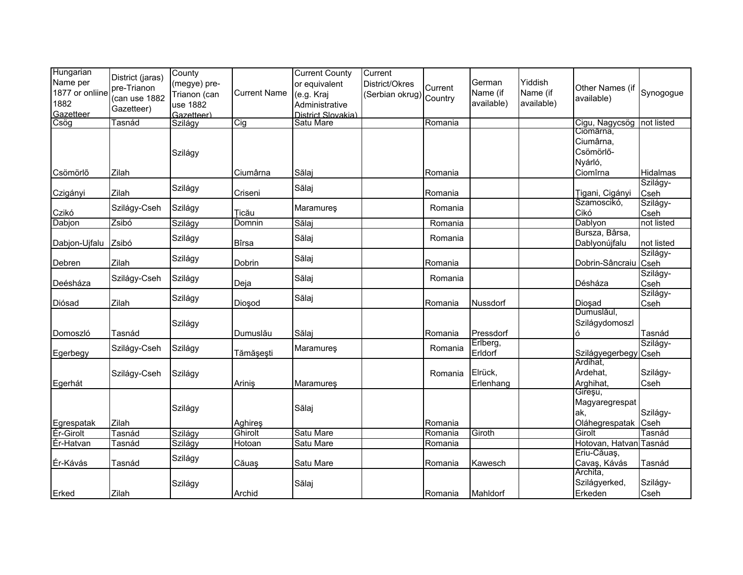| Hungarian Name per 1877 or onliine 1882 Gazetteer | District (jaras) pre-Trianon (can use 1882 Gazetteer) | County (megye) pre-Trianon (can use 1882 Gazetteer) | Current Name | Current County or equivalent (e.g. Kraj Administrative District Slovakia) | Current District/Okres (Serbian okrug) | Current Country | German Name (if available) | Yiddish Name (if available) | Other Names (if available) | Synogogue |
|---|---|---|---|---|---|---|---|---|---|---|
| Csög | Tasnád | Szilágy | Cig | Satu Mare | | Romania | | | Cigu, Nagycsög | not listed |
| Csömörlõ | Zilah | Szilágy | Ciumârna | Sălaj | | Romania | | | Ciomărna, Ciumârna, Csömörlő-Nyárló, Ciomîrna | Hidalmas |
| Czigányi | Zilah | Szilágy | Criseni | Sălaj | | Romania | | | Ţigani, Cigányi | Szilágy-Cseh |
| Czikó | Szilágy-Cseh | Szilágy | Ţicău | Maramureş | | Romania | | | Szamoscikó, Cikó | Szilágy-Cseh |
| Dabjon | Zsibó | Szilágy | Domnin | Sălaj | | Romania | | | Dablyon | not listed |
| Dabjon-Ujfalu | Zsibó | Szilágy | Bîrsa | Sălaj | | Romania | | | Bursza, Bârsa, Dablyonújfalu | not listed |
| Debren | Zilah | Szilágy | Dobrin | Sălaj | | Romania | | | Dobrin-Sâncraiu | Szilágy-Cseh |
| Deésháza | Szilágy-Cseh | Szilágy | Deja | Sălaj | | Romania | | | Désháza | Szilágy-Cseh |
| Diósad | Zilah | Szilágy | Dioşod | Sălaj | | Romania | Nussdorf | | Dioşad | Szilágy-Cseh |
| Domoszló | Tasnád | Szilágy | Dumuslău | Sălaj | | Romania | Pressdorf | | Dumuslăul, Szilágydomoszló | Tasnád |
| Egerbegy | Szilágy-Cseh | Szilágy | Tămăşeşti | Maramureş | | Romania | Erlberg, Erldorf | | Szilágyegerbegy | Szilágy-Cseh |
| Egerhát | Szilágy-Cseh | Szilágy | Ariniş | Maramureş | | Romania | Elrück, Erlenhang | | Ardihat, Ardehat, Arghihat, | Szilágy-Cseh |
| Egrespatak | Zilah | Szilágy | Aghireş | Sălaj | | Romania | | | Gireşu, Magyaregrespatak, Oláhegrespatak | Szilágy-Cseh |
| Ér-Girolt | Tasnád | Szilágy | Ghirolt | Satu Mare | | Romania | Giroth | | Girolt | Tasnád |
| Ér-Hatvan | Tasnád | Szilágy | Hotoan | Satu Mare | | Romania | | | Hotovan, Hatvan | Tasnád |
| Ér-Kávás | Tasnád | Szilágy | Căuaş | Satu Mare | | Romania | Kawesch | | Eriu-Căuaş, Cavaş, Kávás | Tasnád |
| Erked | Zilah | Szilágy | Archid | Sălaj | | Romania | Mahldorf | | Archita, Szilágyerked, Erkeden | Szilágy-Cseh |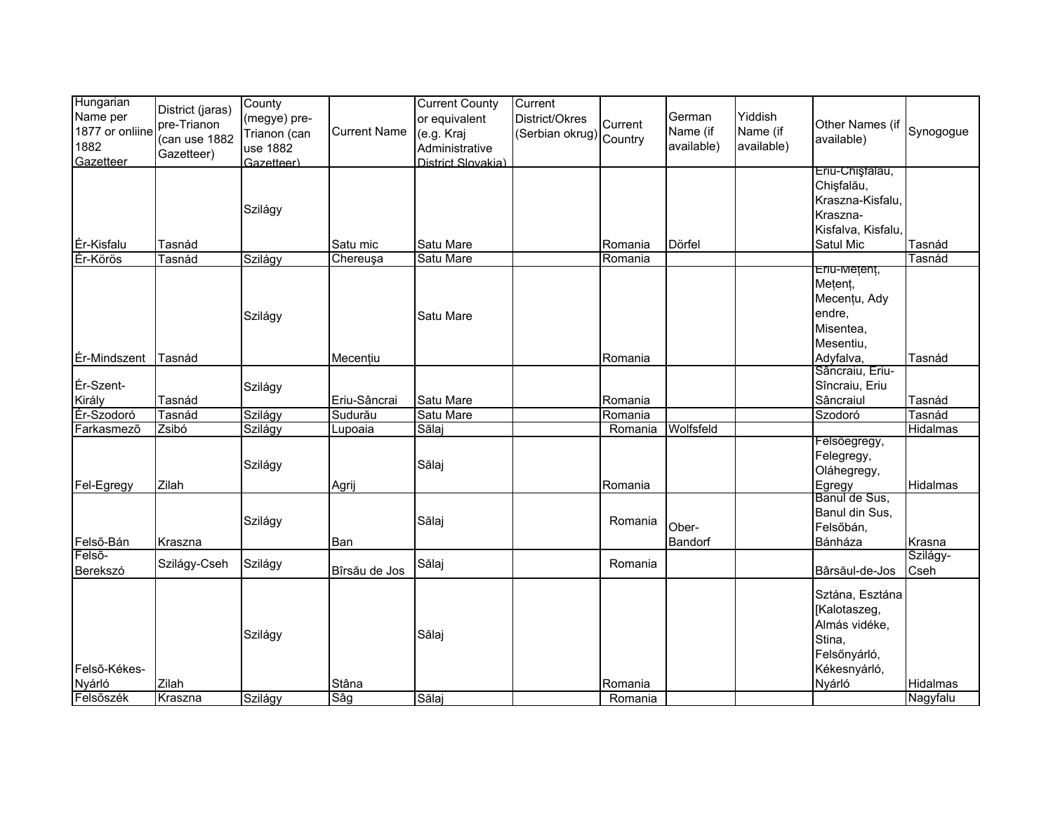| Hungarian Name per 1877 or onliine 1882 Gazetteer | District (jaras) pre-Trianon (can use 1882 Gazetteer) | County (megye) pre-Trianon (can use 1882 Gazetteer) | Current Name | Current County or equivalent (e.g. Kraj Administrative District Slovakia) | Current District/Okres (Serbian okrug) | Current Country | German Name (if available) | Yiddish Name (if available) | Other Names (if available) | Synogogue |
|---|---|---|---|---|---|---|---|---|---|---|
| Ér-Kisfalu | Tasnád | Szilágy | Satu mic | Satu Mare | | Romania | Dörfel | | Eriu-Chişfalău, Chişfalău, Kraszna-Kisfalu, Kraszna-Kisfalva, Kisfalu, Satul Mic | Tasnád |
| Ér-Körös | Tasnád | Szilágy | Chereuşa | Satu Mare | | Romania | | | | Tasnád |
| Ér-Mindszent | Tasnád | Szilágy | Mecențiu | Satu Mare | | Romania | | | Eriu-Mețenț, Mețenț, Mecențu, Ady endre, Misentea, Mesentiu, Adyfalva, | Tasnád |
| Ér-Szent-Király | Tasnád | Szilágy | Eriu-Sâncrai | Satu Mare | | Romania | | | Sâncraiu, Eriu-Sîncraiu, Eriu Sâncraiul | Tasnád |
| Ér-Szodoró | Tasnád | Szilágy | Sudurău | Satu Mare | | Romania | | | Szodoró | Tasnád |
| Farkasmezõ | Zsibó | Szilágy | Lupoaia | Sălaj | | Romania | Wolfsfeld | | | Hidalmas |
| Fel-Egregy | Zilah | Szilágy | Agrij | Sălaj | | Romania | | | Felsõegregy, Felegregy, Oláhegregy, Egregy | Hidalmas |
| Felsõ-Bán | Kraszna | Szilágy | Ban | Sălaj | | Romania | Ober-Bandorf | | Banul de Sus, Banul din Sus, Felsőbán, Bánháza | Krasna |
| Felsõ-Berekszó | Szilágy-Cseh | Szilágy | Bîrsău de Jos | Sălaj | | Romania | | | Bârsăul-de-Jos | Szilágy-Cseh |
| Felsõ-Kékes-Nyárló | Zilah | Szilágy | Stâna | Sălaj | | Romania | | | Sztána, Esztána [Kalotaszeg, Almás vidéke, Stina, Felsőnyárló, Kékesnyárló, Nyárló | Hidalmas |
| Felsõszék | Kraszna | Szilágy | Sâg | Sălaj | | Romania | | | | Nagyfalu |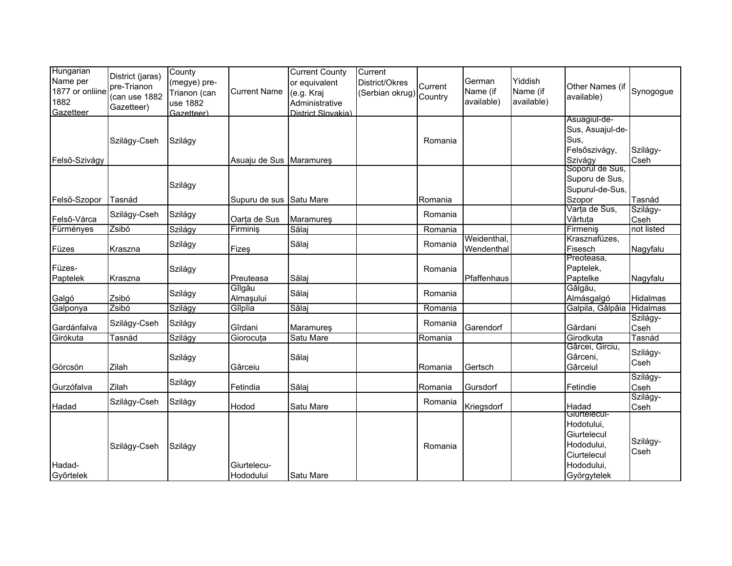| Hungarian Name per 1877 or onliine 1882 Gazetteer | District (jaras) pre-Trianon (can use 1882 Gazetteer) | County (megye) pre-Trianon (can use 1882 Gazetteer) | Current Name | Current County or equivalent (e.g. Kraj Administrative District Slovakia) | Current District/Okres (Serbian okrug) | Current Country | German Name (if available) | Yiddish Name (if available) | Other Names (if available) | Synogogue |
|---|---|---|---|---|---|---|---|---|---|---|
| Felsõ-Szivágy | Szilágy-Cseh | Szilágy | Asuaju de Sus | Maramureş | | Romania | | | Asuagiul-de-Sus, Asuajul-de-Sus, Felsőszivágy, Szivágy | Szilágy-Cseh |
| Felsõ-Szopor | Tasnád | Szilágy | Supuru de sus | Satu Mare | | Romania | | | Soporul de Sus, Suporu de Sus, Supurul-de-Sus, Szopor | Tasnád |
| Felsõ-Várca | Szilágy-Cseh | Szilágy | Oarța de Sus | Maramureş | | Romania | | | Varța de Sus, Vărtuța | Szilágy-Cseh |
| Fürményes | Zsibó | Szilágy | Firminiş | Sălaj | | Romania | | | Firmeniş | not listed |
| Füzes | Kraszna | Szilágy | Fizeş | Sălaj | | Romania | Weidenthal, Wendenthal | | Krasznafüzes, Fisesch | Nagyfalu |
| Füzes-Paptelek | Kraszna | Szilágy | Preuteasa | Sălaj | | Romania | Pfaffenhaus | | Preoteasa, Paptelek, Paptelke | Nagyfalu |
| Galgó | Zsibó | Szilágy | Gîlgău Almaşului | Sălaj | | Romania | | | Gâlgău, Almásgalgó | Hidalmas |
| Galponya | Zsibó | Szilágy | Gîlpîia | Sălaj | | Romania | | | Galpila, Gâlpâia | Hidalmas |
| Gardánfalva | Szilágy-Cseh | Szilágy | Gîrdani | Maramureş | | Romania | Garendorf | | Gărdani | Szilágy-Cseh |
| Girókuta | Tasnád | Szilágy | Giorocuța | Satu Mare | | Romania | | | Girodkuta | Tasnád |
| Görcsön | Zilah | Szilágy | Gârceiu | Sălaj | | Romania | Gertsch | | Gârcei, Girciu, Gârceni, Gârceiul | Szilágy-Cseh |
| Gurzófalva | Zilah | Szilágy | Fetindia | Sălaj | | Romania | Gursdorf | | Fetindie | Szilágy-Cseh |
| Hadad | Szilágy-Cseh | Szilágy | Hodod | Satu Mare | | Romania | Kriegsdorf | | Hadad | Szilágy-Cseh |
| Hadad-Gyõrtelek | Szilágy-Cseh | Szilágy | Giurtelecu-Hododului | Satu Mare | | Romania | | | Giurtelecul-Hodotului, Giurtelecul Hododului, Ciurtelecul Hododului, Györgytelek | Szilágy-Cseh |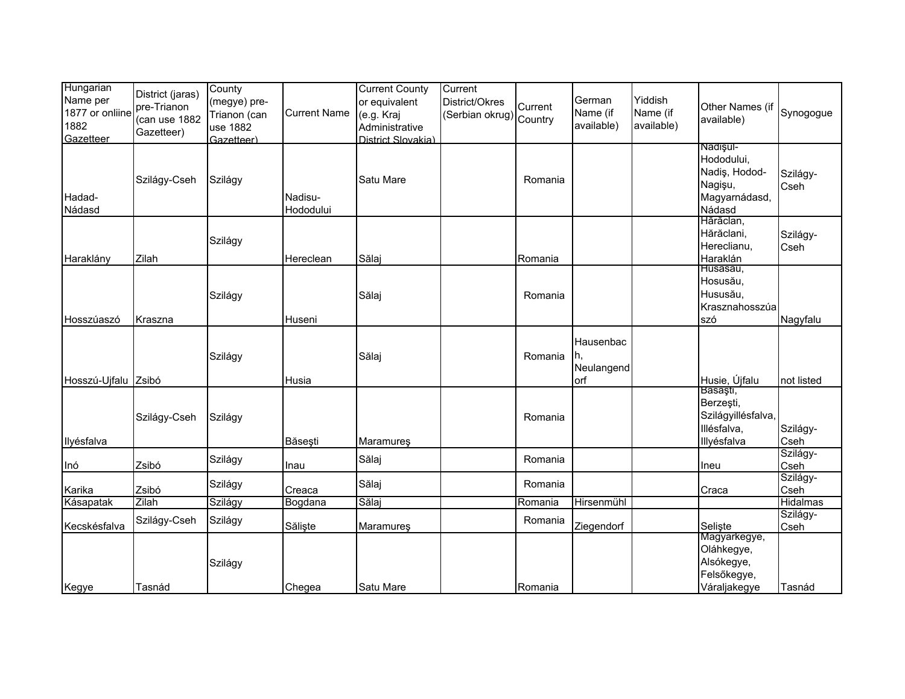| Hungarian Name per 1877 or onliine 1882 Gazetteer | District (jaras) pre-Trianon (can use 1882 Gazetteer) | County (megye) pre-Trianon (can use 1882 Gazetteer) | Current Name | Current County or equivalent (e.g. Kraj Administrative District Slovakia) | Current District/Okres (Serbian okrug) | Current Country | German Name (if available) | Yiddish Name (if available) | Other Names (if available) | Synogogue |
|---|---|---|---|---|---|---|---|---|---|---|
| Hadad-Nádasd | Szilágy-Cseh | Szilágy | Nadisu-Hododului | Satu Mare | | Romania | | | Nadişul-Hododului, Nadiş, Hodod-Nagişu, Magyarnádasd, Nádasd | Szilágy-Cseh |
| Haraklány | Zilah | Szilágy | Hereclean | Sălaj | | Romania | | | Hărăclan, Hărăclani, Herecllanu, Haraklán | Szilágy-Cseh |
| Hosszúaszó | Kraszna | Szilágy | Huseni | Sălaj | | Romania | | | Husasău, Hosusău, Husuău, Krasznahosszúaszó | Nagyfalu |
| Hosszú-Ujfalu | Zsibó | Szilágy | Husia | Sălaj | | Romania | Hausenbach, Neulangendorf | | Husie, Újfalu | not listed |
| Ilyésfalva | Szilágy-Cseh | Szilágy | Băseşti | Maramureş | | Romania | | | Basaşti, Berzeşti, Szilágyillésfalva, Illésfalva, Illyésfalva | Szilágy-Cseh |
| Inó | Zsibó | Szilágy | Inau | Sălaj | | Romania | | | Ineu | Szilágy-Cseh |
| Karika | Zsibó | Szilágy | Creaca | Sălaj | | Romania | | | Craca | Szilágy-Cseh |
| Kásapatak | Zilah | Szilágy | Bogdana | Sălaj | | Romania | Hirsenmühl | | | Hidalmas |
| Kecskésfalva | Szilágy-Cseh | Szilágy | Sălişte | Maramureş | | Romania | Ziegendorf | | Selişte | Szilágy-Cseh |
| Kegye | Tasnád | Szilágy | Chegea | Satu Mare | | Romania | | | Magyarkegye, Oláhkegye, Alsókegye, Felsőkegye, Váraljakegye | Tasnád |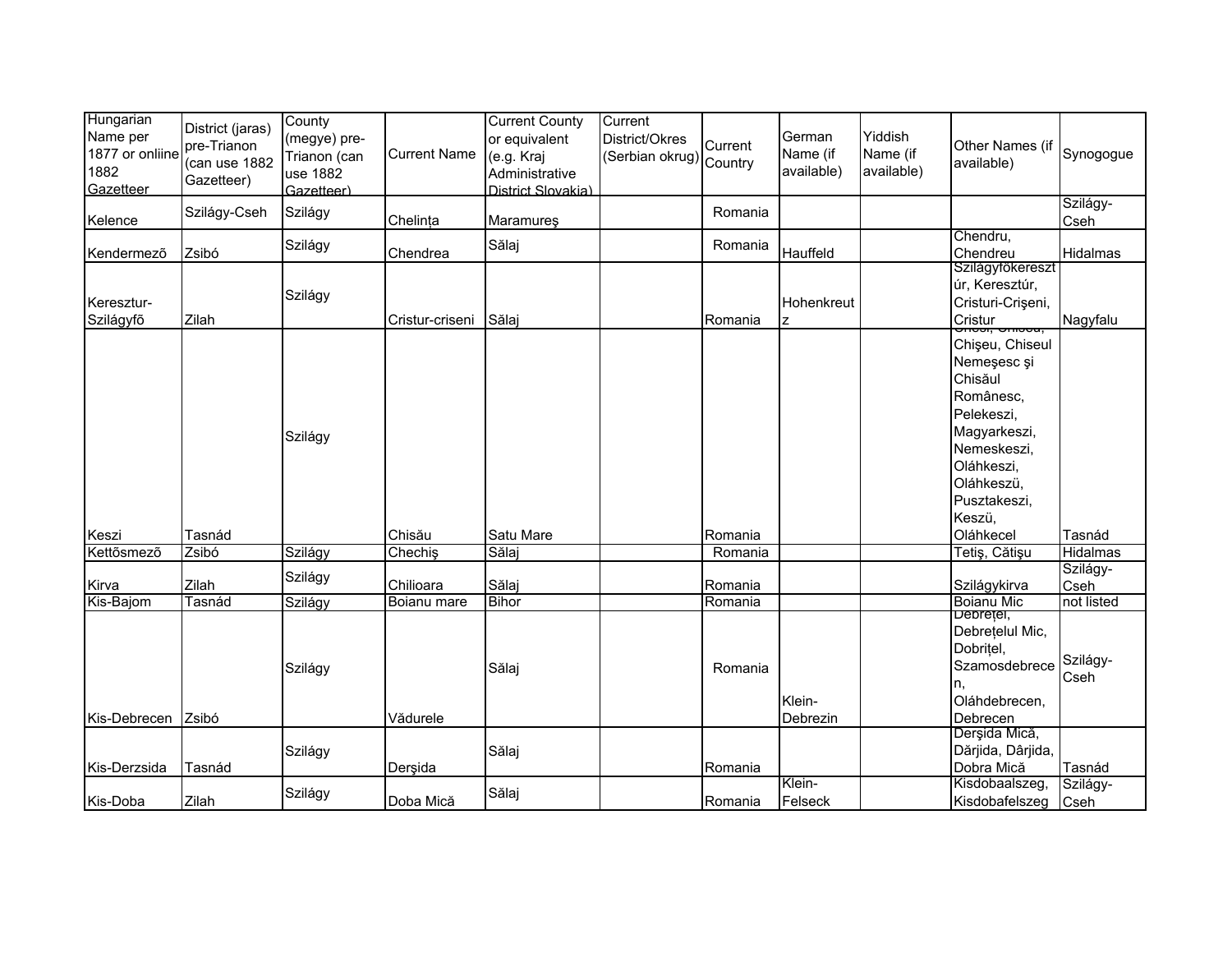| Hungarian Name per 1877 or onliine 1882 Gazetteer | District (jaras) pre-Trianon (can use 1882 Gazetteer) | County (megye) pre-Trianon (can use 1882 Gazetteer) | Current Name | Current County or equivalent (e.g. Kraj Administrative District Slovakia) | Current District/Okres (Serbian okrug) | Current Country | German Name (if available) | Yiddish Name (if available) | Other Names (if available) | Synogogue |
|---|---|---|---|---|---|---|---|---|---|---|
| Kelence | Szilágy-Cseh | Szilágy | Chelința | Maramureş | | Romania | | | | Szilágy-Cseh |
| Kendermezõ | Zsibó | Szilágy | Chendrea | Sălaj | | Romania | Hauffeld | | Chendru, Chendreu | Hidalmas |
| Keresztur-Szilágyfõ | Zilah | Szilágy | Cristur-criseni | Sălaj | | Romania | Hohenkreutz | | Szilágyfőkereszt úr, Keresztúr, Cristuri-Crişeni, Cristur | Nagyfalu |
| Keszi | Tasnád | Szilágy | Chisău | Satu Mare | | Romania | | | Chesi, Chiseu, Chişeu, Chiseul Nemeşesc şi Chisăul Românesc, Pelekeszi, Magyarkeszi, Nemeskeszi, Oláhkeszi, Oláhkeszü, Pusztakeszi, Keszü, Oláhkecel | Tasnád |
| Kettõsmezõ | Zsibó | Szilágy | Chechiş | Sălaj | | Romania | | | Tetiş, Cătişu | Hidalmas |
| Kirva | Zilah | Szilágy | Chilioara | Sălaj | | Romania | | | Szilágykirva | Szilágy-Cseh |
| Kis-Bajom | Tasnád | Szilágy | Boianu mare | Bihor | | Romania | | | Boianu Mic | not listed |
| Kis-Debrecen | Zsibó | Szilágy | Vădurele | Sălaj | | Romania | Klein-Debrezin | | Debreţel, Debreţelul Mic, Dobriţel, Szamosdebrecen, Oláhdebrecen, Debrecen | Szilágy-Cseh |
| Kis-Derzsida | Tasnád | Szilágy | Derşida | Sălaj | | Romania | | | Derşida Mică, Dărjida, Dârjida, Dobra Mică | Tasnád |
| Kis-Doba | Zilah | Szilágy | Doba Mică | Sălaj | | Romania | Klein-Felseck | | Kisdobaalszeg, Kisdobafelszeg | Szilágy-Cseh |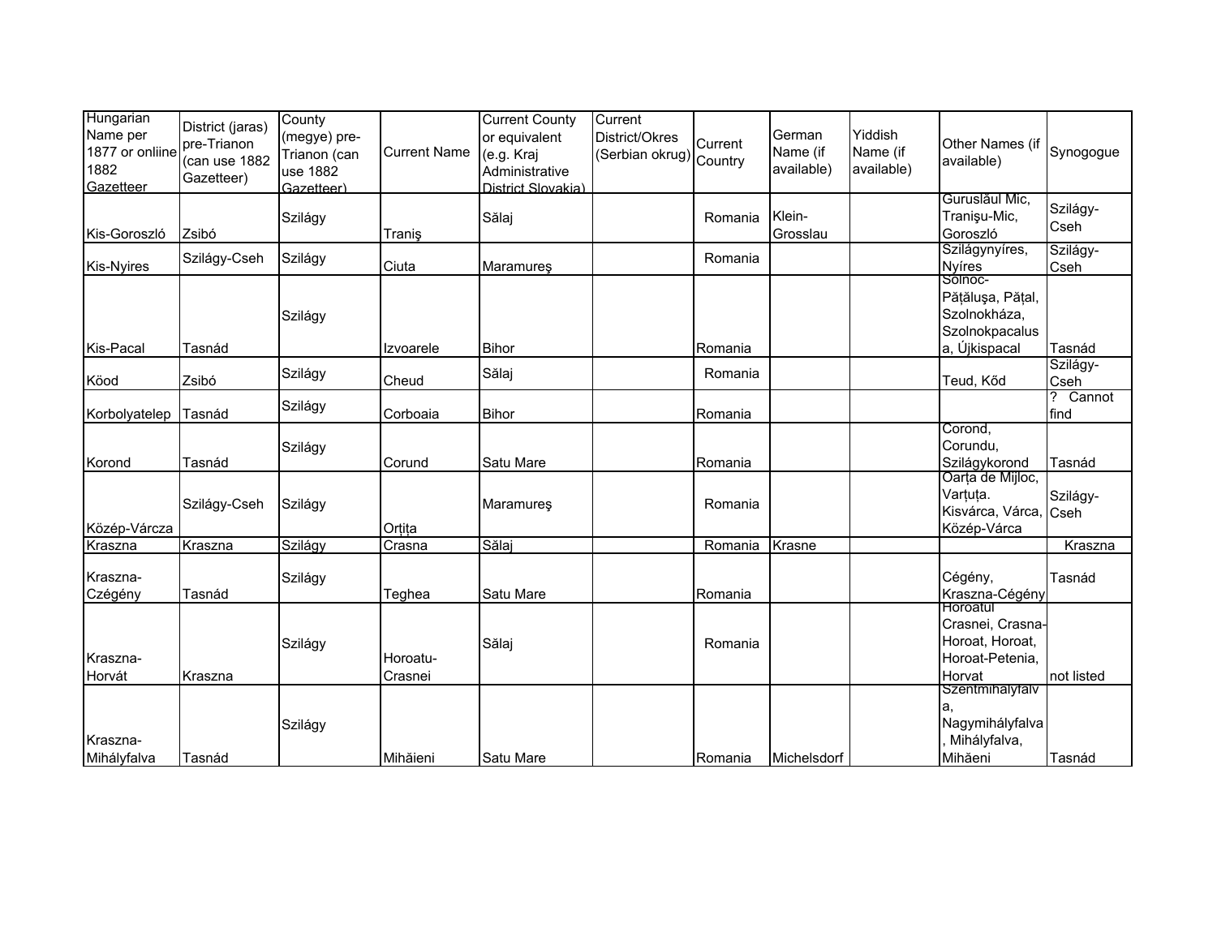| Hungarian Name per 1877 or onliine 1882 Gazetteer | District (jaras) pre-Trianon (can use 1882 Gazetteer) | County (megye) pre-Trianon (can use 1882 Gazetteer) | Current Name | Current County or equivalent (e.g. Kraj Administrative District Slovakia) | Current District/Okres (Serbian okrug) | Current Country | German Name (if available) | Yiddish Name (if available) | Other Names (if available) | Synogogue |
|---|---|---|---|---|---|---|---|---|---|---|
| Kis-Goroszló | Zsibó | Szilágy | Traniş | Sălaj | | Romania | Klein-Grosslau | | Guruslăul Mic, Tranişu-Mic, Goroszló | Szilágy-Cseh |
| Kis-Nyires | Szilágy-Cseh | Szilágy | Ciuta | Maramureş | | Romania | | | Szilágynyíres, Nyíres | Szilágy-Cseh |
| Kis-Pacal | Tasnád | Szilágy | Izvoarele | Bihor | | Romania | | | Solnoc-Păţăluşa, Păţal, Szolnokháza, Szolnokpacalusa, Újkispacal | Tasnád |
| Kööd | Zsibó | Szilágy | Cheud | Sălaj | | Romania | | | Teud, Kőd | Szilágy-Cseh |
| Korbolyatelep | Tasnád | Szilágy | Corboaia | Bihor | | Romania | | | | ? Cannot find |
| Korond | Tasnád | Szilágy | Corund | Satu Mare | | Romania | | | Corond, Corundu, Szilágykorond | Tasnád |
| Közép-Várcza | Szilágy-Cseh | Szilágy | Orţiţa | Maramureş | | Romania | | | Oarţa de Mijloc, Varţuţa. Kisvárca, Várca, Közép-Várca | Szilágy-Cseh |
| Kraszna | Kraszna | Szilágy | Crasna | Sălaj | | Romania | Krasne | | | Kraszna |
| Kraszna-Czégény | Tasnád | Szilágy | Teghea | Satu Mare | | Romania | | | Cégény, Kraszna-Cégény | Tasnád |
| Kraszna-Horvát | Kraszna | Szilágy | Horoatu-Crasnei | Sălaj | | Romania | | | Horoatul Crasnei, Crasna-Horoat, Horoat, Horoat-Petenia, Horvat | not listed |
| Kraszna-Mihályfalva | Tasnád | Szilágy | Mihăieni | Satu Mare | | Romania | Michelsdorf | | Szentmihályfalva, Nagymihályfalva, Mihályfalva, Mihăeni | Tasnád |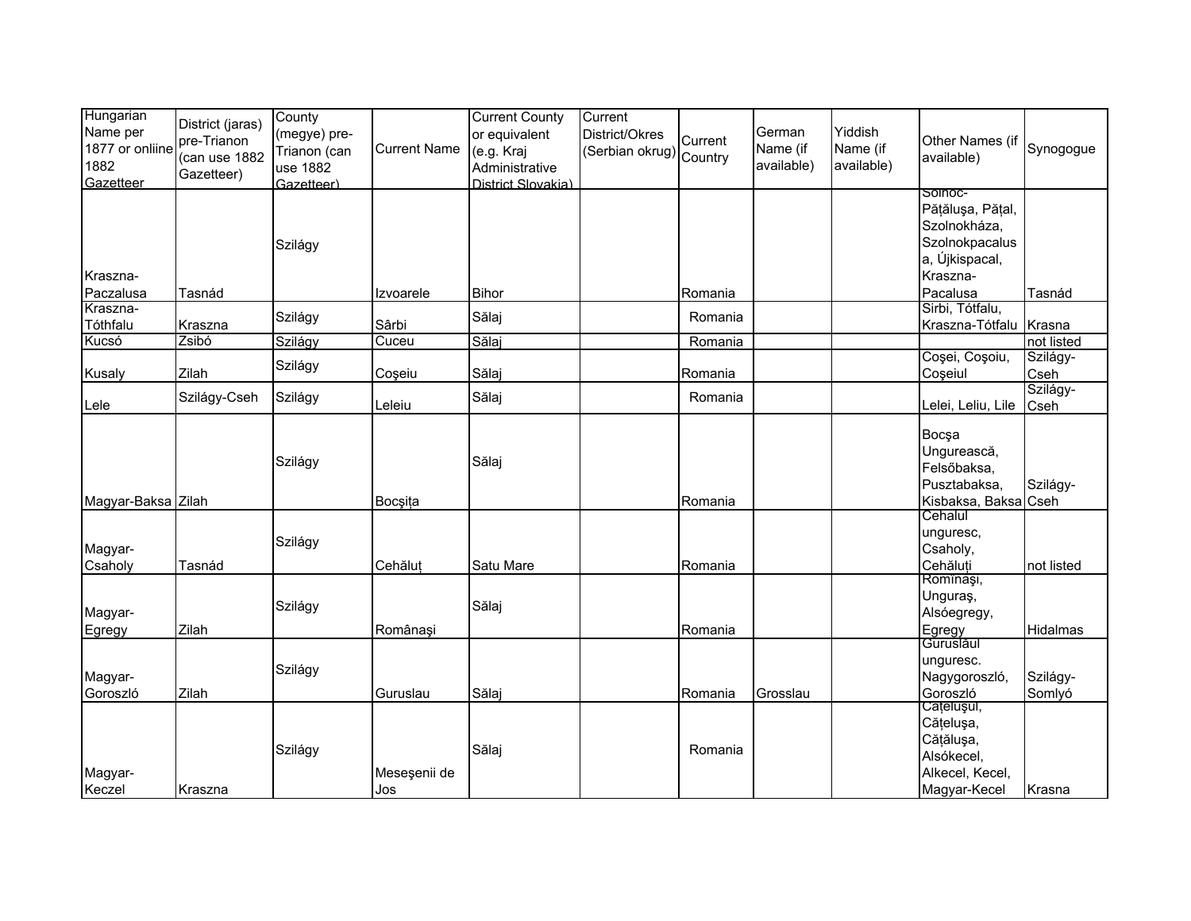| Hungarian Name per 1877 or onliine 1882 Gazetteer | District (jaras) pre-Trianon (can use 1882 Gazetteer) | County (megye) pre-Trianon (can use 1882 Gazetteer) | Current Name | Current County or equivalent (e.g. Kraj Administrative District Slovakia) | Current District/Okres (Serbian okrug) | Current Country | German Name (if available) | Yiddish Name (if available) | Other Names (if available) | Synogogue |
|---|---|---|---|---|---|---|---|---|---|---|
| Kraszna-Paczalusa | Tasnád | Szilágy | Izvoarele | Bihor | | Romania | | | Solnoc-Păţăluşa, Păţal, Szolnokháza, Szolnokpacalusa, Újkispacal, Kraszna-Pacalusa | Tasnád |
| Kraszna-Tóthfalu | Kraszna | Szilágy | Sârbi | Sălaj | | Romania | | | Sirbi, Tótfalu, Kraszna-Tótfalu | Krasna |
| Kucsó | Zsibó | Szilágy | Cuceu | Sălaj | | Romania | | | | not listed |
| Kusaly | Zilah | Szilágy | Coşeiu | Sălaj | | Romania | | | Coşei, Coşoiu, Coşeiul | Szilágy-Cseh |
| Lele | Szilágy-Cseh | Szilágy | Leleiu | Sălaj | | Romania | | | Lelei, Leliu, Lile | Szilágy-Cseh |
| Magyar-Baksa | Zilah | Szilágy | Bocşiţa | Sălaj | | Romania | | | Bocşa Ungurească, Felsőbaksa, Pusztabaksa, Kisbaksa, Baksa | Szilágy-Cseh |
| Magyar-Csaholy | Tasnád | Szilágy | Cehăluţ | Satu Mare | | Romania | | | Cehalul unguresc, Csaholy, Cehăluţi | not listed |
| Magyar-Egregy | Zilah | Szilágy | Românaşi | Sălaj | | Romania | | | Romînaşi, Unguraş, Alsóegregy, Egregy | Hidalmas |
| Magyar-Goroszló | Zilah | Szilágy | Guruslau | Sălaj | | Romania | Grosslau | | Guruslăul unguresc. Nagygoroszló, Goroszló | Szilágy-Somlyó |
| Magyar-Keczel | Kraszna | Szilágy | Meseşenii de Jos | Sălaj | | Romania | | | Caţeluşul, Căţeluşa, Căţăluşa, Alsókecel, Alkecel, Kecel, Magyar-Kecel | Krasna |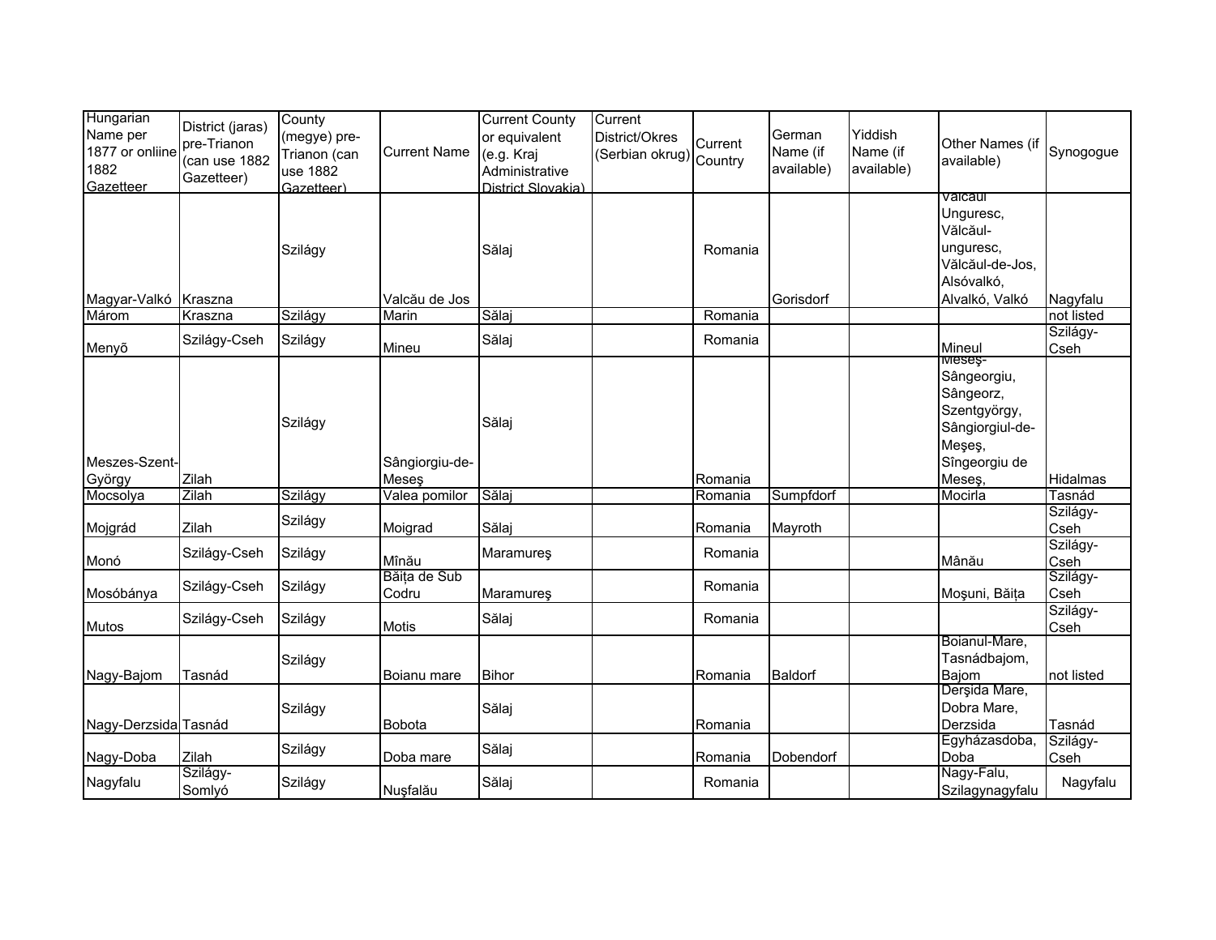| Hungarian Name per 1877 or onliine 1882 Gazetteer | District (jaras) pre-Trianon (can use 1882 Gazetteer) | County (megye) pre-Trianon (can use 1882 Gazetteer) | Current Name | Current County or equivalent (e.g. Kraj Administrative District Slovakia) | Current District/Okres (Serbian okrug) | Current Country | German Name (if available) | Yiddish Name (if available) | Other Names (if available) | Synogogue |
|---|---|---|---|---|---|---|---|---|---|---|
| Magyar-Valkó | Kraszna | Szilágy | Valcău de Jos | Sălaj | | Romania | Gorisdorf | | Vălcăul Unguresc, Vălcăul-unguresc, Vălcăul-de-Jos, Alsóvalkó, Alvalkó, Valkó | Nagyfalu |
| Márom | Kraszna | Szilágy | Marin | Sălaj | | Romania | | | | not listed |
| Menyõ | Szilágy-Cseh | Szilágy | Mineu | Sălaj | | Romania | | | Mineul | Szilágy-Cseh |
| Meszes-Szent-György | Zilah | Szilágy | Sângiorgiu-de-Meseş | Sălaj | | Romania | | | Meseş-Sângeorgiu, Sângeorz, Szentgyörgy, Sângiorgiul-de-Meşeş, Sîngeorgiu de Meseş, | Hidalmas |
| Mocsolya | Zilah | Szilágy | Valea pomilor | Sălaj | | Romania | Sumpfdorf | | Mocirla | Tasnád |
| Mojgrád | Zilah | Szilágy | Moigrad | Sălaj | | Romania | Mayroth | | | Szilágy-Cseh |
| Monó | Szilágy-Cseh | Szilágy | Mînău | Maramureş | | Romania | | | Mânău | Szilágy-Cseh |
| Mosóbánya | Szilágy-Cseh | Szilágy | Băița de Sub Codru | Maramureş | | Romania | | | Moşuni, Băița | Szilágy-Cseh |
| Mutos | Szilágy-Cseh | Szilágy | Motis | Sălaj | | Romania | | | | Szilágy-Cseh |
| Nagy-Bajom | Tasnád | Szilágy | Boianu mare | Bihor | | Romania | Baldorf | | Boianul-Mare, Tasnádbajom, Bajom | not listed |
| Nagy-Derzsida | Tasnád | Szilágy | Bobota | Sălaj | | Romania | | | Derşida Mare, Dobra Mare, Derzsida | Tasnád |
| Nagy-Doba | Zilah | Szilágy | Doba mare | Sălaj | | Romania | Dobendorf | | Egyházasdoba, Doba | Szilágy-Cseh |
| Nagyfalu | Szilágy-Somlyó | Szilágy | Nuşfalău | Sălaj | | Romania | | | Nagy-Falu, Szilagynagyfalu | Nagyfalu |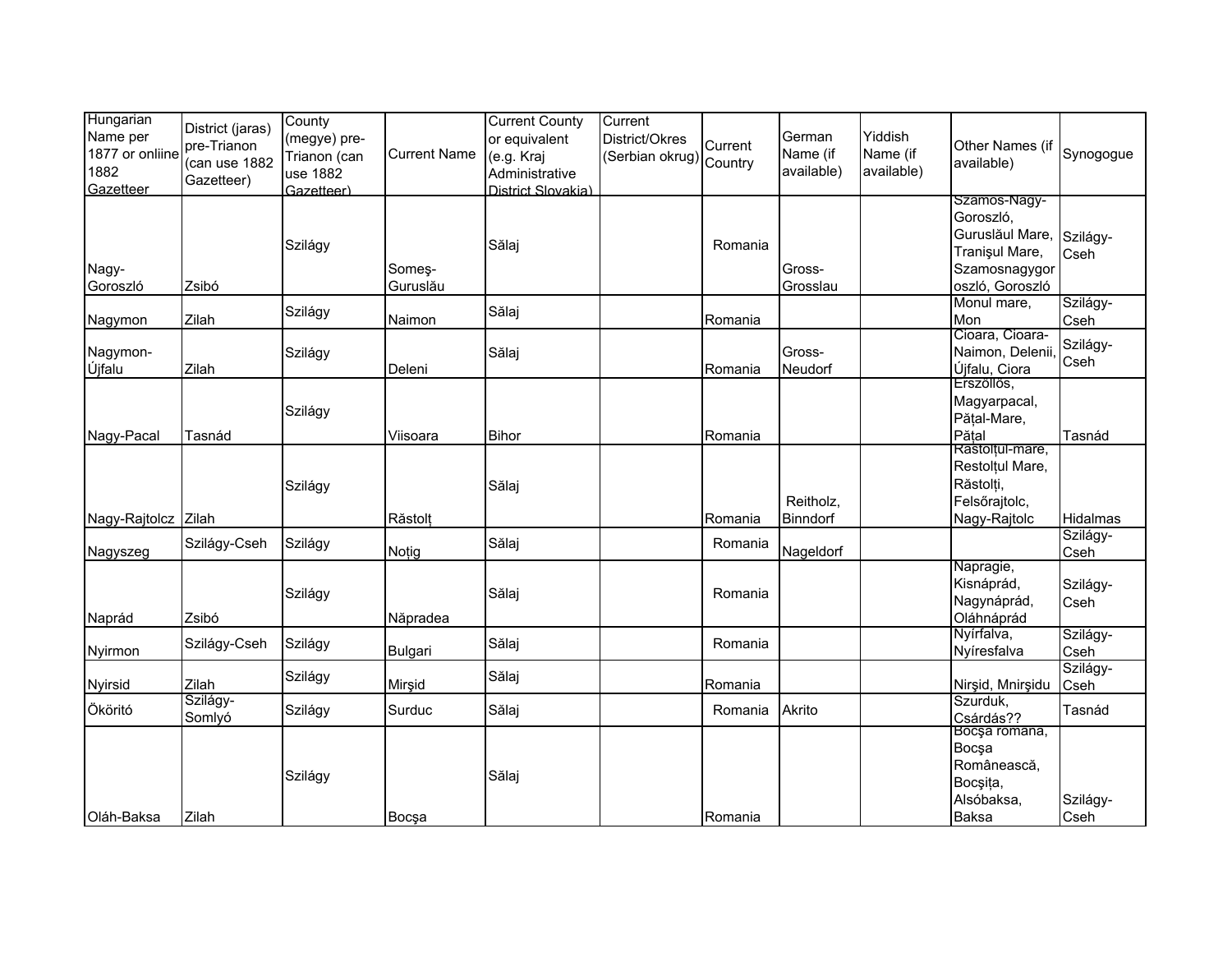| Hungarian Name per 1877 or onliine 1882 Gazetteer | District (jaras) pre-Trianon (can use 1882 Gazetteer) | County (megye) pre-Trianon (can use 1882 Gazetteer) | Current Name | Current County or equivalent (e.g. Kraj Administrative District Slovakia) | Current District/Okres (Serbian okrug) | Current Country | German Name (if available) | Yiddish Name (if available) | Other Names (if available) | Synogogue |
|---|---|---|---|---|---|---|---|---|---|---|
| Nagy-Goroszló | Zsibó | Szilágy | Someş-Guruslău | Sălaj | | Romania | Gross-Grosslau | | Szamos-Nagy-Goroszló, Guruslăul Mare, Tranişul Mare, Szamosnagygoroszló, Goroszló | Szilágy-Cseh |
| Nagymon | Zilah | Szilágy | Naimon | Sălaj | | Romania | | | Monul mare, Mon | Szilágy-Cseh |
| Nagymon-Újfalu | Zilah | Szilágy | Deleni | Sălaj | | Romania | Gross-Neudorf | | Cioara, Cioara-Naimon, Delenii, Újfalu, Ciora | Szilágy-Cseh |
| Nagy-Pacal | Tasnád | Szilágy | Viisoara | Bihor | | Romania | | | Érszöllős, Magyarpacal, Păţal-Mare, Păţal | Tasnád |
| Nagy-Rajtolcz | Zilah | Szilágy | Răstolţ | Sălaj | | Romania | Reitholz, Binndorf | | Răstolţul-mare, Restolţul Mare, Răstolţi, Felsőrajtolc, Nagy-Rajtolc | Hidalmas |
| Nagyszeg | Szilágy-Cseh | Szilágy | Noţig | Sălaj | | Romania | Nageldorf | | | Szilágy-Cseh |
| Naprád | Zsibó | Szilágy | Năpradea | Sălaj | | Romania | | | Napragie, Kisnáprád, Nagynáprád, Oláhnáprád | Szilágy-Cseh |
| Nyirmon | Szilágy-Cseh | Szilágy | Bulgari | Sălaj | | Romania | | | Nyírfalva, Nyíresfalva | Szilágy-Cseh |
| Nyirsid | Zilah | Szilágy | Mirşid | Sălaj | | Romania | | | Nirşid, Mnirşidu | Szilágy-Cseh |
| Ököritó | Szilágy-Somlyó | Szilágy | Surduc | Sălaj | | Romania | Akrito | | Szurduk, Csárdás?? | Tasnád |
| Oláh-Baksa | Zilah | Szilágy | Bocşa | Sălaj | | Romania | | | Bocşa romana, Bocşa Românească, Bocşiţa, Alsóbaksa, Baksa | Szilágy-Cseh |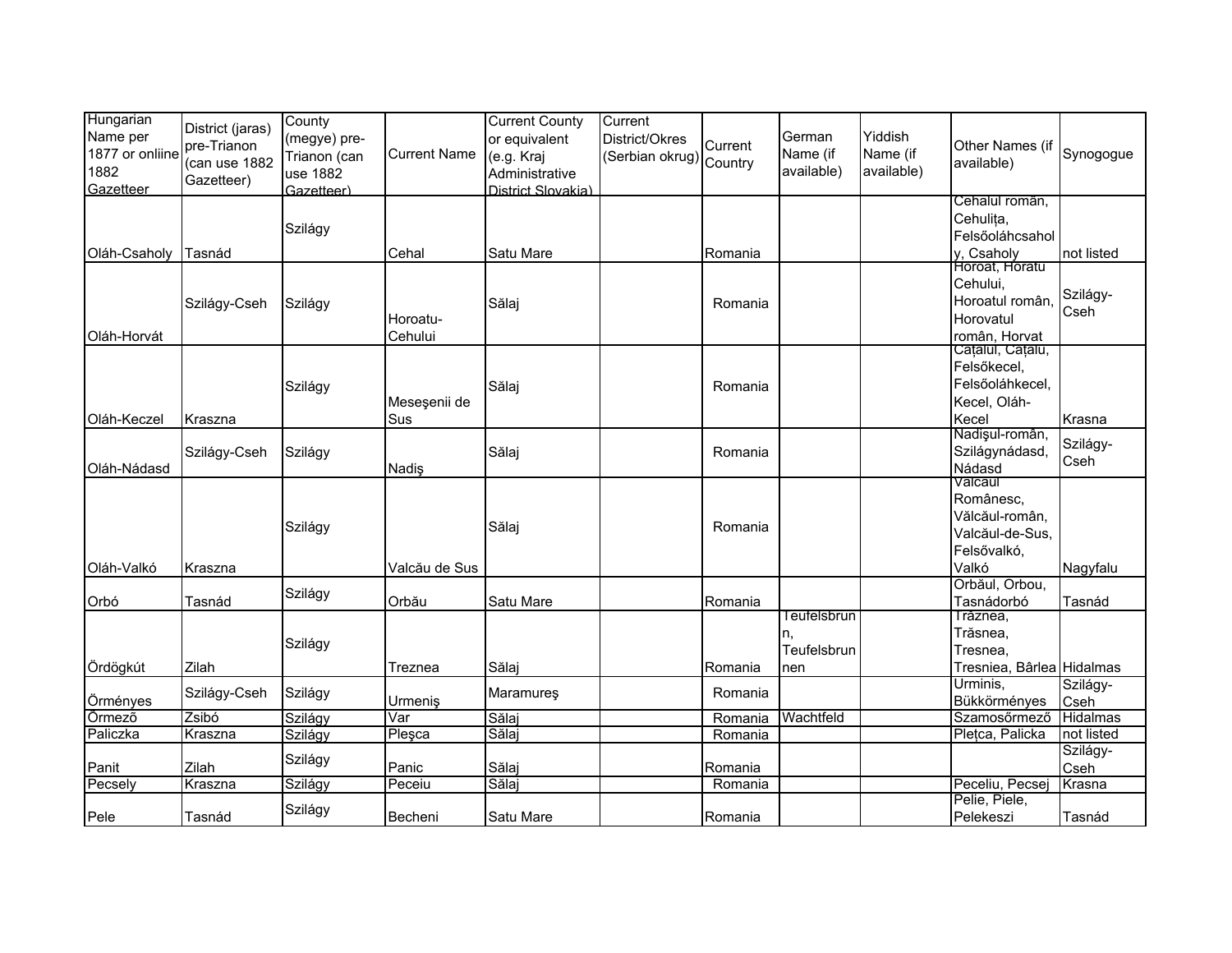| Hungarian Name per 1877 or onliine 1882 Gazetteer | District (jaras) pre-Trianon (can use 1882 Gazetteer) | County (megye) pre-Trianon (can use 1882 Gazetteer) | Current Name | Current County or equivalent (e.g. Kraj Administrative District Slovakia) | Current District/Okres (Serbian okrug) | Current Country | German Name (if available) | Yiddish Name (if available) | Other Names (if available) | Synogogue |
|---|---|---|---|---|---|---|---|---|---|---|
| Oláh-Csaholy | Tasnád | Szilágy | Cehal | Satu Mare | | Romania | | | Cehalul român, Cehuliţa, Felsőoláhcsaholy, Csaholy | not listed |
| Oláh-Horvát | Szilágy-Cseh | Szilágy | Horoatu-Cehului | Sălaj | | Romania | | | Horoat, Horatu Cehului, Horoatul român, Horovatul român, Horvat | Szilágy-Cseh |
| Oláh-Keczel | Kraszna | Szilágy | Meseşenii de Sus | Sălaj | | Romania | | | Caţalul, Caţalu, Felsőkecel, Felsőoláhkecel, Kecel, Oláh-Kecel | Krasna |
| Oláh-Nádasd | Szilágy-Cseh | Szilágy | Nadiş | Sălaj | | Romania | | | Nadişul-român, Szilágynádasd, Nádasd | Szilágy-Cseh |
| Oláh-Valkó | Kraszna | Szilágy | Valcău de Sus | Sălaj | | Romania | | | Valcaul Românesc, Vălcăul-român, Valcăul-de-Sus, Felsővalkó, Valkó | Nagyfalu |
| Orbó | Tasnád | Szilágy | Orbău | Satu Mare | | Romania | | | Orbăul, Orbou, Tasnádorbó | Tasnád |
| Ördögkút | Zilah | Szilágy | Treznea | Sălaj | | Romania | Teufelsbrunn, Teufelsbrunnen | | Trăznea, Trăsnea, Tresnea, Tresniea, Bârlea | Hidalmas |
| Örményes | Szilágy-Cseh | Szilágy | Urmeniş | Maramureş | | Romania | | | Urminis, Bükkörményes | Szilágy-Cseh |
| Őrmező | Zsibó | Szilágy | Var | Sălaj | | Romania | Wachtfeld | | Szamosőrmező | Hidalmas |
| Paliczka | Kraszna | Szilágy | Pleşca | Sălaj | | Romania | | | Pleţca, Palicka | not listed |
| Panit | Zilah | Szilágy | Panic | Sălaj | | Romania | | | | Szilágy-Cseh |
| Pecsely | Kraszna | Szilágy | Peceiu | Sălaj | | Romania | | | Peceliu, Pecsej | Krasna |
| Pele | Tasnád | Szilágy | Becheni | Satu Mare | | Romania | | | Pelie, Piele, Pelekeszi | Tasnád |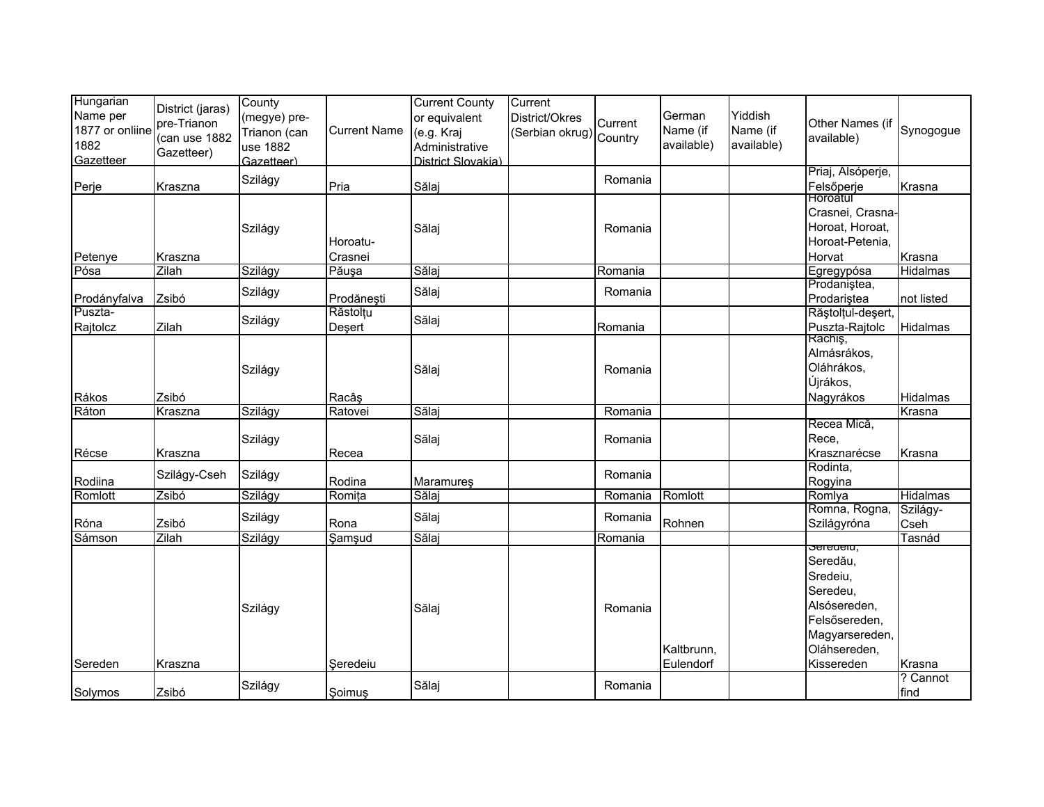| Hungarian Name per 1877 or onliine 1882 Gazetteer | District (jaras) pre-Trianon (can use 1882 Gazetteer) | County (megye) pre-Trianon (can use 1882 Gazetteer) | Current Name | Current County or equivalent (e.g. Kraj Administrative District Slovakia) | Current District/Okres (Serbian okrug) | Current Country | German Name (if available) | Yiddish Name (if available) | Other Names (if available) | Synogogue |
|---|---|---|---|---|---|---|---|---|---|---|
| Perje | Kraszna | Szilágy | Pria | Sălaj | | Romania | | | Priaj, Alsóperje, Felsőperje | Krasna |
| Petenye | Kraszna | Szilágy | Horoatu-Crasnei | Sălaj | | Romania | | | Horoatul Crasnei, Crasna-Horoat, Horoat, Horoat-Petenia, Horvat | Krasna |
| Pósa | Zilah | Szilágy | Păuşa | Sălaj | | Romania | | | Egregypósa | Hidalmas |
| Prodányfalva | Zsibó | Szilágy | Prodăneşti | Sălaj | | Romania | | | Prodaniştea, Prodariştea | not listed |
| Puszta-Rajtolcz | Zilah | Szilágy | Răstolțu Deşert | Sălaj | | Romania | | | Răştolțul-deşert, Puszta-Rajtolc | Hidalmas |
| Rákos | Zsibó | Szilágy | Racâş | Sălaj | | Romania | | | Rachiş, Almásrákos, Oláhrákos, Újrákos, Nagyrákos | Hidalmas |
| Ráton | Kraszna | Szilágy | Ratovei | Sălaj | | Romania | | | | Krasna |
| Récse | Kraszna | Szilágy | Recea | Sălaj | | Romania | | | Recea Mică, Rece, Krasznarécse | Krasna |
| Rodiina | Szilágy-Cseh | Szilágy | Rodina | Maramureş | | Romania | | | Rodinta, Rogyina | |
| Romlott | Zsibó | Szilágy | Romița | Sălaj | | Romania | Romlott | | Romlya | Hidalmas |
| Róna | Zsibó | Szilágy | Rona | Sălaj | | Romania | Rohnen | | Romna, Rogna, Szilágyróna | Szilágy-Cseh |
| Sámson | Zilah | Szilágy | Şamşud | Sălaj | | Romania | | | | Tasnád |
| Sereden | Kraszna | Szilágy | Şeredeiu | Sălaj | | Romania | Kaltbrunn, Eulendorf | | Şeredeiu, Seredău, Sredeiu, Seredeu, Alsósereden, Felsősereden, Magyarsereden, Oláhsereden, Kissereden | Krasna |
| Solymos | Zsibó | Szilágy | Şoimuş | Sălaj | | Romania | | | | ? Cannot find |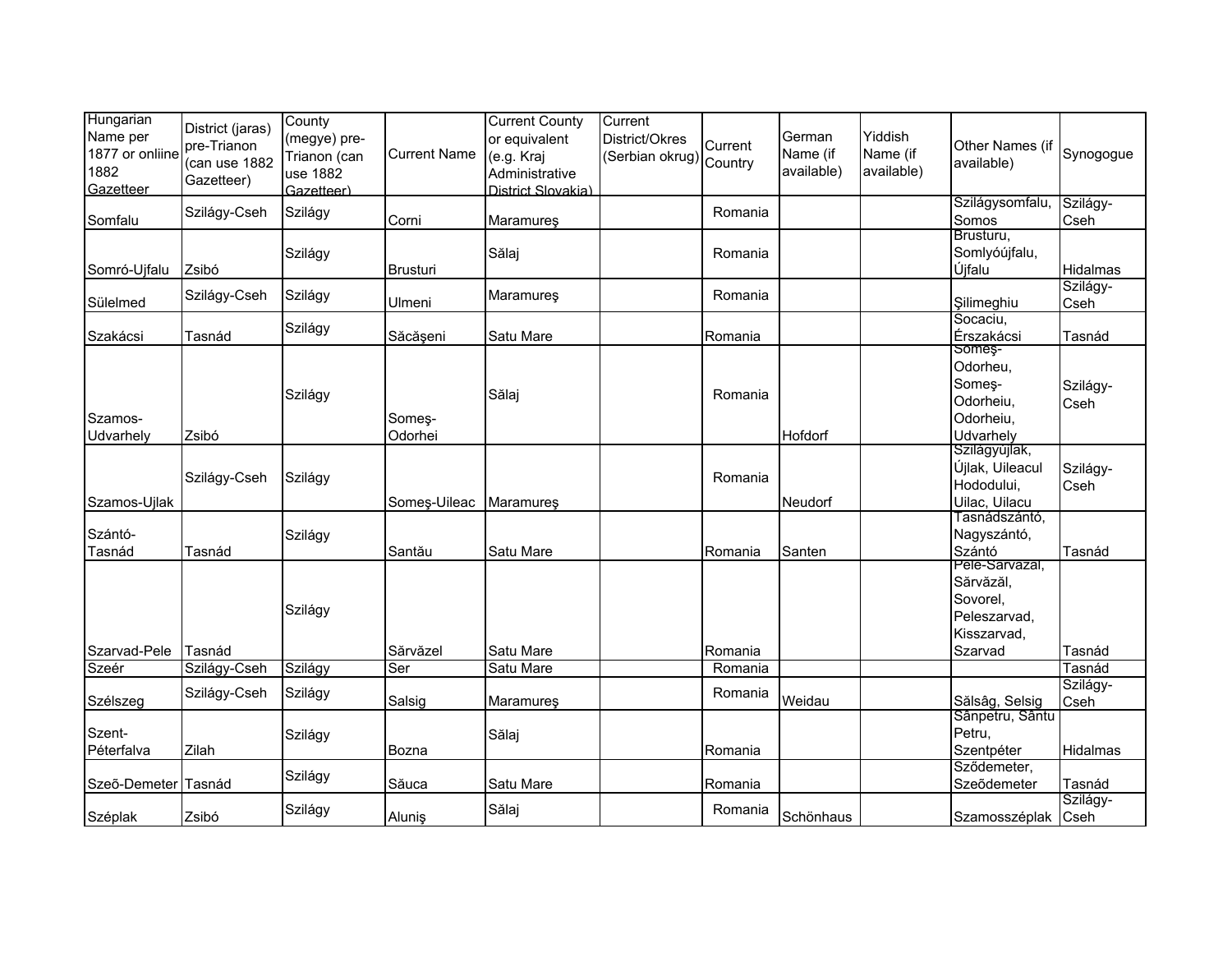| Hungarian Name per 1877 or onliine 1882 Gazetteer | District (jaras) pre-Trianon (can use 1882 Gazetteer) | County (megye) pre-Trianon (can use 1882 Gazetteer) | Current Name | Current County or equivalent (e.g. Kraj Administrative District Slovakia) | Current District/Okres (Serbian okrug) | Current Country | German Name (if available) | Yiddish Name (if available) | Other Names (if available) | Synogogue |
|---|---|---|---|---|---|---|---|---|---|---|
| Somfalu | Szilágy-Cseh | Szilágy | Corni | Maramureş | | Romania | | | Szilágysomfalu, Somos | Szilágy-Cseh |
| Somró-Ujfalu | Zsibó | Szilágy | Brusturi | Sălaj | | Romania | | | Brusturu, Somlyóújfalu, Újfalu | Hidalmas |
| Sülelmed | Szilágy-Cseh | Szilágy | Ulmeni | Maramureş | | Romania | | | Şilimeghiu | Szilágy-Cseh |
| Szakácsi | Tasnád | Szilágy | Săcăşeni | Satu Mare | | Romania | | | Socaciu, Érszakácsi | Tasnád |
| Szamos-Udvarhely | Zsibó | Szilágy | Someş-Odorhei | Sălaj | | Romania | Hofdorf | | Someş-Odorheu, Someş-Odorheiu, Odorheiu, Udvarhely | Szilágy-Cseh |
| Szamos-Ujlak | Szilágy-Cseh | Szilágy | Someş-Uileac | Maramureş | | Romania | Neudorf | | Szilágyujlak, Újlak, Uileacul Hododului, Uilac, Uilacu | Szilágy-Cseh |
| Szántó-Tasnád | Tasnád | Szilágy | Santău | Satu Mare | | Romania | Santen | | Tasnádszántó, Nagyszántó, Szántó | Tasnád |
| Szarvad-Pele | Tasnád | Szilágy | Sărvăzel | Satu Mare | | Romania | | | Pele-Sarvazal, Sărvăzăl, Sovorel, Peleszarvad, Kisszarvad, Szarvad | Tasnád |
| Szeér | Szilágy-Cseh | Szilágy | Ser | Satu Mare | | Romania | | | | Tasnád |
| Szélszeg | Szilágy-Cseh | Szilágy | Salsig | Maramureş | | Romania | Weidau | | Sălsâg, Selsig | Szilágy-Cseh |
| Szent-Péterfalva | Zilah | Szilágy | Bozna | Sălaj | | Romania | | | Sânpetru, Săntu Petru, Szentpéter | Hidalmas |
| Szeõ-Demeter | Tasnád | Szilágy | Săuca | Satu Mare | | Romania | | | Sződemeter, Szeõdemeter | Tasnád |
| Széplak | Zsibó | Szilágy | Aluniş | Sălaj | | Romania | Schönhaus | | Szamosszéplak | Szilágy-Cseh |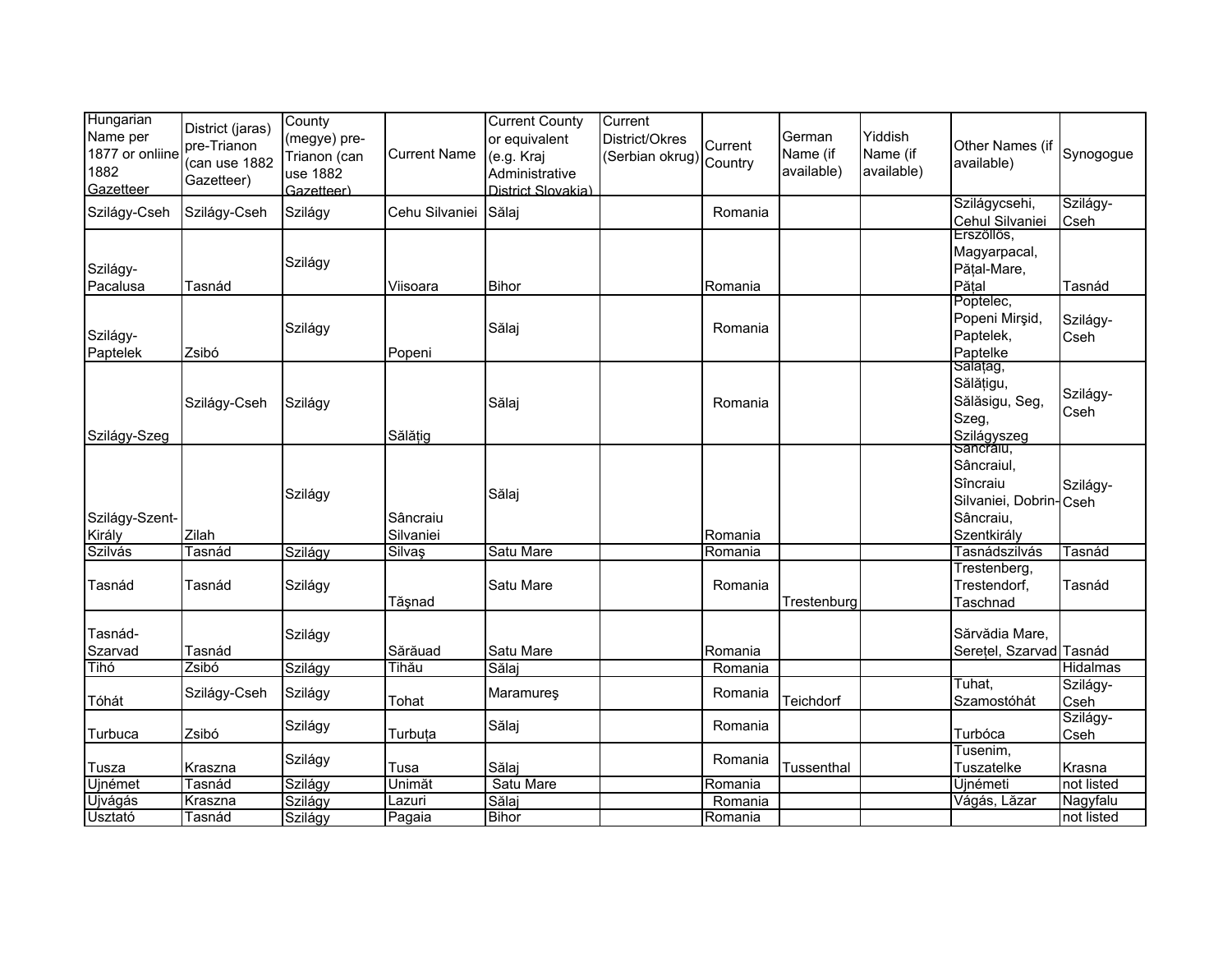| Hungarian Name per 1877 or onliine 1882 Gazetteer | District (jaras) pre-Trianon (can use 1882 Gazetteer) | County (megye) pre-Trianon (can use 1882 Gazetteer) | Current Name | Current County or equivalent (e.g. Kraj Administrative District Slovakia) | Current District/Okres (Serbian okrug) | Current Country | German Name (if available) | Yiddish Name (if available) | Other Names (if available) | Synogogue |
|---|---|---|---|---|---|---|---|---|---|---|
| Szilágy-Cseh | Szilágy-Cseh | Szilágy | Cehu Silvaniei | Sălaj | | Romania | | | Szilágycsehi, Cehul Silvaniei | Szilágy-Cseh |
| Szilágy-Pacalusa | Tasnád | Szilágy | Viisoara | Bihor | | Romania | | | Erszöllös, Magyarpacal, Păţal-Mare, Păţal | Tasnád |
| Szilágy-Paptelek | Zsibó | Szilágy | Popeni | Sălaj | | Romania | | | Poptelec, Popeni Mirşid, Paptelek, Paptelke | Szilágy-Cseh |
| Szilágy-Szeg | Szilágy-Cseh | Szilágy | Sălăţig | Sălaj | | Romania | | | Salaţag, Sălăţigu, Sălăsigu, Seg, Szeg, Szilágyszeg | Szilágy-Cseh |
| Szilágy-Szent-Király | Zilah | Szilágy | Sâncraiu Silvaniei | Sălaj | | Romania | | | Sancraiu, Sâncraiul, Sîncraiu Silvaniei, Dobrin-Sâncraiu, Szentkirály | Szilágy-Cseh |
| Szilvás | Tasnád | Szilágy | Silvaş | Satu Mare | | Romania | | | Tasnádszilvás | Tasnád |
| Tasnád | Tasnád | Szilágy | Tăşnad | Satu Mare | | Romania | Trestenburg | | Trestenberg, Trestendorf, Taschnad | Tasnád |
| Tasnád-Szarvad | Tasnád | Szilágy | Sărăuad | Satu Mare | | Romania | | | Sărvădia Mare, Sereţel, Szarvad | Tasnád |
| Tihó | Zsibó | Szilágy | Tihău | Sălaj | | Romania | | | | Hidalmas |
| Tóhát | Szilágy-Cseh | Szilágy | Tohat | Maramureş | | Romania | Teichdorf | | Tuhat, Szamostóhát | Szilágy-Cseh |
| Turbuca | Zsibó | Szilágy | Turbuţa | Sălaj | | Romania | | | Turbóca | Szilágy-Cseh |
| Tusza | Kraszna | Szilágy | Tusa | Sălaj | | Romania | Tussenthal | | Tusenim, Tuszatelke | Krasna |
| Ujnémet | Tasnád | Szilágy | Unimăt | Satu Mare | | Romania | | | Ujnémeti | not listed |
| Ujvágás | Kraszna | Szilágy | Lazuri | Sălaj | | Romania | | | Vágás, Lăzar | Nagyfalu |
| Usztató | Tasnád | Szilágy | Pagaia | Bihor | | Romania | | | | not listed |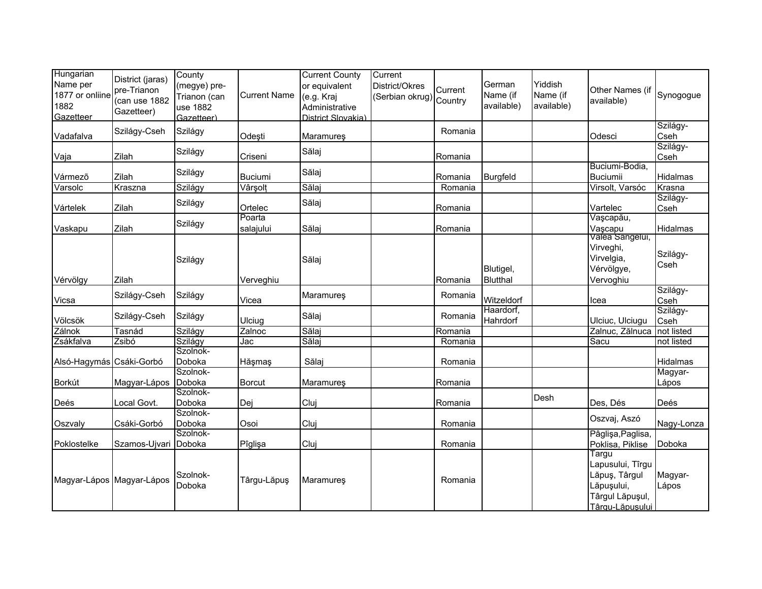| Hungarian Name per 1877 or onliine 1882 Gazetteer | District (jaras) pre-Trianon (can use 1882 Gazetteer) | County (megye) pre-Trianon (can use 1882 Gazetteer) | Current Name | Current County or equivalent (e.g. Kraj Administrative District Slovakia) | Current District/Okres (Serbian okrug) | Current Country | German Name (if available) | Yiddish Name (if available) | Other Names (if available) | Synogogue |
|---|---|---|---|---|---|---|---|---|---|---|
| Vadafalva | Szilágy-Cseh | Szilágy | Odeşti | Maramureş | | Romania | | | Odesci | Szilágy-Cseh |
| Vaja | Zilah | Szilágy | Criseni | Sălaj | | Romania | | | | Szilágy-Cseh |
| Vármezõ | Zilah | Szilágy | Buciumi | Sălaj | | Romania | Burgfeld | | Buciumi-Bodia, Buciumii | Hidalmas |
| Varsolc | Kraszna | Szilágy | Vârşolţ | Sălaj | | Romania | | | Virsolt, Varsóc | Krasna |
| Vártelek | Zilah | Szilágy | Ortelec | Sălaj | | Romania | | | Vartelec | Szilágy-Cseh |
| Vaskapu | Zilah | Szilágy | Poarta salajului | Sălaj | | Romania | | | Vaşcapău, Vaşcapu | Hidalmas |
| Vérvölgy | Zilah | Szilágy | Verveghiu | Sălaj | | Romania | Blutigel, Blutthal | | Valea Sangelui, Virveghi, Virvelgia, Vérvölgye, Vervoghiu | Szilágy-Cseh |
| Vicsa | Szilágy-Cseh | Szilágy | Vicea | Maramureş | | Romania | Witzeldorf | | Icea | Szilágy-Cseh |
| Völcsök | Szilágy-Cseh | Szilágy | Ulciug | Sălaj | | Romania | Haardorf, Hahrdorf | | Ulciuc, Ulciugu | Szilágy-Cseh |
| Zálnok | Tasnád | Szilágy | Zalnoc | Sălaj | | Romania | | | Zalnuc, Zălnuca | not listed |
| Zsákfalva | Zsibó | Szilágy | Jac | Sălaj | | Romania | | | Sacu | not listed |
| Alsó-Hagymás | Csáki-Gorbó | Szolnok-Doboka | Hăşmaş | Sălaj | | Romania | | | | Hidalmas |
| Borkút | Magyar-Lápos | Szolnok-Doboka | Borcut | Maramureş | | Romania | | | | Magyar-Lápos |
| Deés | Local Govt. | Szolnok-Doboka | Dej | Cluj | | Romania | | Desh | Des, Dés | Deés |
| Oszvaly | Csáki-Gorbó | Szolnok-Doboka | Osoi | Cluj | | Romania | | | Oszvaj, Aszó | Nagy-Lonza |
| Poklostelke | Szamos-Ujvari | Szolnok-Doboka | Pîglişa | Cluj | | Romania | | | Pâglişa,Paglisa, Poklisa, Piklise | Doboka |
| Magyar-Lápos | Magyar-Lápos | Szolnok-Doboka | Târgu-Lăpuş | Maramureş | | Romania | | | Targu Lapusului, Tîrgu Lăpuş, Târgul Lăpuşului, Târgul Lăpuşul, Târgu-Lăpuşului | Magyar-Lápos |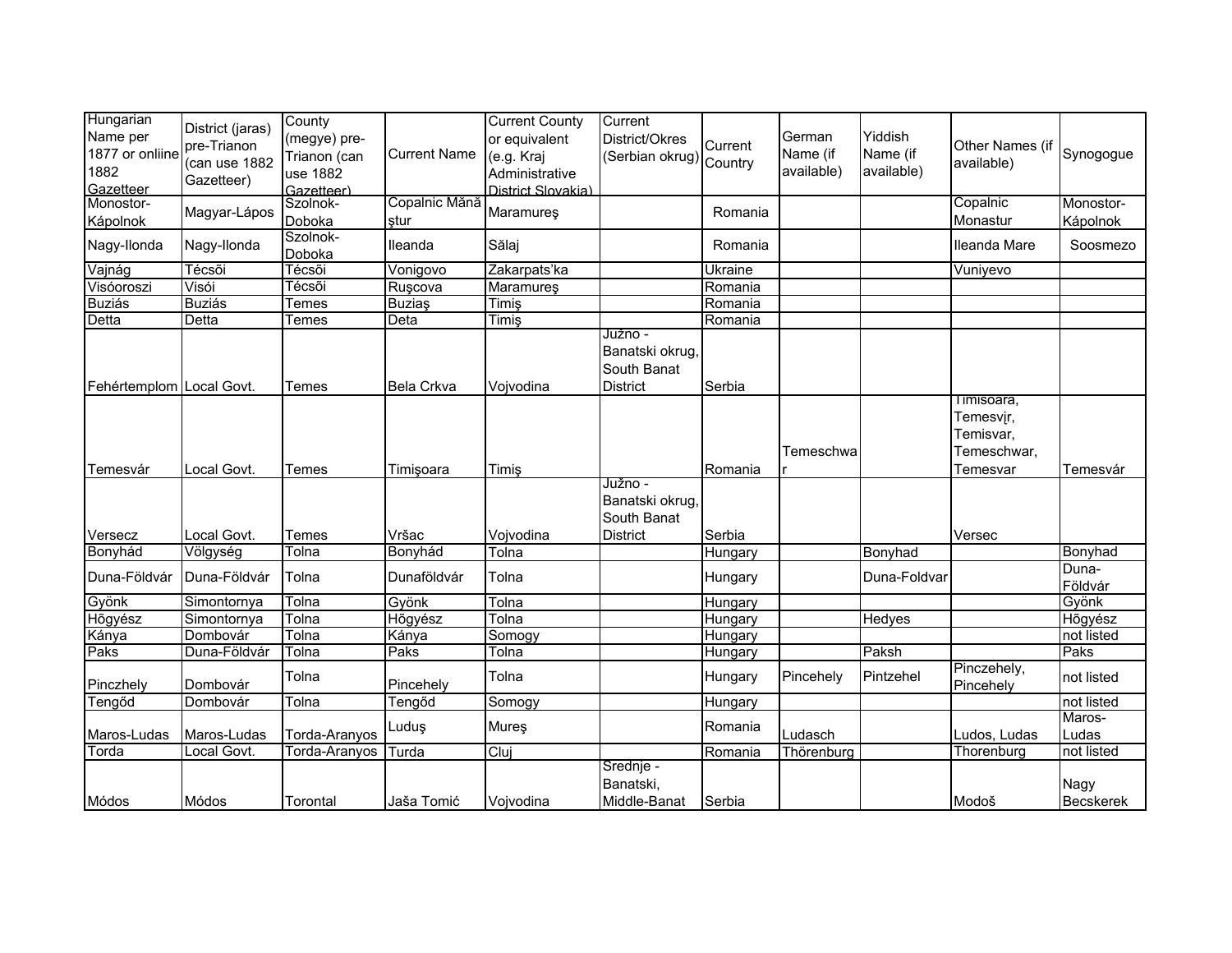| Hungarian Name per 1877 or onliine 1882 Gazetteer | District (jaras) pre-Trianon (can use 1882 Gazetteer) | County (megye) pre-Trianon (can use 1882 Gazetteer) | Current Name | Current County or equivalent (e.g. Kraj Administrative District Slovakia) | Current District/Okres (Serbian okrug) | Current Country | German Name (if available) | Yiddish Name (if available) | Other Names (if available) | Synogogue |
|---|---|---|---|---|---|---|---|---|---|---|
| Monostor-Kápolnok | Magyar-Lápos | Szolnok-Doboka | Copalnic Mănăştur | Maramureş | | Romania | | | Copalnic Monastur | Monostor-Kápolnok |
| Nagy-Ilonda | Nagy-Ilonda | Szolnok-Doboka | Ileanda | Sălaj | | Romania | | | Ileanda Mare | Soosmezo |
| Vajnág | Técsõi | Técsõi | Vonigovo | Zakarpats'ka | | Ukraine | | | Vuniyevo | |
| Visóoroszi | Visói | Técsõi | Ruşcova | Maramureş | | Romania | | | | |
| Buziás | Buziás | Temes | Buziaş | Timiş | | Romania | | | | |
| Detta | Detta | Temes | Deta | Timiş | | Romania | | | | |
| Fehértemplom | Local Govt. | Temes | Bela Crkva | Vojvodina | Južno - Banatski okrug, South Banat District | Serbia | | | | |
| Temesvár | Local Govt. | Temes | Timişoara | Timiş | | Romania | Temeschwar | | Timisoara, Temesvįr, Temisvar, Temeschwar, Temesvar | Temesvár |
| Versecz | Local Govt. | Temes | Vršac | Vojvodina | Južno - Banatski okrug, South Banat District | Serbia | | | Versec | |
| Bonyhád | Völgység | Tolna | Bonyhád | Tolna | | Hungary | | Bonyhad | | Bonyhad |
| Duna-Földvár | Duna-Földvár | Tolna | Dunaföldvár | Tolna | | Hungary | | Duna-Foldvar | | Duna-Földvár |
| Gyönk | Simontornya | Tolna | Gyönk | Tolna | | Hungary | | | | Gyönk |
| Hõgyész | Simontornya | Tolna | Hõgyész | Tolna | | Hungary | | Hedyes | | Hõgyész |
| Kánya | Dombovár | Tolna | Kánya | Somogy | | Hungary | | | | not listed |
| Paks | Duna-Földvár | Tolna | Paks | Tolna | | Hungary | | Paksh | | Paks |
| Pinczhely | Dombovár | Tolna | Pincehely | Tolna | | Hungary | Pincehely | Pintzehel | Pinczehely, Pincehely | not listed |
| Tengőd | Dombovár | Tolna | Tengőd | Somogy | | Hungary | | | | not listed |
| Maros-Ludas | Maros-Ludas | Torda-Aranyos | Luduş | Mureş | | Romania | Ludasch | | Ludos, Ludas | Maros-Ludas |
| Torda | Local Govt. | Torda-Aranyos | Turda | Cluj | | Romania | Thörenburg | | Thorenburg | not listed |
| Módos | Módos | Torontal | Jaša Tomić | Vojvodina | Srednje - Banatski, Middle-Banat | Serbia | | | Modoš | Nagy Becskerek |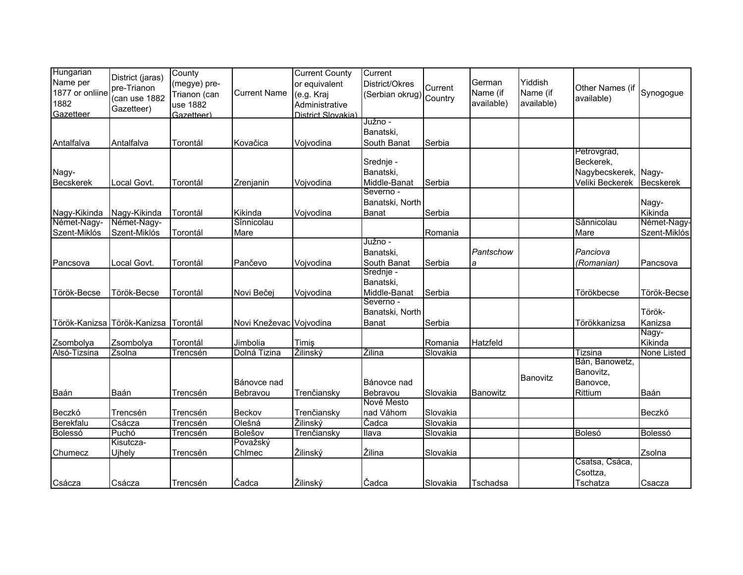| Hungarian Name per 1877 or onliine 1882 Gazetteer | District (jaras) pre-Trianon (can use 1882 Gazetteer) | County (megye) pre-Trianon (can use 1882 Gazetteer) | Current Name | Current County or equivalent (e.g. Kraj Administrative District Slovakia) | Current District/Okres (Serbian okrug) | Current Country | German Name (if available) | Yiddish Name (if available) | Other Names (if available) | Synogogue |
|---|---|---|---|---|---|---|---|---|---|---|
| Antalfalva | Antalfalva | Torontál | Kovačica | Vojvodina | Južno - Banatski, South Banat | Serbia | | | | |
| Nagy-Becskerek | Local Govt. | Torontál | Zrenjanin | Vojvodina | Srednje - Banatski, Middle-Banat | Serbia | | | Petrovgrad, Beckerek, Nagybecskerek, Veliki Beckerek | Nagy-Becskerek |
| Nagy-Kikinda | Nagy-Kikinda | Torontál | Kikinda | Vojvodina | Severno - Banatski, North Banat | Serbia | | | | Nagy-Kikinda |
| Német-Nagy-Szent-Miklós | Német-Nagy-Szent-Miklós | Torontál | Sînnicolau Mare | | | Romania | | | Sânnicolau Mare | Német-Nagy-Szent-Miklós |
| Pancsova | Local Govt. | Torontál | Pančevo | Vojvodina | Južno - Banatski, South Banat | Serbia | *Pantschowa* | | *Panciova (Romanian)* | Pancsova |
| Török-Becse | Török-Becse | Torontál | Novi Bečej | Vojvodina | Srednje - Banatski, Middle-Banat | Serbia | | | Törökbecse | Török-Becse |
| Török-Kanizsa | Török-Kanizsa | Torontál | Novi Kneževac | Vojvodina | Severno - Banatski, North Banat | Serbia | | | Törökkanizsa | Török-Kanizsa |
| Zsombolya | Zsombolya | Torontál | Jimbolia | Timiş | | Romania | Hatzfeld | | | Nagy-Kikinda |
| Alsó-Tizsina | Zsolna | Trencsén | Dolná Tizina | Žilinský | Žilina | Slovakia | | | Tizsina | None Listed |
| Baán | Baán | Trencsén | Bánovce nad Bebravou | Trenčiansky | Bánovce nad Bebravou | Slovakia | Banowitz | Banovitz | Bán, Banowetz, Banovitz, Banovce, Rittium | Baán |
| Beczkó | Trencsén | Trencsén | Beckov | Trenčiansky | Nové Mesto nad Váhom | Slovakia | | | | Beczkó |
| Berekfalu | Csácza | Trencsén | Olešná | Žilinský | Čadca | Slovakia | | | | |
| Bolessó | Puchó | Trencsén | Bolešov | Trenčiansky | Ilava | Slovakia | | | Bolesó | Bolessó |
| Chumecz | Kisutcza-Ujhely | Trencsén | Považský Chlmec | Žilinský | Žilina | Slovakia | | | | Zsolna |
| Csácza | Csácza | Trencsén | Čadca | Žilinský | Čadca | Slovakia | Tschadsa | | Csatsa, Csáca, Csottza, Tschatza | Csacza |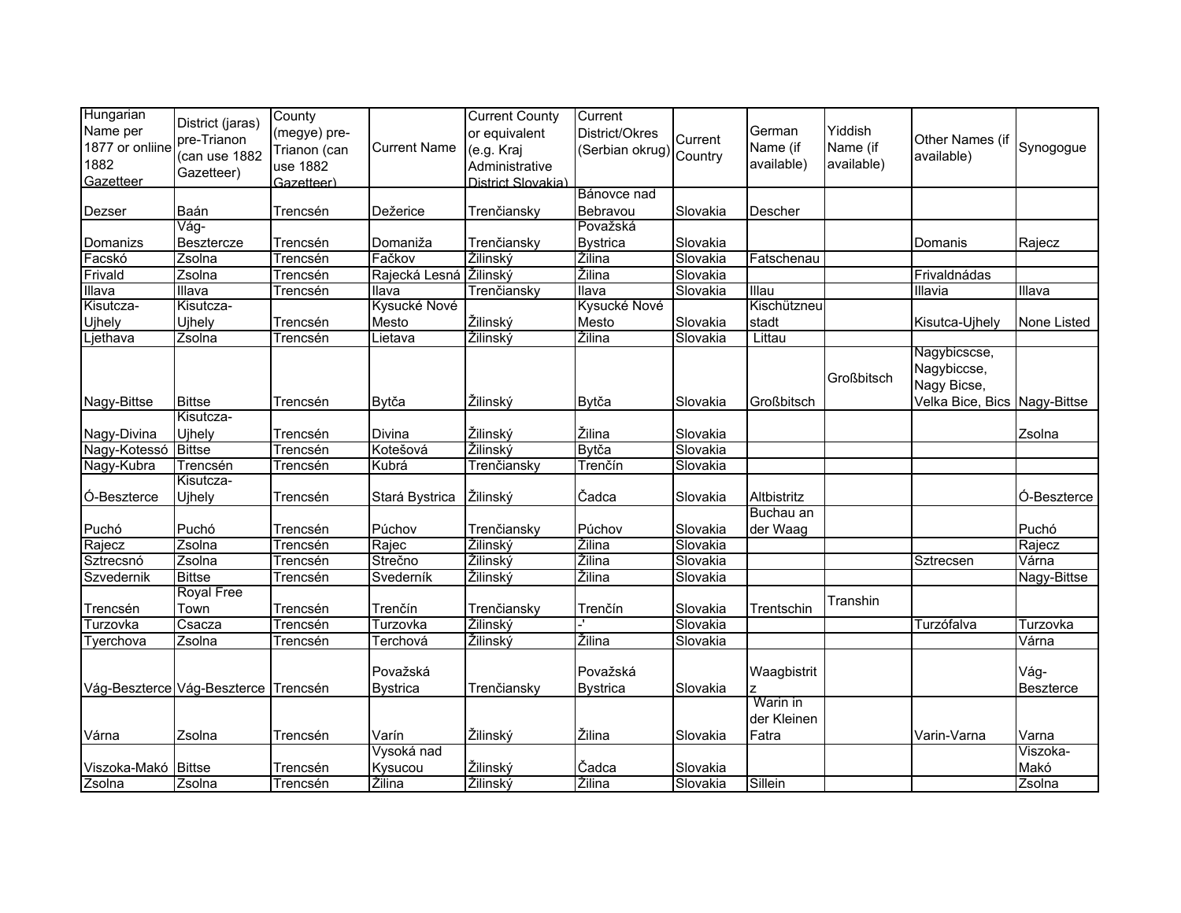| Hungarian Name per 1877 or onliine 1882 Gazetteer | District (jaras) pre-Trianon (can use 1882 Gazetteer) | County (megye) pre-Trianon (can use 1882 Gazetteer) | Current Name | Current County or equivalent (e.g. Kraj Administrative District Slovakia) | Current District/Okres (Serbian okrug) | Current Country | German Name (if available) | Yiddish Name (if available) | Other Names (if available) | Synogoue |
|---|---|---|---|---|---|---|---|---|---|---|
| Dezser | Baán | Trencsén | Dežerice | Trenčiansky | Bánovce nad Bebravou | Slovakia | Descher | | | |
| Domanizs | Vág-Besztercze | Trencsén | Domaniža | Trenčiansky | Považská Bystrica | Slovakia | | | Domanis | Rajecz |
| Facskó | Zsolna | Trencsén | Fačkov | Žilinský | Žilina | Slovakia | Fatschenau | | | |
| Frivald | Zsolna | Trencsén | Rajecká Lesná | Žilinský | Žilina | Slovakia | | | Frivaldnádas | |
| Illava | Illava | Trencsén | Ilava | Trenčiansky | Ilava | Slovakia | Illau | | Illavia | Illava |
| Kisutcza-Ujhely | Kisutcza-Ujhely | Trencsén | Kysucké Nové Mesto | Žilinský | Kysucké Nové Mesto | Slovakia | Kischützneustadt | | Kisutca-Ujhely | None Listed |
| Ljethava | Zsolna | Trencsén | Lietava | Žilinský | Žilina | Slovakia | Littau | | | |
| Nagy-Bittse | Bittse | Trencsén | Bytča | Žilinský | Bytča | Slovakia | Großbitsch | Großbitsch | Nagybicscse, Nagybiccse, Nagy Bicse, Velka Bice, Bics | Nagy-Bittse |
| Nagy-Divina | Kisutcza-Ujhely | Trencsén | Divina | Žilinský | Žilina | Slovakia | | | | Zsolna |
| Nagy-Kotessó | Bittse | Trencsén | Kotešová | Žilinský | Bytča | Slovakia | | | | |
| Nagy-Kubra | Trencsén | Trencsén | Kubrá | Trenčiansky | Trenčín | Slovakia | | | | |
| Ó-Beszterce | Kisutcza-Ujhely | Trencsén | Stará Bystrica | Žilinský | Čadca | Slovakia | Altbistritz | | | Ó-Beszterce |
| Puchó | Puchó | Trencsén | Púchov | Trenčiansky | Púchov | Slovakia | Buchau an der Waag | | | Puchó |
| Rajecz | Zsolna | Trencsén | Rajec | Žilinský | Žilina | Slovakia | | | | Rajecz |
| Sztrecsnó | Zsolna | Trencsén | Strečno | Žilinský | Žilina | Slovakia | | | Sztrecsen | Várna |
| Szvedernik | Bittse | Trencsén | Svederník | Žilinský | Žilina | Slovakia | | | | Nagy-Bittse |
| Trencsén | Royal Free Town | Trencsén | Trenčín | Trenčiansky | Trenčín | Slovakia | Trentschin | Transhin | | |
| Turzovka | Csacza | Trencsén | Turzovka | Žilinský | -' | Slovakia | | | Turzófalva | Turzovka |
| Tyerchova | Zsolna | Trencsén | Terchová | Žilinský | Žilina | Slovakia | | | | Várna |
| Vág-Beszterce | Vág-Beszterce | Trencsén | Považská Bystrica | Trenčiansky | Považská Bystrica | Slovakia | Waagbistritz | | | Vág-Beszterce |
| Várna | Zsolna | Trencsén | Varín | Žilinský | Žilina | Slovakia | Warin in der Kleinen Fatra | | Varin-Varna | Varna |
| Viszoka-Makó | Bittse | Trencsén | Vysoká nad Kysucou | Žilinský | Čadca | Slovakia | | | | Viszoka-Makó |
| Zsolna | Zsolna | Trencsén | Žilina | Žilinský | Žilina | Slovakia | Sillein | | | Zsolna |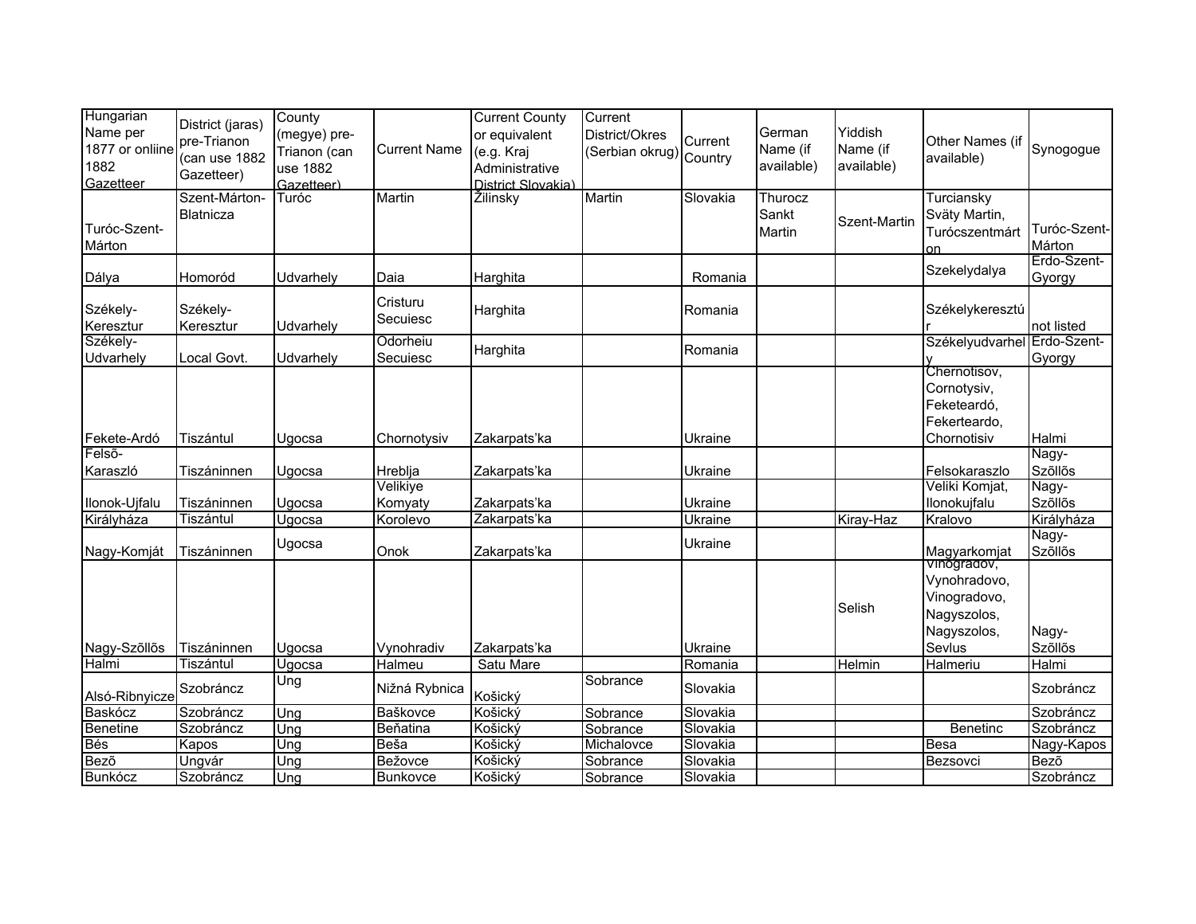| Hungarian Name per 1877 or onliine 1882 Gazetteer | District (jaras) pre-Trianon (can use 1882 Gazetteer) | County (megye) pre-Trianon (can use 1882 Gazetteer) | Current Name | Current County or equivalent (e.g. Kraj Administrative District Slovakia) | Current District/Okres (Serbian okrug) | Current Country | German Name (if available) | Yiddish Name (if available) | Other Names (if available) | Synogogue |
|---|---|---|---|---|---|---|---|---|---|---|
| Turóc-Szent-Márton | Szent-Márton-Blatnicza | Turóc | Martin | Žilinsky | Martin | Slovakia | Thurocz Sankt Martin | Szent-Martin | Turciansky Sväty Martin, Turócszentmárton | Turóc-Szent-Márton |
| Dálya | Homoród | Udvarhely | Daia | Harghita | | Romania | | | Szekelydalya | Erdo-Szent-Gyorgy |
| Székely-Keresztur | Székely-Keresztur | Udvarhely | Cristuru Secuiesc | Harghita | | Romania | | | Székelykeresztúr | not listed |
| Székely-Udvarhely | Local Govt. | Udvarhely | Odorheiu Secuiesc | Harghita | | Romania | | | Székelyudvarhely | Erdo-Szent-Gyorgy |
| Fekete-Ardó | Tiszántul | Ugocsa | Chornotysiv | Zakarpats'ka | | Ukraine | | | Chernotisov, Cornotysiv, Feketeardó, Fekerteardo, Chornotisiv | Halmi |
| Felső-Karaszló | Tiszáninnen | Ugocsa | Hreblja | Zakarpats'ka | | Ukraine | | | Felsokaraszlo | Nagy-Szőllős |
| Ilonok-Ujfalu | Tiszáninnen | Ugocsa | Velikiye Komyaty | Zakarpats'ka | | Ukraine | | | Veliki Komjat, Ilonokujfalu | Nagy-Szőllős |
| Királyháza | Tiszántul | Ugocsa | Korolevo | Zakarpats'ka | | Ukraine | | Kiray-Haz | Kralovo | Királyháza |
| Nagy-Komját | Tiszáninnen | Ugocsa | Onok | Zakarpats'ka | | Ukraine | | | Magyarkomjat | Nagy-Szőllős |
| Nagy-Szőllős | Tiszáninnen | Ugocsa | Vynohradiv | Zakarpats'ka | | Ukraine | | Selish | Vinogradov, Vynohradovo, Vinogradovo, Nagyszolos, Nagyszolos, Sevlus | Nagy-Szőllős |
| Halmi | Tiszántul | Ugocsa | Halmeu | Satu Mare | | Romania | | Helmin | Halmeriu | Halmi |
| Alsó-Ribnyicze | Szobráncz | Ung | Nižná Rybnica | Košický | Sobrance | Slovakia | | | | Szobráncz |
| Baskócz | Szobráncz | Ung | Baškovce | Košický | Sobrance | Slovakia | | | | Szobráncz |
| Benetine | Szobráncz | Ung | Beňatina | Košický | Sobrance | Slovakia | | | Benetinc | Szobráncz |
| Bés | Kapos | Ung | Beša | Košický | Michalovce | Slovakia | | | Besa | Nagy-Kapos |
| Bező | Ungvár | Ung | Bežovce | Košický | Sobrance | Slovakia | | | Bezsovci | Bező |
| Bunkócz | Szobráncz | Ung | Bunkovce | Košický | Sobrance | Slovakia | | | | Szobráncz |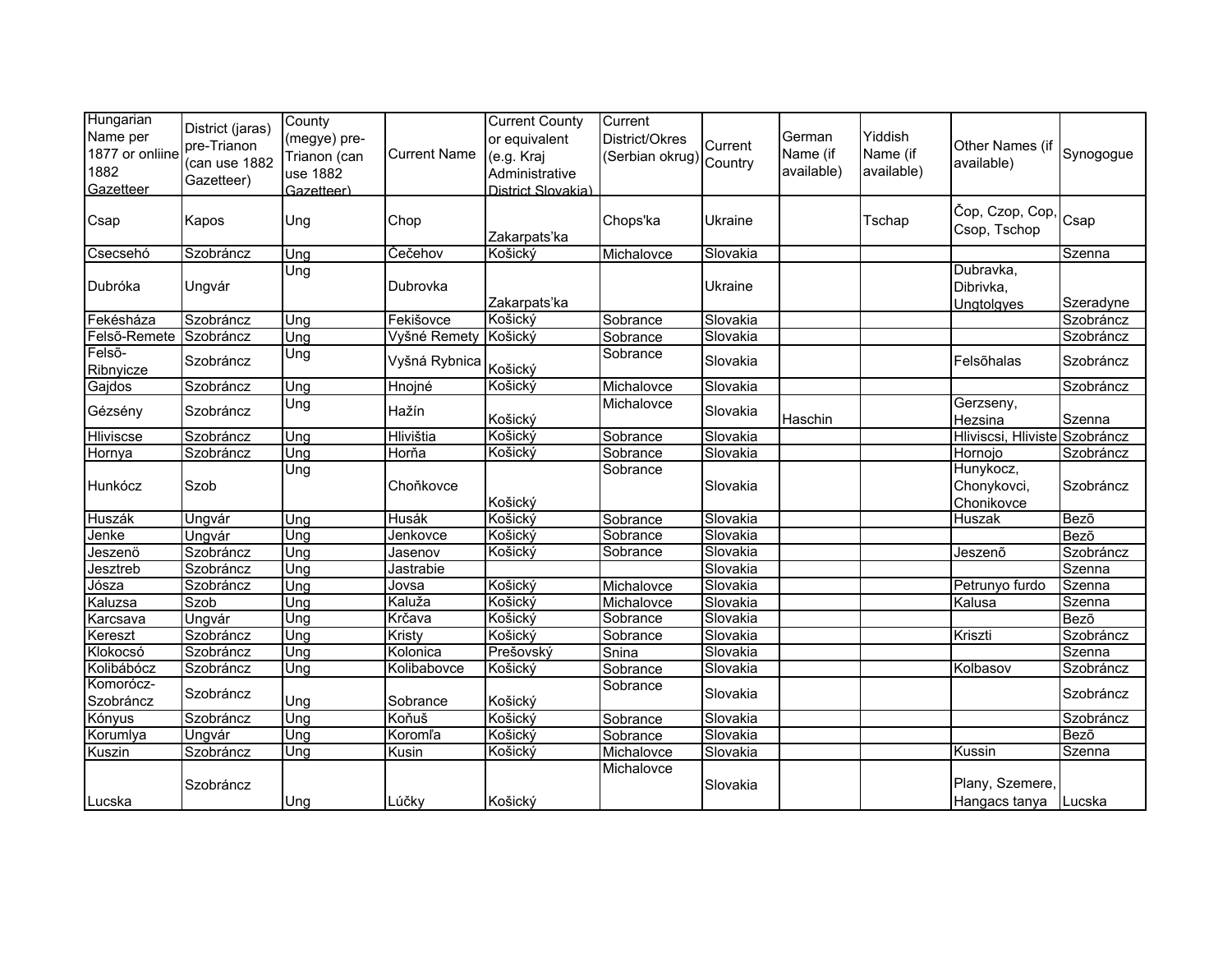| Hungarian Name per 1877 or onliine 1882 Gazetteer | District (jaras) pre-Trianon (can use 1882 Gazetteer) | County (megye) pre-Trianon (can use 1882 Gazetteer) | Current Name | Current County or equivalent (e.g. Kraj Administrative District Slovakia) | Current District/Okres (Serbian okrug) | Current Country | German Name (if available) | Yiddish Name (if available) | Other Names (if available) | Synogogue |
|---|---|---|---|---|---|---|---|---|---|---|
| Csap | Kapos | Ung | Chop | Zakarpats'ka | Chops'ka | Ukraine | | Tschap | Čop, Czop, Cop, Csop, Tschop | Csap |
| Csecsehó | Szobráncz | Ung | Čečehov | Košický | Michalovce | Slovakia | | | | Szenna |
| Dubróka | Ungvár | Ung | Dubrovka | Zakarpats'ka | | Ukraine | | | Dubravka, Dibrivka, Ungtolgyes | Szeradyne |
| Fekésháza | Szobráncz | Ung | Fekišovce | Košický | Sobrance | Slovakia | | | | Szobráncz |
| Felsõ-Remete | Szobráncz | Ung | Vyšné Remety | Košický | Sobrance | Slovakia | | | | Szobráncz |
| Felsõ-Ribnyicze | Szobráncz | Ung | Vyšná Rybnica | Košický | Sobrance | Slovakia | | | Felsõhalas | Szobráncz |
| Gajdos | Szobráncz | Ung | Hnojné | Košický | Michalovce | Slovakia | | | | Szobráncz |
| Gézsény | Szobráncz | Ung | Hažín | Košický | Michalovce | Slovakia | Haschin | | Gerzseny, Hezsina | Szenna |
| Hliviscse | Szobráncz | Ung | Hlivištia | Košický | Sobrance | Slovakia | | | Hliviscsi, Hliviste | Szobráncz |
| Hornya | Szobráncz | Ung | Horňa | Košický | Sobrance | Slovakia | | | Hornojo | Szobráncz |
| Hunkócz | Szob | Ung | Choňkovce | Košický | Sobrance | Slovakia | | | Hunykocz, Chonykovci, Chonikovce | Szobráncz |
| Huszák | Ungvár | Ung | Husák | Košický | Sobrance | Slovakia | | | Huszak | Bezõ |
| Jenke | Ungvár | Ung | Jenkovce | Košický | Sobrance | Slovakia | | | | Bezõ |
| Jeszenö | Szobráncz | Ung | Jasenov | Košický | Sobrance | Slovakia | | | Jeszenõ | Szobráncz |
| Jesztreb | Szobráncz | Ung | Jastrabie | | | Slovakia | | | | Szenna |
| Jósza | Szobráncz | Ung | Jovsa | Košický | Michalovce | Slovakia | | | Petrunyo furdo | Szenna |
| Kaluzsa | Szob | Ung | Kaluža | Košický | Michalovce | Slovakia | | | Kalusa | Szenna |
| Karcsava | Ungvár | Ung | Krčava | Košický | Sobrance | Slovakia | | | | Bezõ |
| Kereszt | Szobráncz | Ung | Kristy | Košický | Sobrance | Slovakia | | | Kriszti | Szobráncz |
| Klokocsó | Szobráncz | Ung | Kolonica | Prešovský | Snina | Slovakia | | | | Szenna |
| Kolibábócz | Szobráncz | Ung | Kolibabovce | Košický | Sobrance | Slovakia | | | Kolbasov | Szobráncz |
| Komorócz-Szobráncz | Szobráncz | Ung | Sobrance | Košický | Sobrance | Slovakia | | | | Szobráncz |
| Kónyus | Szobráncz | Ung | Koňuš | Košický | Sobrance | Slovakia | | | | Szobráncz |
| Korumlya | Ungvár | Ung | Koromľa | Košický | Sobrance | Slovakia | | | | Bezõ |
| Kuszin | Szobráncz | Ung | Kusin | Košický | Michalovce | Slovakia | | | Kussin | Szenna |
| Lucska | Szobráncz | Ung | Lúčky | Košický | Michalovce | Slovakia | | | Plany, Szemere, Hangacs tanya | Lucska |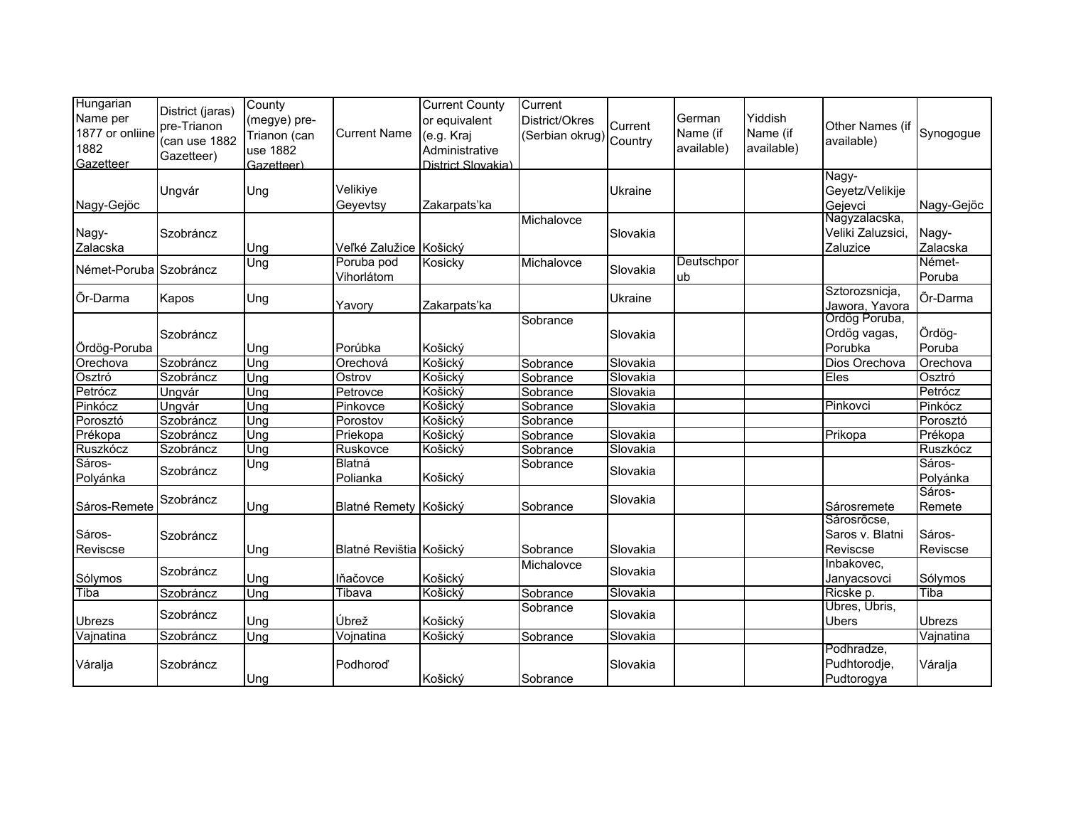| Hungarian Name per 1877 or onliine 1882 Gazetteer | District (jaras) pre-Trianon (can use 1882 Gazetteer) | County (megye) pre-Trianon (can use 1882 Gazetteer) | Current Name | Current County or equivalent (e.g. Kraj Administrative District Slovakia) | Current District/Okres (Serbian okrug) | Current Country | German Name (if available) | Yiddish Name (if available) | Other Names (if available) | Synogogue |
|---|---|---|---|---|---|---|---|---|---|---|
| Nagy-Gejöc | Ungvár | Ung | Velikiye Geyevtsy | Zakarpats'ka | | Ukraine | | | Nagy-Geyetz/Velikije Gejevci | Nagy-Gejöc |
| Nagy-Zalacska | Szobráncz | Ung | Veľké Zalužice | Košický | Michalovce | Slovakia | | | Nagyzalacska, Veliki Zaluzsici, Zaluzice | Nagy-Zalacska |
| Német-Poruba | Szobráncz | Ung | Poruba pod Vihorlátom | Kosicky | Michalovce | Slovakia | Deutschporub | | | Német-Poruba |
| Õr-Darma | Kapos | Ung | Yavory | Zakarpats'ka | | Ukraine | | | Sztorozsnicja, Jawora, Yavora | Õr-Darma |
| Ördög-Poruba | Szobráncz | Ung | Porúbka | Košický | Sobrance | Slovakia | | | Ordög Poruba, Ordög vagas, Porubka | Ördög-Poruba |
| Orechova | Szobráncz | Ung | Orechová | Košický | Sobrance | Slovakia | | | Dios Orechova | Orechova |
| Osztró | Szobráncz | Ung | Ostrov | Košický | Sobrance | Slovakia | | | Eles | Osztró |
| Petrócz | Ungvár | Ung | Petrovce | Košický | Sobrance | Slovakia | | | | Petrócz |
| Pinkócz | Ungvár | Ung | Pinkovce | Košický | Sobrance | Slovakia | | | Pinkovci | Pinkócz |
| Porosztó | Szobráncz | Ung | Porostov | Košický | Sobrance | | | | | Porosztó |
| Prékopa | Szobráncz | Ung | Priekopa | Košický | Sobrance | Slovakia | | | Prikopa | Prékopa |
| Ruszkócz | Szobráncz | Ung | Ruskovce | Košický | Sobrance | Slovakia | | | | Ruszkócz |
| Sáros-Polyánka | Szobráncz | Ung | Blatná Polianka | Košický | Sobrance | Slovakia | | | | Sáros-Polyánka |
| Sáros-Remete | Szobráncz | Ung | Blatné Remety | Košický | Sobrance | Slovakia | | | Sárosremete | Sáros-Remete |
| Sáros-Reviscse | Szobráncz | Ung | Blatné Revištia | Košický | Sobrance | Slovakia | | | Sárosrõcse, Saros v. Blatni Reviscse | Sáros-Reviscse |
| Sólymos | Szobráncz | Ung | Iňačovce | Košický | Michalovce | Slovakia | | | Inbakovec, Janyacsovci | Sólymos |
| Tiba | Szobráncz | Ung | Tibava | Košický | Sobrance | Slovakia | | | Ricske p. | Tiba |
| Ubrezs | Szobráncz | Ung | Úbrež | Košický | Sobrance | Slovakia | | | Ubres, Ubris, Ubers | Ubrezs |
| Vajnatina | Szobráncz | Ung | Vojnatina | Košický | Sobrance | Slovakia | | | | Vajnatina |
| Váralja | Szobráncz | Ung | Podhoroď | Košický | Sobrance | Slovakia | | | Podhradze, Pudhtorodje, Pudtorogya | Váralja |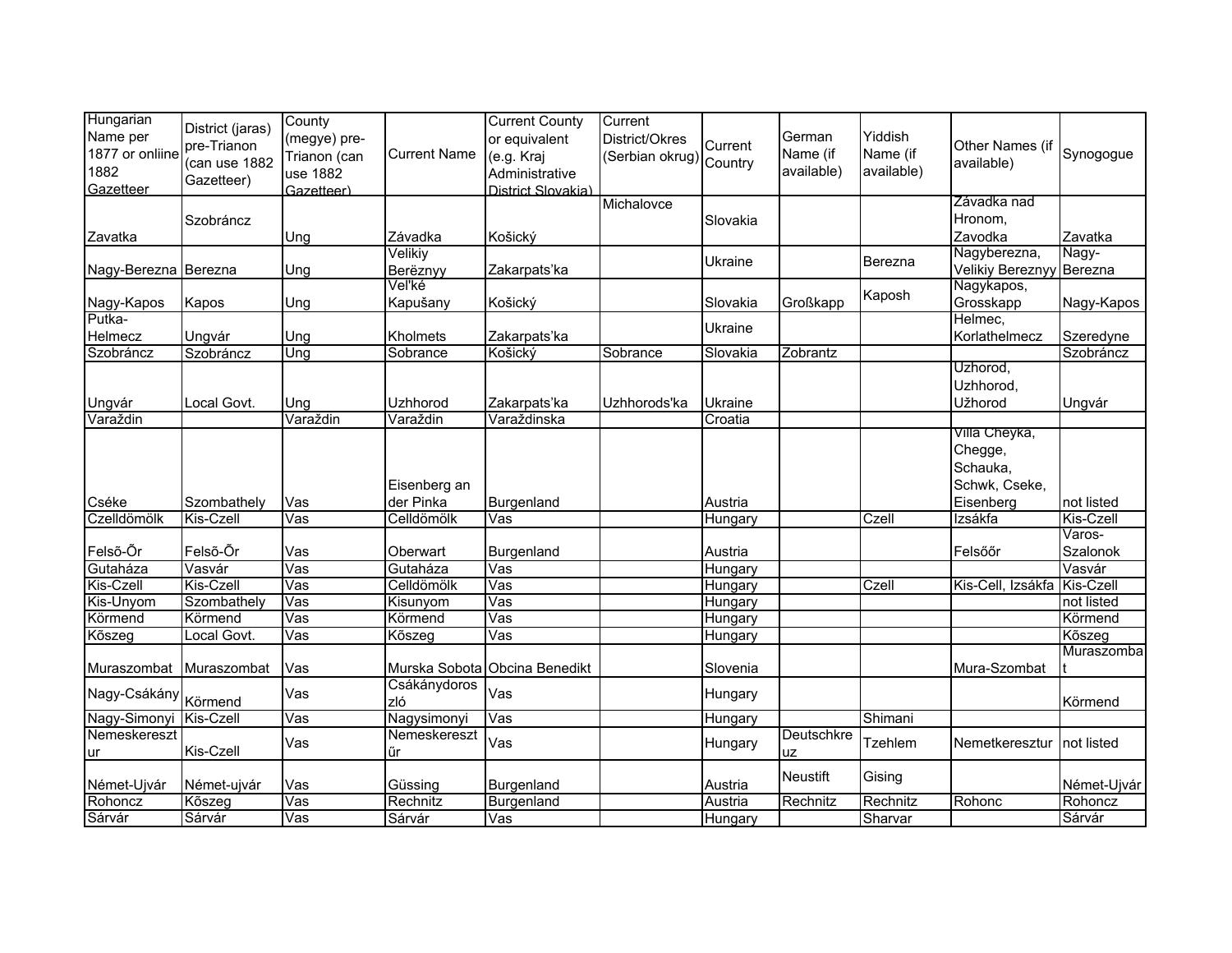| Hungarian Name per 1877 or onliine 1882 Gazetteer | District (jaras) pre-Trianon (can use 1882 Gazetteer) | County (megye) pre-Trianon (can use 1882 Gazetteer) | Current Name | Current County or equivalent (e.g. Kraj Administrative District Slovakia) | Current District/Okres (Serbian okrug) | Current Country | German Name (if available) | Yiddish Name (if available) | Other Names (if available) | Synogogue |
|---|---|---|---|---|---|---|---|---|---|---|
| Zavatka | Szobráncz | Ung | Závadka | Košický | Michalovce | Slovakia | | | Závadka nad Hronom, Zavodka | Zavatka |
| Nagy-Berezna | Berezna | Ung | Velikiy Berëznyy | Zakarpats'ka | | Ukraine | | Berezna | Nagyberezna, Velikiy Bereznyy | Nagy-Berezna |
| Nagy-Kapos | Kapos | Ung | Vel'ké Kapušany | Košický | | Slovakia | Großkapp | Kaposh | Nagykapos, Grosskapp | Nagy-Kapos |
| Putka-Helmecz | Ungvár | Ung | Kholmets | Zakarpats'ka | | Ukraine | | | Helmec, Korlathelmecz | Szeredyne |
| Szobráncz | Szobráncz | Ung | Sobrance | Košický | Sobrance | Slovakia | Zobrantz | | | Szobráncz |
| Ungvár | Local Govt. | Ung | Uzhhorod | Zakarpats'ka | Uzhhorods'ka | Ukraine | | | Uzhorod, Uzhhorod, Užhorod | Ungvár |
| Varaždin | | Varaždin | Varaždin | Varaždinska | | Croatia | | | | |
| Cséke | Szombathely | Vas | Eisenberg an der Pinka | Burgenland | | Austria | | | Villa Cheyka, Chegge, Schauka, Schwk, Cseke, Eisenberg | not listed |
| Czelldömölk | Kis-Czell | Vas | Celldömölk | Vas | | Hungary | | Czell | Izsákfa | Kis-Czell |
| Felsõ-Õr | Felsõ-Õr | Vas | Oberwart | Burgenland | | Austria | | | Felsőőr | Varos-Szalonok |
| Gutaháza | Vasvár | Vas | Gutaháza | Vas | | Hungary | | | | Vasvár |
| Kis-Czell | Kis-Czell | Vas | Celldömölk | Vas | | Hungary | | Czell | Kis-Cell, Izsákfa | Kis-Czell |
| Kis-Unyom | Szombathely | Vas | Kisunyom | Vas | | Hungary | | | | not listed |
| Körmend | Körmend | Vas | Körmend | Vas | | Hungary | | | | Körmend |
| Kõszeg | Local Govt. | Vas | Kõszeg | Vas | | Hungary | | | | Kõszeg |
| Muraszombat | Muraszombat | Vas | Murska Sobota | Obcina Benedikt | | Slovenia | | | Mura-Szombat | Muraszombat |
| Nagy-Csákány | Körmend | Vas | Csákánydoroszló | Vas | | Hungary | | | | Körmend |
| Nagy-Simonyi | Kis-Czell | Vas | Nagysimonyi | Vas | | Hungary | | Shimani | | |
| Nemeskereszt ur | Kis-Czell | Vas | Nemeskereszt űr | Vas | | Hungary | Deutschkreuz | Tzehlem | Nemetkeresztur | not listed |
| Német-Ujvár | Német-ujvár | Vas | Güssing | Burgenland | | Austria | Neustift | Gising | | Német-Ujvár |
| Rohoncz | Kõszeg | Vas | Rechnitz | Burgenland | | Austria | Rechnitz | Rechnitz | Rohonc | Rohoncz |
| Sárvár | Sárvár | Vas | Sárvár | Vas | | Hungary | | Sharvar | | Sárvár |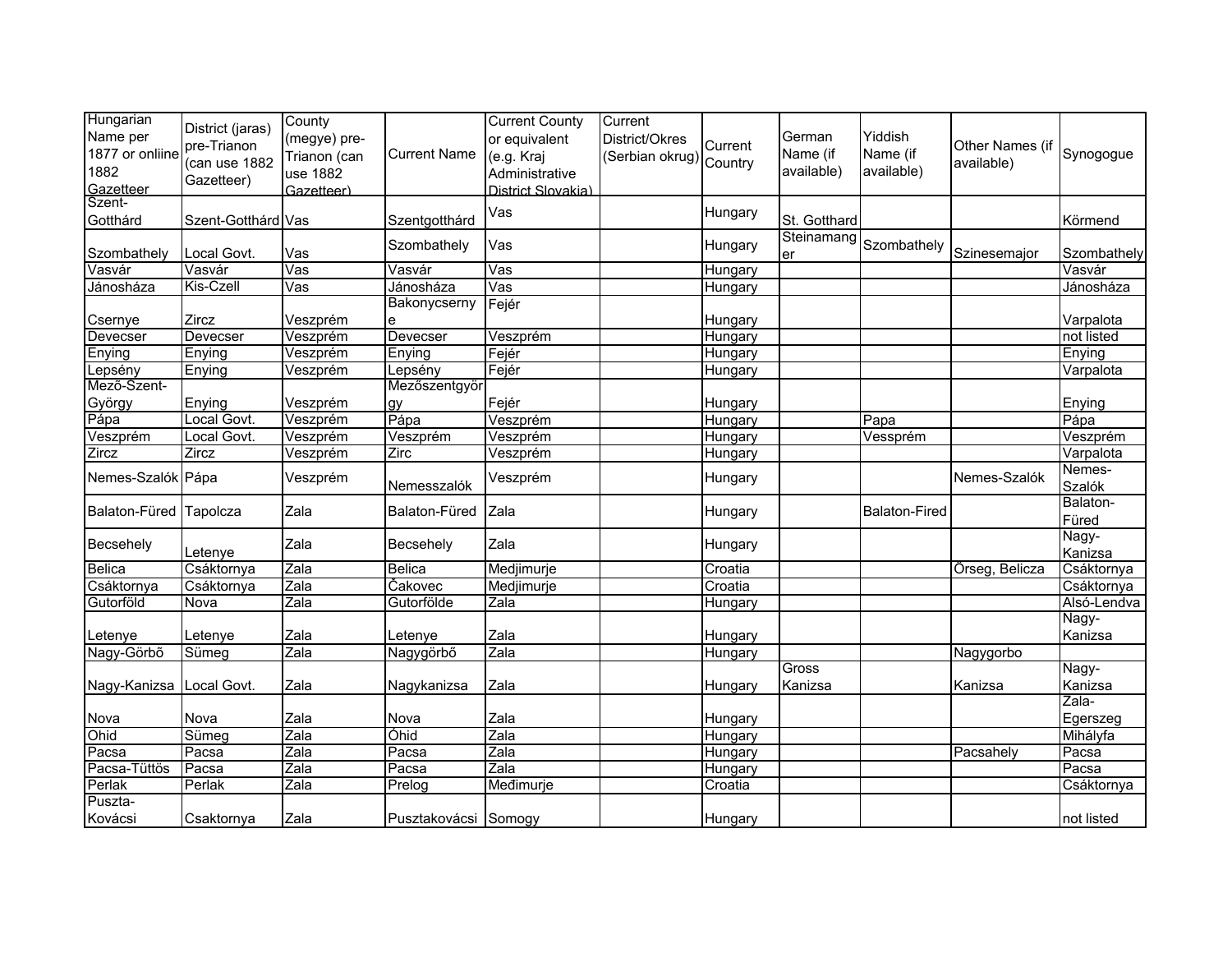| Hungarian Name per 1877 or onliine 1882 Gazetteer | District (jaras) pre-Trianon (can use 1882 Gazetteer) | County (megye) pre-Trianon (can use 1882 Gazetteer) | Current Name | Current County or equivalent (e.g. Kraj Administrative District Slovakia) | Current District/Okres (Serbian okrug) | Current Country | German Name (if available) | Yiddish Name (if available) | Other Names (if available) | Synogogue |
|---|---|---|---|---|---|---|---|---|---|---|
| Szent-Gotthárd | Szent-Gotthárd | Vas | Szentgotthárd | Vas | | Hungary | St. Gotthard | | | Körmend |
| Szombathely | Local Govt. | Vas | Szombathely | Vas | | Hungary | Steinamanger | Szombathely | Szinesemajor | Szombathely |
| Vasvár | Vasvár | Vas | Vasvár | Vas | | Hungary | | | | Vasvár |
| Jánosháza | Kis-Czell | Vas | Jánosháza | Vas | | Hungary | | | | Jánosháza |
| Csernye | Zircz | Veszprém | Bakonycsernye | Fejér | | Hungary | | | | Varpalota |
| Devecser | Devecser | Veszprém | Devecser | Veszprém | | Hungary | | | | not listed |
| Enying | Enying | Veszprém | Enying | Fejér | | Hungary | | | | Enying |
| Lepsény | Enying | Veszprém | Lepsény | Fejér | | Hungary | | | | Varpalota |
| Mezõ-Szent-György | Enying | Veszprém | Mezőszentgyörgy | Fejér | | Hungary | | | | Enying |
| Pápa | Local Govt. | Veszprém | Pápa | Veszprém | | Hungary | | Papa | | Pápa |
| Veszprém | Local Govt. | Veszprém | Veszprém | Veszprém | | Hungary | | Vessprém | | Veszprém |
| Zircz | Zircz | Veszprém | Zirc | Veszprém | | Hungary | | | | Varpalota |
| Nemes-Szalók | Pápa | Veszprém | Nemesszalók | Veszprém | | Hungary | | | Nemes-Szalók | Nemes-Szalók |
| Balaton-Füred | Tapolcza | Zala | Balaton-Füred | Zala | | Hungary | | Balaton-Fired | | Balaton-Füred |
| Becsehely | Letenye | Zala | Becsehely | Zala | | Hungary | | | | Nagy-Kanizsa |
| Belica | Csáktornya | Zala | Belica | Medjimurje | | Croatia | | | Őrseg, Belicza | Csáktornya |
| Csáktornya | Csáktornya | Zala | Čakovec | Medjimurje | | Croatia | | | | Csáktornya |
| Gutorföld | Nova | Zala | Gutorfölde | Zala | | Hungary | | | | Alsó-Lendva |
| Letenye | Letenye | Zala | Letenye | Zala | | Hungary | | | | Nagy-Kanizsa |
| Nagy-Görbõ | Sümeg | Zala | Nagygörbő | Zala | | Hungary | | | Nagygorbo | |
| Nagy-Kanizsa | Local Govt. | Zala | Nagykanizsa | Zala | | Hungary | Gross Kanizsa | | Kanizsa | Nagy-Kanizsa |
| Nova | Nova | Zala | Nova | Zala | | Hungary | | | | Zala-Egerszeg |
| Ohid | Sümeg | Zala | Óhid | Zala | | Hungary | | | | Mihályfa |
| Pacsa | Pacsa | Zala | Pacsa | Zala | | Hungary | | | Pacsahely | Pacsa |
| Pacsa-Tüttös | Pacsa | Zala | Pacsa | Zala | | Hungary | | | | Pacsa |
| Perlak | Perlak | Zala | Prelog | Međimurje | | Croatia | | | | Csáktornya |
| Puszta-Kovácsi | Csaktornya | Zala | Pusztakovácsi | Somogy | | Hungary | | | | not listed |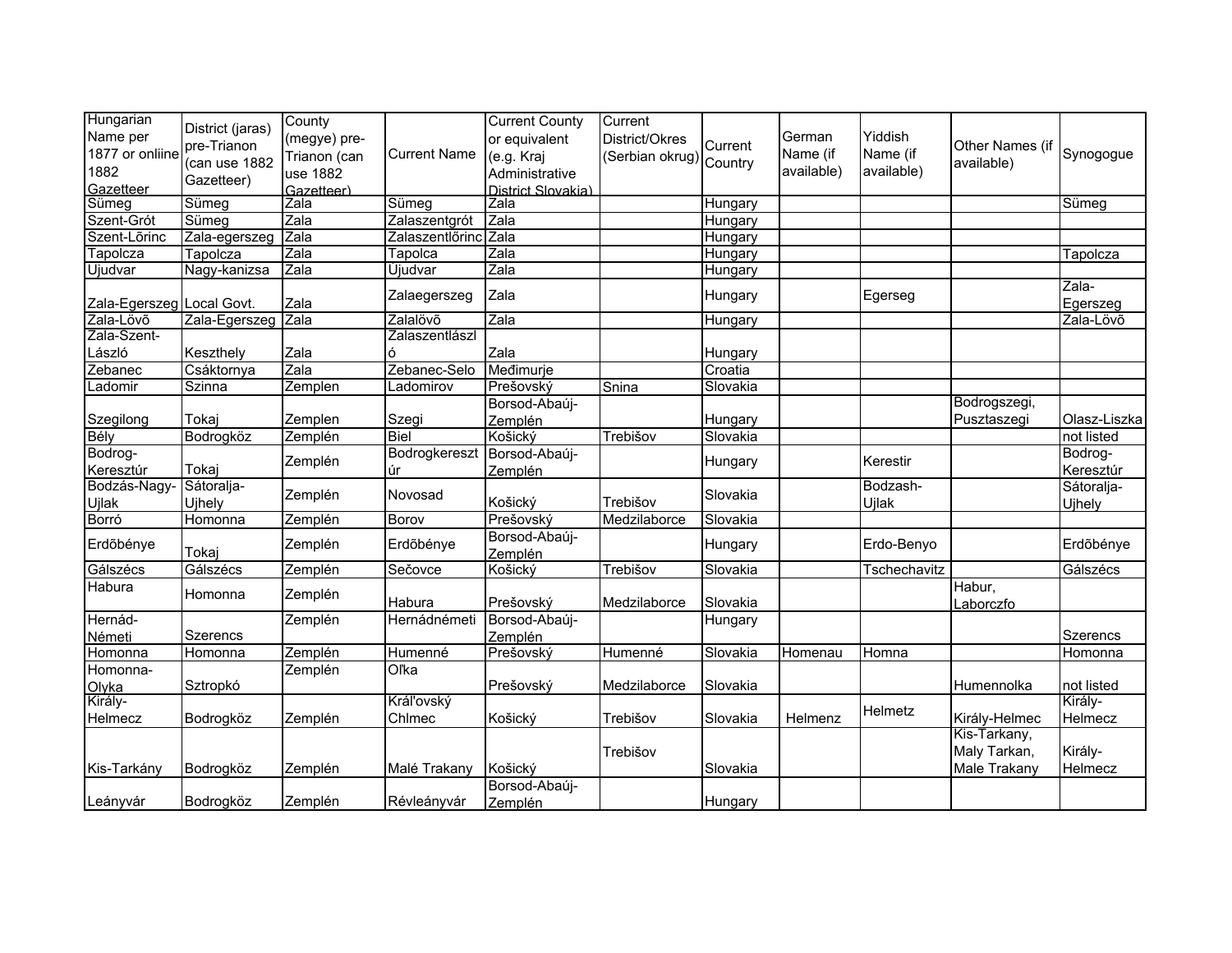| Hungarian Name per 1877 or onliine 1882 Gazetteer | District (jaras) pre-Trianon (can use 1882 Gazetteer) | County (megye) pre-Trianon (can use 1882 Gazetteer) | Current Name | Current County or equivalent (e.g. Kraj Administrative District Slovakia) | Current District/Okres (Serbian okrug) | Current Country | German Name (if available) | Yiddish Name (if available) | Other Names (if available) | Synogogue |
|---|---|---|---|---|---|---|---|---|---|---|
| Sümeg | Sümeg | Zala | Sümeg | Zala | | Hungary | | | | Sümeg |
| Szent-Gròt | Sümeg | Zala | Zalaszentgrót | Zala | | Hungary | | | | |
| Szent-Lõrinc | Zala-egerszeg | Zala | Zalaszentlõrinc | Zala | | Hungary | | | | |
| Tapolcza | Tapolcza | Zala | Tapolca | Zala | | Hungary | | | | Tapolcza |
| Ujudvar | Nagy-kanizsa | Zala | Újudvar | Zala | | Hungary | | | | |
| Zala-Egerszeg | Local Govt. | Zala | Zalaegerszeg | Zala | | Hungary | | Egerseg | | Zala-Egerszeg |
| Zala-Lövõ | Zala-Egerszeg | Zala | Zalalövõ | Zala | | Hungary | | | | Zala-Lövõ |
| Zala-Szent-László | Keszthely | Zala | Zalaszentlászló | Zala | | Hungary | | | | |
| Zebanec | Csáktornya | Zala | Zebanec-Selo | Međimurje | | Croatia | | | | |
| Ladomir | Szinna | Zemplen | Ladomirov | Prešovský | Snina | Slovakia | | | | |
| Szegilong | Tokaj | Zemplen | Szegi | Borsod-Abaúj-Zemplén | | Hungary | | | Bodrogszegi, Pusztaszegi | Olasz-Liszka |
| Bély | Bodrogköz | Zemplén | Biel | Košický | Trebišov | Slovakia | | | | not listed |
| Bodrog-Keresztúr | Tokaj | Zemplén | Bodrogkeresztúr | Borsod-Abaúj-Zemplén | | Hungary | | Kerestir | | Bodrog-Keresztúr |
| Bodzás-Nagy-Ujlak | Sátoralja-Ujhely | Zemplén | Novosad | Košický | Trebišov | Slovakia | | Bodzash-Ujlak | | Sátoralja-Ujhely |
| Borró | Homonna | Zemplén | Borov | Prešovský | Medzilaborce | Slovakia | | | | |
| Erdõbénye | Tokaj | Zemplén | Erdõbénye | Borsod-Abaúj-Zemplén | | Hungary | | Erdo-Benyo | | Erdõbénye |
| Gálszécs | Gálszécs | Zemplén | Sečovce | Košický | Trebišov | Slovakia | | Tschechavitz | | Gálszécs |
| Habura | Homonna | Zemplén | Habura | Prešovský | Medzilaborce | Slovakia | | | Habur, Laborczfo | |
| Hernád-Németi | Szerencs | Zemplén | Hernádnémeti | Borsod-Abaúj-Zemplén | | Hungary | | | | Szerencs |
| Homonna | Homonna | Zemplén | Humenné | Prešovský | Humenné | Slovakia | Homenau | Homna | | Homonna |
| Homonna-Olyka | Sztropkó | Zemplén | Oľka | Prešovský | Medzilaborce | Slovakia | | | Humennolka | not listed |
| Király-Helmecz | Bodrogköz | Zemplén | Kráľovský Chlmec | Košický | Trebišov | Slovakia | Helmenz | Helmetz | Király-Helmec | Király-Helmecz |
| Kis-Tarkány | Bodrogköz | Zemplén | Malé Trakany | Košický | Trebišov | Slovakia | | | Kis-Tarkany, Maly Tarkan, Male Trakany | Király-Helmecz |
| Leányvár | Bodrogköz | Zemplén | Révleányvár | Borsod-Abaúj-Zemplén | | Hungary | | | | |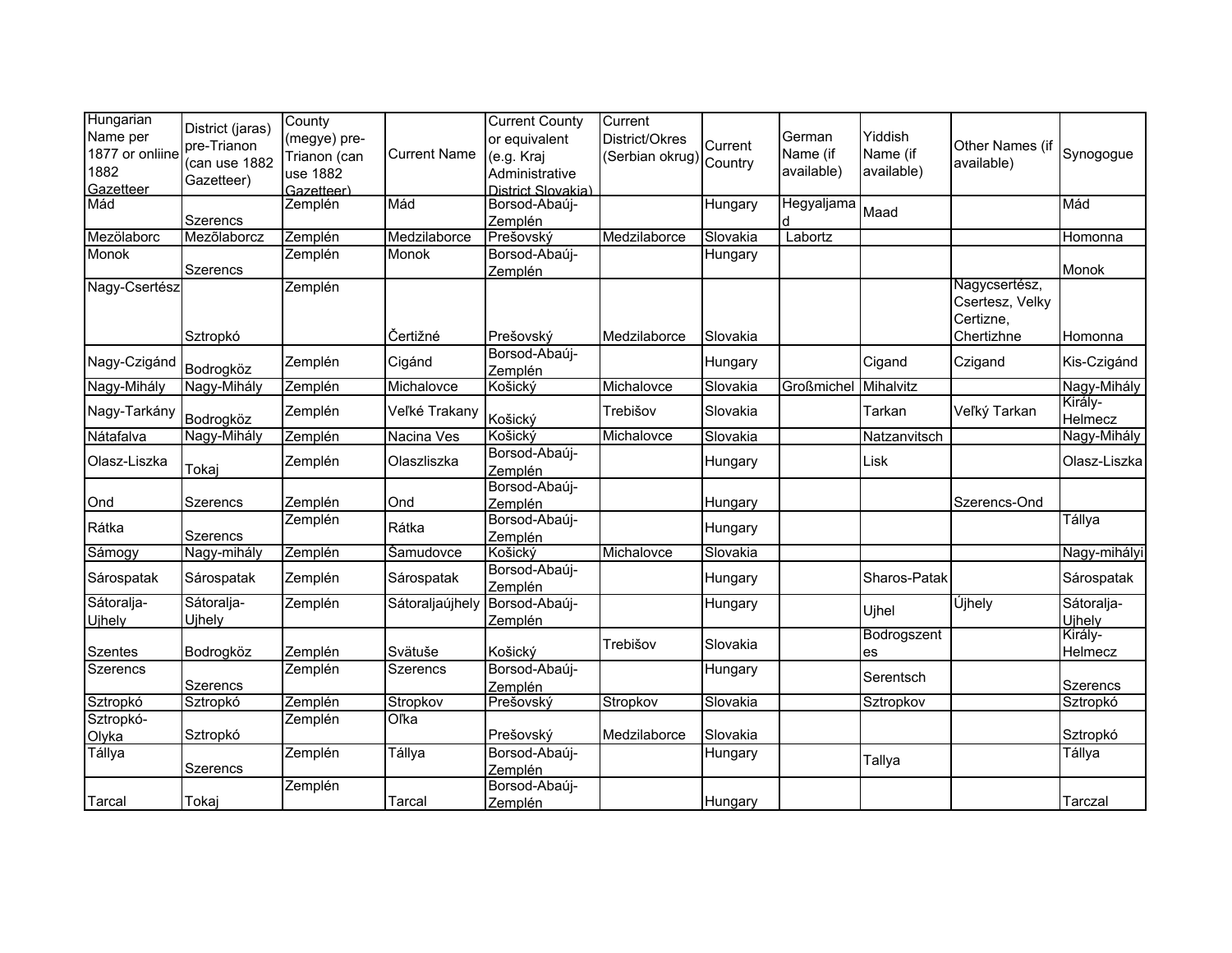| Hungarian Name per 1877 or onliine 1882 Gazetteer | District (jaras) pre-Trianon (can use 1882 Gazetteer) | County (megye) pre-Trianon (can use 1882 Gazetteer) | Current Name | Current County or equivalent (e.g. Kraj Administrative District Slovakia) | Current District/Okres (Serbian okrug) | Current Country | German Name (if available) | Yiddish Name (if available) | Other Names (if available) | Synogogue |
|---|---|---|---|---|---|---|---|---|---|---|
| Mád | Szerencs | Zemplén | Mád | Borsod-Abaúj-Zemplén | | Hungary | Hegyaljamad | Maad | | Mád |
| Mezölaborc | Mezõlaborcz | Zemplén | Medzilaborce | Prešovský | Medzilaborce | Slovakia | Labortz | | | Homonna |
| Monok | Szerencs | Zemplén | Monok | Borsod-Abaúj-Zemplén | | Hungary | | | | Monok |
| Nagy-Csertész | Sztropkó | Zemplén | Čertižné | Prešovský | Medzilaborce | Slovakia | | | Nagycsertész, Csertesz, Velky Certizne, Chertizhne | Homonna |
| Nagy-Czigánd | Bodrogköz | Zemplén | Cigánd | Borsod-Abaúj-Zemplén | | Hungary | | Cigand | Czigand | Kis-Czigánd |
| Nagy-Mihály | Nagy-Mihály | Zemplén | Michalovce | Košický | Michalovce | Slovakia | Großmichel | Mihalvitz | | Nagy-Mihály |
| Nagy-Tarkány | Bodrogköz | Zemplén | Veľké Trakany | Košický | Trebišov | Slovakia | | Tarkan | Veľký Tarkan | Király-Helmecz |
| Nátafalva | Nagy-Mihály | Zemplén | Nacina Ves | Košický | Michalovce | Slovakia | | Natzanvitsch | | Nagy-Mihály |
| Olasz-Liszka | Tokaj | Zemplén | Olaszliszka | Borsod-Abaúj-Zemplén | | Hungary | | Lisk | | Olasz-Liszka |
| Ond | Szerencs | Zemplén | Ond | Borsod-Abaúj-Zemplén | | Hungary | | | Szerencs-Ond | |
| Rátka | Szerencs | Zemplén | Rátka | Borsod-Abaúj-Zemplén | | Hungary | | | | Tállya |
| Sámogy | Nagy-mihály | Zemplén | Šamudovce | Košický | Michalovce | Slovakia | | | | Nagy-mihályi |
| Sárospatak | Sárospatak | Zemplén | Sárospatak | Borsod-Abaúj-Zemplén | | Hungary | | Sharos-Patak | | Sárospatak |
| Sátoralja-Ujhely | Sátoralja-Ujhely | Zemplén | Sátoraljaújhely | Borsod-Abaúj-Zemplén | | Hungary | | Ujhel | Újhely | Sátoralja-Ujhely |
| Szentes | Bodrogköz | Zemplén | Svätuše | Košický | Trebišov | Slovakia | | Bodrogszentes | | Király-Helmecz |
| Szerencs | Szerencs | Zemplén | Szerencs | Borsod-Abaúj-Zemplén | | Hungary | | Serentsch | | Szerencs |
| Sztropkó | Sztropkó | Zemplén | Stropkov | Prešovský | Stropkov | Slovakia | | Sztropkov | | Sztropkó |
| Sztropkó-Olyka | Sztropkó | Zemplén | Oľka | Prešovský | Medzilaborce | Slovakia | | | | Sztropkó |
| Tállya | Szerencs | Zemplén | Tállya | Borsod-Abaúj-Zemplén | | Hungary | | Tallya | | Tállya |
| Tarcal | Tokaj | Zemplén | Tarcal | Borsod-Abaúj-Zemplén | | Hungary | | | | Tarczal |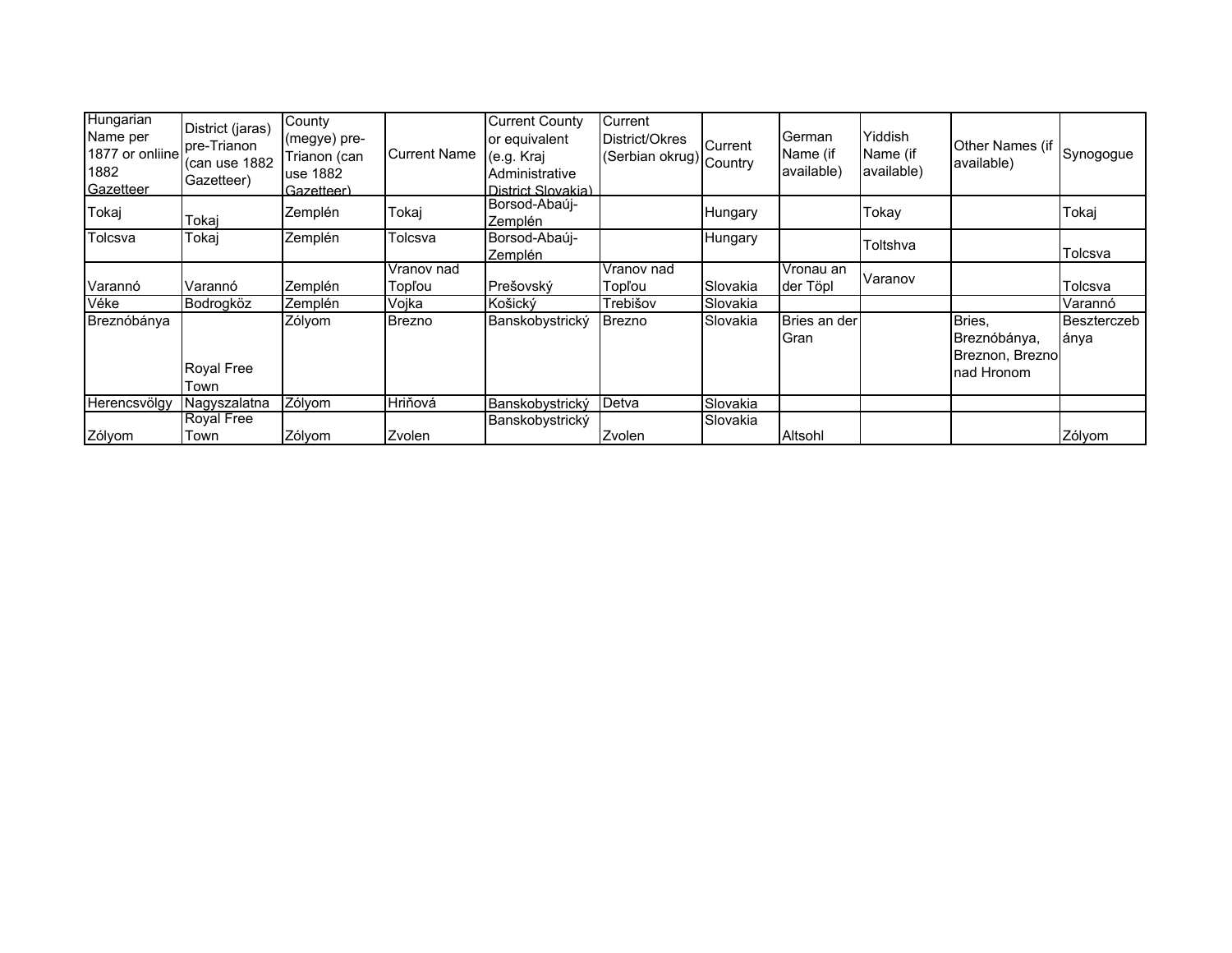| Hungarian Name per 1877 or onliine 1882 Gazetteer | District (jaras) pre-Trianon (can use 1882 Gazetteer) | County (megye) pre-Trianon (can use 1882 Gazetteer) | Current Name | Current County or equivalent (e.g. Kraj Administrative District Slovakia) | Current District/Okres (Serbian okrug) | Current Country | German Name (if available) | Yiddish Name (if available) | Other Names (if available) | Synogogue |
|---|---|---|---|---|---|---|---|---|---|---|
| Tokaj | Tokaj | Zemplén | Tokaj | Borsod-Abaúj-Zemplén | | Hungary | | Tokay | | Tokaj |
| Tolcsva | Tokaj | Zemplén | Tolcsva | Borsod-Abaúj-Zemplén | | Hungary | | Toltshva | | Tolcsva |
| Varannó | Varannó | Zemplén | Vranov nad Topľou | Prešovský | Vranov nad Topľou | Slovakia | Vronau an der Töpl | Varanov | | Tolcsva |
| Véke | Bodrogköz | Zemplén | Vojka | Košický | Trebišov | Slovakia | | | | Varannó |
| Breznóbánya | Royal Free Town | Zólyom | Brezno | Banskobystrický | Brezno | Slovakia | Bries an der Gran | | Bries, Breznóbánya, Breznon, Brezno nad Hronom | Beszterczebánya |
| Herencsvölgy | Nagyszalatna | Zólyom | Hriňová | Banskobystrický | Detva | Slovakia | | | | |
| Zólyom | Royal Free Town | Zólyom | Zvolen | Banskobystrický | Zvolen | Slovakia | Altsohl | | | Zólyom |